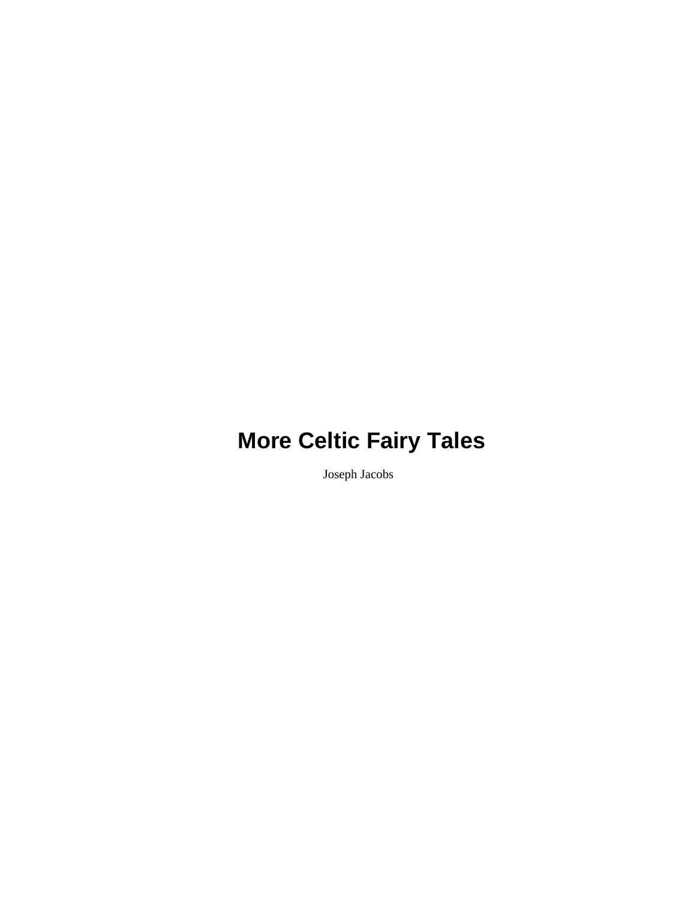# More Celtic Fairy Tales

Joseph Jacobs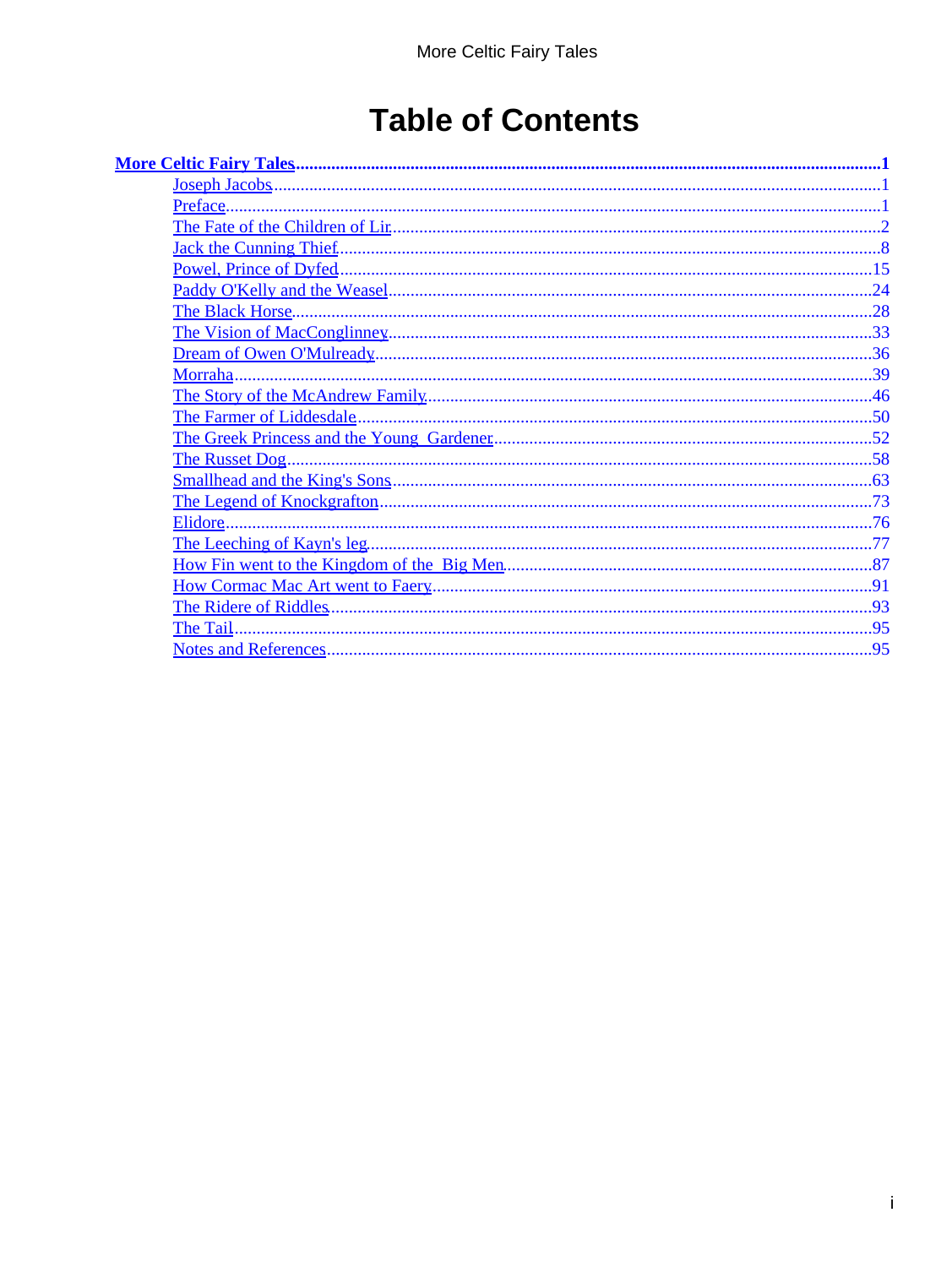# Table of Contents

**More Celtic Fairy Tales**......1

- Joseph Jacobs......1
- Preface......1
- The Fate of the Children of Lir......2
- Jack the Cunning Thief......8
- Powel, Prince of Dyfed......15
- Paddy O'Kelly and the Weasel......24
- The Black Horse......28
- The Vision of MacConglinney......33
- Dream of Owen O'Mulready......36
- Morraha......39
- The Story of the McAndrew Family......46
- The Farmer of Liddesdale......50
- The Greek Princess and the Young Gardener......52
- The Russet Dog......58
- Smallhead and the King's Sons......63
- The Legend of Knockgrafton......73
- Elidore......76
- The Leeching of Kayn's leg......77
- How Fin went to the Kingdom of the Big Men......87
- How Cormac Mac Art went to Faery......91
- The Ridere of Riddles......93
- The Tail......95
- Notes and References......95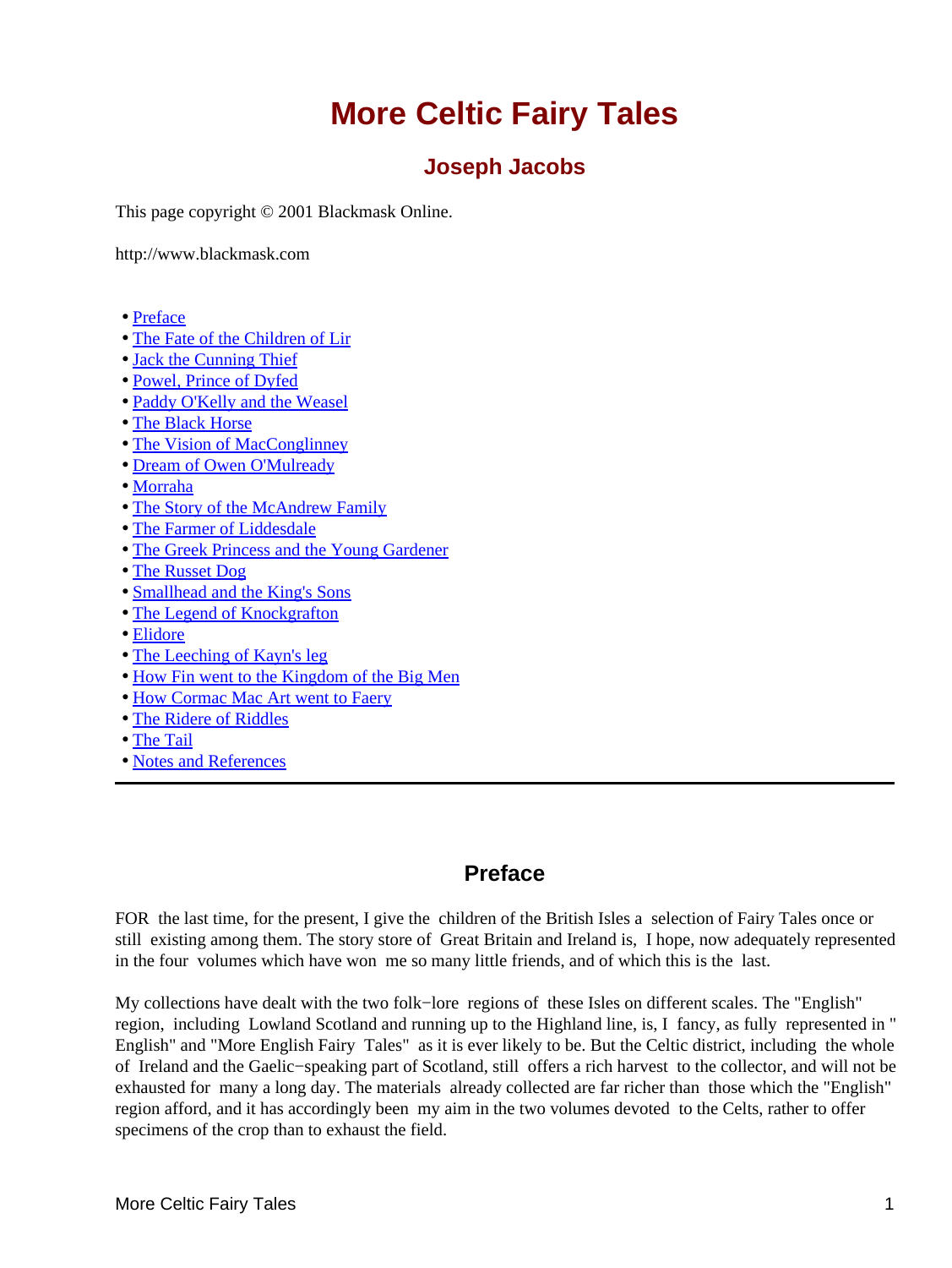# More Celtic Fairy Tales

## Joseph Jacobs

This page copyright © 2001 Blackmask Online.

http://www.blackmask.com

- Preface
- The Fate of the Children of Lir
- Jack the Cunning Thief
- Powel, Prince of Dyfed
- Paddy O'Kelly and the Weasel
- The Black Horse
- The Vision of MacConglinney
- Dream of Owen O'Mulready
- Morraha
- The Story of the McAndrew Family
- The Farmer of Liddesdale
- The Greek Princess and the Young Gardener
- The Russet Dog
- Smallhead and the King's Sons
- The Legend of Knockgrafton
- Elidore
- The Leeching of Kayn's leg
- How Fin went to the Kingdom of the Big Men
- How Cormac Mac Art went to Faery
- The Ridere of Riddles
- The Tail
- Notes and References

---

### Preface

FOR the last time, for the present, I give the children of the British Isles a selection of Fairy Tales once or still existing among them. The story store of Great Britain and Ireland is, I hope, now adequately represented in the four volumes which have won me so many little friends, and of which this is the last.

My collections have dealt with the two folk−lore regions of these Isles on different scales. The "English" region, including Lowland Scotland and running up to the Highland line, is, I fancy, as fully represented in " English" and "More English Fairy Tales" as it is ever likely to be. But the Celtic district, including the whole of Ireland and the Gaelic−speaking part of Scotland, still offers a rich harvest to the collector, and will not be exhausted for many a long day. The materials already collected are far richer than those which the "English" region afford, and it has accordingly been my aim in the two volumes devoted to the Celts, rather to offer specimens of the crop than to exhaust the field.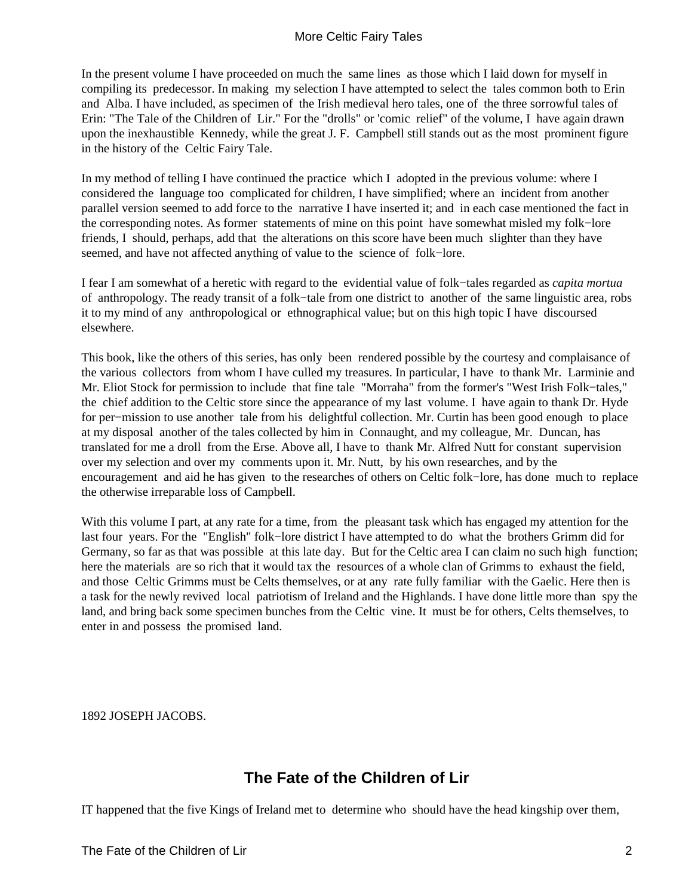In the present volume I have proceeded on much the same lines as those which I laid down for myself in compiling its predecessor. In making my selection I have attempted to select the tales common both to Erin and Alba. I have included, as specimen of the Irish medieval hero tales, one of the three sorrowful tales of Erin: "The Tale of the Children of Lir." For the "drolls" or 'comic relief" of the volume, I have again drawn upon the inexhaustible Kennedy, while the great J. F. Campbell still stands out as the most prominent figure in the history of the Celtic Fairy Tale.

In my method of telling I have continued the practice which I adopted in the previous volume: where I considered the language too complicated for children, I have simplified; where an incident from another parallel version seemed to add force to the narrative I have inserted it; and in each case mentioned the fact in the corresponding notes. As former statements of mine on this point have somewhat misled my folk−lore friends, I should, perhaps, add that the alterations on this score have been much slighter than they have seemed, and have not affected anything of value to the science of folk−lore.

I fear I am somewhat of a heretic with regard to the evidential value of folk−tales regarded as *capita mortua* of anthropology. The ready transit of a folk−tale from one district to another of the same linguistic area, robs it to my mind of any anthropological or ethnographical value; but on this high topic I have discoursed elsewhere.

This book, like the others of this series, has only been rendered possible by the courtesy and complaisance of the various collectors from whom I have culled my treasures. In particular, I have to thank Mr. Larminie and Mr. Eliot Stock for permission to include that fine tale "Morraha" from the former's "West Irish Folk−tales," the chief addition to the Celtic store since the appearance of my last volume. I have again to thank Dr. Hyde for per−mission to use another tale from his delightful collection. Mr. Curtin has been good enough to place at my disposal another of the tales collected by him in Connaught, and my colleague, Mr. Duncan, has translated for me a droll from the Erse. Above all, I have to thank Mr. Alfred Nutt for constant supervision over my selection and over my comments upon it. Mr. Nutt, by his own researches, and by the encouragement and aid he has given to the researches of others on Celtic folk−lore, has done much to replace the otherwise irreparable loss of Campbell.

With this volume I part, at any rate for a time, from the pleasant task which has engaged my attention for the last four years. For the "English" folk−lore district I have attempted to do what the brothers Grimm did for Germany, so far as that was possible at this late day. But for the Celtic area I can claim no such high function; here the materials are so rich that it would tax the resources of a whole clan of Grimms to exhaust the field, and those Celtic Grimms must be Celts themselves, or at any rate fully familiar with the Gaelic. Here then is a task for the newly revived local patriotism of Ireland and the Highlands. I have done little more than spy the land, and bring back some specimen bunches from the Celtic vine. It must be for others, Celts themselves, to enter in and possess the promised land.

1892 JOSEPH JACOBS.

## The Fate of the Children of Lir

IT happened that the five Kings of Ireland met to determine who should have the head kingship over them,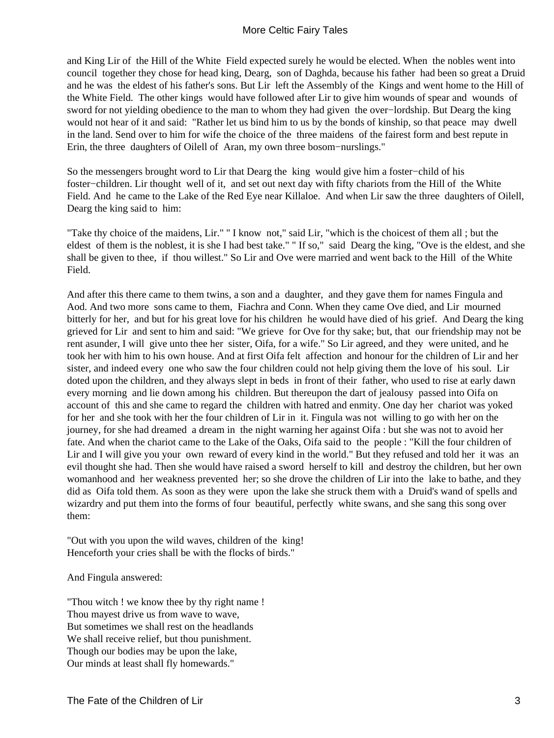and King Lir of the Hill of the White Field expected surely he would be elected. When the nobles went into council together they chose for head king, Dearg, son of Daghda, because his father had been so great a Druid and he was the eldest of his father's sons. But Lir left the Assembly of the Kings and went home to the Hill of the White Field. The other kings would have followed after Lir to give him wounds of spear and wounds of sword for not yielding obedience to the man to whom they had given the over−lordship. But Dearg the king would not hear of it and said: "Rather let us bind him to us by the bonds of kinship, so that peace may dwell in the land. Send over to him for wife the choice of the three maidens of the fairest form and best repute in Erin, the three daughters of Oilell of Aran, my own three bosom−nurslings."

So the messengers brought word to Lir that Dearg the king would give him a foster−child of his foster−children. Lir thought well of it, and set out next day with fifty chariots from the Hill of the White Field. And he came to the Lake of the Red Eye near Killaloe. And when Lir saw the three daughters of Oilell, Dearg the king said to him:

"Take thy choice of the maidens, Lir." " I know not," said Lir, "which is the choicest of them all ; but the eldest of them is the noblest, it is she I had best take." " If so," said Dearg the king, "Ove is the eldest, and she shall be given to thee, if thou willest." So Lir and Ove were married and went back to the Hill of the White Field.

And after this there came to them twins, a son and a daughter, and they gave them for names Fingula and Aod. And two more sons came to them, Fiachra and Conn. When they came Ove died, and Lir mourned bitterly for her, and but for his great love for his children he would have died of his grief. And Dearg the king grieved for Lir and sent to him and said: "We grieve for Ove for thy sake; but, that our friendship may not be rent asunder, I will give unto thee her sister, Oifa, for a wife." So Lir agreed, and they were united, and he took her with him to his own house. And at first Oifa felt affection and honour for the children of Lir and her sister, and indeed every one who saw the four children could not help giving them the love of his soul. Lir doted upon the children, and they always slept in beds in front of their father, who used to rise at early dawn every morning and lie down among his children. But thereupon the dart of jealousy passed into Oifa on account of this and she came to regard the children with hatred and enmity. One day her chariot was yoked for her and she took with her the four children of Lir in it. Fingula was not willing to go with her on the journey, for she had dreamed a dream in the night warning her against Oifa : but she was not to avoid her fate. And when the chariot came to the Lake of the Oaks, Oifa said to the people : "Kill the four children of Lir and I will give you your own reward of every kind in the world." But they refused and told her it was an evil thought she had. Then she would have raised a sword herself to kill and destroy the children, but her own womanhood and her weakness prevented her; so she drove the children of Lir into the lake to bathe, and they did as Oifa told them. As soon as they were upon the lake she struck them with a Druid's wand of spells and wizardry and put them into the forms of four beautiful, perfectly white swans, and she sang this song over them:

"Out with you upon the wild waves, children of the king!  
Henceforth your cries shall be with the flocks of birds."

And Fingula answered:

"Thou witch ! we know thee by thy right name !  
Thou mayest drive us from wave to wave,  
But sometimes we shall rest on the headlands  
We shall receive relief, but thou punishment.  
Though our bodies may be upon the lake,  
Our minds at least shall fly homewards."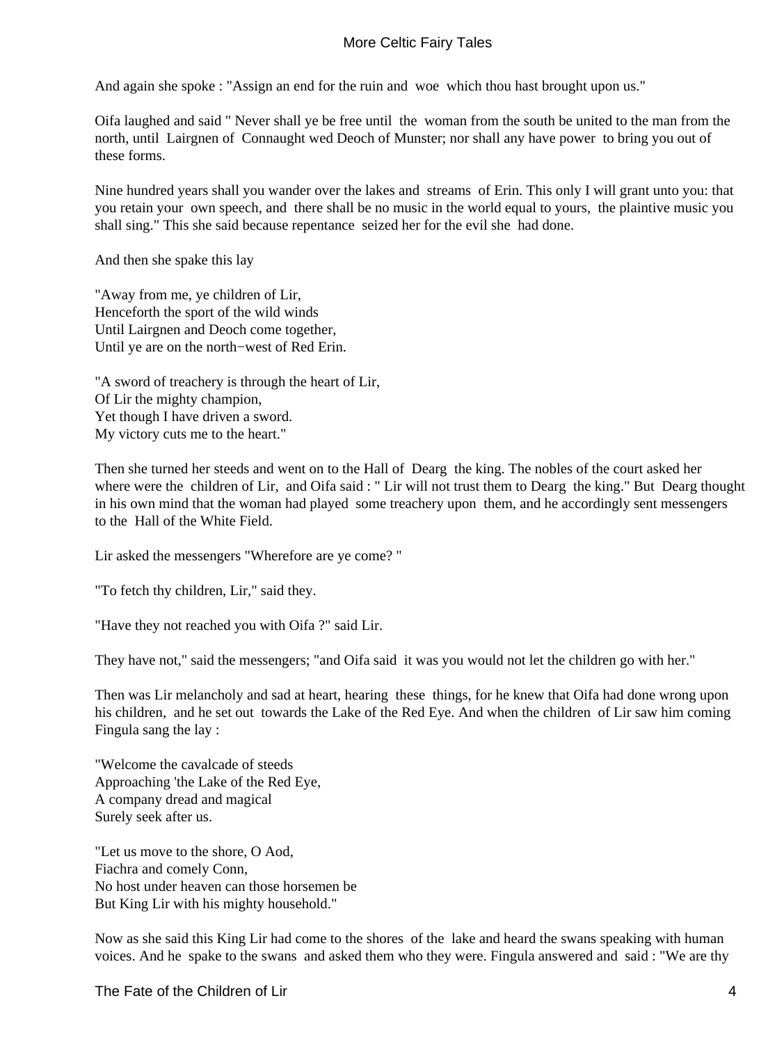And again she spoke : "Assign an end for the ruin and woe which thou hast brought upon us."

Oifa laughed and said " Never shall ye be free until the woman from the south be united to the man from the north, until Lairgnen of Connaught wed Deoch of Munster; nor shall any have power to bring you out of these forms.

Nine hundred years shall you wander over the lakes and streams of Erin. This only I will grant unto you: that you retain your own speech, and there shall be no music in the world equal to yours, the plaintive music you shall sing." This she said because repentance seized her for the evil she had done.

And then she spake this lay

"Away from me, ye children of Lir,
Henceforth the sport of the wild winds
Until Lairgnen and Deoch come together,
Until ye are on the north−west of Red Erin.

"A sword of treachery is through the heart of Lir,
Of Lir the mighty champion,
Yet though I have driven a sword.
My victory cuts me to the heart."

Then she turned her steeds and went on to the Hall of Dearg the king. The nobles of the court asked her where were the children of Lir, and Oifa said : " Lir will not trust them to Dearg the king." But Dearg thought in his own mind that the woman had played some treachery upon them, and he accordingly sent messengers to the Hall of the White Field.

Lir asked the messengers "Wherefore are ye come? "

"To fetch thy children, Lir," said they.

"Have they not reached you with Oifa ?" said Lir.

They have not," said the messengers; "and Oifa said it was you would not let the children go with her."

Then was Lir melancholy and sad at heart, hearing these things, for he knew that Oifa had done wrong upon his children, and he set out towards the Lake of the Red Eye. And when the children of Lir saw him coming Fingula sang the lay :

"Welcome the cavalcade of steeds
Approaching 'the Lake of the Red Eye,
A company dread and magical
Surely seek after us.

"Let us move to the shore, O Aod,
Fiachra and comely Conn,
No host under heaven can those horsemen be
But King Lir with his mighty household."

Now as she said this King Lir had come to the shores of the lake and heard the swans speaking with human voices. And he spake to the swans and asked them who they were. Fingula answered and said : "We are thy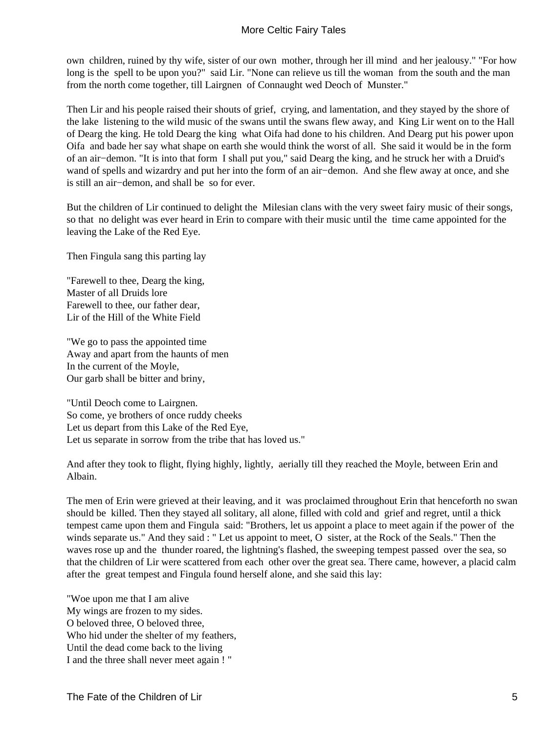own children, ruined by thy wife, sister of our own mother, through her ill mind and her jealousy." "For how long is the spell to be upon you?" said Lir. "None can relieve us till the woman from the south and the man from the north come together, till Lairgnen of Connaught wed Deoch of Munster."

Then Lir and his people raised their shouts of grief, crying, and lamentation, and they stayed by the shore of the lake listening to the wild music of the swans until the swans flew away, and King Lir went on to the Hall of Dearg the king. He told Dearg the king what Oifa had done to his children. And Dearg put his power upon Oifa and bade her say what shape on earth she would think the worst of all. She said it would be in the form of an air−demon. "It is into that form I shall put you," said Dearg the king, and he struck her with a Druid's wand of spells and wizardry and put her into the form of an air−demon. And she flew away at once, and she is still an air−demon, and shall be so for ever.

But the children of Lir continued to delight the Milesian clans with the very sweet fairy music of their songs, so that no delight was ever heard in Erin to compare with their music until the time came appointed for the leaving the Lake of the Red Eye.

Then Fingula sang this parting lay

"Farewell to thee, Dearg the king,  
Master of all Druids lore  
Farewell to thee, our father dear,  
Lir of the Hill of the White Field

"We go to pass the appointed time  
Away and apart from the haunts of men  
In the current of the Moyle,  
Our garb shall be bitter and briny,

"Until Deoch come to Lairgnen.  
So come, ye brothers of once ruddy cheeks  
Let us depart from this Lake of the Red Eye,  
Let us separate in sorrow from the tribe that has loved us."

And after they took to flight, flying highly, lightly, aerially till they reached the Moyle, between Erin and Albain.

The men of Erin were grieved at their leaving, and it was proclaimed throughout Erin that henceforth no swan should be killed. Then they stayed all solitary, all alone, filled with cold and grief and regret, until a thick tempest came upon them and Fingula said: "Brothers, let us appoint a place to meet again if the power of the winds separate us." And they said : " Let us appoint to meet, O sister, at the Rock of the Seals." Then the waves rose up and the thunder roared, the lightning's flashed, the sweeping tempest passed over the sea, so that the children of Lir were scattered from each other over the great sea. There came, however, a placid calm after the great tempest and Fingula found herself alone, and she said this lay:

"Woe upon me that I am alive  
My wings are frozen to my sides.  
O beloved three, O beloved three,  
Who hid under the shelter of my feathers,  
Until the dead come back to the living  
I and the three shall never meet again ! "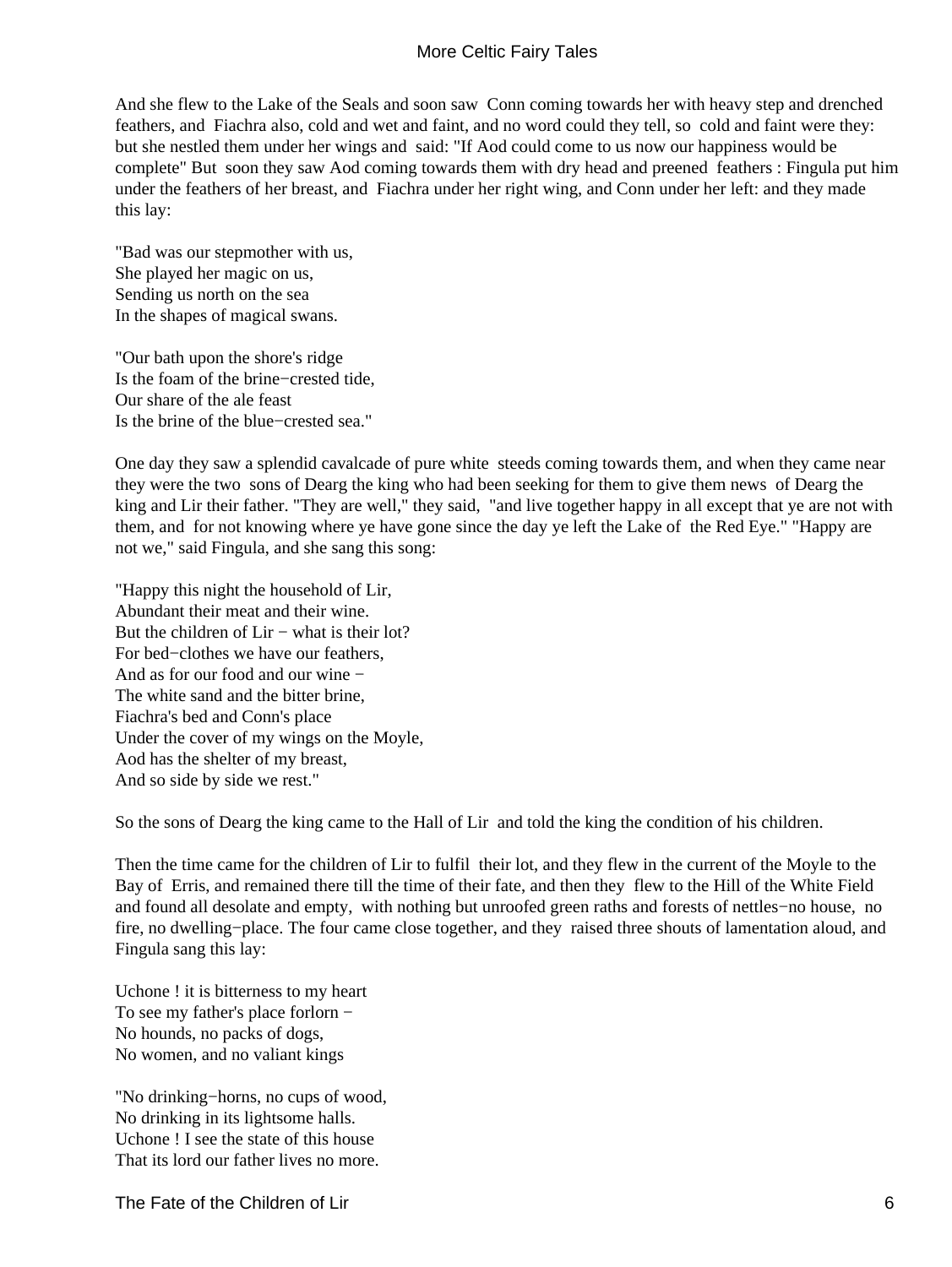And she flew to the Lake of the Seals and soon saw Conn coming towards her with heavy step and drenched feathers, and Fiachra also, cold and wet and faint, and no word could they tell, so cold and faint were they: but she nestled them under her wings and said: "If Aod could come to us now our happiness would be complete" But soon they saw Aod coming towards them with dry head and preened feathers : Fingula put him under the feathers of her breast, and Fiachra under her right wing, and Conn under her left: and they made this lay:

"Bad was our stepmother with us,  
She played her magic on us,  
Sending us north on the sea  
In the shapes of magical swans.

"Our bath upon the shore's ridge  
Is the foam of the brine−crested tide,  
Our share of the ale feast  
Is the brine of the blue−crested sea."

One day they saw a splendid cavalcade of pure white steeds coming towards them, and when they came near they were the two sons of Dearg the king who had been seeking for them to give them news of Dearg the king and Lir their father. "They are well," they said, "and live together happy in all except that ye are not with them, and for not knowing where ye have gone since the day ye left the Lake of the Red Eye." "Happy are not we," said Fingula, and she sang this song:

"Happy this night the household of Lir,  
Abundant their meat and their wine.  
But the children of Lir − what is their lot?  
For bed−clothes we have our feathers,  
And as for our food and our wine −  
The white sand and the bitter brine,  
Fiachra's bed and Conn's place  
Under the cover of my wings on the Moyle,  
Aod has the shelter of my breast,  
And so side by side we rest."

So the sons of Dearg the king came to the Hall of Lir and told the king the condition of his children.

Then the time came for the children of Lir to fulfil their lot, and they flew in the current of the Moyle to the Bay of Erris, and remained there till the time of their fate, and then they flew to the Hill of the White Field and found all desolate and empty, with nothing but unroofed green raths and forests of nettles−no house, no fire, no dwelling−place. The four came close together, and they raised three shouts of lamentation aloud, and Fingula sang this lay:

Uchone ! it is bitterness to my heart  
To see my father's place forlorn −  
No hounds, no packs of dogs,  
No women, and no valiant kings

"No drinking−horns, no cups of wood,  
No drinking in its lightsome halls.  
Uchone ! I see the state of this house  
That its lord our father lives no more.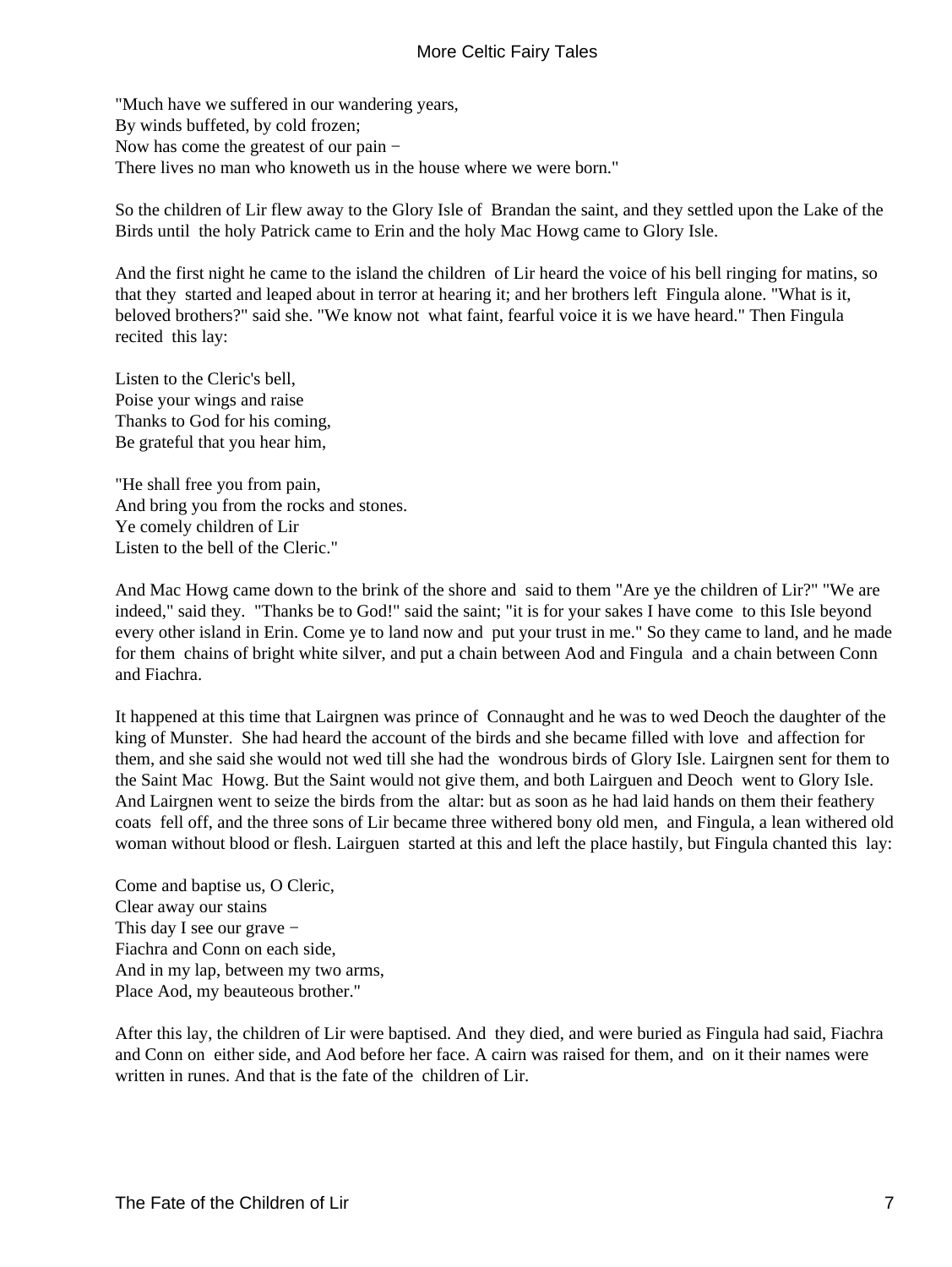"Much have we suffered in our wandering years,
By winds buffeted, by cold frozen;
Now has come the greatest of our pain −
There lives no man who knoweth us in the house where we were born."

So the children of Lir flew away to the Glory Isle of Brandan the saint, and they settled upon the Lake of the Birds until the holy Patrick came to Erin and the holy Mac Howg came to Glory Isle.

And the first night he came to the island the children of Lir heard the voice of his bell ringing for matins, so that they started and leaped about in terror at hearing it; and her brothers left Fingula alone. "What is it, beloved brothers?" said she. "We know not what faint, fearful voice it is we have heard." Then Fingula recited this lay:

Listen to the Cleric's bell,
Poise your wings and raise
Thanks to God for his coming,
Be grateful that you hear him,

"He shall free you from pain,
And bring you from the rocks and stones.
Ye comely children of Lir
Listen to the bell of the Cleric."

And Mac Howg came down to the brink of the shore and said to them "Are ye the children of Lir?" "We are indeed," said they. "Thanks be to God!" said the saint; "it is for your sakes I have come to this Isle beyond every other island in Erin. Come ye to land now and put your trust in me." So they came to land, and he made for them chains of bright white silver, and put a chain between Aod and Fingula and a chain between Conn and Fiachra.

It happened at this time that Lairgnen was prince of Connaught and he was to wed Deoch the daughter of the king of Munster. She had heard the account of the birds and she became filled with love and affection for them, and she said she would not wed till she had the wondrous birds of Glory Isle. Lairgnen sent for them to the Saint Mac Howg. But the Saint would not give them, and both Lairguen and Deoch went to Glory Isle. And Lairgnen went to seize the birds from the altar: but as soon as he had laid hands on them their feathery coats fell off, and the three sons of Lir became three withered bony old men, and Fingula, a lean withered old woman without blood or flesh. Lairguen started at this and left the place hastily, but Fingula chanted this lay:

Come and baptise us, O Cleric,
Clear away our stains
This day I see our grave −
Fiachra and Conn on each side,
And in my lap, between my two arms,
Place Aod, my beauteous brother."

After this lay, the children of Lir were baptised. And they died, and were buried as Fingula had said, Fiachra and Conn on either side, and Aod before her face. A cairn was raised for them, and on it their names were written in runes. And that is the fate of the children of Lir.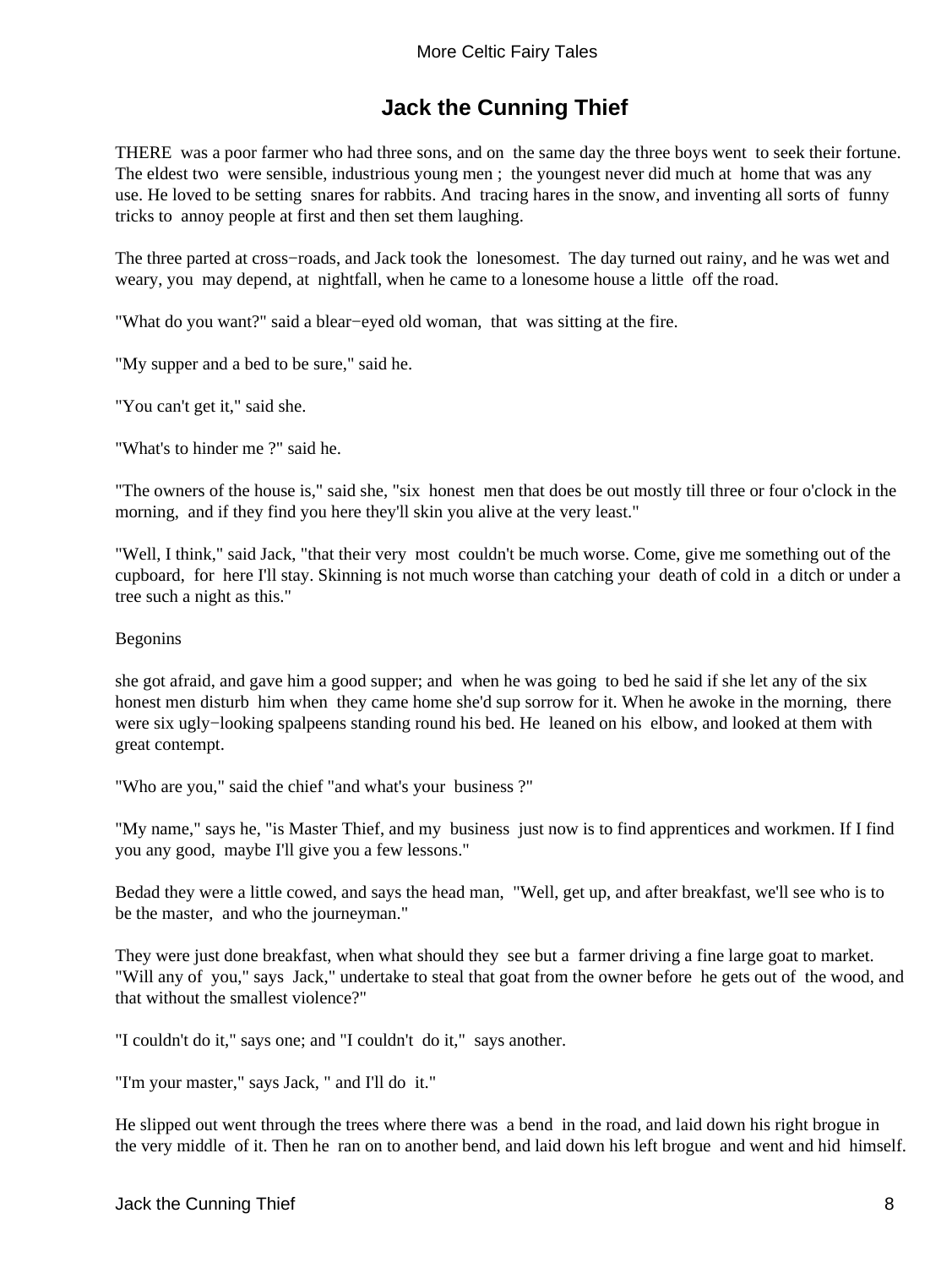## Jack the Cunning Thief

THERE was a poor farmer who had three sons, and on the same day the three boys went to seek their fortune. The eldest two were sensible, industrious young men ; the youngest never did much at home that was any use. He loved to be setting snares for rabbits. And tracing hares in the snow, and inventing all sorts of funny tricks to annoy people at first and then set them laughing.

The three parted at cross−roads, and Jack took the lonesomest. The day turned out rainy, and he was wet and weary, you may depend, at nightfall, when he came to a lonesome house a little off the road.

"What do you want?" said a blear−eyed old woman, that was sitting at the fire.

"My supper and a bed to be sure," said he.

"You can't get it," said she.

"What's to hinder me ?" said he.

"The owners of the house is," said she, "six honest men that does be out mostly till three or four o'clock in the morning, and if they find you here they'll skin you alive at the very least."

"Well, I think," said Jack, "that their very most couldn't be much worse. Come, give me something out of the cupboard, for here I'll stay. Skinning is not much worse than catching your death of cold in a ditch or under a tree such a night as this."

Begonins

she got afraid, and gave him a good supper; and when he was going to bed he said if she let any of the six honest men disturb him when they came home she'd sup sorrow for it. When he awoke in the morning, there were six ugly−looking spalpeens standing round his bed. He leaned on his elbow, and looked at them with great contempt.

"Who are you," said the chief "and what's your business ?"

"My name," says he, "is Master Thief, and my business just now is to find apprentices and workmen. If I find you any good, maybe I'll give you a few lessons."

Bedad they were a little cowed, and says the head man, "Well, get up, and after breakfast, we'll see who is to be the master, and who the journeyman."

They were just done breakfast, when what should they see but a farmer driving a fine large goat to market. "Will any of you," says Jack," undertake to steal that goat from the owner before he gets out of the wood, and that without the smallest violence?"

"I couldn't do it," says one; and "I couldn't do it," says another.

"I'm your master," says Jack, " and I'll do it."

He slipped out went through the trees where there was a bend in the road, and laid down his right brogue in the very middle of it. Then he ran on to another bend, and laid down his left brogue and went and hid himself.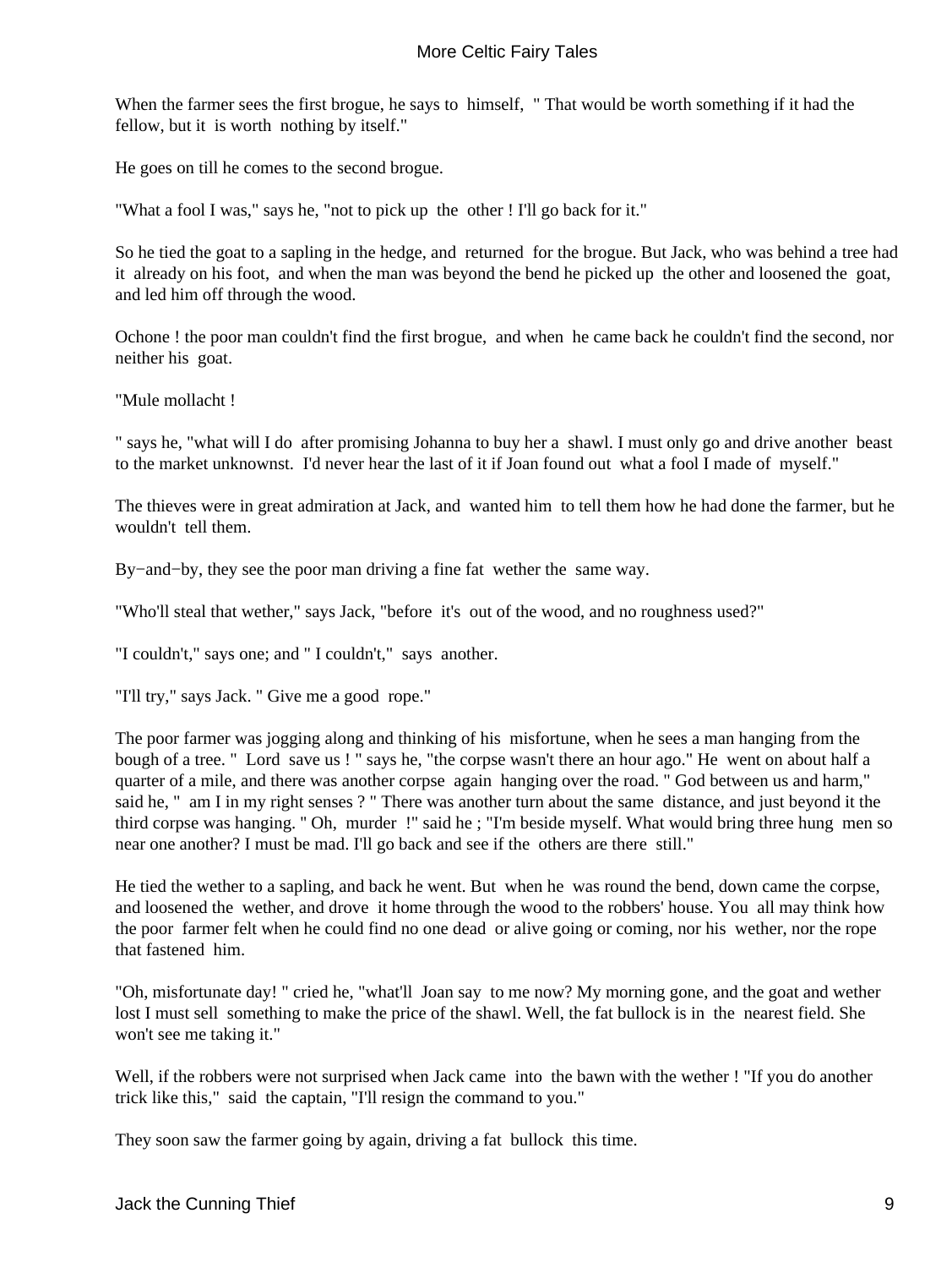When the farmer sees the first brogue, he says to himself, " That would be worth something if it had the fellow, but it is worth nothing by itself."

He goes on till he comes to the second brogue.

"What a fool I was," says he, "not to pick up the other ! I'll go back for it."

So he tied the goat to a sapling in the hedge, and returned for the brogue. But Jack, who was behind a tree had it already on his foot, and when the man was beyond the bend he picked up the other and loosened the goat, and led him off through the wood.

Ochone ! the poor man couldn't find the first brogue, and when he came back he couldn't find the second, nor neither his goat.

"Mule mollacht !

" says he, "what will I do after promising Johanna to buy her a shawl. I must only go and drive another beast to the market unknownst. I'd never hear the last of it if Joan found out what a fool I made of myself."

The thieves were in great admiration at Jack, and wanted him to tell them how he had done the farmer, but he wouldn't tell them.

By−and−by, they see the poor man driving a fine fat wether the same way.

"Who'll steal that wether," says Jack, "before it's out of the wood, and no roughness used?"

"I couldn't," says one; and " I couldn't," says another.

"I'll try," says Jack. " Give me a good rope."

The poor farmer was jogging along and thinking of his misfortune, when he sees a man hanging from the bough of a tree. " Lord save us ! " says he, "the corpse wasn't there an hour ago." He went on about half a quarter of a mile, and there was another corpse again hanging over the road. " God between us and harm," said he, " am I in my right senses ? " There was another turn about the same distance, and just beyond it the third corpse was hanging. " Oh, murder !" said he ; "I'm beside myself. What would bring three hung men so near one another? I must be mad. I'll go back and see if the others are there still."

He tied the wether to a sapling, and back he went. But when he was round the bend, down came the corpse, and loosened the wether, and drove it home through the wood to the robbers' house. You all may think how the poor farmer felt when he could find no one dead or alive going or coming, nor his wether, nor the rope that fastened him.

"Oh, misfortunate day! " cried he, "what'll Joan say to me now? My morning gone, and the goat and wether lost I must sell something to make the price of the shawl. Well, the fat bullock is in the nearest field. She won't see me taking it."

Well, if the robbers were not surprised when Jack came into the bawn with the wether ! "If you do another trick like this," said the captain, "I'll resign the command to you."

They soon saw the farmer going by again, driving a fat bullock this time.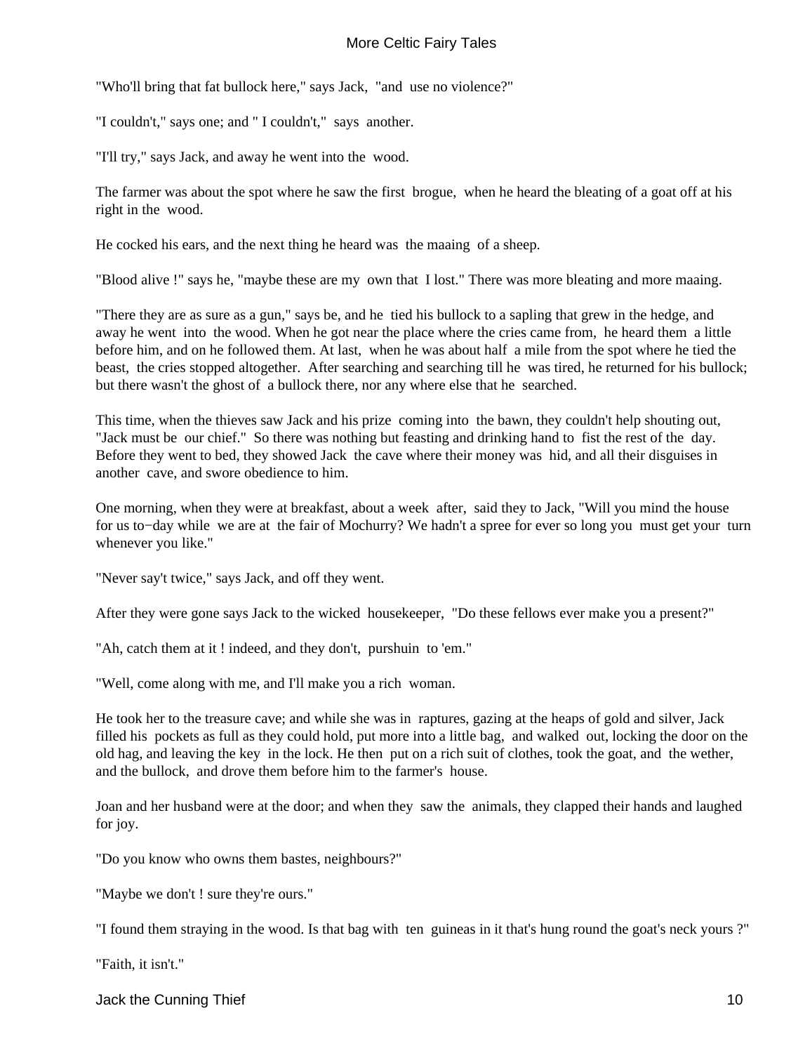"Who'll bring that fat bullock here," says Jack, "and use no violence?"

"I couldn't," says one; and " I couldn't," says another.

"I'll try," says Jack, and away he went into the wood.

The farmer was about the spot where he saw the first brogue, when he heard the bleating of a goat off at his right in the wood.

He cocked his ears, and the next thing he heard was the maaing of a sheep.

"Blood alive !" says he, "maybe these are my own that I lost." There was more bleating and more maaing.

"There they are as sure as a gun," says be, and he tied his bullock to a sapling that grew in the hedge, and away he went into the wood. When he got near the place where the cries came from, he heard them a little before him, and on he followed them. At last, when he was about half a mile from the spot where he tied the beast, the cries stopped altogether. After searching and searching till he was tired, he returned for his bullock; but there wasn't the ghost of a bullock there, nor any where else that he searched.

This time, when the thieves saw Jack and his prize coming into the bawn, they couldn't help shouting out, "Jack must be our chief." So there was nothing but feasting and drinking hand to fist the rest of the day. Before they went to bed, they showed Jack the cave where their money was hid, and all their disguises in another cave, and swore obedience to him.

One morning, when they were at breakfast, about a week after, said they to Jack, "Will you mind the house for us to−day while we are at the fair of Mochurry? We hadn't a spree for ever so long you must get your turn whenever you like."

"Never say't twice," says Jack, and off they went.

After they were gone says Jack to the wicked housekeeper, "Do these fellows ever make you a present?"

"Ah, catch them at it ! indeed, and they don't, purshuin to 'em."

"Well, come along with me, and I'll make you a rich woman.

He took her to the treasure cave; and while she was in raptures, gazing at the heaps of gold and silver, Jack filled his pockets as full as they could hold, put more into a little bag, and walked out, locking the door on the old hag, and leaving the key in the lock. He then put on a rich suit of clothes, took the goat, and the wether, and the bullock, and drove them before him to the farmer's house.

Joan and her husband were at the door; and when they saw the animals, they clapped their hands and laughed for joy.

"Do you know who owns them bastes, neighbours?"

"Maybe we don't ! sure they're ours."

"I found them straying in the wood. Is that bag with ten guineas in it that's hung round the goat's neck yours ?"

"Faith, it isn't."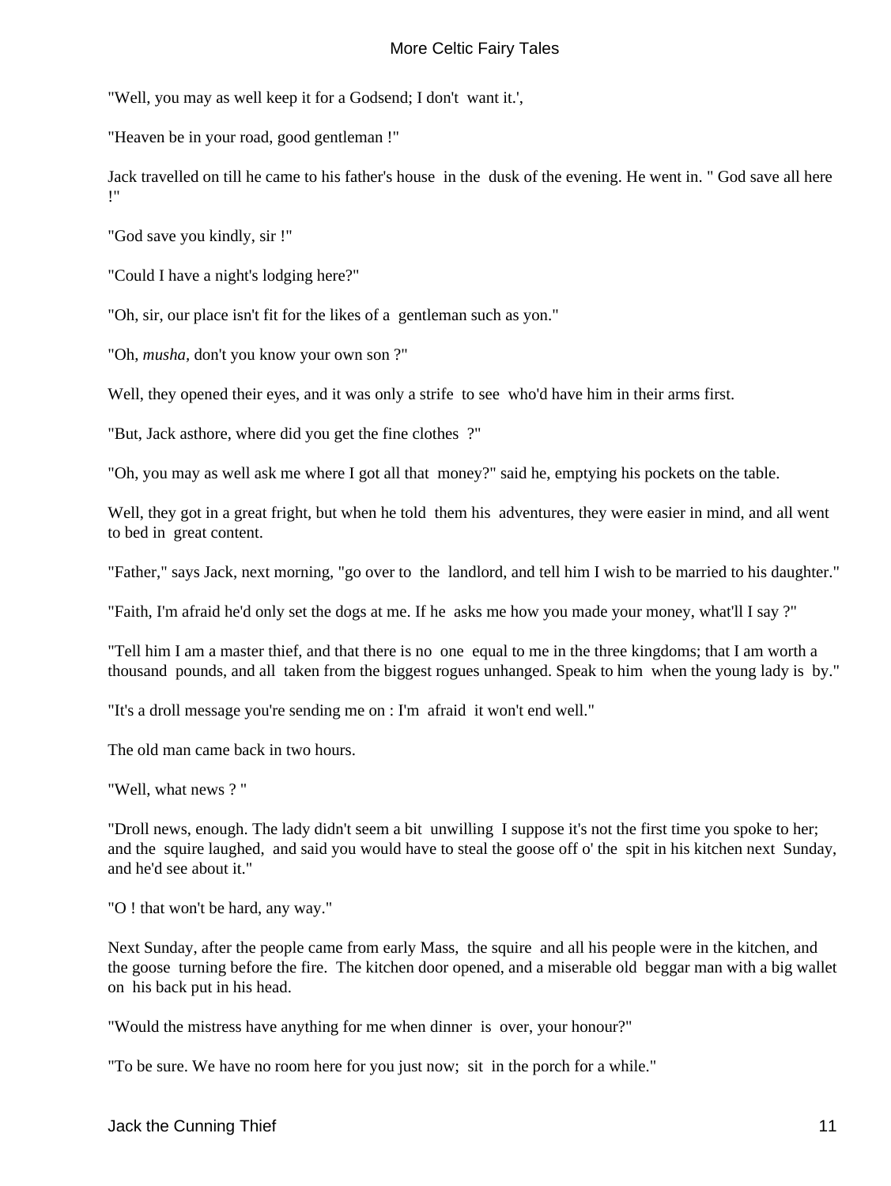"Well, you may as well keep it for a Godsend; I don't want it.',

"Heaven be in your road, good gentleman !"

Jack travelled on till he came to his father's house in the dusk of the evening. He went in. " God save all here !"

"God save you kindly, sir !"

"Could I have a night's lodging here?"

"Oh, sir, our place isn't fit for the likes of a gentleman such as yon."

"Oh, *musha*, don't you know your own son ?"

Well, they opened their eyes, and it was only a strife to see who'd have him in their arms first.

"But, Jack asthore, where did you get the fine clothes ?"

"Oh, you may as well ask me where I got all that money?" said he, emptying his pockets on the table.

Well, they got in a great fright, but when he told them his adventures, they were easier in mind, and all went to bed in great content.

"Father," says Jack, next morning, "go over to the landlord, and tell him I wish to be married to his daughter."

"Faith, I'm afraid he'd only set the dogs at me. If he asks me how you made your money, what'll I say ?"

"Tell him I am a master thief, and that there is no one equal to me in the three kingdoms; that I am worth a thousand pounds, and all taken from the biggest rogues unhanged. Speak to him when the young lady is by."

"It's a droll message you're sending me on : I'm afraid it won't end well."

The old man came back in two hours.

"Well, what news ? "

"Droll news, enough. The lady didn't seem a bit unwilling I suppose it's not the first time you spoke to her; and the squire laughed, and said you would have to steal the goose off o' the spit in his kitchen next Sunday, and he'd see about it."

"O ! that won't be hard, any way."

Next Sunday, after the people came from early Mass, the squire and all his people were in the kitchen, and the goose turning before the fire. The kitchen door opened, and a miserable old beggar man with a big wallet on his back put in his head.

"Would the mistress have anything for me when dinner is over, your honour?"

"To be sure. We have no room here for you just now; sit in the porch for a while."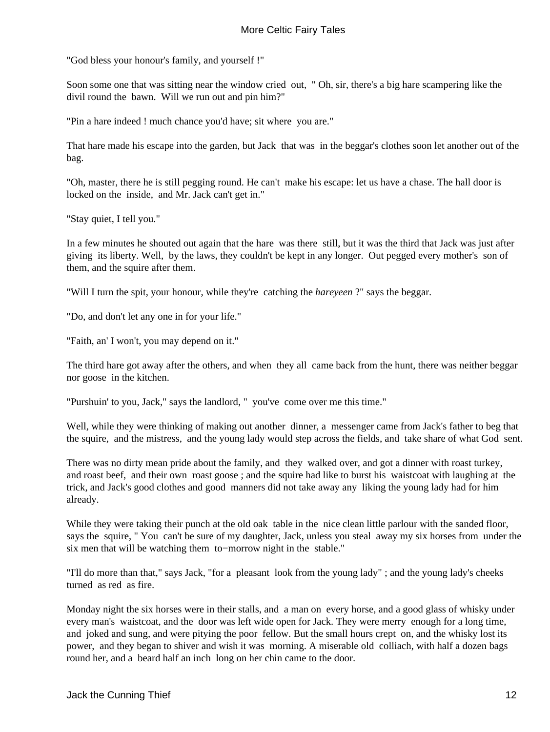"God bless your honour's family, and yourself !"

Soon some one that was sitting near the window cried out, " Oh, sir, there's a big hare scampering like the divil round the bawn. Will we run out and pin him?"

"Pin a hare indeed ! much chance you'd have; sit where you are."

That hare made his escape into the garden, but Jack that was in the beggar's clothes soon let another out of the bag.

"Oh, master, there he is still pegging round. He can't make his escape: let us have a chase. The hall door is locked on the inside, and Mr. Jack can't get in."

"Stay quiet, I tell you."

In a few minutes he shouted out again that the hare was there still, but it was the third that Jack was just after giving its liberty. Well, by the laws, they couldn't be kept in any longer. Out pegged every mother's son of them, and the squire after them.

"Will I turn the spit, your honour, while they're catching the *hareyeen* ?" says the beggar.

"Do, and don't let any one in for your life."

"Faith, an' I won't, you may depend on it."

The third hare got away after the others, and when they all came back from the hunt, there was neither beggar nor goose in the kitchen.

"Purshuin' to you, Jack," says the landlord, " you've come over me this time."

Well, while they were thinking of making out another dinner, a messenger came from Jack's father to beg that the squire, and the mistress, and the young lady would step across the fields, and take share of what God sent.

There was no dirty mean pride about the family, and they walked over, and got a dinner with roast turkey, and roast beef, and their own roast goose ; and the squire had like to burst his waistcoat with laughing at the trick, and Jack's good clothes and good manners did not take away any liking the young lady had for him already.

While they were taking their punch at the old oak table in the nice clean little parlour with the sanded floor, says the squire, " You can't be sure of my daughter, Jack, unless you steal away my six horses from under the six men that will be watching them to−morrow night in the stable."

"I'll do more than that," says Jack, "for a pleasant look from the young lady" ; and the young lady's cheeks turned as red as fire.

Monday night the six horses were in their stalls, and a man on every horse, and a good glass of whisky under every man's waistcoat, and the door was left wide open for Jack. They were merry enough for a long time, and joked and sung, and were pitying the poor fellow. But the small hours crept on, and the whisky lost its power, and they began to shiver and wish it was morning. A miserable old colliach, with half a dozen bags round her, and a beard half an inch long on her chin came to the door.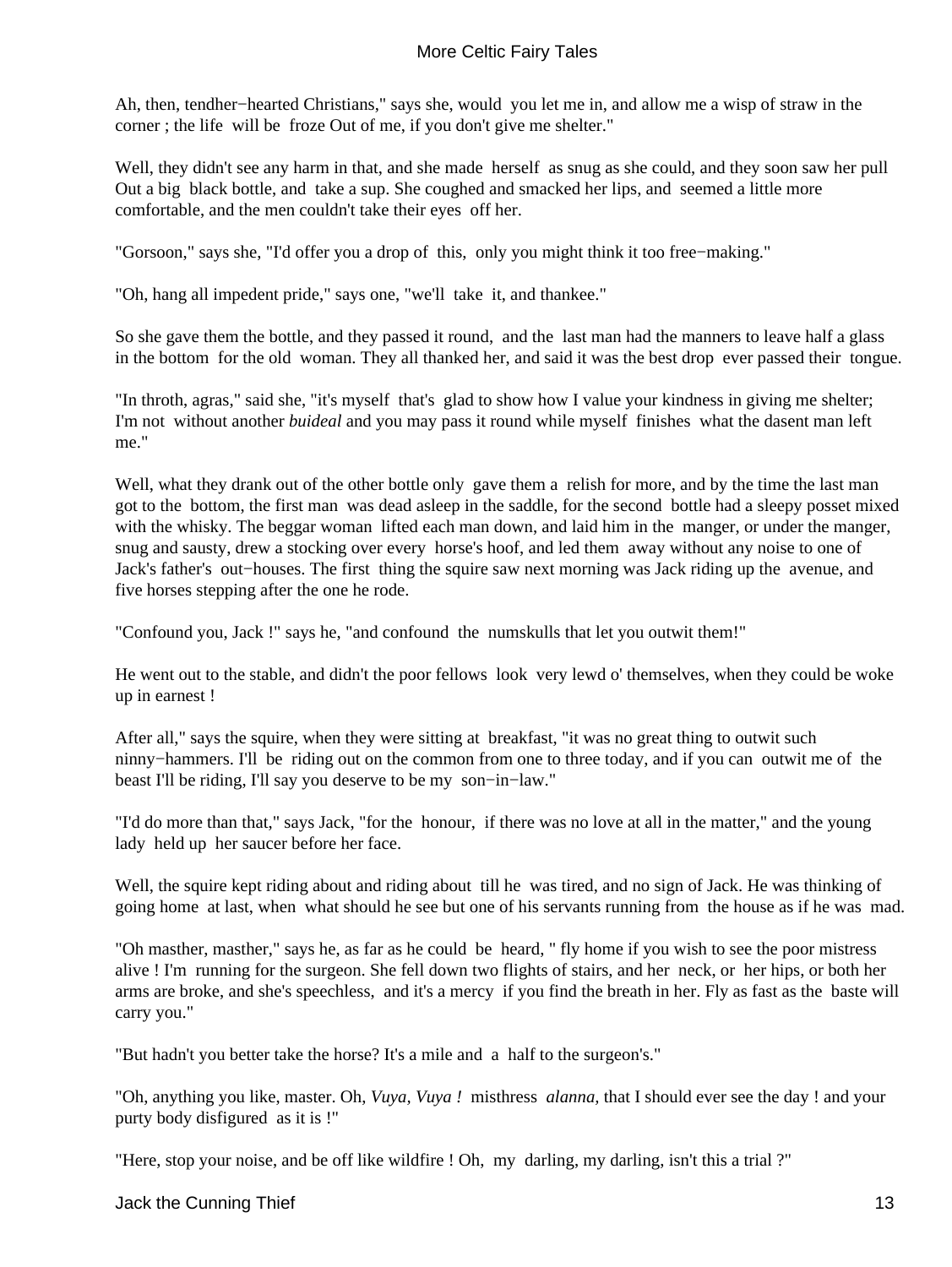Ah, then, tendher−hearted Christians," says she, would you let me in, and allow me a wisp of straw in the corner ; the life will be froze Out of me, if you don't give me shelter."

Well, they didn't see any harm in that, and she made herself as snug as she could, and they soon saw her pull Out a big black bottle, and take a sup. She coughed and smacked her lips, and seemed a little more comfortable, and the men couldn't take their eyes off her.

"Gorsoon," says she, "I'd offer you a drop of this, only you might think it too free−making."

"Oh, hang all impedent pride," says one, "we'll take it, and thankee."

So she gave them the bottle, and they passed it round, and the last man had the manners to leave half a glass in the bottom for the old woman. They all thanked her, and said it was the best drop ever passed their tongue.

"In throth, agras," said she, "it's myself that's glad to show how I value your kindness in giving me shelter; I'm not without another *buideal* and you may pass it round while myself finishes what the dasent man left me."

Well, what they drank out of the other bottle only gave them a relish for more, and by the time the last man got to the bottom, the first man was dead asleep in the saddle, for the second bottle had a sleepy posset mixed with the whisky. The beggar woman lifted each man down, and laid him in the manger, or under the manger, snug and sausty, drew a stocking over every horse's hoof, and led them away without any noise to one of Jack's father's out−houses. The first thing the squire saw next morning was Jack riding up the avenue, and five horses stepping after the one he rode.

"Confound you, Jack !" says he, "and confound the numskulls that let you outwit them!"

He went out to the stable, and didn't the poor fellows look very lewd o' themselves, when they could be woke up in earnest !

After all," says the squire, when they were sitting at breakfast, "it was no great thing to outwit such ninny−hammers. I'll be riding out on the common from one to three today, and if you can outwit me of the beast I'll be riding, I'll say you deserve to be my son−in−law."

"I'd do more than that," says Jack, "for the honour, if there was no love at all in the matter," and the young lady held up her saucer before her face.

Well, the squire kept riding about and riding about till he was tired, and no sign of Jack. He was thinking of going home at last, when what should he see but one of his servants running from the house as if he was mad.

"Oh masther, masther," says he, as far as he could be heard, " fly home if you wish to see the poor mistress alive ! I'm running for the surgeon. She fell down two flights of stairs, and her neck, or her hips, or both her arms are broke, and she's speechless, and it's a mercy if you find the breath in her. Fly as fast as the baste will carry you."

"But hadn't you better take the horse? It's a mile and a half to the surgeon's."

"Oh, anything you like, master. Oh, *Vuya, Vuya !* misthress *alanna,* that I should ever see the day ! and your purty body disfigured as it is !"

"Here, stop your noise, and be off like wildfire ! Oh, my darling, my darling, isn't this a trial ?"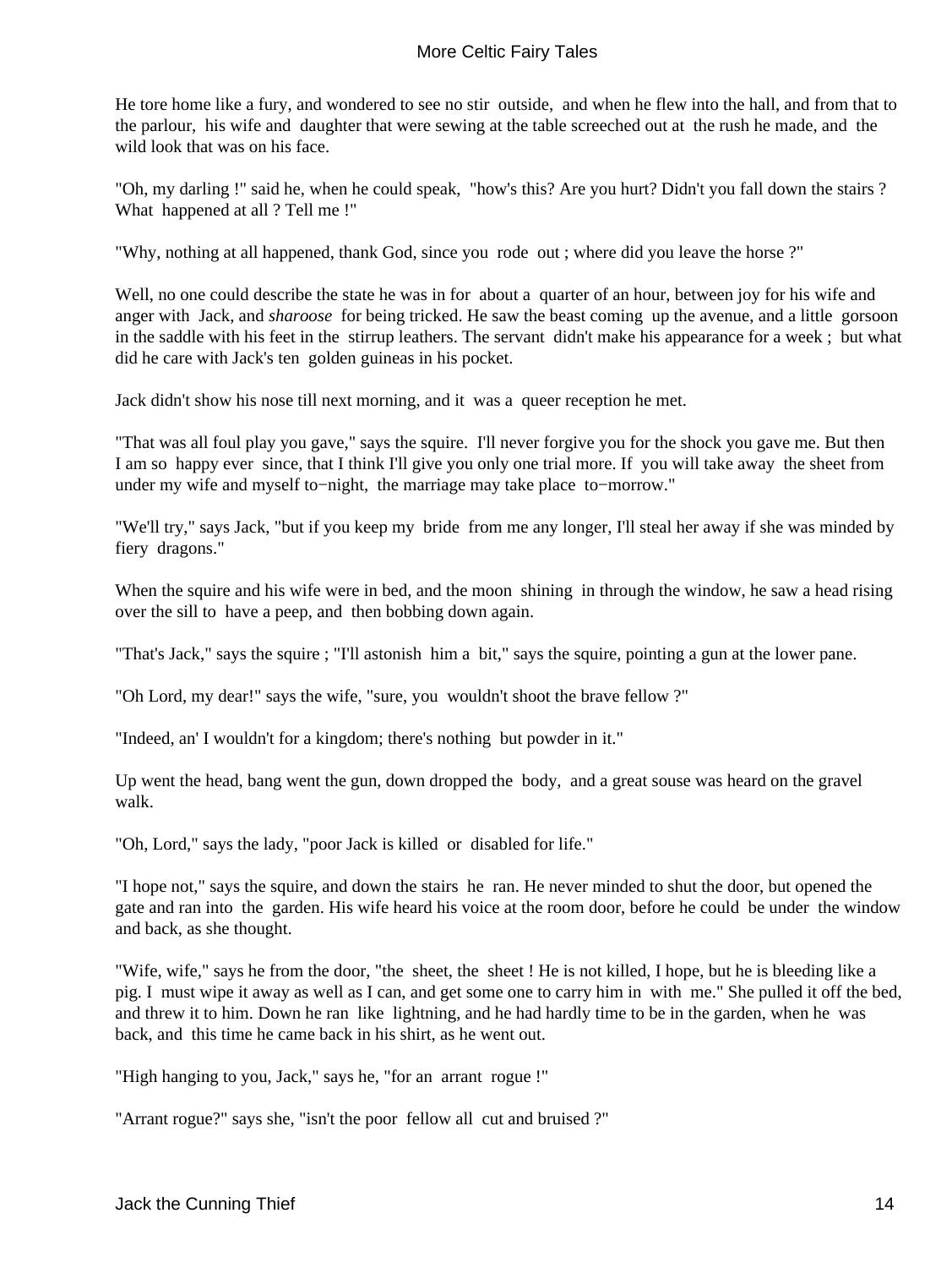He tore home like a fury, and wondered to see no stir outside, and when he flew into the hall, and from that to the parlour, his wife and daughter that were sewing at the table screeched out at the rush he made, and the wild look that was on his face.

"Oh, my darling !" said he, when he could speak, "how's this? Are you hurt? Didn't you fall down the stairs ? What happened at all ? Tell me !"

"Why, nothing at all happened, thank God, since you rode out ; where did you leave the horse ?"

Well, no one could describe the state he was in for about a quarter of an hour, between joy for his wife and anger with Jack, and *sharoose* for being tricked. He saw the beast coming up the avenue, and a little gorsoon in the saddle with his feet in the stirrup leathers. The servant didn't make his appearance for a week ; but what did he care with Jack's ten golden guineas in his pocket.

Jack didn't show his nose till next morning, and it was a queer reception he met.

"That was all foul play you gave," says the squire. I'll never forgive you for the shock you gave me. But then I am so happy ever since, that I think I'll give you only one trial more. If you will take away the sheet from under my wife and myself to−night, the marriage may take place to−morrow."

"We'll try," says Jack, "but if you keep my bride from me any longer, I'll steal her away if she was minded by fiery dragons."

When the squire and his wife were in bed, and the moon shining in through the window, he saw a head rising over the sill to have a peep, and then bobbing down again.

"That's Jack," says the squire ; "I'll astonish him a bit," says the squire, pointing a gun at the lower pane.

"Oh Lord, my dear!" says the wife, "sure, you wouldn't shoot the brave fellow ?"

"Indeed, an' I wouldn't for a kingdom; there's nothing but powder in it."

Up went the head, bang went the gun, down dropped the body, and a great souse was heard on the gravel walk.

"Oh, Lord," says the lady, "poor Jack is killed or disabled for life."

"I hope not," says the squire, and down the stairs he ran. He never minded to shut the door, but opened the gate and ran into the garden. His wife heard his voice at the room door, before he could be under the window and back, as she thought.

"Wife, wife," says he from the door, "the sheet, the sheet ! He is not killed, I hope, but he is bleeding like a pig. I must wipe it away as well as I can, and get some one to carry him in with me." She pulled it off the bed, and threw it to him. Down he ran like lightning, and he had hardly time to be in the garden, when he was back, and this time he came back in his shirt, as he went out.

"High hanging to you, Jack," says he, "for an arrant rogue !"

"Arrant rogue?" says she, "isn't the poor fellow all cut and bruised ?"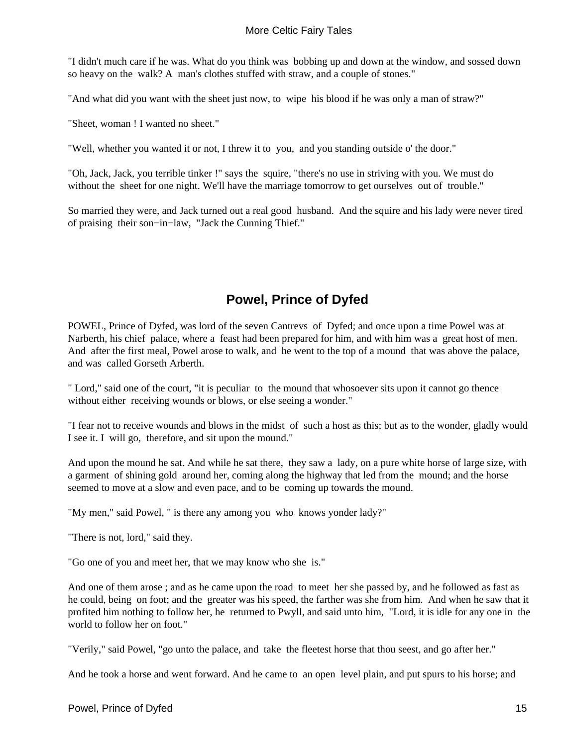"I didn't much care if he was. What do you think was bobbing up and down at the window, and sossed down so heavy on the walk? A man's clothes stuffed with straw, and a couple of stones."

"And what did you want with the sheet just now, to wipe his blood if he was only a man of straw?"

"Sheet, woman ! I wanted no sheet."

"Well, whether you wanted it or not, I threw it to you, and you standing outside o' the door."

"Oh, Jack, Jack, you terrible tinker !" says the squire, "there's no use in striving with you. We must do without the sheet for one night. We'll have the marriage tomorrow to get ourselves out of trouble."

So married they were, and Jack turned out a real good husband. And the squire and his lady were never tired of praising their son−in−law, "Jack the Cunning Thief."

## Powel, Prince of Dyfed

POWEL, Prince of Dyfed, was lord of the seven Cantrevs of Dyfed; and once upon a time Powel was at Narberth, his chief palace, where a feast had been prepared for him, and with him was a great host of men. And after the first meal, Powel arose to walk, and he went to the top of a mound that was above the palace, and was called Gorseth Arberth.

" Lord," said one of the court, "it is peculiar to the mound that whosoever sits upon it cannot go thence without either receiving wounds or blows, or else seeing a wonder."

"I fear not to receive wounds and blows in the midst of such a host as this; but as to the wonder, gladly would I see it. I will go, therefore, and sit upon the mound."

And upon the mound he sat. And while he sat there, they saw a lady, on a pure white horse of large size, with a garment of shining gold around her, coming along the highway that led from the mound; and the horse seemed to move at a slow and even pace, and to be coming up towards the mound.

"My men," said Powel, " is there any among you who knows yonder lady?"

"There is not, lord," said they.

"Go one of you and meet her, that we may know who she is."

And one of them arose ; and as he came upon the road to meet her she passed by, and he followed as fast as he could, being on foot; and the greater was his speed, the farther was she from him. And when he saw that it profited him nothing to follow her, he returned to Pwyll, and said unto him, "Lord, it is idle for any one in the world to follow her on foot."

"Verily," said Powel, "go unto the palace, and take the fleetest horse that thou seest, and go after her."

And he took a horse and went forward. And he came to an open level plain, and put spurs to his horse; and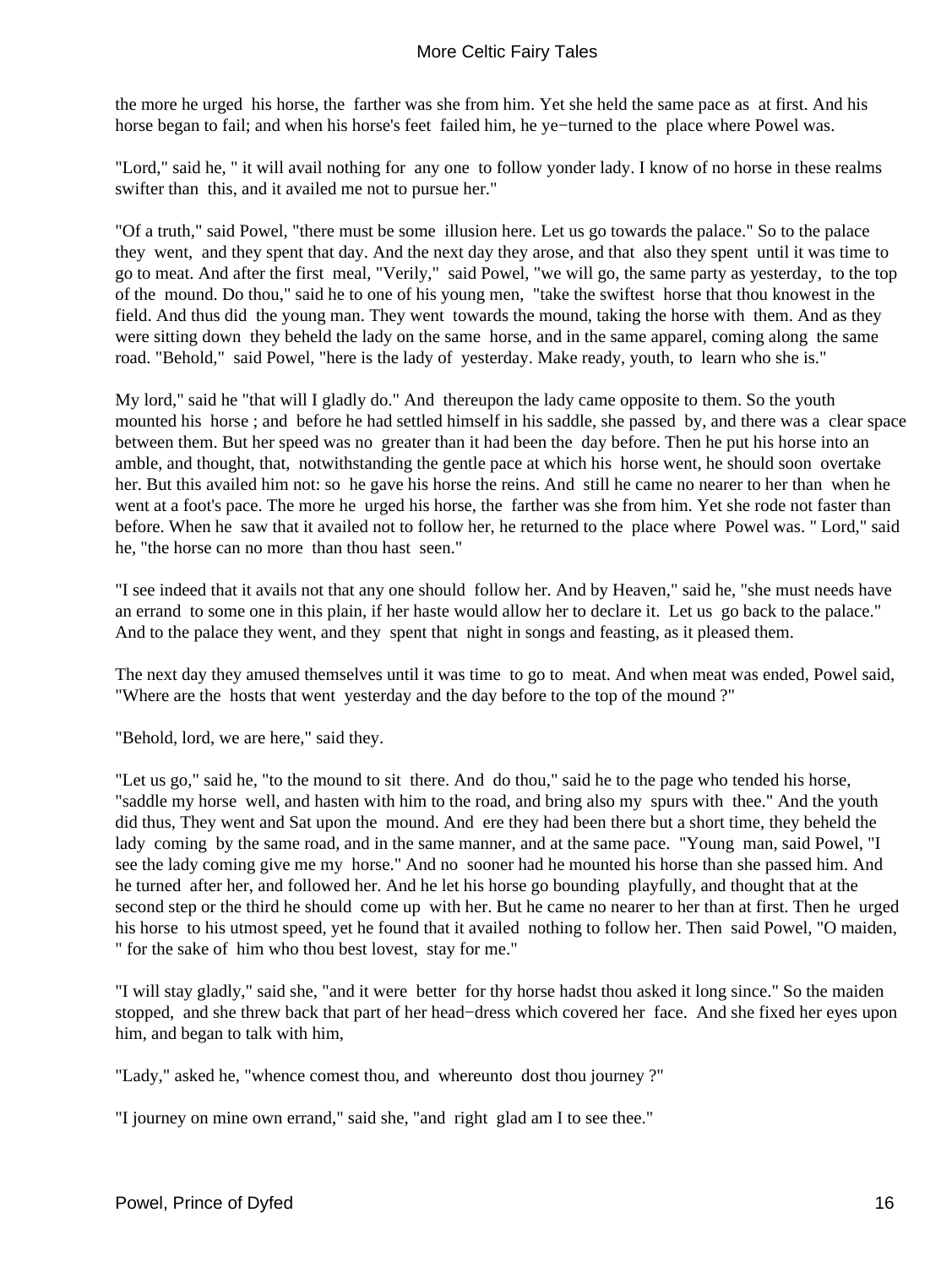the more he urged his horse, the farther was she from him. Yet she held the same pace as at first. And his horse began to fail; and when his horse's feet failed him, he ye−turned to the place where Powel was.

"Lord," said he, " it will avail nothing for any one to follow yonder lady. I know of no horse in these realms swifter than this, and it availed me not to pursue her."

"Of a truth," said Powel, "there must be some illusion here. Let us go towards the palace." So to the palace they went, and they spent that day. And the next day they arose, and that also they spent until it was time to go to meat. And after the first meal, "Verily," said Powel, "we will go, the same party as yesterday, to the top of the mound. Do thou," said he to one of his young men, "take the swiftest horse that thou knowest in the field. And thus did the young man. They went towards the mound, taking the horse with them. And as they were sitting down they beheld the lady on the same horse, and in the same apparel, coming along the same road. "Behold," said Powel, "here is the lady of yesterday. Make ready, youth, to learn who she is."

My lord," said he "that will I gladly do." And thereupon the lady came opposite to them. So the youth mounted his horse ; and before he had settled himself in his saddle, she passed by, and there was a clear space between them. But her speed was no greater than it had been the day before. Then he put his horse into an amble, and thought, that, notwithstanding the gentle pace at which his horse went, he should soon overtake her. But this availed him not: so he gave his horse the reins. And still he came no nearer to her than when he went at a foot's pace. The more he urged his horse, the farther was she from him. Yet she rode not faster than before. When he saw that it availed not to follow her, he returned to the place where Powel was. " Lord," said he, "the horse can no more than thou hast seen."

"I see indeed that it avails not that any one should follow her. And by Heaven," said he, "she must needs have an errand to some one in this plain, if her haste would allow her to declare it. Let us go back to the palace." And to the palace they went, and they spent that night in songs and feasting, as it pleased them.

The next day they amused themselves until it was time to go to meat. And when meat was ended, Powel said, "Where are the hosts that went yesterday and the day before to the top of the mound ?"

"Behold, lord, we are here," said they.

"Let us go," said he, "to the mound to sit there. And do thou," said he to the page who tended his horse, "saddle my horse well, and hasten with him to the road, and bring also my spurs with thee." And the youth did thus, They went and Sat upon the mound. And ere they had been there but a short time, they beheld the lady coming by the same road, and in the same manner, and at the same pace. "Young man, said Powel, "I see the lady coming give me my horse." And no sooner had he mounted his horse than she passed him. And he turned after her, and followed her. And he let his horse go bounding playfully, and thought that at the second step or the third he should come up with her. But he came no nearer to her than at first. Then he urged his horse to his utmost speed, yet he found that it availed nothing to follow her. Then said Powel, "O maiden, " for the sake of him who thou best lovest, stay for me."

"I will stay gladly," said she, "and it were better for thy horse hadst thou asked it long since." So the maiden stopped, and she threw back that part of her head−dress which covered her face. And she fixed her eyes upon him, and began to talk with him,

"Lady," asked he, "whence comest thou, and whereunto dost thou journey ?"

"I journey on mine own errand," said she, "and right glad am I to see thee."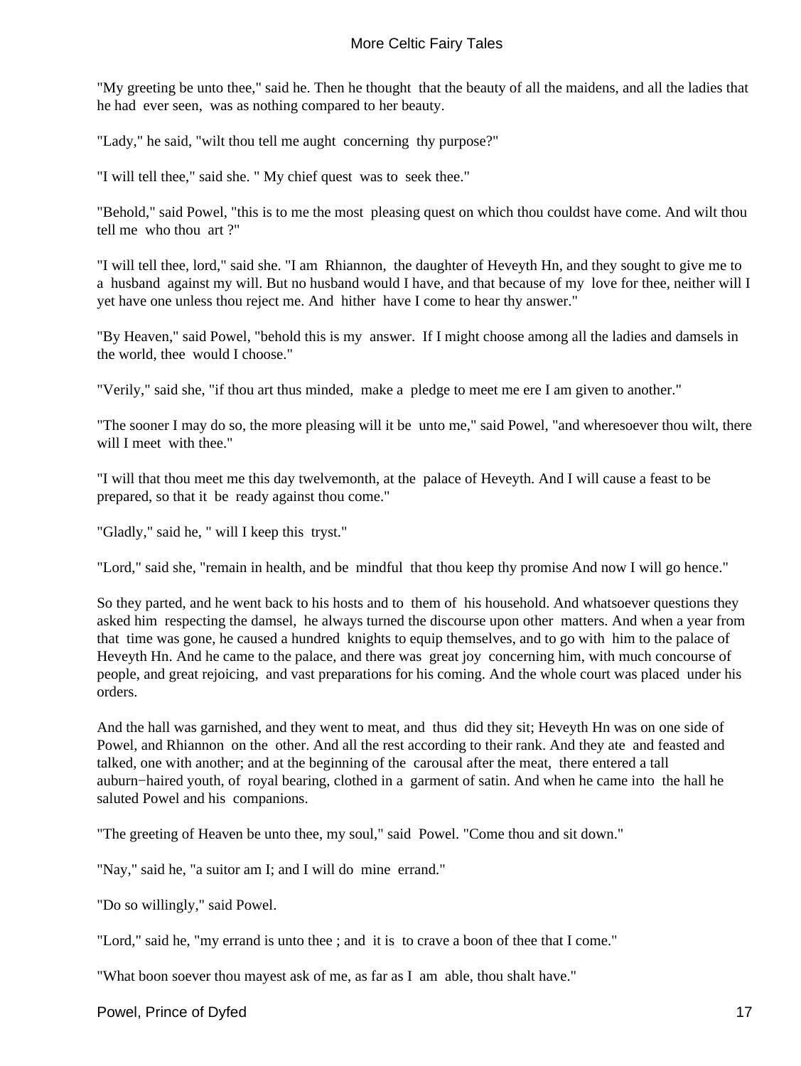"My greeting be unto thee," said he. Then he thought that the beauty of all the maidens, and all the ladies that he had ever seen, was as nothing compared to her beauty.

"Lady," he said, "wilt thou tell me aught concerning thy purpose?"

"I will tell thee," said she. " My chief quest was to seek thee."

"Behold," said Powel, "this is to me the most pleasing quest on which thou couldst have come. And wilt thou tell me who thou art ?"

"I will tell thee, lord," said she. "I am Rhiannon, the daughter of Heveyth Hn, and they sought to give me to a husband against my will. But no husband would I have, and that because of my love for thee, neither will I yet have one unless thou reject me. And hither have I come to hear thy answer."

"By Heaven," said Powel, "behold this is my answer. If I might choose among all the ladies and damsels in the world, thee would I choose."

"Verily," said she, "if thou art thus minded, make a pledge to meet me ere I am given to another."

"The sooner I may do so, the more pleasing will it be unto me," said Powel, "and wheresoever thou wilt, there will I meet with thee."

"I will that thou meet me this day twelvemonth, at the palace of Heveyth. And I will cause a feast to be prepared, so that it be ready against thou come."

"Gladly," said he, " will I keep this tryst."

"Lord," said she, "remain in health, and be mindful that thou keep thy promise And now I will go hence."

So they parted, and he went back to his hosts and to them of his household. And whatsoever questions they asked him respecting the damsel, he always turned the discourse upon other matters. And when a year from that time was gone, he caused a hundred knights to equip themselves, and to go with him to the palace of Heveyth Hn. And he came to the palace, and there was great joy concerning him, with much concourse of people, and great rejoicing, and vast preparations for his coming. And the whole court was placed under his orders.

And the hall was garnished, and they went to meat, and thus did they sit; Heveyth Hn was on one side of Powel, and Rhiannon on the other. And all the rest according to their rank. And they ate and feasted and talked, one with another; and at the beginning of the carousal after the meat, there entered a tall auburn−haired youth, of royal bearing, clothed in a garment of satin. And when he came into the hall he saluted Powel and his companions.

"The greeting of Heaven be unto thee, my soul," said Powel. "Come thou and sit down."

"Nay," said he, "a suitor am I; and I will do mine errand."

"Do so willingly," said Powel.

"Lord," said he, "my errand is unto thee ; and it is to crave a boon of thee that I come."

"What boon soever thou mayest ask of me, as far as I am able, thou shalt have."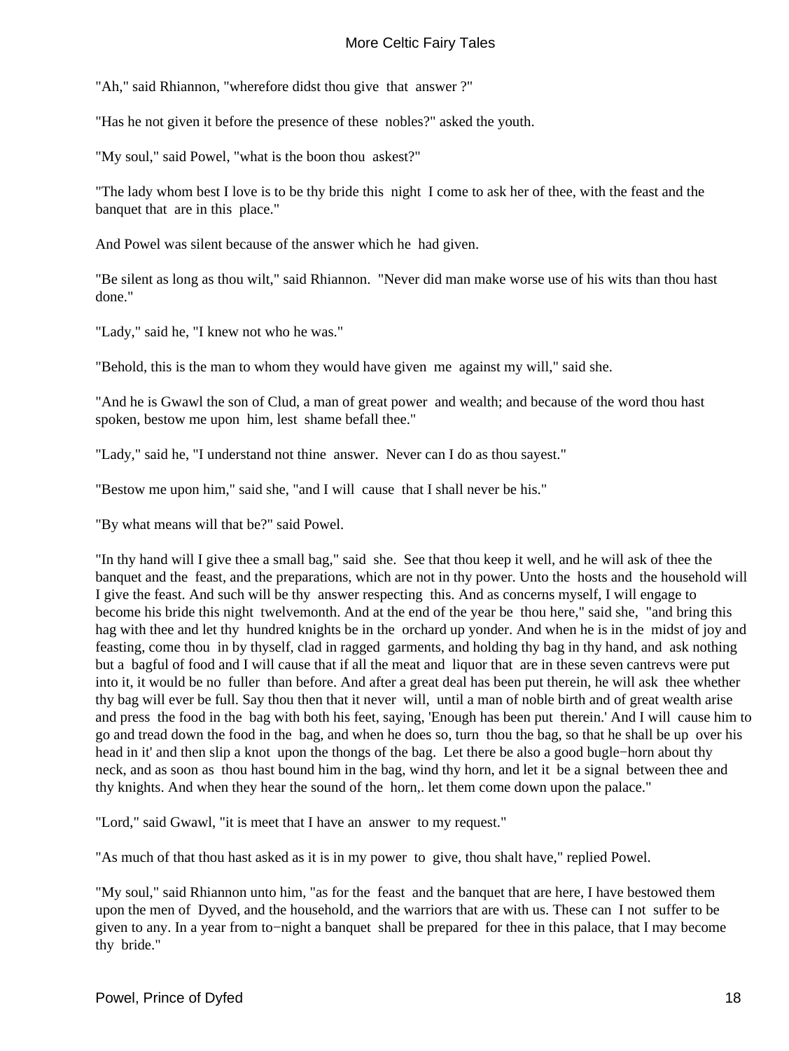"Ah," said Rhiannon, "wherefore didst thou give that answer ?"

"Has he not given it before the presence of these nobles?" asked the youth.

"My soul," said Powel, "what is the boon thou askest?"

"The lady whom best I love is to be thy bride this night I come to ask her of thee, with the feast and the banquet that are in this place."

And Powel was silent because of the answer which he had given.

"Be silent as long as thou wilt," said Rhiannon. "Never did man make worse use of his wits than thou hast done."

"Lady," said he, "I knew not who he was."

"Behold, this is the man to whom they would have given me against my will," said she.

"And he is Gwawl the son of Clud, a man of great power and wealth; and because of the word thou hast spoken, bestow me upon him, lest shame befall thee."

"Lady," said he, "I understand not thine answer. Never can I do as thou sayest."

"Bestow me upon him," said she, "and I will cause that I shall never be his."

"By what means will that be?" said Powel.

"In thy hand will I give thee a small bag," said she. See that thou keep it well, and he will ask of thee the banquet and the feast, and the preparations, which are not in thy power. Unto the hosts and the household will I give the feast. And such will be thy answer respecting this. And as concerns myself, I will engage to become his bride this night twelvemonth. And at the end of the year be thou here," said she, "and bring this hag with thee and let thy hundred knights be in the orchard up yonder. And when he is in the midst of joy and feasting, come thou in by thyself, clad in ragged garments, and holding thy bag in thy hand, and ask nothing but a bagful of food and I will cause that if all the meat and liquor that are in these seven cantrevs were put into it, it would be no fuller than before. And after a great deal has been put therein, he will ask thee whether thy bag will ever be full. Say thou then that it never will, until a man of noble birth and of great wealth arise and press the food in the bag with both his feet, saying, 'Enough has been put therein.' And I will cause him to go and tread down the food in the bag, and when he does so, turn thou the bag, so that he shall be up over his head in it' and then slip a knot upon the thongs of the bag. Let there be also a good bugle−horn about thy neck, and as soon as thou hast bound him in the bag, wind thy horn, and let it be a signal between thee and thy knights. And when they hear the sound of the horn,. let them come down upon the palace."

"Lord," said Gwawl, "it is meet that I have an answer to my request."

"As much of that thou hast asked as it is in my power to give, thou shalt have," replied Powel.

"My soul," said Rhiannon unto him, "as for the feast and the banquet that are here, I have bestowed them upon the men of Dyved, and the household, and the warriors that are with us. These can I not suffer to be given to any. In a year from to−night a banquet shall be prepared for thee in this palace, that I may become thy bride."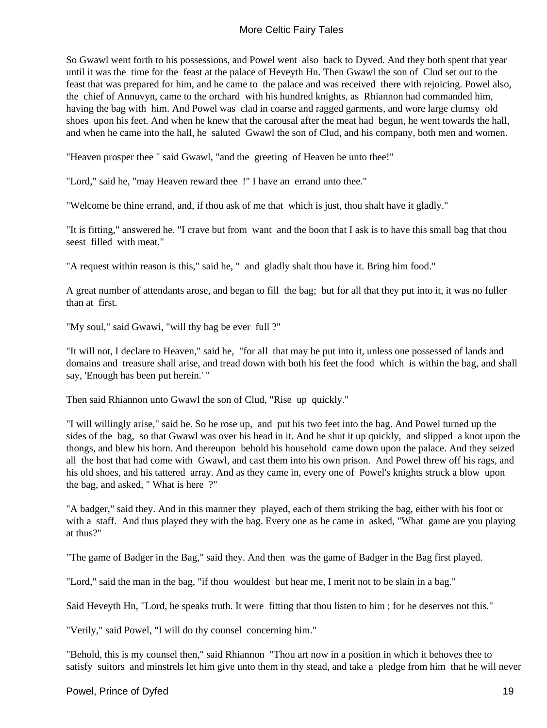So Gwawl went forth to his possessions, and Powel went also back to Dyved. And they both spent that year until it was the time for the feast at the palace of Heveyth Hn. Then Gwawl the son of Clud set out to the feast that was prepared for him, and he came to the palace and was received there with rejoicing. Powel also, the chief of Annuvyn, came to the orchard with his hundred knights, as Rhiannon had commanded him, having the bag with him. And Powel was clad in coarse and ragged garments, and wore large clumsy old shoes upon his feet. And when he knew that the carousal after the meat had begun, he went towards the hall, and when he came into the hall, he saluted Gwawl the son of Clud, and his company, both men and women.

"Heaven prosper thee " said Gwawl, "and the greeting of Heaven be unto thee!"

"Lord," said he, "may Heaven reward thee !" I have an errand unto thee."

"Welcome be thine errand, and, if thou ask of me that which is just, thou shalt have it gladly."

"It is fitting," answered he. "I crave but from want and the boon that I ask is to have this small bag that thou seest filled with meat."

"A request within reason is this," said he, " and gladly shalt thou have it. Bring him food."

A great number of attendants arose, and began to fill the bag; but for all that they put into it, it was no fuller than at first.

"My soul," said Gwawi, "will thy bag be ever full ?"

"It will not, I declare to Heaven," said he, "for all that may be put into it, unless one possessed of lands and domains and treasure shall arise, and tread down with both his feet the food which is within the bag, and shall say, 'Enough has been put herein.' "

Then said Rhiannon unto Gwawl the son of Clud, "Rise up quickly."

"I will willingly arise," said he. So he rose up, and put his two feet into the bag. And Powel turned up the sides of the bag, so that Gwawl was over his head in it. And he shut it up quickly, and slipped a knot upon the thongs, and blew his horn. And thereupon behold his household came down upon the palace. And they seized all the host that had come with Gwawl, and cast them into his own prison. And Powel threw off his rags, and his old shoes, and his tattered array. And as they came in, every one of Powel's knights struck a blow upon the bag, and asked, " What is here ?"

"A badger," said they. And in this manner they played, each of them striking the bag, either with his foot or with a staff. And thus played they with the bag. Every one as he came in asked, "What game are you playing at thus?"

"The game of Badger in the Bag," said they. And then was the game of Badger in the Bag first played.

"Lord," said the man in the bag, "if thou wouldest but hear me, I merit not to be slain in a bag."

Said Heveyth Hn, "Lord, he speaks truth. It were fitting that thou listen to him ; for he deserves not this."

"Verily," said Powel, "I will do thy counsel concerning him."

"Behold, this is my counsel then," said Rhiannon "Thou art now in a position in which it behoves thee to satisfy suitors and minstrels let him give unto them in thy stead, and take a pledge from him that he will never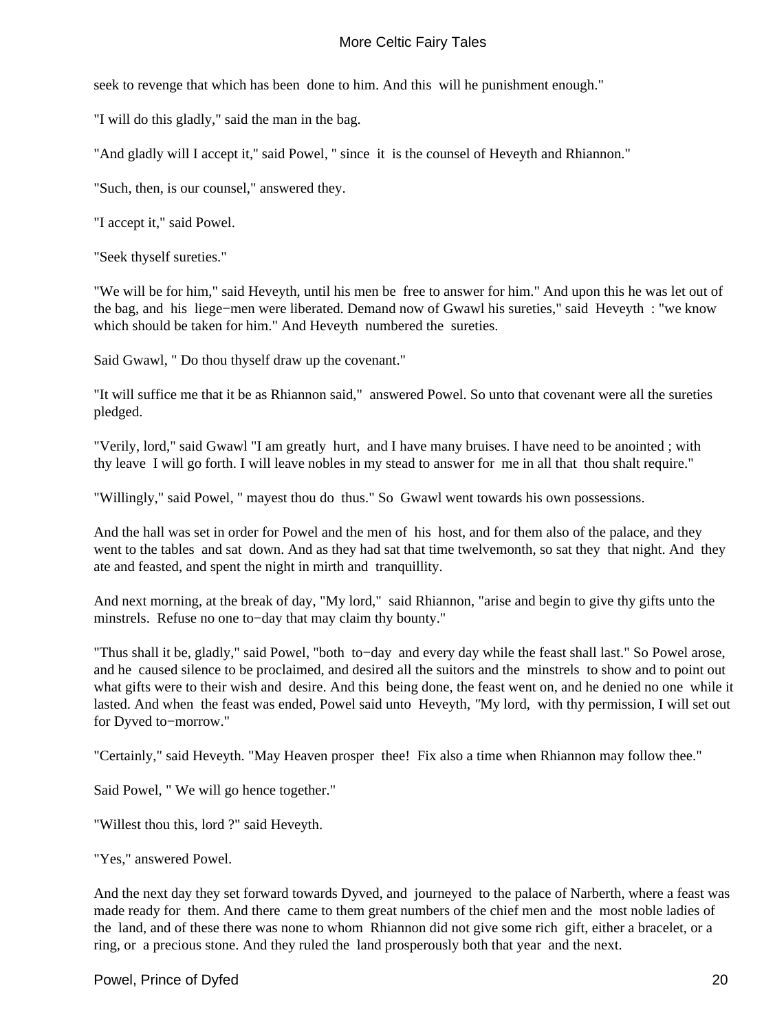seek to revenge that which has been done to him. And this will he punishment enough."

"I will do this gladly," said the man in the bag.

"And gladly will I accept it," said Powel, " since it is the counsel of Heveyth and Rhiannon."

"Such, then, is our counsel," answered they.

"I accept it," said Powel.

"Seek thyself sureties."

"We will be for him," said Heveyth, until his men be free to answer for him." And upon this he was let out of the bag, and his liege−men were liberated. Demand now of Gwawl his sureties," said Heveyth : "we know which should be taken for him." And Heveyth numbered the sureties.

Said Gwawl, " Do thou thyself draw up the covenant."

"It will suffice me that it be as Rhiannon said," answered Powel. So unto that covenant were all the sureties pledged.

"Verily, lord," said Gwawl "I am greatly hurt, and I have many bruises. I have need to be anointed ; with thy leave I will go forth. I will leave nobles in my stead to answer for me in all that thou shalt require."

"Willingly," said Powel, " mayest thou do thus." So Gwawl went towards his own possessions.

And the hall was set in order for Powel and the men of his host, and for them also of the palace, and they went to the tables and sat down. And as they had sat that time twelvemonth, so sat they that night. And they ate and feasted, and spent the night in mirth and tranquillity.

And next morning, at the break of day, "My lord," said Rhiannon, "arise and begin to give thy gifts unto the minstrels. Refuse no one to−day that may claim thy bounty."

"Thus shall it be, gladly," said Powel, "both to−day and every day while the feast shall last." So Powel arose, and he caused silence to be proclaimed, and desired all the suitors and the minstrels to show and to point out what gifts were to their wish and desire. And this being done, the feast went on, and he denied no one while it lasted. And when the feast was ended, Powel said unto Heveyth, "My lord, with thy permission, I will set out for Dyved to−morrow."

"Certainly," said Heveyth. "May Heaven prosper thee! Fix also a time when Rhiannon may follow thee."

Said Powel, " We will go hence together."

"Willest thou this, lord ?" said Heveyth.

"Yes," answered Powel.

And the next day they set forward towards Dyved, and journeyed to the palace of Narberth, where a feast was made ready for them. And there came to them great numbers of the chief men and the most noble ladies of the land, and of these there was none to whom Rhiannon did not give some rich gift, either a bracelet, or a ring, or a precious stone. And they ruled the land prosperously both that year and the next.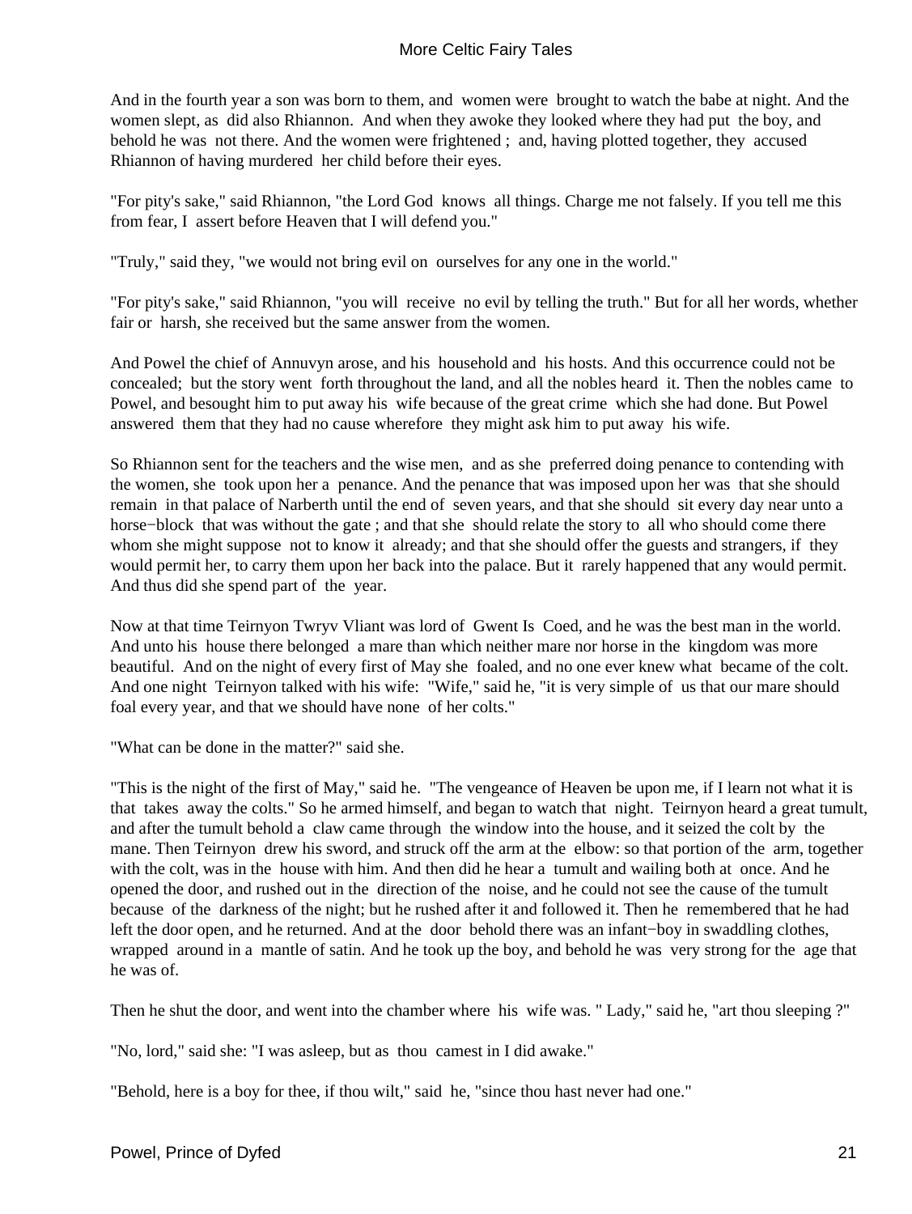And in the fourth year a son was born to them, and women were brought to watch the babe at night. And the women slept, as did also Rhiannon. And when they awoke they looked where they had put the boy, and behold he was not there. And the women were frightened ; and, having plotted together, they accused Rhiannon of having murdered her child before their eyes.

"For pity's sake," said Rhiannon, "the Lord God knows all things. Charge me not falsely. If you tell me this from fear, I assert before Heaven that I will defend you."

"Truly," said they, "we would not bring evil on ourselves for any one in the world."

"For pity's sake," said Rhiannon, "you will receive no evil by telling the truth." But for all her words, whether fair or harsh, she received but the same answer from the women.

And Powel the chief of Annuvyn arose, and his household and his hosts. And this occurrence could not be concealed; but the story went forth throughout the land, and all the nobles heard it. Then the nobles came to Powel, and besought him to put away his wife because of the great crime which she had done. But Powel answered them that they had no cause wherefore they might ask him to put away his wife.

So Rhiannon sent for the teachers and the wise men, and as she preferred doing penance to contending with the women, she took upon her a penance. And the penance that was imposed upon her was that she should remain in that palace of Narberth until the end of seven years, and that she should sit every day near unto a horse−block that was without the gate ; and that she should relate the story to all who should come there whom she might suppose not to know it already; and that she should offer the guests and strangers, if they would permit her, to carry them upon her back into the palace. But it rarely happened that any would permit. And thus did she spend part of the year.

Now at that time Teirnyon Twryv Vliant was lord of Gwent Is Coed, and he was the best man in the world. And unto his house there belonged a mare than which neither mare nor horse in the kingdom was more beautiful. And on the night of every first of May she foaled, and no one ever knew what became of the colt. And one night Teirnyon talked with his wife: "Wife," said he, "it is very simple of us that our mare should foal every year, and that we should have none of her colts."

"What can be done in the matter?" said she.

"This is the night of the first of May," said he. "The vengeance of Heaven be upon me, if I learn not what it is that takes away the colts." So he armed himself, and began to watch that night. Teirnyon heard a great tumult, and after the tumult behold a claw came through the window into the house, and it seized the colt by the mane. Then Teirnyon drew his sword, and struck off the arm at the elbow: so that portion of the arm, together with the colt, was in the house with him. And then did he hear a tumult and wailing both at once. And he opened the door, and rushed out in the direction of the noise, and he could not see the cause of the tumult because of the darkness of the night; but he rushed after it and followed it. Then he remembered that he had left the door open, and he returned. And at the door behold there was an infant−boy in swaddling clothes, wrapped around in a mantle of satin. And he took up the boy, and behold he was very strong for the age that he was of.

Then he shut the door, and went into the chamber where his wife was. " Lady," said he, "art thou sleeping ?"

"No, lord," said she: "I was asleep, but as thou camest in I did awake."

"Behold, here is a boy for thee, if thou wilt," said he, "since thou hast never had one."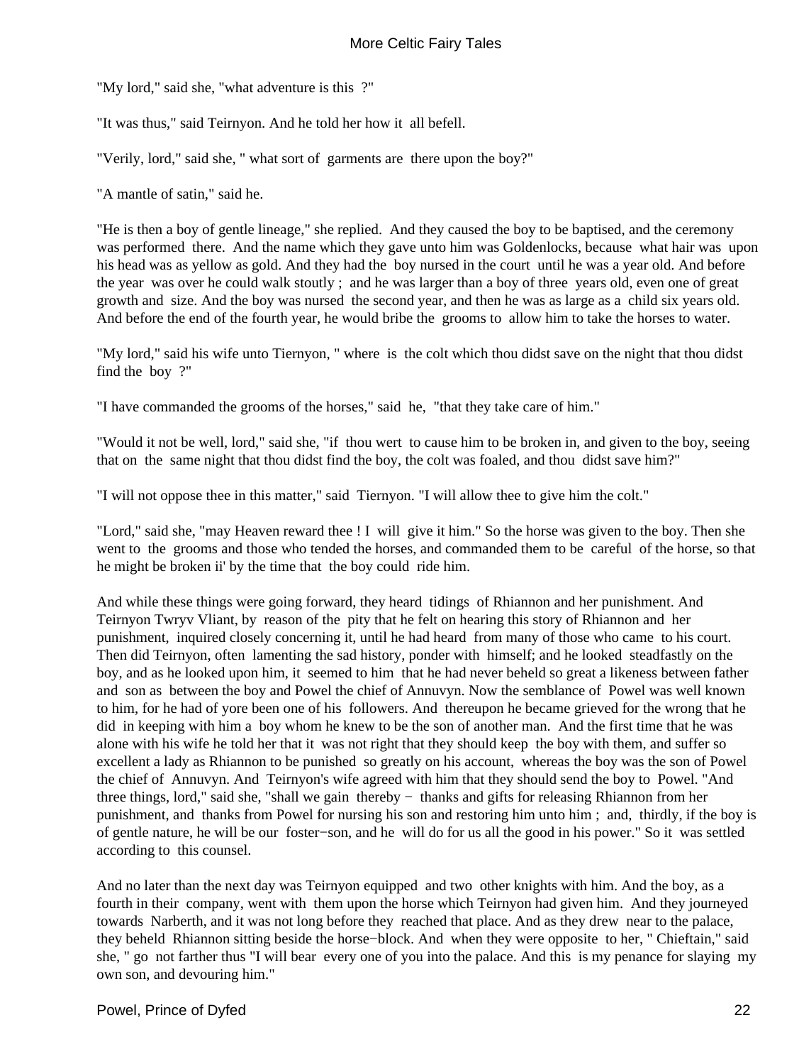"My lord," said she, "what adventure is this ?"

"It was thus," said Teirnyon. And he told her how it all befell.

"Verily, lord," said she, " what sort of garments are there upon the boy?"

"A mantle of satin," said he.

"He is then a boy of gentle lineage," she replied. And they caused the boy to be baptised, and the ceremony was performed there. And the name which they gave unto him was Goldenlocks, because what hair was upon his head was as yellow as gold. And they had the boy nursed in the court until he was a year old. And before the year was over he could walk stoutly ; and he was larger than a boy of three years old, even one of great growth and size. And the boy was nursed the second year, and then he was as large as a child six years old. And before the end of the fourth year, he would bribe the grooms to allow him to take the horses to water.

"My lord," said his wife unto Tiernyon, " where is the colt which thou didst save on the night that thou didst find the boy ?"

"I have commanded the grooms of the horses," said he, "that they take care of him."

"Would it not be well, lord," said she, "if thou wert to cause him to be broken in, and given to the boy, seeing that on the same night that thou didst find the boy, the colt was foaled, and thou didst save him?"

"I will not oppose thee in this matter," said Tiernyon. "I will allow thee to give him the colt."

"Lord," said she, "may Heaven reward thee ! I will give it him." So the horse was given to the boy. Then she went to the grooms and those who tended the horses, and commanded them to be careful of the horse, so that he might be broken ii' by the time that the boy could ride him.

And while these things were going forward, they heard tidings of Rhiannon and her punishment. And Teirnyon Twryv Vliant, by reason of the pity that he felt on hearing this story of Rhiannon and her punishment, inquired closely concerning it, until he had heard from many of those who came to his court. Then did Teirnyon, often lamenting the sad history, ponder with himself; and he looked steadfastly on the boy, and as he looked upon him, it seemed to him that he had never beheld so great a likeness between father and son as between the boy and Powel the chief of Annuvyn. Now the semblance of Powel was well known to him, for he had of yore been one of his followers. And thereupon he became grieved for the wrong that he did in keeping with him a boy whom he knew to be the son of another man. And the first time that he was alone with his wife he told her that it was not right that they should keep the boy with them, and suffer so excellent a lady as Rhiannon to be punished so greatly on his account, whereas the boy was the son of Powel the chief of Annuvyn. And Teirnyon's wife agreed with him that they should send the boy to Powel. "And three things, lord," said she, "shall we gain thereby − thanks and gifts for releasing Rhiannon from her punishment, and thanks from Powel for nursing his son and restoring him unto him ; and, thirdly, if the boy is of gentle nature, he will be our foster−son, and he will do for us all the good in his power." So it was settled according to this counsel.

And no later than the next day was Teirnyon equipped and two other knights with him. And the boy, as a fourth in their company, went with them upon the horse which Teirnyon had given him. And they journeyed towards Narberth, and it was not long before they reached that place. And as they drew near to the palace, they beheld Rhiannon sitting beside the horse−block. And when they were opposite to her, " Chieftain," said she, " go not farther thus "I will bear every one of you into the palace. And this is my penance for slaying my own son, and devouring him."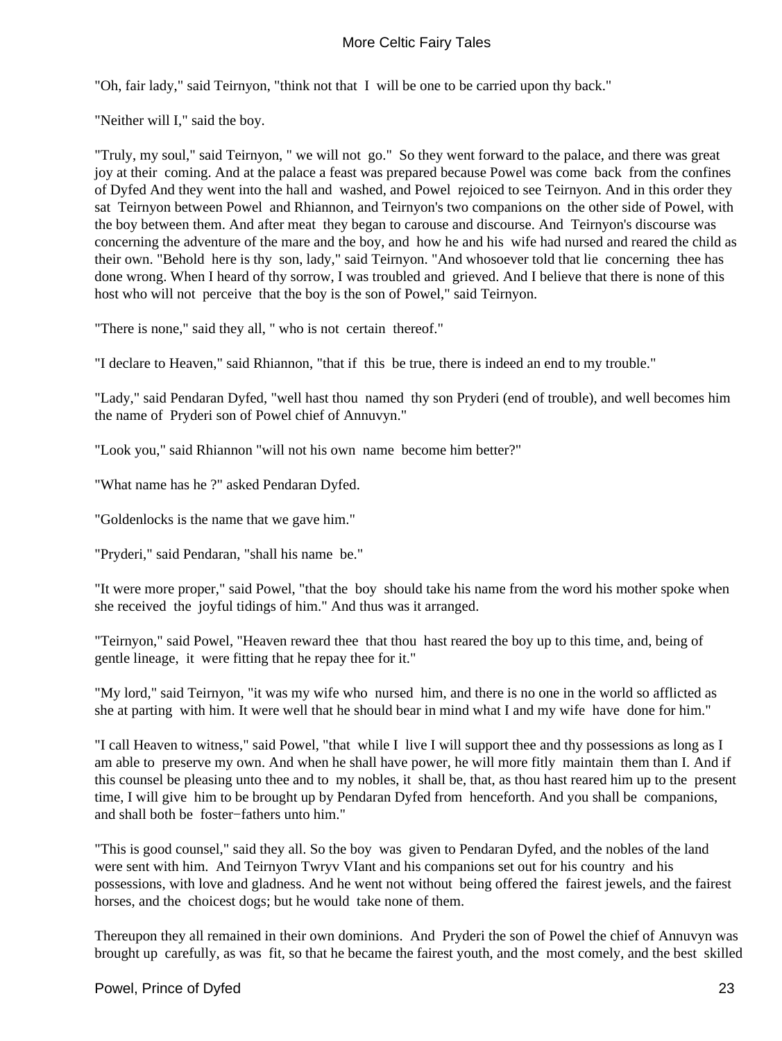"Oh, fair lady," said Teirnyon, "think not that I will be one to be carried upon thy back."

"Neither will I," said the boy.

"Truly, my soul," said Teirnyon, " we will not go." So they went forward to the palace, and there was great joy at their coming. And at the palace a feast was prepared because Powel was come back from the confines of Dyfed And they went into the hall and washed, and Powel rejoiced to see Teirnyon. And in this order they sat Teirnyon between Powel and Rhiannon, and Teirnyon's two companions on the other side of Powel, with the boy between them. And after meat they began to carouse and discourse. And Teirnyon's discourse was concerning the adventure of the mare and the boy, and how he and his wife had nursed and reared the child as their own. "Behold here is thy son, lady," said Teirnyon. "And whosoever told that lie concerning thee has done wrong. When I heard of thy sorrow, I was troubled and grieved. And I believe that there is none of this host who will not perceive that the boy is the son of Powel," said Teirnyon.

"There is none," said they all, " who is not certain thereof."

"I declare to Heaven," said Rhiannon, "that if this be true, there is indeed an end to my trouble."

"Lady," said Pendaran Dyfed, "well hast thou named thy son Pryderi (end of trouble), and well becomes him the name of Pryderi son of Powel chief of Annuvyn."

"Look you," said Rhiannon "will not his own name become him better?"

"What name has he ?" asked Pendaran Dyfed.

"Goldenlocks is the name that we gave him."

"Pryderi," said Pendaran, "shall his name be."

"It were more proper," said Powel, "that the boy should take his name from the word his mother spoke when she received the joyful tidings of him." And thus was it arranged.

"Teirnyon," said Powel, "Heaven reward thee that thou hast reared the boy up to this time, and, being of gentle lineage, it were fitting that he repay thee for it."

"My lord," said Teirnyon, "it was my wife who nursed him, and there is no one in the world so afflicted as she at parting with him. It were well that he should bear in mind what I and my wife have done for him."

"I call Heaven to witness," said Powel, "that while I live I will support thee and thy possessions as long as I am able to preserve my own. And when he shall have power, he will more fitly maintain them than I. And if this counsel be pleasing unto thee and to my nobles, it shall be, that, as thou hast reared him up to the present time, I will give him to be brought up by Pendaran Dyfed from henceforth. And you shall be companions, and shall both be foster−fathers unto him."

"This is good counsel," said they all. So the boy was given to Pendaran Dyfed, and the nobles of the land were sent with him. And Teirnyon Twryv VIant and his companions set out for his country and his possessions, with love and gladness. And he went not without being offered the fairest jewels, and the fairest horses, and the choicest dogs; but he would take none of them.

Thereupon they all remained in their own dominions. And Pryderi the son of Powel the chief of Annuvyn was brought up carefully, as was fit, so that he became the fairest youth, and the most comely, and the best skilled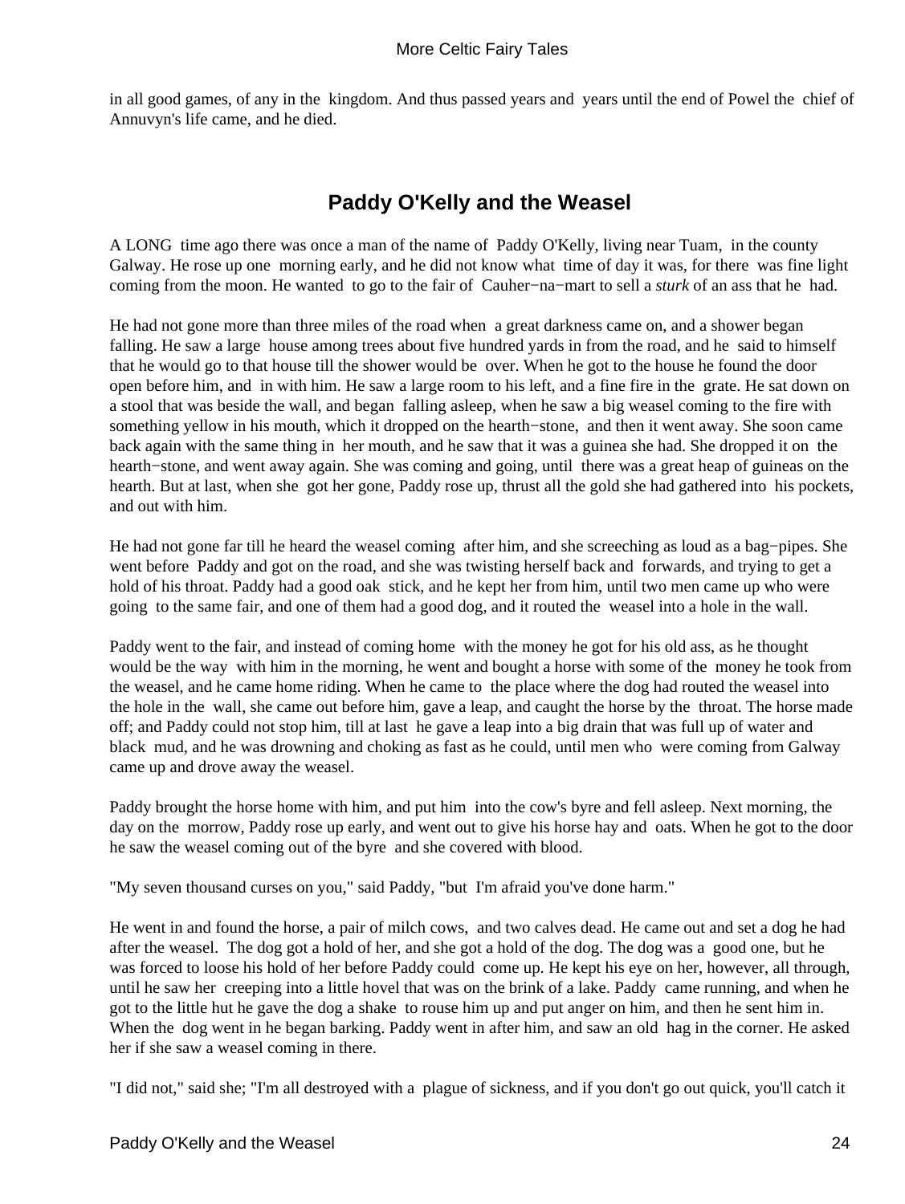in all good games, of any in the kingdom. And thus passed years and years until the end of Powel the chief of Annuvyn's life came, and he died.

## Paddy O'Kelly and the Weasel

A LONG time ago there was once a man of the name of Paddy O'Kelly, living near Tuam, in the county Galway. He rose up one morning early, and he did not know what time of day it was, for there was fine light coming from the moon. He wanted to go to the fair of Cauher−na−mart to sell a *sturk* of an ass that he had.

He had not gone more than three miles of the road when a great darkness came on, and a shower began falling. He saw a large house among trees about five hundred yards in from the road, and he said to himself that he would go to that house till the shower would be over. When he got to the house he found the door open before him, and in with him. He saw a large room to his left, and a fine fire in the grate. He sat down on a stool that was beside the wall, and began falling asleep, when he saw a big weasel coming to the fire with something yellow in his mouth, which it dropped on the hearth−stone, and then it went away. She soon came back again with the same thing in her mouth, and he saw that it was a guinea she had. She dropped it on the hearth−stone, and went away again. She was coming and going, until there was a great heap of guineas on the hearth. But at last, when she got her gone, Paddy rose up, thrust all the gold she had gathered into his pockets, and out with him.

He had not gone far till he heard the weasel coming after him, and she screeching as loud as a bag−pipes. She went before Paddy and got on the road, and she was twisting herself back and forwards, and trying to get a hold of his throat. Paddy had a good oak stick, and he kept her from him, until two men came up who were going to the same fair, and one of them had a good dog, and it routed the weasel into a hole in the wall.

Paddy went to the fair, and instead of coming home with the money he got for his old ass, as he thought would be the way with him in the morning, he went and bought a horse with some of the money he took from the weasel, and he came home riding. When he came to the place where the dog had routed the weasel into the hole in the wall, she came out before him, gave a leap, and caught the horse by the throat. The horse made off; and Paddy could not stop him, till at last he gave a leap into a big drain that was full up of water and black mud, and he was drowning and choking as fast as he could, until men who were coming from Galway came up and drove away the weasel.

Paddy brought the horse home with him, and put him into the cow's byre and fell asleep. Next morning, the day on the morrow, Paddy rose up early, and went out to give his horse hay and oats. When he got to the door he saw the weasel coming out of the byre and she covered with blood.

"My seven thousand curses on you," said Paddy, "but I'm afraid you've done harm."

He went in and found the horse, a pair of milch cows, and two calves dead. He came out and set a dog he had after the weasel. The dog got a hold of her, and she got a hold of the dog. The dog was a good one, but he was forced to loose his hold of her before Paddy could come up. He kept his eye on her, however, all through, until he saw her creeping into a little hovel that was on the brink of a lake. Paddy came running, and when he got to the little hut he gave the dog a shake to rouse him up and put anger on him, and then he sent him in. When the dog went in he began barking. Paddy went in after him, and saw an old hag in the corner. He asked her if she saw a weasel coming in there.

"I did not," said she; "I'm all destroyed with a plague of sickness, and if you don't go out quick, you'll catch it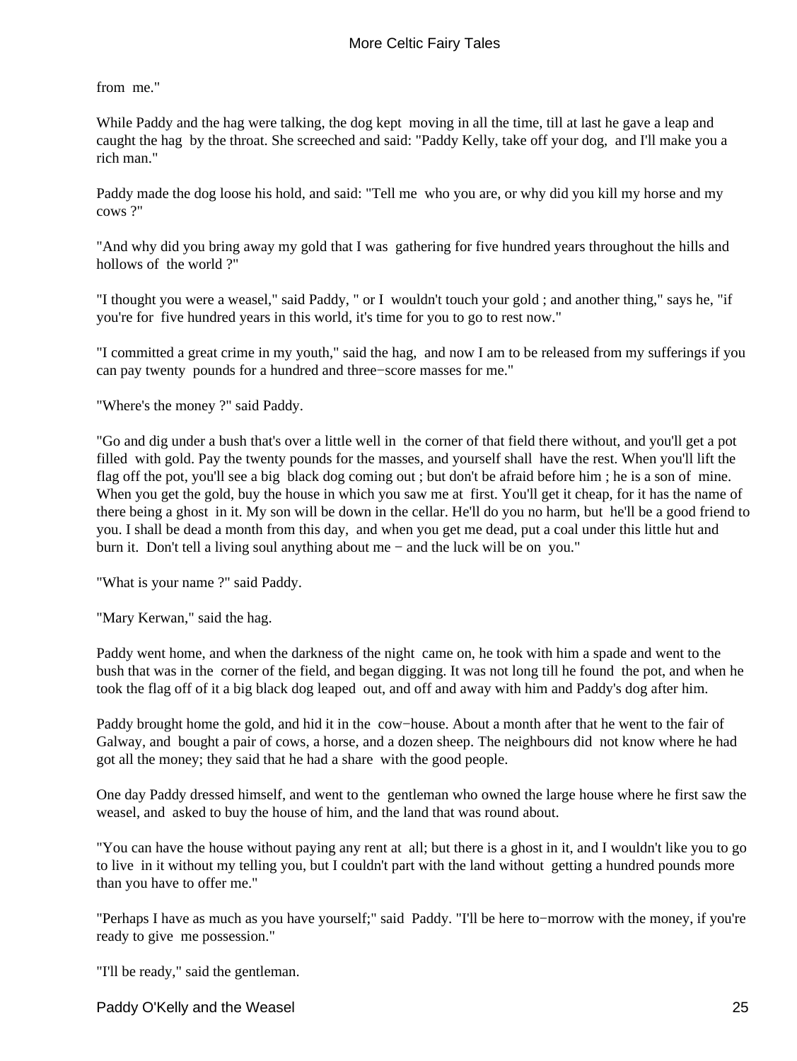from me."

While Paddy and the hag were talking, the dog kept moving in all the time, till at last he gave a leap and caught the hag by the throat. She screeched and said: "Paddy Kelly, take off your dog, and I'll make you a rich man."

Paddy made the dog loose his hold, and said: "Tell me who you are, or why did you kill my horse and my cows ?"

"And why did you bring away my gold that I was gathering for five hundred years throughout the hills and hollows of the world ?"

"I thought you were a weasel," said Paddy, " or I wouldn't touch your gold ; and another thing," says he, "if you're for five hundred years in this world, it's time for you to go to rest now."

"I committed a great crime in my youth," said the hag, and now I am to be released from my sufferings if you can pay twenty pounds for a hundred and three−score masses for me."

"Where's the money ?" said Paddy.

"Go and dig under a bush that's over a little well in the corner of that field there without, and you'll get a pot filled with gold. Pay the twenty pounds for the masses, and yourself shall have the rest. When you'll lift the flag off the pot, you'll see a big black dog coming out ; but don't be afraid before him ; he is a son of mine. When you get the gold, buy the house in which you saw me at first. You'll get it cheap, for it has the name of there being a ghost in it. My son will be down in the cellar. He'll do you no harm, but he'll be a good friend to you. I shall be dead a month from this day, and when you get me dead, put a coal under this little hut and burn it. Don't tell a living soul anything about me − and the luck will be on you."

"What is your name ?" said Paddy.

"Mary Kerwan," said the hag.

Paddy went home, and when the darkness of the night came on, he took with him a spade and went to the bush that was in the corner of the field, and began digging. It was not long till he found the pot, and when he took the flag off of it a big black dog leaped out, and off and away with him and Paddy's dog after him.

Paddy brought home the gold, and hid it in the cow−house. About a month after that he went to the fair of Galway, and bought a pair of cows, a horse, and a dozen sheep. The neighbours did not know where he had got all the money; they said that he had a share with the good people.

One day Paddy dressed himself, and went to the gentleman who owned the large house where he first saw the weasel, and asked to buy the house of him, and the land that was round about.

"You can have the house without paying any rent at all; but there is a ghost in it, and I wouldn't like you to go to live in it without my telling you, but I couldn't part with the land without getting a hundred pounds more than you have to offer me."

"Perhaps I have as much as you have yourself;" said Paddy. "I'll be here to−morrow with the money, if you're ready to give me possession."

"I'll be ready," said the gentleman.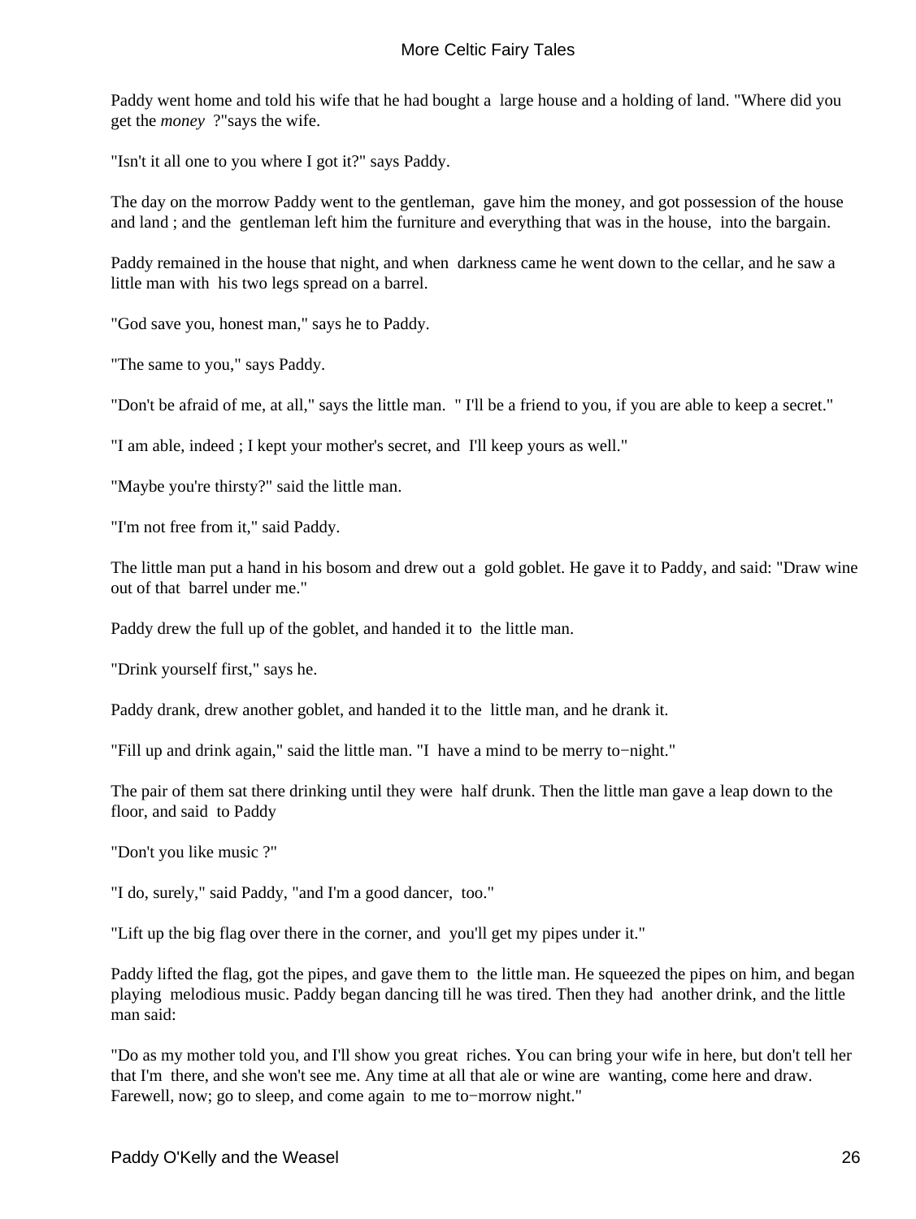Paddy went home and told his wife that he had bought a large house and a holding of land. "Where did you get the *money* ?"says the wife.

"Isn't it all one to you where I got it?" says Paddy.

The day on the morrow Paddy went to the gentleman, gave him the money, and got possession of the house and land ; and the gentleman left him the furniture and everything that was in the house, into the bargain.

Paddy remained in the house that night, and when darkness came he went down to the cellar, and he saw a little man with his two legs spread on a barrel.

"God save you, honest man," says he to Paddy.

"The same to you," says Paddy.

"Don't be afraid of me, at all," says the little man. " I'll be a friend to you, if you are able to keep a secret."

"I am able, indeed ; I kept your mother's secret, and I'll keep yours as well."

"Maybe you're thirsty?" said the little man.

"I'm not free from it," said Paddy.

The little man put a hand in his bosom and drew out a gold goblet. He gave it to Paddy, and said: "Draw wine out of that barrel under me."

Paddy drew the full up of the goblet, and handed it to the little man.

"Drink yourself first," says he.

Paddy drank, drew another goblet, and handed it to the little man, and he drank it.

"Fill up and drink again," said the little man. "I have a mind to be merry to−night."

The pair of them sat there drinking until they were half drunk. Then the little man gave a leap down to the floor, and said to Paddy

"Don't you like music ?"

"I do, surely," said Paddy, "and I'm a good dancer, too."

"Lift up the big flag over there in the corner, and you'll get my pipes under it."

Paddy lifted the flag, got the pipes, and gave them to the little man. He squeezed the pipes on him, and began playing melodious music. Paddy began dancing till he was tired. Then they had another drink, and the little man said:

"Do as my mother told you, and I'll show you great riches. You can bring your wife in here, but don't tell her that I'm there, and she won't see me. Any time at all that ale or wine are wanting, come here and draw. Farewell, now; go to sleep, and come again to me to−morrow night."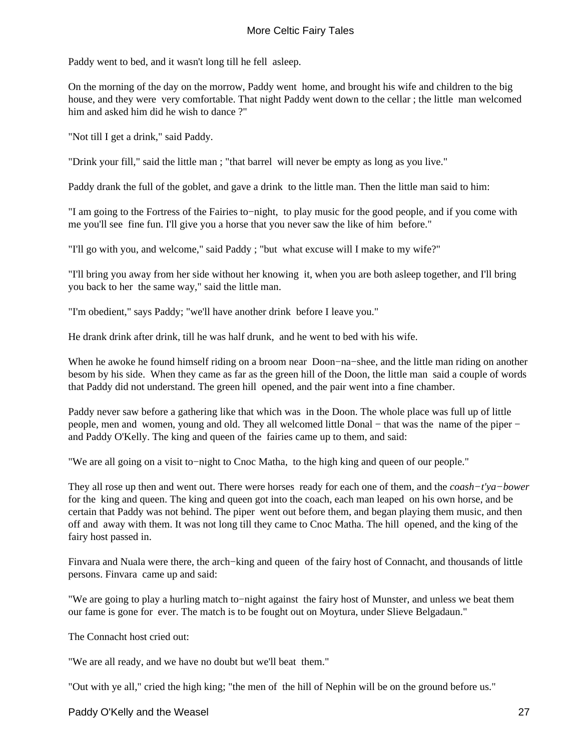Paddy went to bed, and it wasn't long till he fell asleep.

On the morning of the day on the morrow, Paddy went home, and brought his wife and children to the big house, and they were very comfortable. That night Paddy went down to the cellar ; the little man welcomed him and asked him did he wish to dance ?"

"Not till I get a drink," said Paddy.

"Drink your fill," said the little man ; "that barrel will never be empty as long as you live."

Paddy drank the full of the goblet, and gave a drink to the little man. Then the little man said to him:

"I am going to the Fortress of the Fairies to−night, to play music for the good people, and if you come with me you'll see fine fun. I'll give you a horse that you never saw the like of him before."

"I'll go with you, and welcome," said Paddy ; "but what excuse will I make to my wife?"

"I'll bring you away from her side without her knowing it, when you are both asleep together, and I'll bring you back to her the same way," said the little man.

"I'm obedient," says Paddy; "we'll have another drink before I leave you."

He drank drink after drink, till he was half drunk, and he went to bed with his wife.

When he awoke he found himself riding on a broom near Doon−na−shee, and the little man riding on another besom by his side. When they came as far as the green hill of the Doon, the little man said a couple of words that Paddy did not understand. The green hill opened, and the pair went into a fine chamber.

Paddy never saw before a gathering like that which was in the Doon. The whole place was full up of little people, men and women, young and old. They all welcomed little Donal − that was the name of the piper − and Paddy O'Kelly. The king and queen of the fairies came up to them, and said:

"We are all going on a visit to−night to Cnoc Matha, to the high king and queen of our people."

They all rose up then and went out. There were horses ready for each one of them, and the *coash−t'ya−bower* for the king and queen. The king and queen got into the coach, each man leaped on his own horse, and be certain that Paddy was not behind. The piper went out before them, and began playing them music, and then off and away with them. It was not long till they came to Cnoc Matha. The hill opened, and the king of the fairy host passed in.

Finvara and Nuala were there, the arch−king and queen of the fairy host of Connacht, and thousands of little persons. Finvara came up and said:

"We are going to play a hurling match to−night against the fairy host of Munster, and unless we beat them our fame is gone for ever. The match is to be fought out on Moytura, under Slieve Belgadaun."

The Connacht host cried out:

"We are all ready, and we have no doubt but we'll beat them."

"Out with ye all," cried the high king; "the men of the hill of Nephin will be on the ground before us."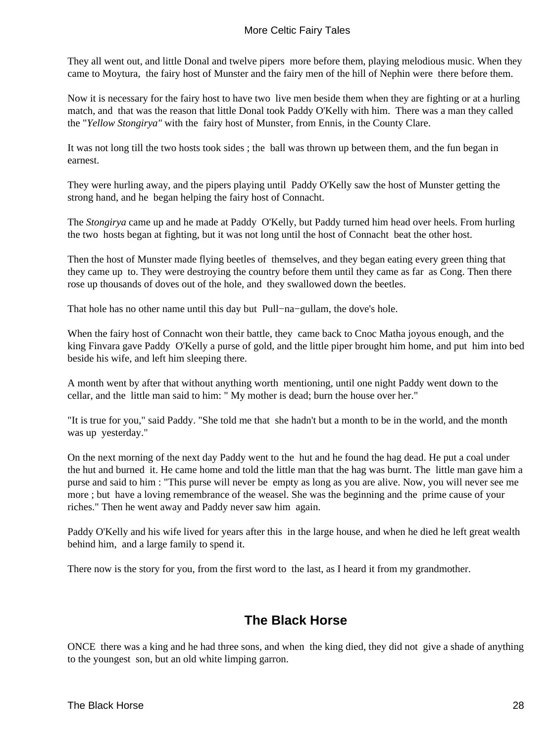They all went out, and little Donal and twelve pipers more before them, playing melodious music. When they came to Moytura, the fairy host of Munster and the fairy men of the hill of Nephin were there before them.

Now it is necessary for the fairy host to have two live men beside them when they are fighting or at a hurling match, and that was the reason that little Donal took Paddy O'Kelly with him. There was a man they called the "*Yellow Stongirya"* with the fairy host of Munster, from Ennis, in the County Clare.

It was not long till the two hosts took sides ; the ball was thrown up between them, and the fun began in earnest.

They were hurling away, and the pipers playing until Paddy O'Kelly saw the host of Munster getting the strong hand, and he began helping the fairy host of Connacht.

The *Stongirya* came up and he made at Paddy O'Kelly, but Paddy turned him head over heels. From hurling the two hosts began at fighting, but it was not long until the host of Connacht beat the other host.

Then the host of Munster made flying beetles of themselves, and they began eating every green thing that they came up to. They were destroying the country before them until they came as far as Cong. Then there rose up thousands of doves out of the hole, and they swallowed down the beetles.

That hole has no other name until this day but Pull−na−gullam, the dove's hole.

When the fairy host of Connacht won their battle, they came back to Cnoc Matha joyous enough, and the king Finvara gave Paddy O'Kelly a purse of gold, and the little piper brought him home, and put him into bed beside his wife, and left him sleeping there.

A month went by after that without anything worth mentioning, until one night Paddy went down to the cellar, and the little man said to him: " My mother is dead; burn the house over her."

"It is true for you," said Paddy. "She told me that she hadn't but a month to be in the world, and the month was up yesterday."

On the next morning of the next day Paddy went to the hut and he found the hag dead. He put a coal under the hut and burned it. He came home and told the little man that the hag was burnt. The little man gave him a purse and said to him : "This purse will never be empty as long as you are alive. Now, you will never see me more ; but have a loving remembrance of the weasel. She was the beginning and the prime cause of your riches." Then he went away and Paddy never saw him again.

Paddy O'Kelly and his wife lived for years after this in the large house, and when he died he left great wealth behind him, and a large family to spend it.

There now is the story for you, from the first word to the last, as I heard it from my grandmother.

## The Black Horse

ONCE there was a king and he had three sons, and when the king died, they did not give a shade of anything to the youngest son, but an old white limping garron.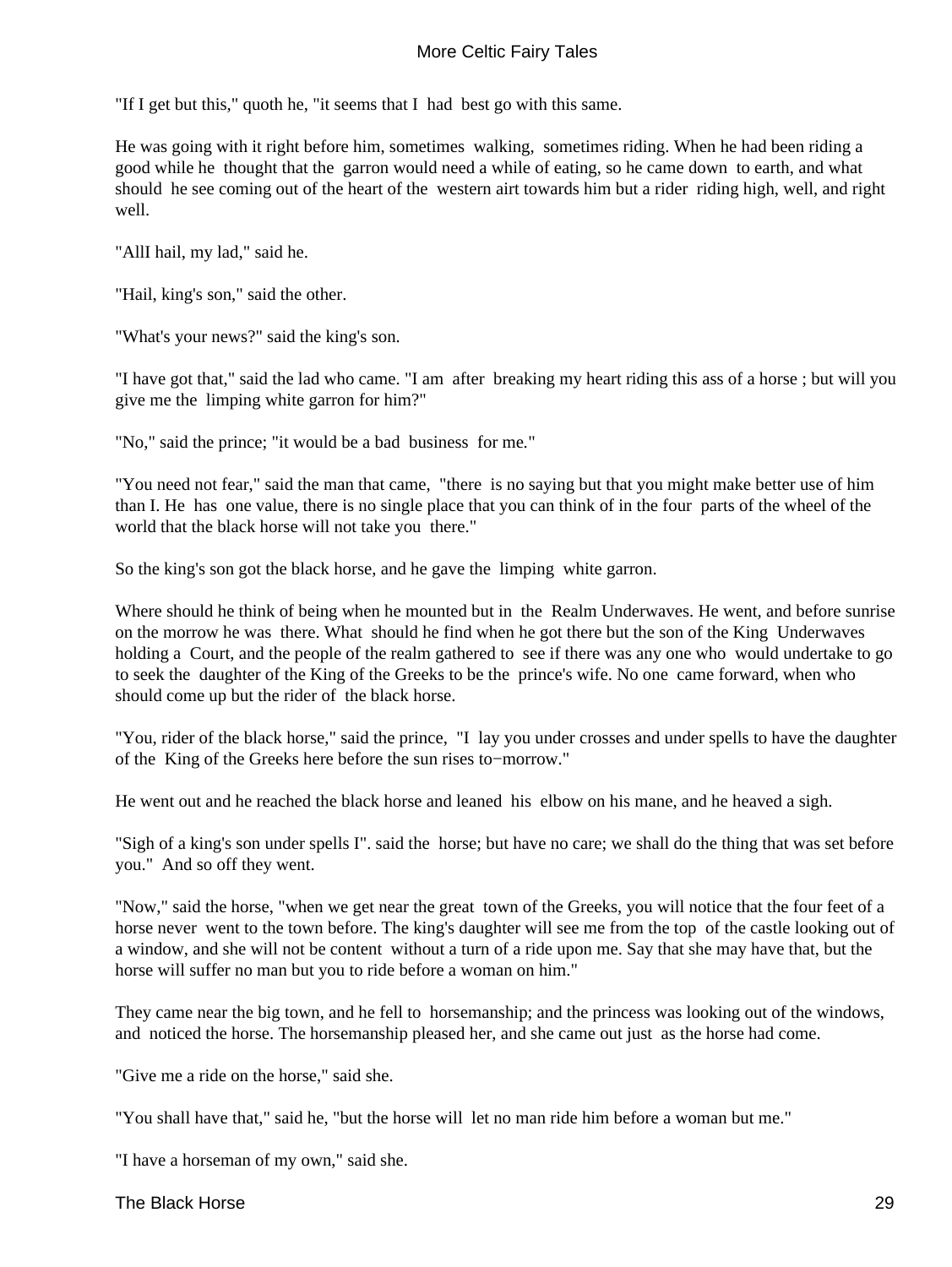"If I get but this," quoth he, "it seems that I had best go with this same.

He was going with it right before him, sometimes walking, sometimes riding. When he had been riding a good while he thought that the garron would need a while of eating, so he came down to earth, and what should he see coming out of the heart of the western airt towards him but a rider riding high, well, and right well.

"AllI hail, my lad," said he.

"Hail, king's son," said the other.

"What's your news?" said the king's son.

"I have got that," said the lad who came. "I am after breaking my heart riding this ass of a horse ; but will you give me the limping white garron for him?"

"No," said the prince; "it would be a bad business for me."

"You need not fear," said the man that came, "there is no saying but that you might make better use of him than I. He has one value, there is no single place that you can think of in the four parts of the wheel of the world that the black horse will not take you there."

So the king's son got the black horse, and he gave the limping white garron.

Where should he think of being when he mounted but in the Realm Underwaves. He went, and before sunrise on the morrow he was there. What should he find when he got there but the son of the King Underwaves holding a Court, and the people of the realm gathered to see if there was any one who would undertake to go to seek the daughter of the King of the Greeks to be the prince's wife. No one came forward, when who should come up but the rider of the black horse.

"You, rider of the black horse," said the prince, "I lay you under crosses and under spells to have the daughter of the King of the Greeks here before the sun rises to−morrow."

He went out and he reached the black horse and leaned his elbow on his mane, and he heaved a sigh.

"Sigh of a king's son under spells I". said the horse; but have no care; we shall do the thing that was set before you." And so off they went.

"Now," said the horse, "when we get near the great town of the Greeks, you will notice that the four feet of a horse never went to the town before. The king's daughter will see me from the top of the castle looking out of a window, and she will not be content without a turn of a ride upon me. Say that she may have that, but the horse will suffer no man but you to ride before a woman on him."

They came near the big town, and he fell to horsemanship; and the princess was looking out of the windows, and noticed the horse. The horsemanship pleased her, and she came out just as the horse had come.

"Give me a ride on the horse," said she.

"You shall have that," said he, "but the horse will let no man ride him before a woman but me."

"I have a horseman of my own," said she.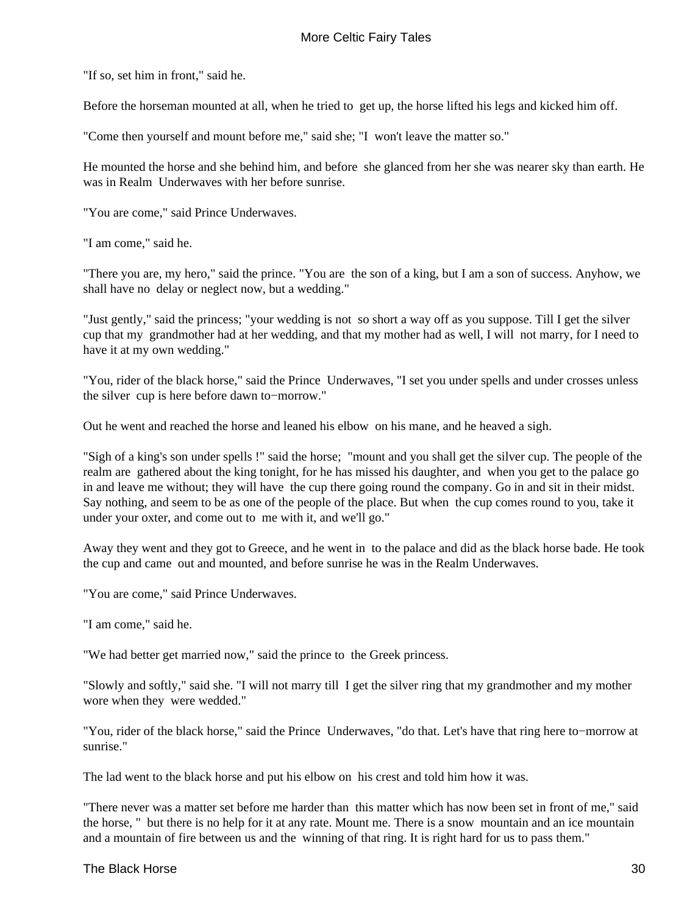"If so, set him in front," said he.

Before the horseman mounted at all, when he tried to get up, the horse lifted his legs and kicked him off.

"Come then yourself and mount before me," said she; "I won't leave the matter so."

He mounted the horse and she behind him, and before she glanced from her she was nearer sky than earth. He was in Realm Underwaves with her before sunrise.

"You are come," said Prince Underwaves.

"I am come," said he.

"There you are, my hero," said the prince. "You are the son of a king, but I am a son of success. Anyhow, we shall have no delay or neglect now, but a wedding."

"Just gently," said the princess; "your wedding is not so short a way off as you suppose. Till I get the silver cup that my grandmother had at her wedding, and that my mother had as well, I will not marry, for I need to have it at my own wedding."

"You, rider of the black horse," said the Prince Underwaves, "I set you under spells and under crosses unless the silver cup is here before dawn to−morrow."

Out he went and reached the horse and leaned his elbow on his mane, and he heaved a sigh.

"Sigh of a king's son under spells !" said the horse; "mount and you shall get the silver cup. The people of the realm are gathered about the king tonight, for he has missed his daughter, and when you get to the palace go in and leave me without; they will have the cup there going round the company. Go in and sit in their midst. Say nothing, and seem to be as one of the people of the place. But when the cup comes round to you, take it under your oxter, and come out to me with it, and we'll go."

Away they went and they got to Greece, and he went in to the palace and did as the black horse bade. He took the cup and came out and mounted, and before sunrise he was in the Realm Underwaves.

"You are come," said Prince Underwaves.

"I am come," said he.

"We had better get married now," said the prince to the Greek princess.

"Slowly and softly," said she. "I will not marry till I get the silver ring that my grandmother and my mother wore when they were wedded."

"You, rider of the black horse," said the Prince Underwaves, "do that. Let's have that ring here to−morrow at sunrise."

The lad went to the black horse and put his elbow on his crest and told him how it was.

"There never was a matter set before me harder than this matter which has now been set in front of me," said the horse, " but there is no help for it at any rate. Mount me. There is a snow mountain and an ice mountain and a mountain of fire between us and the winning of that ring. It is right hard for us to pass them."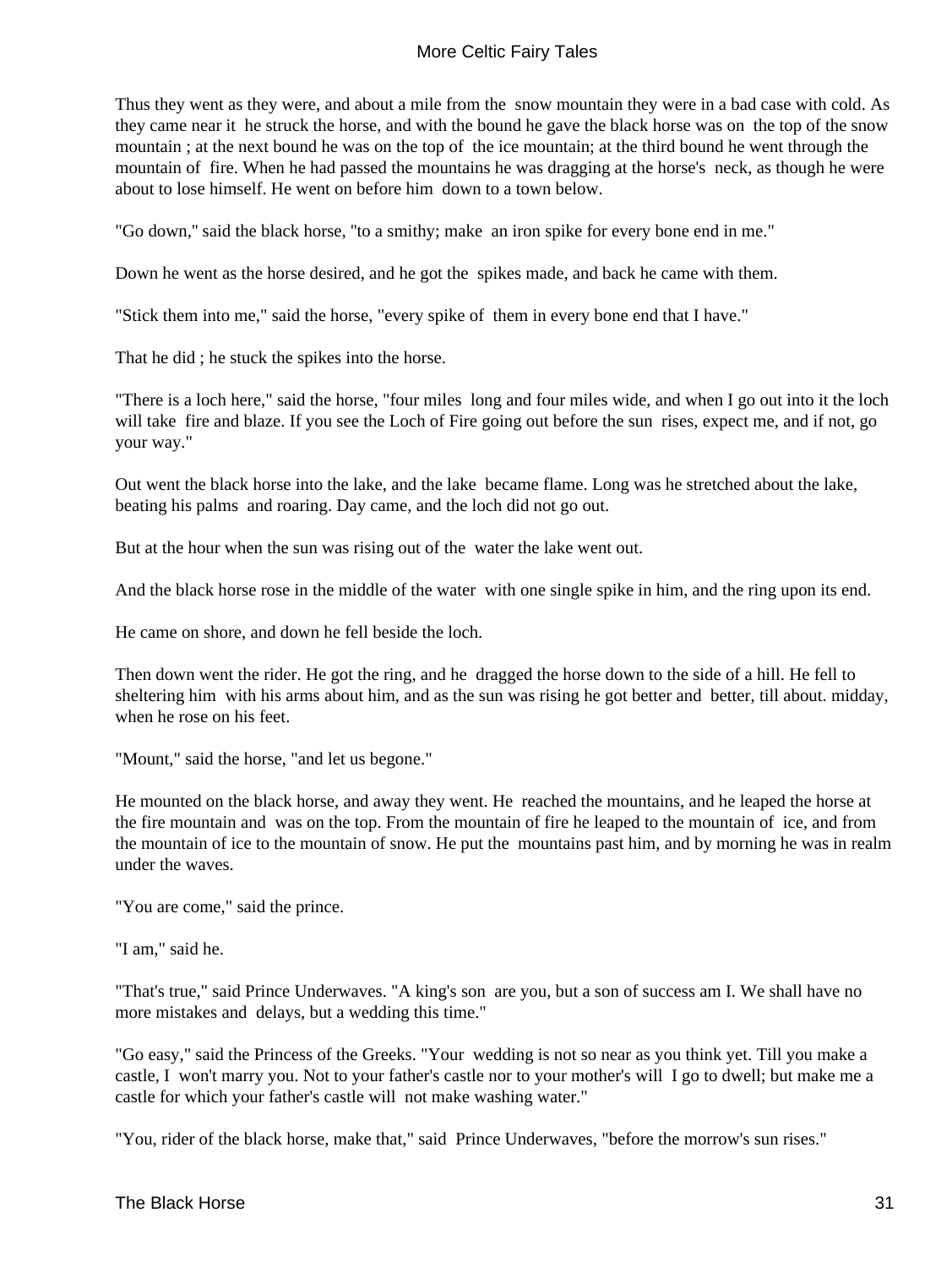Thus they went as they were, and about a mile from the snow mountain they were in a bad case with cold. As they came near it he struck the horse, and with the bound he gave the black horse was on the top of the snow mountain ; at the next bound he was on the top of the ice mountain; at the third bound he went through the mountain of fire. When he had passed the mountains he was dragging at the horse's neck, as though he were about to lose himself. He went on before him down to a town below.

"Go down," said the black horse, "to a smithy; make an iron spike for every bone end in me."

Down he went as the horse desired, and he got the spikes made, and back he came with them.

"Stick them into me," said the horse, "every spike of them in every bone end that I have."

That he did ; he stuck the spikes into the horse.

"There is a loch here," said the horse, "four miles long and four miles wide, and when I go out into it the loch will take fire and blaze. If you see the Loch of Fire going out before the sun rises, expect me, and if not, go your way."

Out went the black horse into the lake, and the lake became flame. Long was he stretched about the lake, beating his palms and roaring. Day came, and the loch did not go out.

But at the hour when the sun was rising out of the water the lake went out.

And the black horse rose in the middle of the water with one single spike in him, and the ring upon its end.

He came on shore, and down he fell beside the loch.

Then down went the rider. He got the ring, and he dragged the horse down to the side of a hill. He fell to sheltering him with his arms about him, and as the sun was rising he got better and better, till about. midday, when he rose on his feet.

"Mount," said the horse, "and let us begone."

He mounted on the black horse, and away they went. He reached the mountains, and he leaped the horse at the fire mountain and was on the top. From the mountain of fire he leaped to the mountain of ice, and from the mountain of ice to the mountain of snow. He put the mountains past him, and by morning he was in realm under the waves.

"You are come," said the prince.

"I am," said he.

"That's true," said Prince Underwaves. "A king's son are you, but a son of success am I. We shall have no more mistakes and delays, but a wedding this time."

"Go easy," said the Princess of the Greeks. "Your wedding is not so near as you think yet. Till you make a castle, I won't marry you. Not to your father's castle nor to your mother's will I go to dwell; but make me a castle for which your father's castle will not make washing water."

"You, rider of the black horse, make that," said Prince Underwaves, "before the morrow's sun rises."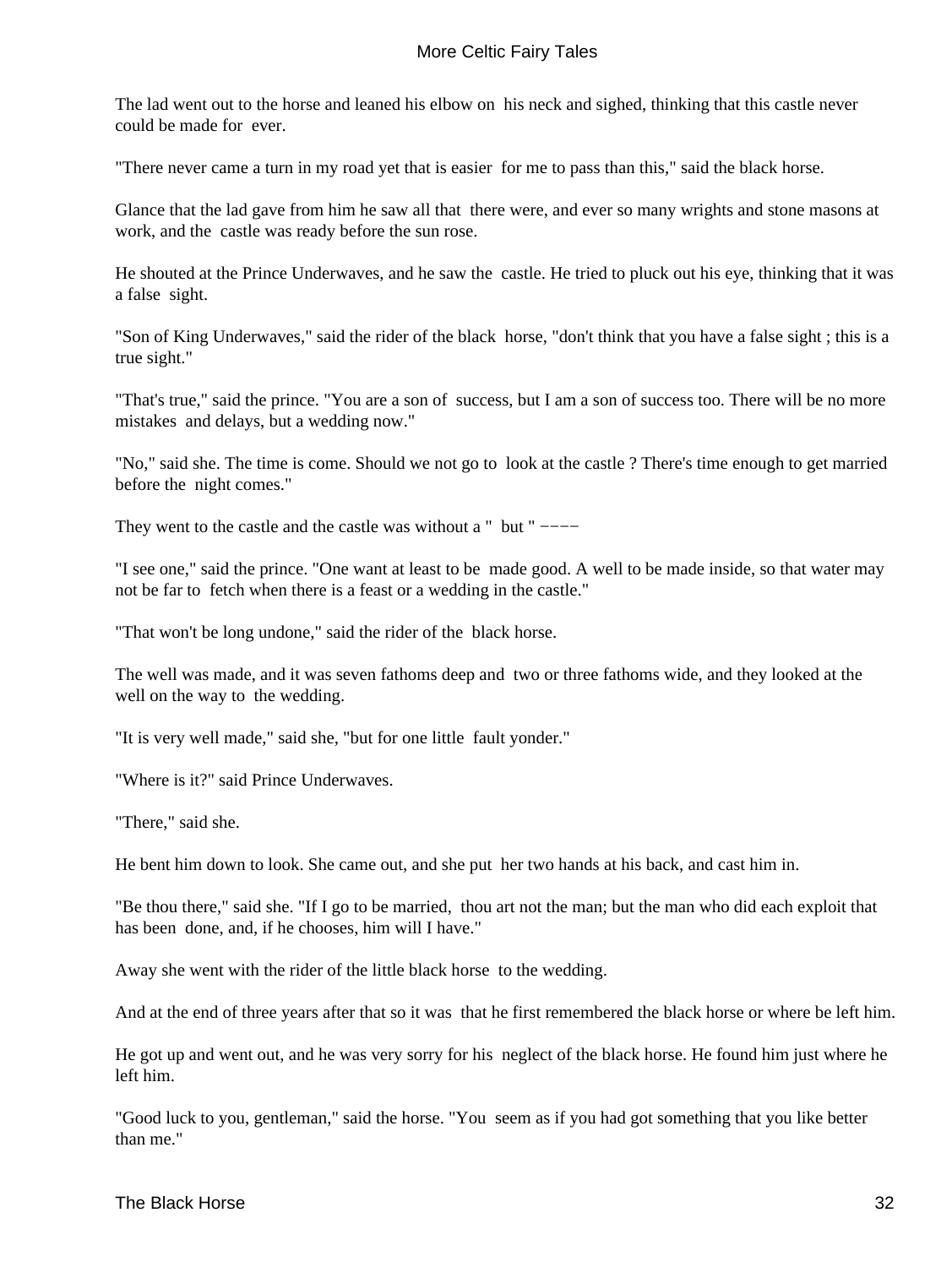The lad went out to the horse and leaned his elbow on his neck and sighed, thinking that this castle never could be made for ever.

"There never came a turn in my road yet that is easier for me to pass than this," said the black horse.

Glance that the lad gave from him he saw all that there were, and ever so many wrights and stone masons at work, and the castle was ready before the sun rose.

He shouted at the Prince Underwaves, and he saw the castle. He tried to pluck out his eye, thinking that it was a false sight.

"Son of King Underwaves," said the rider of the black horse, "don't think that you have a false sight ; this is a true sight."

"That's true," said the prince. "You are a son of success, but I am a son of success too. There will be no more mistakes and delays, but a wedding now."

"No," said she. The time is come. Should we not go to look at the castle ? There's time enough to get married before the night comes."

They went to the castle and the castle was without a " but " ----

"I see one," said the prince. "One want at least to be made good. A well to be made inside, so that water may not be far to fetch when there is a feast or a wedding in the castle."

"That won't be long undone," said the rider of the black horse.

The well was made, and it was seven fathoms deep and two or three fathoms wide, and they looked at the well on the way to the wedding.

"It is very well made," said she, "but for one little fault yonder."

"Where is it?" said Prince Underwaves.

"There," said she.

He bent him down to look. She came out, and she put her two hands at his back, and cast him in.

"Be thou there," said she. "If I go to be married, thou art not the man; but the man who did each exploit that has been done, and, if he chooses, him will I have."

Away she went with the rider of the little black horse to the wedding.

And at the end of three years after that so it was that he first remembered the black horse or where be left him.

He got up and went out, and he was very sorry for his neglect of the black horse. He found him just where he left him.

"Good luck to you, gentleman," said the horse. "You seem as if you had got something that you like better than me."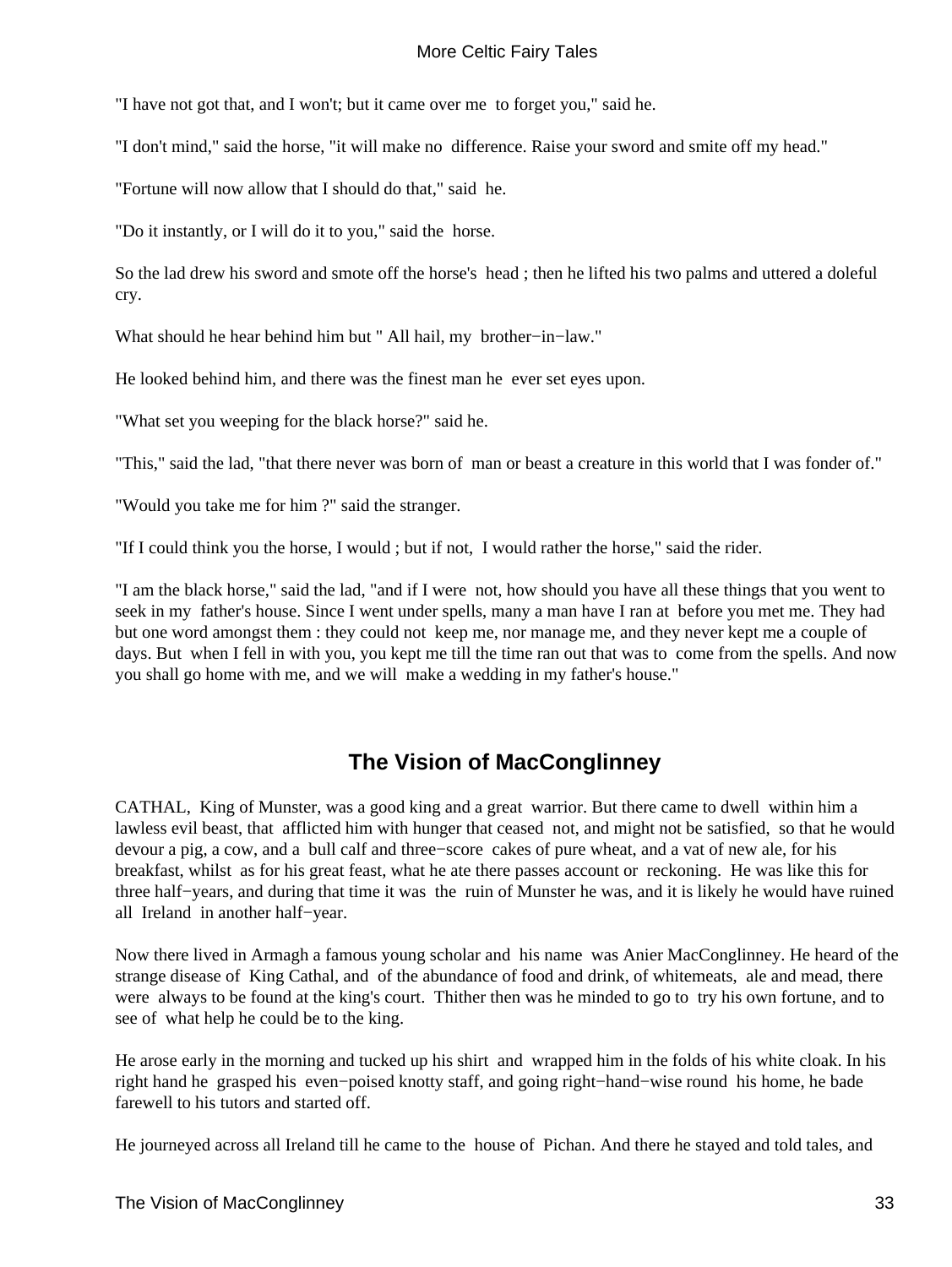"I have not got that, and I won't; but it came over me to forget you," said he.

"I don't mind," said the horse, "it will make no difference. Raise your sword and smite off my head."

"Fortune will now allow that I should do that," said he.

"Do it instantly, or I will do it to you," said the horse.

So the lad drew his sword and smote off the horse's head ; then he lifted his two palms and uttered a doleful cry.

What should he hear behind him but " All hail, my brother−in−law."

He looked behind him, and there was the finest man he ever set eyes upon.

"What set you weeping for the black horse?" said he.

"This," said the lad, "that there never was born of man or beast a creature in this world that I was fonder of."

"Would you take me for him ?" said the stranger.

"If I could think you the horse, I would ; but if not, I would rather the horse," said the rider.

"I am the black horse," said the lad, "and if I were not, how should you have all these things that you went to seek in my father's house. Since I went under spells, many a man have I ran at before you met me. They had but one word amongst them : they could not keep me, nor manage me, and they never kept me a couple of days. But when I fell in with you, you kept me till the time ran out that was to come from the spells. And now you shall go home with me, and we will make a wedding in my father's house."

## The Vision of MacConglinney

CATHAL, King of Munster, was a good king and a great warrior. But there came to dwell within him a lawless evil beast, that afflicted him with hunger that ceased not, and might not be satisfied, so that he would devour a pig, a cow, and a bull calf and three−score cakes of pure wheat, and a vat of new ale, for his breakfast, whilst as for his great feast, what he ate there passes account or reckoning. He was like this for three half−years, and during that time it was the ruin of Munster he was, and it is likely he would have ruined all Ireland in another half−year.

Now there lived in Armagh a famous young scholar and his name was Anier MacConglinney. He heard of the strange disease of King Cathal, and of the abundance of food and drink, of whitemeats, ale and mead, there were always to be found at the king's court. Thither then was he minded to go to try his own fortune, and to see of what help he could be to the king.

He arose early in the morning and tucked up his shirt and wrapped him in the folds of his white cloak. In his right hand he grasped his even−poised knotty staff, and going right−hand−wise round his home, he bade farewell to his tutors and started off.

He journeyed across all Ireland till he came to the house of Pichan. And there he stayed and told tales, and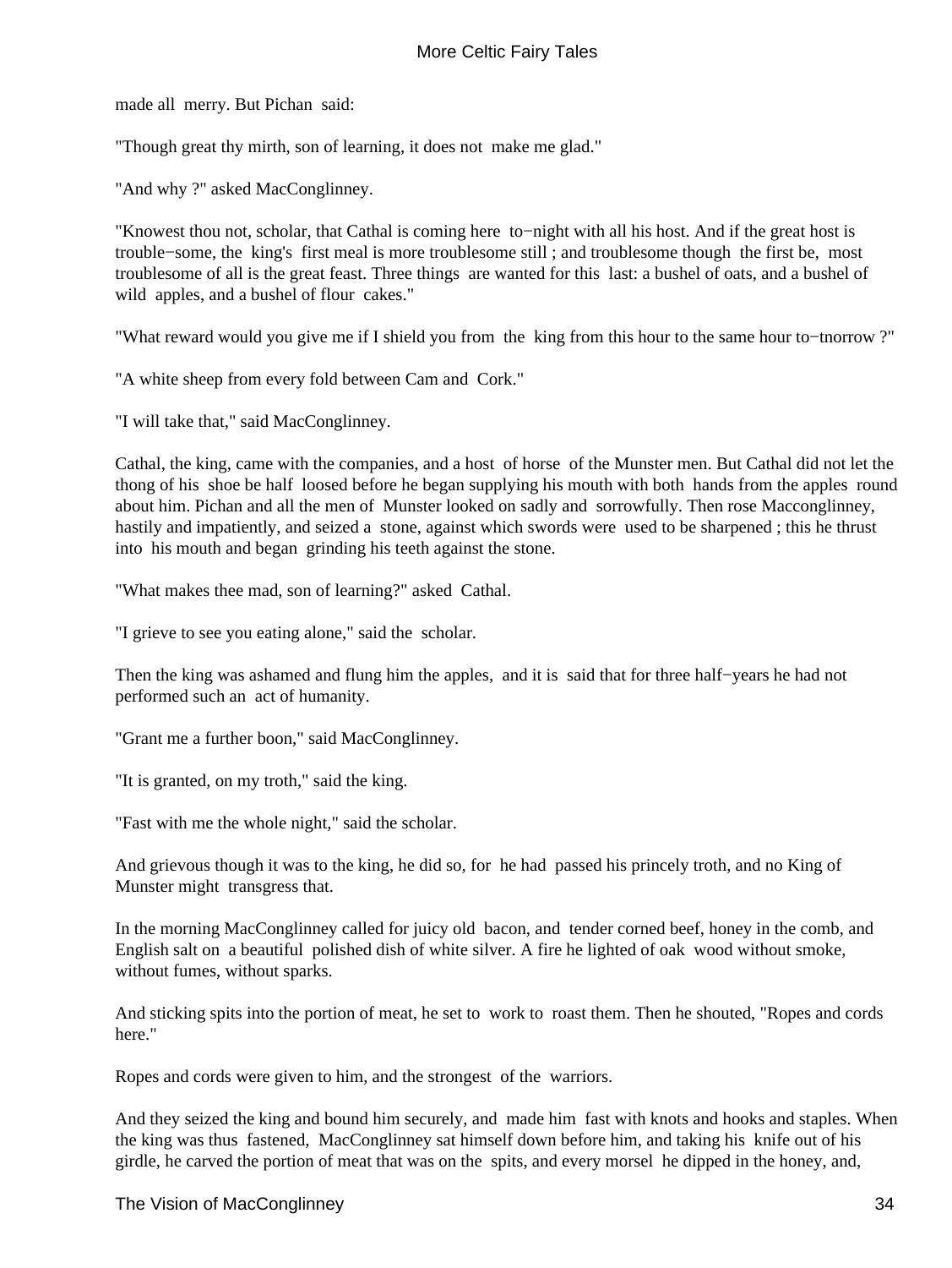made all merry. But Pichan said:

"Though great thy mirth, son of learning, it does not make me glad."

"And why ?" asked MacConglinney.

"Knowest thou not, scholar, that Cathal is coming here to−night with all his host. And if the great host is trouble−some, the king's first meal is more troublesome still ; and troublesome though the first be, most troublesome of all is the great feast. Three things are wanted for this last: a bushel of oats, and a bushel of wild apples, and a bushel of flour cakes."

"What reward would you give me if I shield you from the king from this hour to the same hour to−tnorrow ?"

"A white sheep from every fold between Cam and Cork."

"I will take that," said MacConglinney.

Cathal, the king, came with the companies, and a host of horse of the Munster men. But Cathal did not let the thong of his shoe be half loosed before he began supplying his mouth with both hands from the apples round about him. Pichan and all the men of Munster looked on sadly and sorrowfully. Then rose Macconglinney, hastily and impatiently, and seized a stone, against which swords were used to be sharpened ; this he thrust into his mouth and began grinding his teeth against the stone.

"What makes thee mad, son of learning?" asked Cathal.

"I grieve to see you eating alone," said the scholar.

Then the king was ashamed and flung him the apples, and it is said that for three half−years he had not performed such an act of humanity.

"Grant me a further boon," said MacConglinney.

"It is granted, on my troth," said the king.

"Fast with me the whole night," said the scholar.

And grievous though it was to the king, he did so, for he had passed his princely troth, and no King of Munster might transgress that.

In the morning MacConglinney called for juicy old bacon, and tender corned beef, honey in the comb, and English salt on a beautiful polished dish of white silver. A fire he lighted of oak wood without smoke, without fumes, without sparks.

And sticking spits into the portion of meat, he set to work to roast them. Then he shouted, "Ropes and cords here."

Ropes and cords were given to him, and the strongest of the warriors.

And they seized the king and bound him securely, and made him fast with knots and hooks and staples. When the king was thus fastened, MacConglinney sat himself down before him, and taking his knife out of his girdle, he carved the portion of meat that was on the spits, and every morsel he dipped in the honey, and,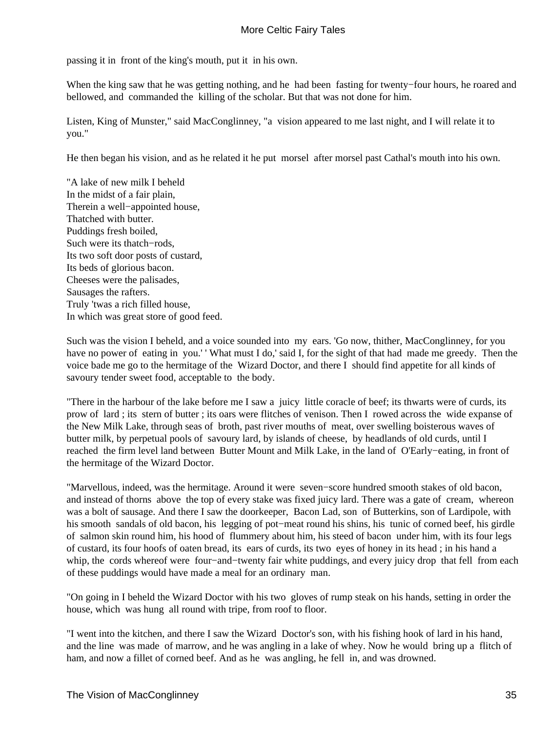passing it in front of the king's mouth, put it in his own.

When the king saw that he was getting nothing, and he had been fasting for twenty−four hours, he roared and bellowed, and commanded the killing of the scholar. But that was not done for him.

Listen, King of Munster," said MacConglinney, "a vision appeared to me last night, and I will relate it to you."

He then began his vision, and as he related it he put morsel after morsel past Cathal's mouth into his own.

"A lake of new milk I beheld  
In the midst of a fair plain,  
Therein a well−appointed house,  
Thatched with butter.  
Puddings fresh boiled,  
Such were its thatch−rods,  
Its two soft door posts of custard,  
Its beds of glorious bacon.  
Cheeses were the palisades,  
Sausages the rafters.  
Truly 'twas a rich filled house,  
In which was great store of good feed.

Such was the vision I beheld, and a voice sounded into my ears. 'Go now, thither, MacConglinney, for you have no power of eating in you.' ' What must I do,' said I, for the sight of that had made me greedy. Then the voice bade me go to the hermitage of the Wizard Doctor, and there I should find appetite for all kinds of savoury tender sweet food, acceptable to the body.

"There in the harbour of the lake before me I saw a juicy little coracle of beef; its thwarts were of curds, its prow of lard ; its stern of butter ; its oars were flitches of venison. Then I rowed across the wide expanse of the New Milk Lake, through seas of broth, past river mouths of meat, over swelling boisterous waves of butter milk, by perpetual pools of savoury lard, by islands of cheese, by headlands of old curds, until I reached the firm level land between Butter Mount and Milk Lake, in the land of O'Early−eating, in front of the hermitage of the Wizard Doctor.

"Marvellous, indeed, was the hermitage. Around it were seven−score hundred smooth stakes of old bacon, and instead of thorns above the top of every stake was fixed juicy lard. There was a gate of cream, whereon was a bolt of sausage. And there I saw the doorkeeper, Bacon Lad, son of Butterkins, son of Lardipole, with his smooth sandals of old bacon, his legging of pot−meat round his shins, his tunic of corned beef, his girdle of salmon skin round him, his hood of flummery about him, his steed of bacon under him, with its four legs of custard, its four hoofs of oaten bread, its ears of curds, its two eyes of honey in its head ; in his hand a whip, the cords whereof were four−and−twenty fair white puddings, and every juicy drop that fell from each of these puddings would have made a meal for an ordinary man.

"On going in I beheld the Wizard Doctor with his two gloves of rump steak on his hands, setting in order the house, which was hung all round with tripe, from roof to floor.

"I went into the kitchen, and there I saw the Wizard Doctor's son, with his fishing hook of lard in his hand, and the line was made of marrow, and he was angling in a lake of whey. Now he would bring up a flitch of ham, and now a fillet of corned beef. And as he was angling, he fell in, and was drowned.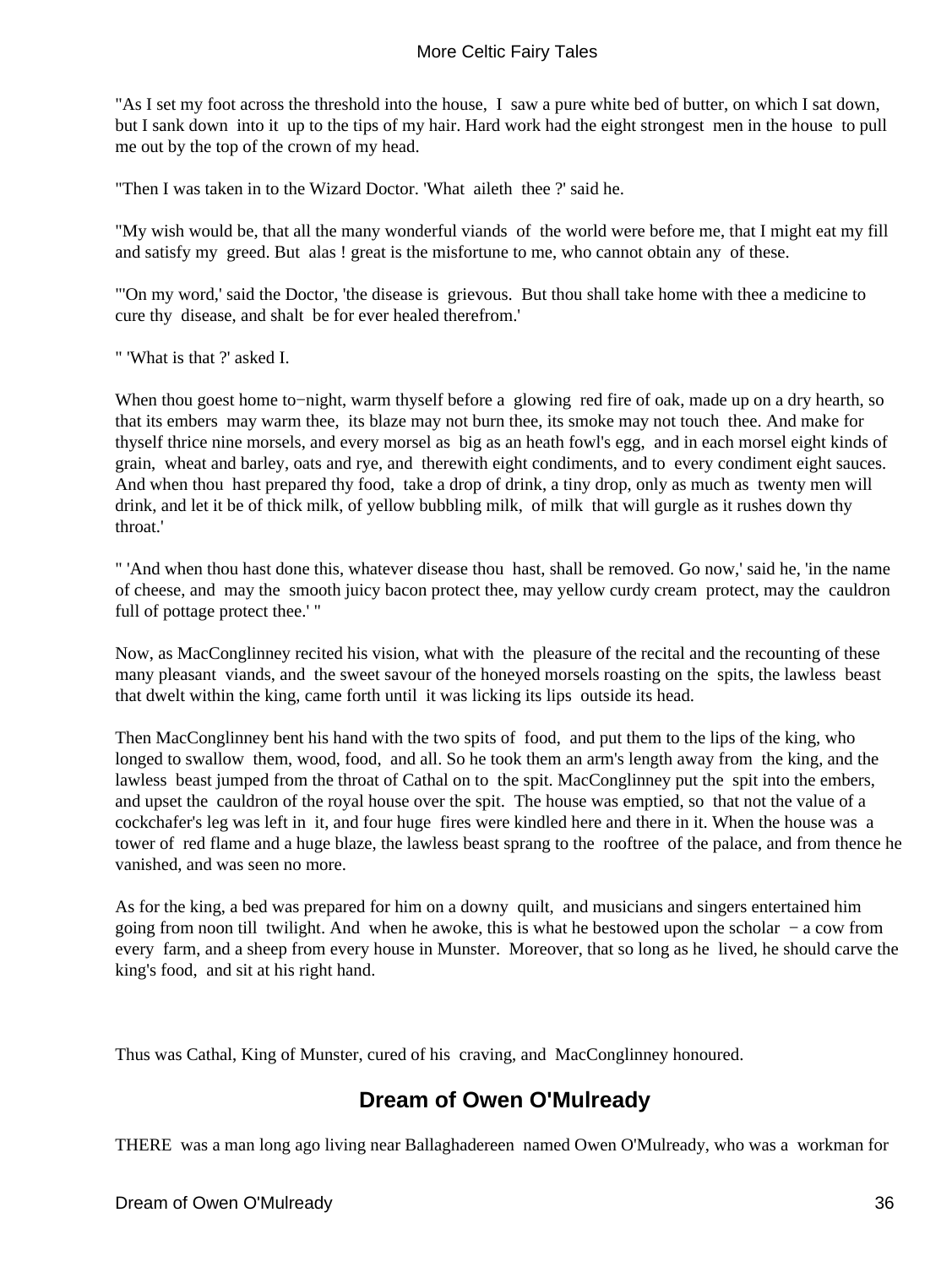"As I set my foot across the threshold into the house, I saw a pure white bed of butter, on which I sat down, but I sank down into it up to the tips of my hair. Hard work had the eight strongest men in the house to pull me out by the top of the crown of my head.

"Then I was taken in to the Wizard Doctor. 'What aileth thee ?' said he.

"My wish would be, that all the many wonderful viands of the world were before me, that I might eat my fill and satisfy my greed. But alas ! great is the misfortune to me, who cannot obtain any of these.

"'On my word,' said the Doctor, 'the disease is grievous. But thou shall take home with thee a medicine to cure thy disease, and shalt be for ever healed therefrom.'

" 'What is that ?' asked I.

When thou goest home to−night, warm thyself before a glowing red fire of oak, made up on a dry hearth, so that its embers may warm thee, its blaze may not burn thee, its smoke may not touch thee. And make for thyself thrice nine morsels, and every morsel as big as an heath fowl's egg, and in each morsel eight kinds of grain, wheat and barley, oats and rye, and therewith eight condiments, and to every condiment eight sauces. And when thou hast prepared thy food, take a drop of drink, a tiny drop, only as much as twenty men will drink, and let it be of thick milk, of yellow bubbling milk, of milk that will gurgle as it rushes down thy throat.'

" 'And when thou hast done this, whatever disease thou hast, shall be removed. Go now,' said he, 'in the name of cheese, and may the smooth juicy bacon protect thee, may yellow curdy cream protect, may the cauldron full of pottage protect thee.' "

Now, as MacConglinney recited his vision, what with the pleasure of the recital and the recounting of these many pleasant viands, and the sweet savour of the honeyed morsels roasting on the spits, the lawless beast that dwelt within the king, came forth until it was licking its lips outside its head.

Then MacConglinney bent his hand with the two spits of food, and put them to the lips of the king, who longed to swallow them, wood, food, and all. So he took them an arm's length away from the king, and the lawless beast jumped from the throat of Cathal on to the spit. MacConglinney put the spit into the embers, and upset the cauldron of the royal house over the spit. The house was emptied, so that not the value of a cockchafer's leg was left in it, and four huge fires were kindled here and there in it. When the house was a tower of red flame and a huge blaze, the lawless beast sprang to the rooftree of the palace, and from thence he vanished, and was seen no more.

As for the king, a bed was prepared for him on a downy quilt, and musicians and singers entertained him going from noon till twilight. And when he awoke, this is what he bestowed upon the scholar − a cow from every farm, and a sheep from every house in Munster. Moreover, that so long as he lived, he should carve the king's food, and sit at his right hand.

Thus was Cathal, King of Munster, cured of his craving, and MacConglinney honoured.

## Dream of Owen O'Mulready

THERE was a man long ago living near Ballaghadereen named Owen O'Mulready, who was a workman for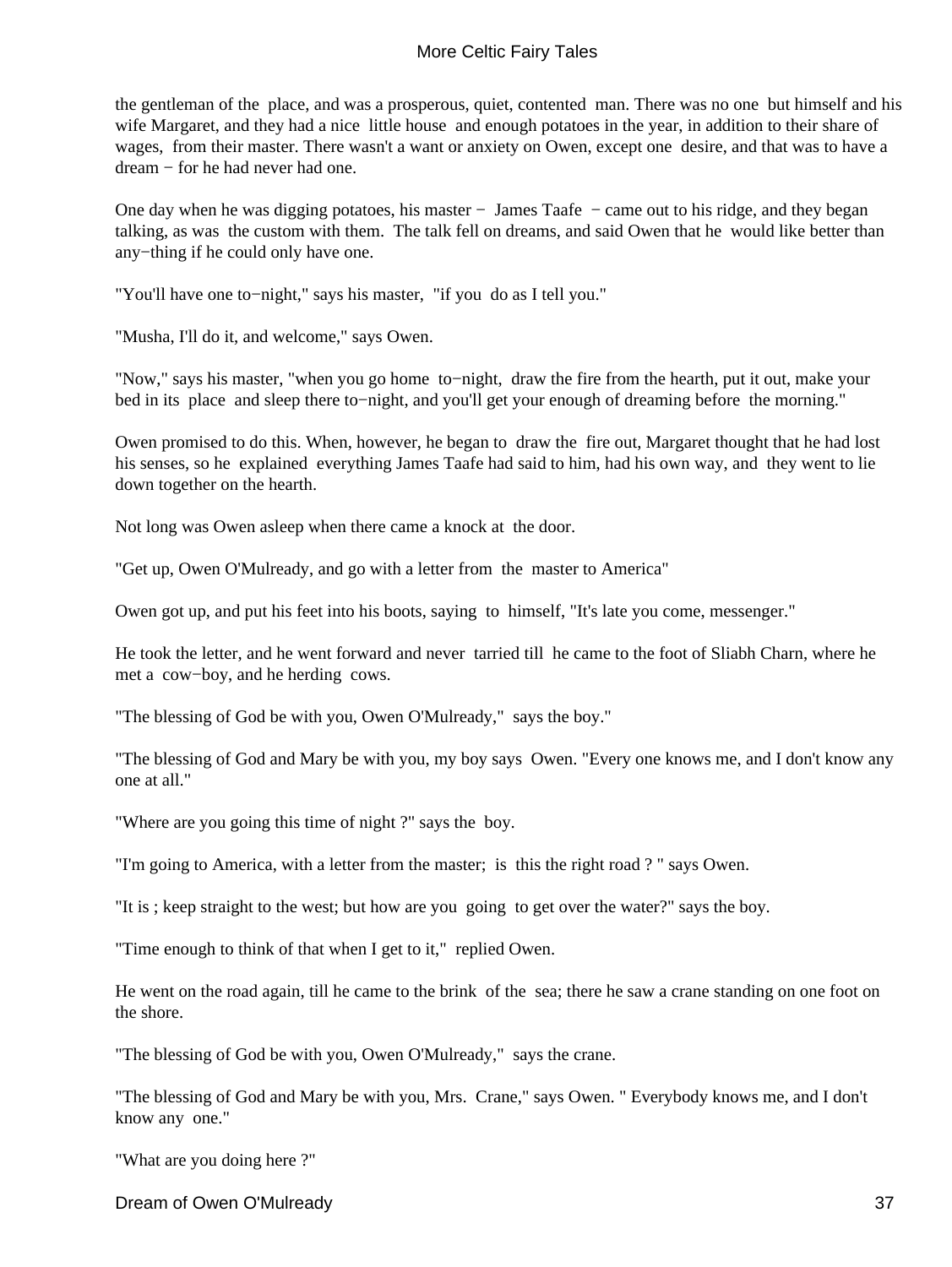the gentleman of the place, and was a prosperous, quiet, contented man. There was no one but himself and his wife Margaret, and they had a nice little house and enough potatoes in the year, in addition to their share of wages, from their master. There wasn't a want or anxiety on Owen, except one desire, and that was to have a dream − for he had never had one.

One day when he was digging potatoes, his master − James Taafe − came out to his ridge, and they began talking, as was the custom with them. The talk fell on dreams, and said Owen that he would like better than any−thing if he could only have one.

"You'll have one to−night," says his master, "if you do as I tell you."

"Musha, I'll do it, and welcome," says Owen.

"Now," says his master, "when you go home to−night, draw the fire from the hearth, put it out, make your bed in its place and sleep there to−night, and you'll get your enough of dreaming before the morning."

Owen promised to do this. When, however, he began to draw the fire out, Margaret thought that he had lost his senses, so he explained everything James Taafe had said to him, had his own way, and they went to lie down together on the hearth.

Not long was Owen asleep when there came a knock at the door.

"Get up, Owen O'Mulready, and go with a letter from the master to America"

Owen got up, and put his feet into his boots, saying to himself, "It's late you come, messenger."

He took the letter, and he went forward and never tarried till he came to the foot of Sliabh Charn, where he met a cow−boy, and he herding cows.

"The blessing of God be with you, Owen O'Mulready," says the boy."

"The blessing of God and Mary be with you, my boy says Owen. "Every one knows me, and I don't know any one at all."

"Where are you going this time of night ?" says the boy.

"I'm going to America, with a letter from the master; is this the right road ? " says Owen.

"It is ; keep straight to the west; but how are you going to get over the water?" says the boy.

"Time enough to think of that when I get to it," replied Owen.

He went on the road again, till he came to the brink of the sea; there he saw a crane standing on one foot on the shore.

"The blessing of God be with you, Owen O'Mulready," says the crane.

"The blessing of God and Mary be with you, Mrs. Crane," says Owen. " Everybody knows me, and I don't know any one."

"What are you doing here ?"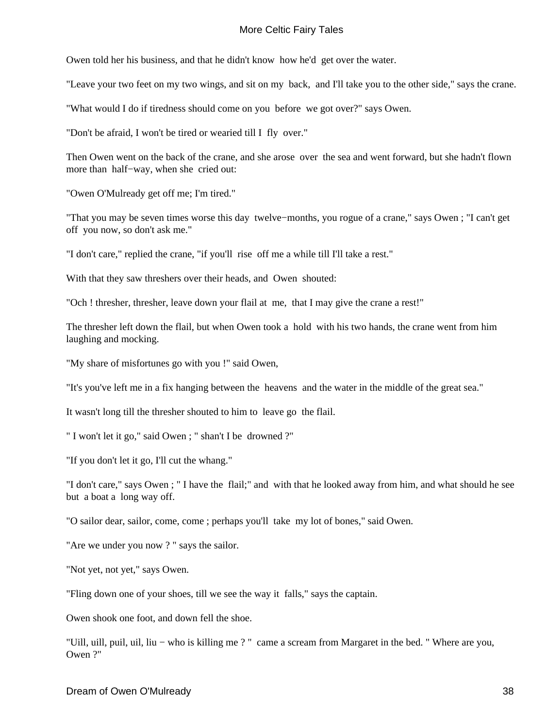Owen told her his business, and that he didn't know how he'd get over the water.

"Leave your two feet on my two wings, and sit on my back, and I'll take you to the other side," says the crane.

"What would I do if tiredness should come on you before we got over?" says Owen.

"Don't be afraid, I won't be tired or wearied till I fly over."

Then Owen went on the back of the crane, and she arose over the sea and went forward, but she hadn't flown more than half−way, when she cried out:

"Owen O'Mulready get off me; I'm tired."

"That you may be seven times worse this day twelve−months, you rogue of a crane," says Owen ; "I can't get off you now, so don't ask me."

"I don't care," replied the crane, "if you'll rise off me a while till I'll take a rest."

With that they saw threshers over their heads, and Owen shouted:

"Och ! thresher, thresher, leave down your flail at me, that I may give the crane a rest!"

The thresher left down the flail, but when Owen took a hold with his two hands, the crane went from him laughing and mocking.

"My share of misfortunes go with you !" said Owen,

"It's you've left me in a fix hanging between the heavens and the water in the middle of the great sea."

It wasn't long till the thresher shouted to him to leave go the flail.

" I won't let it go," said Owen ; " shan't I be drowned ?"

"If you don't let it go, I'll cut the whang."

"I don't care," says Owen ; " I have the flail;" and with that he looked away from him, and what should he see but a boat a long way off.

"O sailor dear, sailor, come, come ; perhaps you'll take my lot of bones," said Owen.

"Are we under you now ? " says the sailor.

"Not yet, not yet," says Owen.

"Fling down one of your shoes, till we see the way it falls," says the captain.

Owen shook one foot, and down fell the shoe.

"Uill, uill, puil, uil, liu − who is killing me ? " came a scream from Margaret in the bed. " Where are you, Owen ?"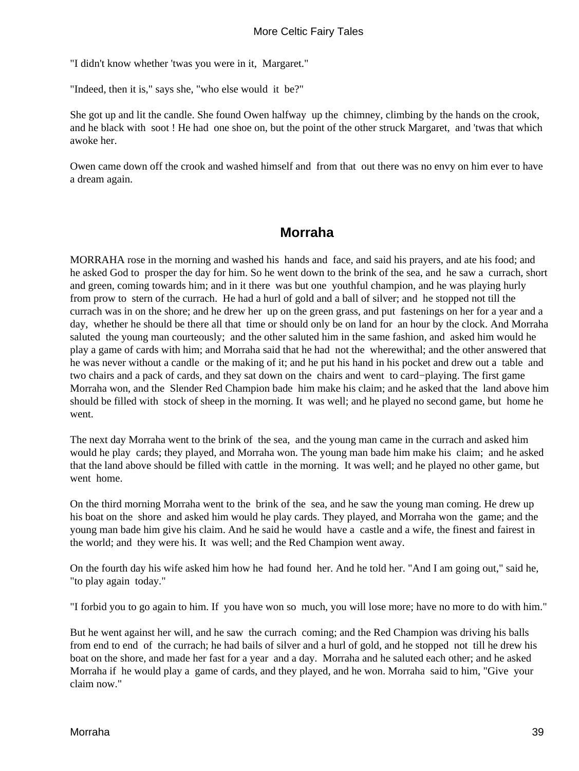"I didn't know whether 'twas you were in it, Margaret."

"Indeed, then it is," says she, "who else would it be?"

She got up and lit the candle. She found Owen halfway up the chimney, climbing by the hands on the crook, and he black with soot ! He had one shoe on, but the point of the other struck Margaret, and 'twas that which awoke her.

Owen came down off the crook and washed himself and from that out there was no envy on him ever to have a dream again.

## Morraha

MORRAHA rose in the morning and washed his hands and face, and said his prayers, and ate his food; and he asked God to prosper the day for him. So he went down to the brink of the sea, and he saw a currach, short and green, coming towards him; and in it there was but one youthful champion, and he was playing hurly from prow to stern of the currach. He had a hurl of gold and a ball of silver; and he stopped not till the currach was in on the shore; and he drew her up on the green grass, and put fastenings on her for a year and a day, whether he should be there all that time or should only be on land for an hour by the clock. And Morraha saluted the young man courteously; and the other saluted him in the same fashion, and asked him would he play a game of cards with him; and Morraha said that he had not the wherewithal; and the other answered that he was never without a candle or the making of it; and he put his hand in his pocket and drew out a table and two chairs and a pack of cards, and they sat down on the chairs and went to card−playing. The first game Morraha won, and the Slender Red Champion bade him make his claim; and he asked that the land above him should be filled with stock of sheep in the morning. It was well; and he played no second game, but home he went.

The next day Morraha went to the brink of the sea, and the young man came in the currach and asked him would he play cards; they played, and Morraha won. The young man bade him make his claim; and he asked that the land above should be filled with cattle in the morning. It was well; and he played no other game, but went home.

On the third morning Morraha went to the brink of the sea, and he saw the young man coming. He drew up his boat on the shore and asked him would he play cards. They played, and Morraha won the game; and the young man bade him give his claim. And he said he would have a castle and a wife, the finest and fairest in the world; and they were his. It was well; and the Red Champion went away.

On the fourth day his wife asked him how he had found her. And he told her. "And I am going out," said he, "to play again today."

"I forbid you to go again to him. If you have won so much, you will lose more; have no more to do with him."

But he went against her will, and he saw the currach coming; and the Red Champion was driving his balls from end to end of the currach; he had bails of silver and a hurl of gold, and he stopped not till he drew his boat on the shore, and made her fast for a year and a day. Morraha and he saluted each other; and he asked Morraha if he would play a game of cards, and they played, and he won. Morraha said to him, "Give your claim now."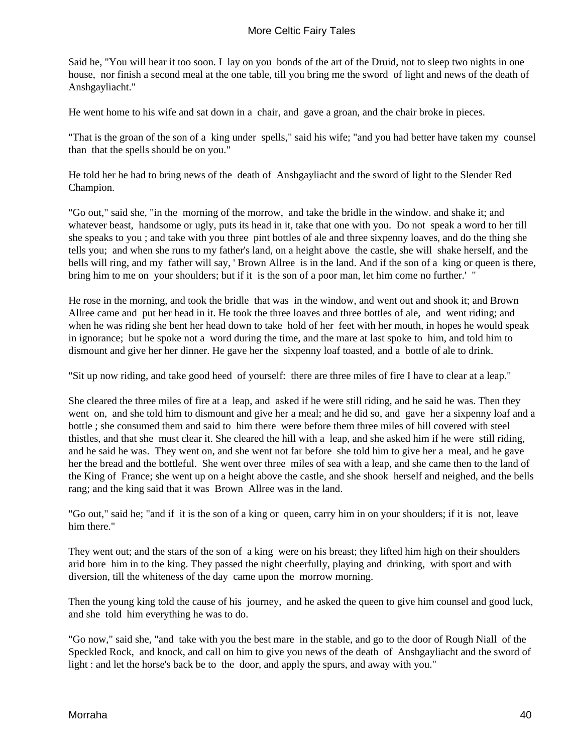Said he, "You will hear it too soon. I lay on you bonds of the art of the Druid, not to sleep two nights in one house, nor finish a second meal at the one table, till you bring me the sword of light and news of the death of Anshgayliacht."

He went home to his wife and sat down in a chair, and gave a groan, and the chair broke in pieces.

"That is the groan of the son of a king under spells," said his wife; "and you had better have taken my counsel than that the spells should be on you."

He told her he had to bring news of the death of Anshgayliacht and the sword of light to the Slender Red Champion.

"Go out," said she, "in the morning of the morrow, and take the bridle in the window. and shake it; and whatever beast, handsome or ugly, puts its head in it, take that one with you. Do not speak a word to her till she speaks to you ; and take with you three pint bottles of ale and three sixpenny loaves, and do the thing she tells you; and when she runs to my father's land, on a height above the castle, she will shake herself, and the bells will ring, and my father will say, ' Brown Allree is in the land. And if the son of a king or queen is there, bring him to me on your shoulders; but if it is the son of a poor man, let him come no further.' "

He rose in the morning, and took the bridle that was in the window, and went out and shook it; and Brown Allree came and put her head in it. He took the three loaves and three bottles of ale, and went riding; and when he was riding she bent her head down to take hold of her feet with her mouth, in hopes he would speak in ignorance; but he spoke not a word during the time, and the mare at last spoke to him, and told him to dismount and give her her dinner. He gave her the sixpenny loaf toasted, and a bottle of ale to drink.

"Sit up now riding, and take good heed of yourself: there are three miles of fire I have to clear at a leap."

She cleared the three miles of fire at a leap, and asked if he were still riding, and he said he was. Then they went on, and she told him to dismount and give her a meal; and he did so, and gave her a sixpenny loaf and a bottle ; she consumed them and said to him there were before them three miles of hill covered with steel thistles, and that she must clear it. She cleared the hill with a leap, and she asked him if he were still riding, and he said he was. They went on, and she went not far before she told him to give her a meal, and he gave her the bread and the bottleful. She went over three miles of sea with a leap, and she came then to the land of the King of France; she went up on a height above the castle, and she shook herself and neighed, and the bells rang; and the king said that it was Brown Allree was in the land.

"Go out," said he; "and if it is the son of a king or queen, carry him in on your shoulders; if it is not, leave him there."

They went out; and the stars of the son of a king were on his breast; they lifted him high on their shoulders arid bore him in to the king. They passed the night cheerfully, playing and drinking, with sport and with diversion, till the whiteness of the day came upon the morrow morning.

Then the young king told the cause of his journey, and he asked the queen to give him counsel and good luck, and she told him everything he was to do.

"Go now," said she, "and take with you the best mare in the stable, and go to the door of Rough Niall of the Speckled Rock, and knock, and call on him to give you news of the death of Anshgayliacht and the sword of light : and let the horse's back be to the door, and apply the spurs, and away with you."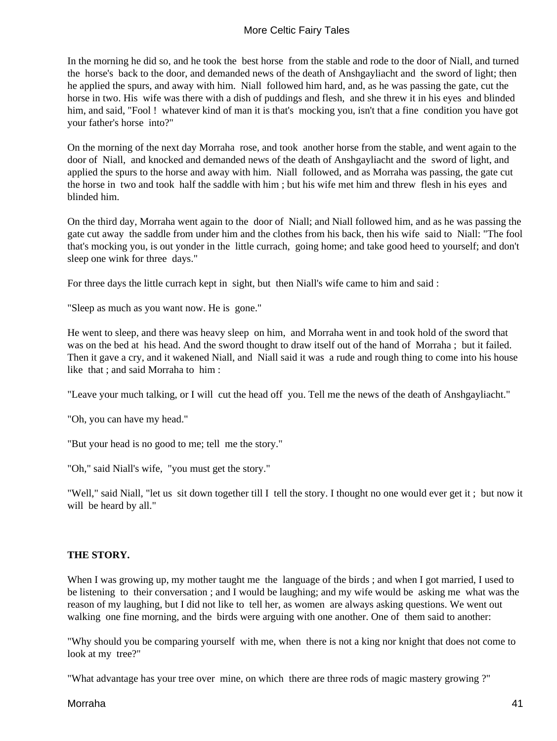In the morning he did so, and he took the best horse from the stable and rode to the door of Niall, and turned the horse's back to the door, and demanded news of the death of Anshgayliacht and the sword of light; then he applied the spurs, and away with him. Niall followed him hard, and, as he was passing the gate, cut the horse in two. His wife was there with a dish of puddings and flesh, and she threw it in his eyes and blinded him, and said, "Fool ! whatever kind of man it is that's mocking you, isn't that a fine condition you have got your father's horse into?"

On the morning of the next day Morraha rose, and took another horse from the stable, and went again to the door of Niall, and knocked and demanded news of the death of Anshgayliacht and the sword of light, and applied the spurs to the horse and away with him. Niall followed, and as Morraha was passing, the gate cut the horse in two and took half the saddle with him ; but his wife met him and threw flesh in his eyes and blinded him.

On the third day, Morraha went again to the door of Niall; and Niall followed him, and as he was passing the gate cut away the saddle from under him and the clothes from his back, then his wife said to Niall: "The fool that's mocking you, is out yonder in the little currach, going home; and take good heed to yourself; and don't sleep one wink for three days."

For three days the little currach kept in sight, but then Niall's wife came to him and said :

"Sleep as much as you want now. He is gone."

He went to sleep, and there was heavy sleep on him, and Morraha went in and took hold of the sword that was on the bed at his head. And the sword thought to draw itself out of the hand of Morraha ; but it failed. Then it gave a cry, and it wakened Niall, and Niall said it was a rude and rough thing to come into his house like that ; and said Morraha to him :

"Leave your much talking, or I will cut the head off you. Tell me the news of the death of Anshgayliacht."

"Oh, you can have my head."

"But your head is no good to me; tell me the story."

"Oh," said Niall's wife, "you must get the story."

"Well," said Niall, "let us sit down together till I tell the story. I thought no one would ever get it ; but now it will be heard by all."

**THE STORY.**

When I was growing up, my mother taught me the language of the birds ; and when I got married, I used to be listening to their conversation ; and I would be laughing; and my wife would be asking me what was the reason of my laughing, but I did not like to tell her, as women are always asking questions. We went out walking one fine morning, and the birds were arguing with one another. One of them said to another:

"Why should you be comparing yourself with me, when there is not a king nor knight that does not come to look at my tree?"

"What advantage has your tree over mine, on which there are three rods of magic mastery growing ?"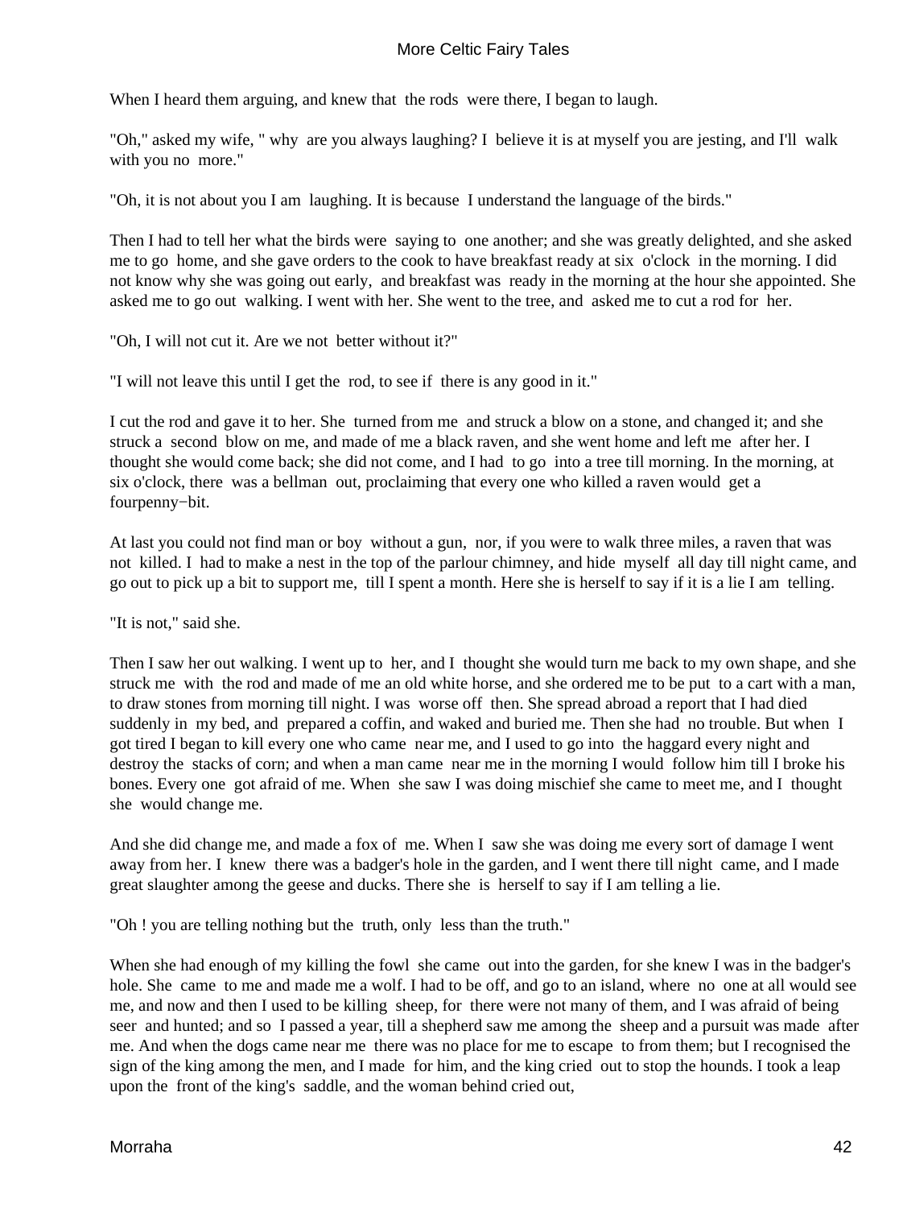When I heard them arguing, and knew that the rods were there, I began to laugh.

"Oh," asked my wife, " why are you always laughing? I believe it is at myself you are jesting, and I'll walk with you no more."

"Oh, it is not about you I am laughing. It is because I understand the language of the birds."

Then I had to tell her what the birds were saying to one another; and she was greatly delighted, and she asked me to go home, and she gave orders to the cook to have breakfast ready at six o'clock in the morning. I did not know why she was going out early, and breakfast was ready in the morning at the hour she appointed. She asked me to go out walking. I went with her. She went to the tree, and asked me to cut a rod for her.

"Oh, I will not cut it. Are we not better without it?"

"I will not leave this until I get the rod, to see if there is any good in it."

I cut the rod and gave it to her. She turned from me and struck a blow on a stone, and changed it; and she struck a second blow on me, and made of me a black raven, and she went home and left me after her. I thought she would come back; she did not come, and I had to go into a tree till morning. In the morning, at six o'clock, there was a bellman out, proclaiming that every one who killed a raven would get a fourpenny−bit.

At last you could not find man or boy without a gun, nor, if you were to walk three miles, a raven that was not killed. I had to make a nest in the top of the parlour chimney, and hide myself all day till night came, and go out to pick up a bit to support me, till I spent a month. Here she is herself to say if it is a lie I am telling.

"It is not," said she.

Then I saw her out walking. I went up to her, and I thought she would turn me back to my own shape, and she struck me with the rod and made of me an old white horse, and she ordered me to be put to a cart with a man, to draw stones from morning till night. I was worse off then. She spread abroad a report that I had died suddenly in my bed, and prepared a coffin, and waked and buried me. Then she had no trouble. But when I got tired I began to kill every one who came near me, and I used to go into the haggard every night and destroy the stacks of corn; and when a man came near me in the morning I would follow him till I broke his bones. Every one got afraid of me. When she saw I was doing mischief she came to meet me, and I thought she would change me.

And she did change me, and made a fox of me. When I saw she was doing me every sort of damage I went away from her. I knew there was a badger's hole in the garden, and I went there till night came, and I made great slaughter among the geese and ducks. There she is herself to say if I am telling a lie.

"Oh ! you are telling nothing but the truth, only less than the truth."

When she had enough of my killing the fowl she came out into the garden, for she knew I was in the badger's hole. She came to me and made me a wolf. I had to be off, and go to an island, where no one at all would see me, and now and then I used to be killing sheep, for there were not many of them, and I was afraid of being seer and hunted; and so I passed a year, till a shepherd saw me among the sheep and a pursuit was made after me. And when the dogs came near me there was no place for me to escape to from them; but I recognised the sign of the king among the men, and I made for him, and the king cried out to stop the hounds. I took a leap upon the front of the king's saddle, and the woman behind cried out,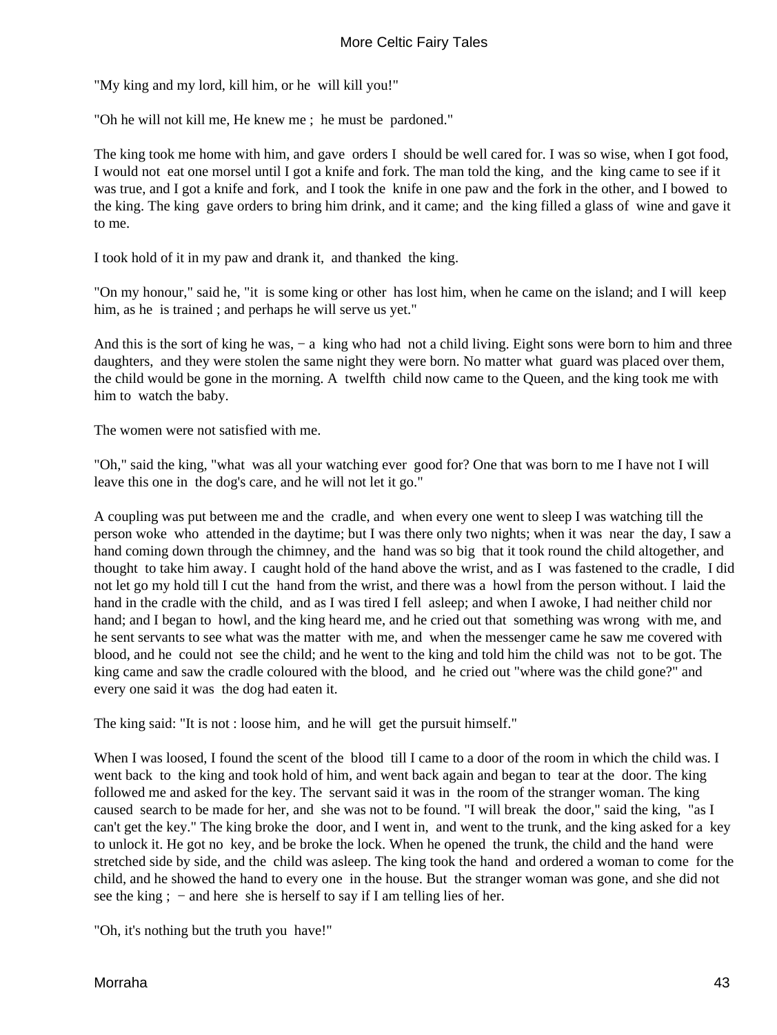"My king and my lord, kill him, or he will kill you!"

"Oh he will not kill me, He knew me ; he must be pardoned."

The king took me home with him, and gave orders I should be well cared for. I was so wise, when I got food, I would not eat one morsel until I got a knife and fork. The man told the king, and the king came to see if it was true, and I got a knife and fork, and I took the knife in one paw and the fork in the other, and I bowed to the king. The king gave orders to bring him drink, and it came; and the king filled a glass of wine and gave it to me.

I took hold of it in my paw and drank it, and thanked the king.

"On my honour," said he, "it is some king or other has lost him, when he came on the island; and I will keep him, as he is trained ; and perhaps he will serve us yet."

And this is the sort of king he was, − a king who had not a child living. Eight sons were born to him and three daughters, and they were stolen the same night they were born. No matter what guard was placed over them, the child would be gone in the morning. A twelfth child now came to the Queen, and the king took me with him to watch the baby.

The women were not satisfied with me.

"Oh," said the king, "what was all your watching ever good for? One that was born to me I have not I will leave this one in the dog's care, and he will not let it go."

A coupling was put between me and the cradle, and when every one went to sleep I was watching till the person woke who attended in the daytime; but I was there only two nights; when it was near the day, I saw a hand coming down through the chimney, and the hand was so big that it took round the child altogether, and thought to take him away. I caught hold of the hand above the wrist, and as I was fastened to the cradle, I did not let go my hold till I cut the hand from the wrist, and there was a howl from the person without. I laid the hand in the cradle with the child, and as I was tired I fell asleep; and when I awoke, I had neither child nor hand; and I began to howl, and the king heard me, and he cried out that something was wrong with me, and he sent servants to see what was the matter with me, and when the messenger came he saw me covered with blood, and he could not see the child; and he went to the king and told him the child was not to be got. The king came and saw the cradle coloured with the blood, and he cried out "where was the child gone?" and every one said it was the dog had eaten it.

The king said: "It is not : loose him, and he will get the pursuit himself."

When I was loosed, I found the scent of the blood till I came to a door of the room in which the child was. I went back to the king and took hold of him, and went back again and began to tear at the door. The king followed me and asked for the key. The servant said it was in the room of the stranger woman. The king caused search to be made for her, and she was not to be found. "I will break the door," said the king, "as I can't get the key." The king broke the door, and I went in, and went to the trunk, and the king asked for a key to unlock it. He got no key, and be broke the lock. When he opened the trunk, the child and the hand were stretched side by side, and the child was asleep. The king took the hand and ordered a woman to come for the child, and he showed the hand to every one in the house. But the stranger woman was gone, and she did not see the king ; − and here she is herself to say if I am telling lies of her.

"Oh, it's nothing but the truth you have!"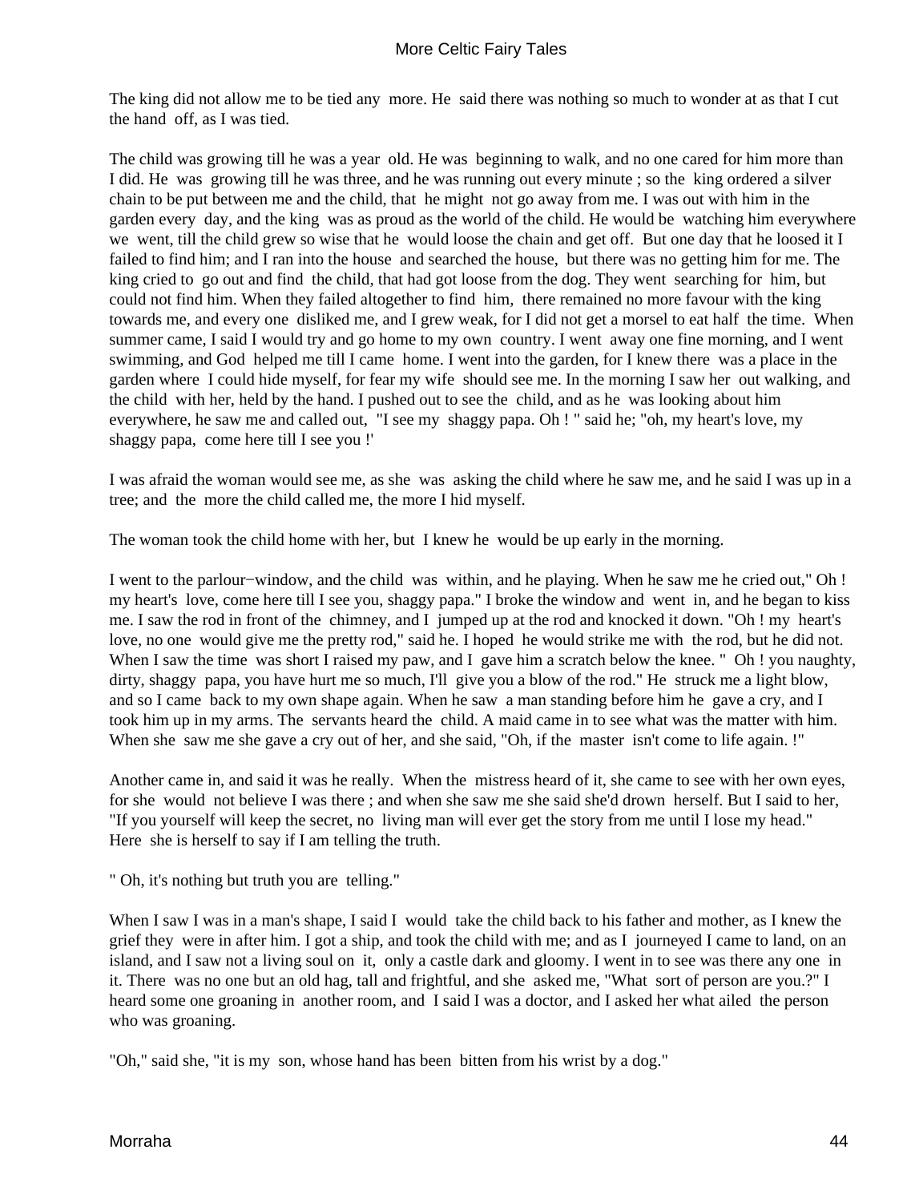The king did not allow me to be tied any more. He said there was nothing so much to wonder at as that I cut the hand off, as I was tied.

The child was growing till he was a year old. He was beginning to walk, and no one cared for him more than I did. He was growing till he was three, and he was running out every minute ; so the king ordered a silver chain to be put between me and the child, that he might not go away from me. I was out with him in the garden every day, and the king was as proud as the world of the child. He would be watching him everywhere we went, till the child grew so wise that he would loose the chain and get off. But one day that he loosed it I failed to find him; and I ran into the house and searched the house, but there was no getting him for me. The king cried to go out and find the child, that had got loose from the dog. They went searching for him, but could not find him. When they failed altogether to find him, there remained no more favour with the king towards me, and every one disliked me, and I grew weak, for I did not get a morsel to eat half the time. When summer came, I said I would try and go home to my own country. I went away one fine morning, and I went swimming, and God helped me till I came home. I went into the garden, for I knew there was a place in the garden where I could hide myself, for fear my wife should see me. In the morning I saw her out walking, and the child with her, held by the hand. I pushed out to see the child, and as he was looking about him everywhere, he saw me and called out, "I see my shaggy papa. Oh ! " said he; "oh, my heart's love, my shaggy papa, come here till I see you !'

I was afraid the woman would see me, as she was asking the child where he saw me, and he said I was up in a tree; and the more the child called me, the more I hid myself.

The woman took the child home with her, but I knew he would be up early in the morning.

I went to the parlour−window, and the child was within, and he playing. When he saw me he cried out," Oh ! my heart's love, come here till I see you, shaggy papa." I broke the window and went in, and he began to kiss me. I saw the rod in front of the chimney, and I jumped up at the rod and knocked it down. "Oh ! my heart's love, no one would give me the pretty rod," said he. I hoped he would strike me with the rod, but he did not. When I saw the time was short I raised my paw, and I gave him a scratch below the knee. " Oh ! you naughty, dirty, shaggy papa, you have hurt me so much, I'll give you a blow of the rod." He struck me a light blow, and so I came back to my own shape again. When he saw a man standing before him he gave a cry, and I took him up in my arms. The servants heard the child. A maid came in to see what was the matter with him. When she saw me she gave a cry out of her, and she said, "Oh, if the master isn't come to life again. !"

Another came in, and said it was he really. When the mistress heard of it, she came to see with her own eyes, for she would not believe I was there ; and when she saw me she said she'd drown herself. But I said to her, "If you yourself will keep the secret, no living man will ever get the story from me until I lose my head." Here she is herself to say if I am telling the truth.

" Oh, it's nothing but truth you are telling."

When I saw I was in a man's shape, I said I would take the child back to his father and mother, as I knew the grief they were in after him. I got a ship, and took the child with me; and as I journeyed I came to land, on an island, and I saw not a living soul on it, only a castle dark and gloomy. I went in to see was there any one in it. There was no one but an old hag, tall and frightful, and she asked me, "What sort of person are you.?" I heard some one groaning in another room, and I said I was a doctor, and I asked her what ailed the person who was groaning.

"Oh," said she, "it is my son, whose hand has been bitten from his wrist by a dog."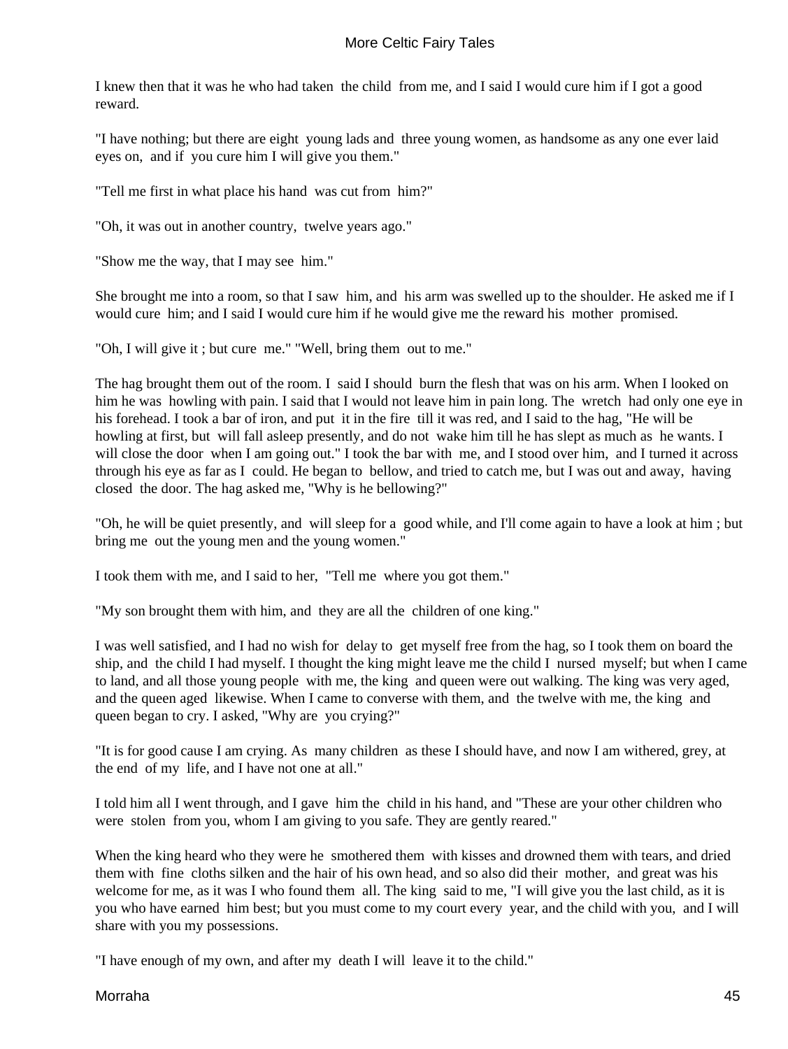I knew then that it was he who had taken the child from me, and I said I would cure him if I got a good reward.

"I have nothing; but there are eight young lads and three young women, as handsome as any one ever laid eyes on, and if you cure him I will give you them."

"Tell me first in what place his hand was cut from him?"

"Oh, it was out in another country, twelve years ago."

"Show me the way, that I may see him."

She brought me into a room, so that I saw him, and his arm was swelled up to the shoulder. He asked me if I would cure him; and I said I would cure him if he would give me the reward his mother promised.

"Oh, I will give it ; but cure me." "Well, bring them out to me."

The hag brought them out of the room. I said I should burn the flesh that was on his arm. When I looked on him he was howling with pain. I said that I would not leave him in pain long. The wretch had only one eye in his forehead. I took a bar of iron, and put it in the fire till it was red, and I said to the hag, "He will be howling at first, but will fall asleep presently, and do not wake him till he has slept as much as he wants. I will close the door when I am going out." I took the bar with me, and I stood over him, and I turned it across through his eye as far as I could. He began to bellow, and tried to catch me, but I was out and away, having closed the door. The hag asked me, "Why is he bellowing?"

"Oh, he will be quiet presently, and will sleep for a good while, and I'll come again to have a look at him ; but bring me out the young men and the young women."

I took them with me, and I said to her, "Tell me where you got them."

"My son brought them with him, and they are all the children of one king."

I was well satisfied, and I had no wish for delay to get myself free from the hag, so I took them on board the ship, and the child I had myself. I thought the king might leave me the child I nursed myself; but when I came to land, and all those young people with me, the king and queen were out walking. The king was very aged, and the queen aged likewise. When I came to converse with them, and the twelve with me, the king and queen began to cry. I asked, "Why are you crying?"

"It is for good cause I am crying. As many children as these I should have, and now I am withered, grey, at the end of my life, and I have not one at all."

I told him all I went through, and I gave him the child in his hand, and "These are your other children who were stolen from you, whom I am giving to you safe. They are gently reared."

When the king heard who they were he smothered them with kisses and drowned them with tears, and dried them with fine cloths silken and the hair of his own head, and so also did their mother, and great was his welcome for me, as it was I who found them all. The king said to me, "I will give you the last child, as it is you who have earned him best; but you must come to my court every year, and the child with you, and I will share with you my possessions.

"I have enough of my own, and after my death I will leave it to the child."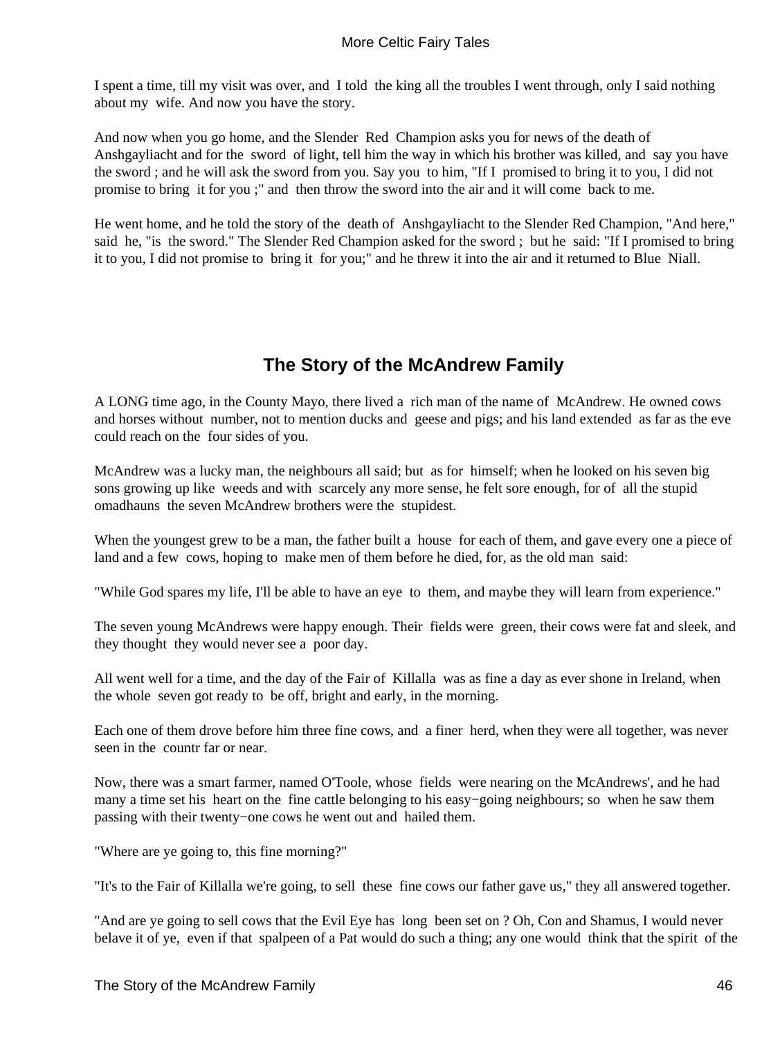I spent a time, till my visit was over, and I told the king all the troubles I went through, only I said nothing about my wife. And now you have the story.

And now when you go home, and the Slender Red Champion asks you for news of the death of Anshgayliacht and for the sword of light, tell him the way in which his brother was killed, and say you have the sword ; and he will ask the sword from you. Say you to him, "If I promised to bring it to you, I did not promise to bring it for you ;" and then throw the sword into the air and it will come back to me.

He went home, and he told the story of the death of Anshgayliacht to the Slender Red Champion, "And here," said he, "is the sword." The Slender Red Champion asked for the sword ; but he said: "If I promised to bring it to you, I did not promise to bring it for you;" and he threw it into the air and it returned to Blue Niall.

## The Story of the McAndrew Family

A LONG time ago, in the County Mayo, there lived a rich man of the name of McAndrew. He owned cows and horses without number, not to mention ducks and geese and pigs; and his land extended as far as the eve could reach on the four sides of you.

McAndrew was a lucky man, the neighbours all said; but as for himself; when he looked on his seven big sons growing up like weeds and with scarcely any more sense, he felt sore enough, for of all the stupid omadhauns the seven McAndrew brothers were the stupidest.

When the youngest grew to be a man, the father built a house for each of them, and gave every one a piece of land and a few cows, hoping to make men of them before he died, for, as the old man said:

"While God spares my life, I'll be able to have an eye to them, and maybe they will learn from experience."

The seven young McAndrews were happy enough. Their fields were green, their cows were fat and sleek, and they thought they would never see a poor day.

All went well for a time, and the day of the Fair of Killalla was as fine a day as ever shone in Ireland, when the whole seven got ready to be off, bright and early, in the morning.

Each one of them drove before him three fine cows, and a finer herd, when they were all together, was never seen in the countr far or near.

Now, there was a smart farmer, named O'Toole, whose fields were nearing on the McAndrews', and he had many a time set his heart on the fine cattle belonging to his easy−going neighbours; so when he saw them passing with their twenty−one cows he went out and hailed them.

"Where are ye going to, this fine morning?"

"It's to the Fair of Killalla we're going, to sell these fine cows our father gave us," they all answered together.

"And are ye going to sell cows that the Evil Eye has long been set on ? Oh, Con and Shamus, I would never belave it of ye, even if that spalpeen of a Pat would do such a thing; any one would think that the spirit of the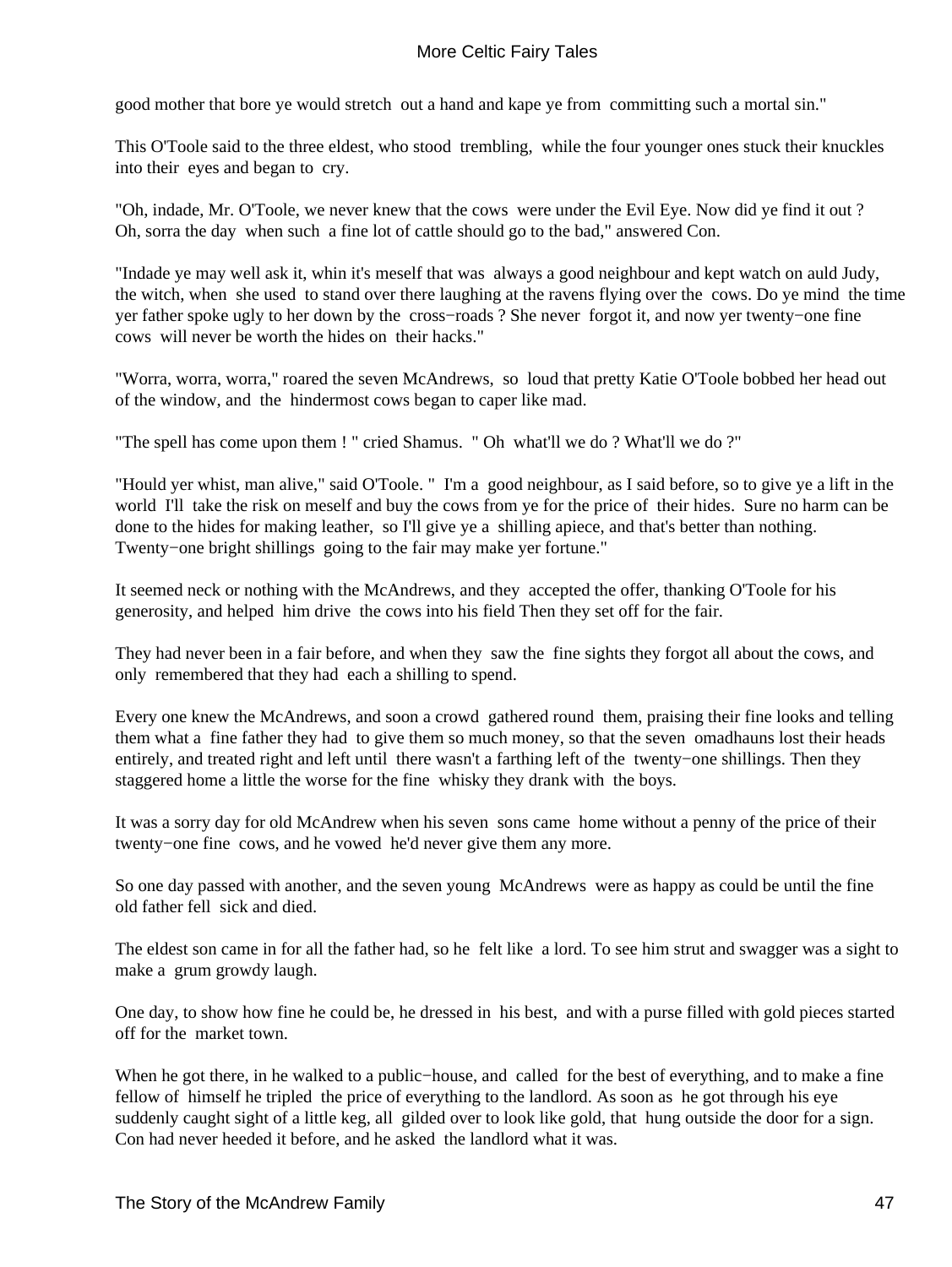good mother that bore ye would stretch out a hand and kape ye from committing such a mortal sin."

This O'Toole said to the three eldest, who stood trembling, while the four younger ones stuck their knuckles into their eyes and began to cry.

"Oh, indade, Mr. O'Toole, we never knew that the cows were under the Evil Eye. Now did ye find it out ? Oh, sorra the day when such a fine lot of cattle should go to the bad," answered Con.

"Indade ye may well ask it, whin it's meself that was always a good neighbour and kept watch on auld Judy, the witch, when she used to stand over there laughing at the ravens flying over the cows. Do ye mind the time yer father spoke ugly to her down by the cross−roads ? She never forgot it, and now yer twenty−one fine cows will never be worth the hides on their hacks."

"Worra, worra, worra," roared the seven McAndrews, so loud that pretty Katie O'Toole bobbed her head out of the window, and the hindermost cows began to caper like mad.

"The spell has come upon them ! " cried Shamus. " Oh what'll we do ? What'll we do ?"

"Hould yer whist, man alive," said O'Toole. " I'm a good neighbour, as I said before, so to give ye a lift in the world I'll take the risk on meself and buy the cows from ye for the price of their hides. Sure no harm can be done to the hides for making leather, so I'll give ye a shilling apiece, and that's better than nothing. Twenty−one bright shillings going to the fair may make yer fortune."

It seemed neck or nothing with the McAndrews, and they accepted the offer, thanking O'Toole for his generosity, and helped him drive the cows into his field Then they set off for the fair.

They had never been in a fair before, and when they saw the fine sights they forgot all about the cows, and only remembered that they had each a shilling to spend.

Every one knew the McAndrews, and soon a crowd gathered round them, praising their fine looks and telling them what a fine father they had to give them so much money, so that the seven omadhauns lost their heads entirely, and treated right and left until there wasn't a farthing left of the twenty−one shillings. Then they staggered home a little the worse for the fine whisky they drank with the boys.

It was a sorry day for old McAndrew when his seven sons came home without a penny of the price of their twenty−one fine cows, and he vowed he'd never give them any more.

So one day passed with another, and the seven young McAndrews were as happy as could be until the fine old father fell sick and died.

The eldest son came in for all the father had, so he felt like a lord. To see him strut and swagger was a sight to make a grum growdy laugh.

One day, to show how fine he could be, he dressed in his best, and with a purse filled with gold pieces started off for the market town.

When he got there, in he walked to a public−house, and called for the best of everything, and to make a fine fellow of himself he tripled the price of everything to the landlord. As soon as he got through his eye suddenly caught sight of a little keg, all gilded over to look like gold, that hung outside the door for a sign. Con had never heeded it before, and he asked the landlord what it was.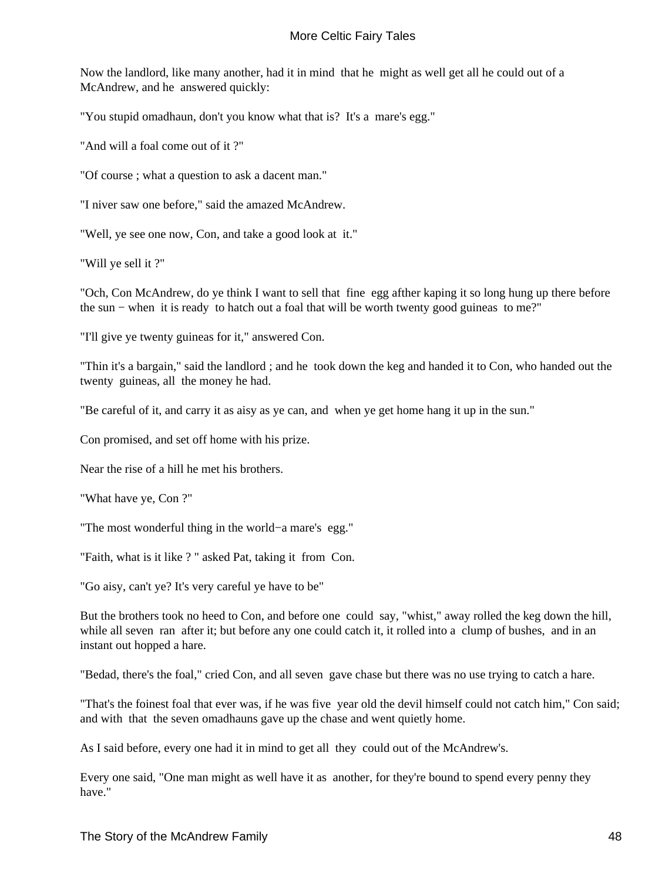Now the landlord, like many another, had it in mind that he might as well get all he could out of a McAndrew, and he answered quickly:

"You stupid omadhaun, don't you know what that is? It's a mare's egg."

"And will a foal come out of it ?"

"Of course ; what a question to ask a dacent man."

"I niver saw one before," said the amazed McAndrew.

"Well, ye see one now, Con, and take a good look at it."

"Will ye sell it ?"

"Och, Con McAndrew, do ye think I want to sell that fine egg afther kaping it so long hung up there before the sun − when it is ready to hatch out a foal that will be worth twenty good guineas to me?"

"I'll give ye twenty guineas for it," answered Con.

"Thin it's a bargain," said the landlord ; and he took down the keg and handed it to Con, who handed out the twenty guineas, all the money he had.

"Be careful of it, and carry it as aisy as ye can, and when ye get home hang it up in the sun."

Con promised, and set off home with his prize.

Near the rise of a hill he met his brothers.

"What have ye, Con ?"

"The most wonderful thing in the world−a mare's egg."

"Faith, what is it like ? " asked Pat, taking it from Con.

"Go aisy, can't ye? It's very careful ye have to be"

But the brothers took no heed to Con, and before one could say, "whist," away rolled the keg down the hill, while all seven ran after it; but before any one could catch it, it rolled into a clump of bushes, and in an instant out hopped a hare.

"Bedad, there's the foal," cried Con, and all seven gave chase but there was no use trying to catch a hare.

"That's the foinest foal that ever was, if he was five year old the devil himself could not catch him," Con said; and with that the seven omadhauns gave up the chase and went quietly home.

As I said before, every one had it in mind to get all they could out of the McAndrew's.

Every one said, "One man might as well have it as another, for they're bound to spend every penny they have."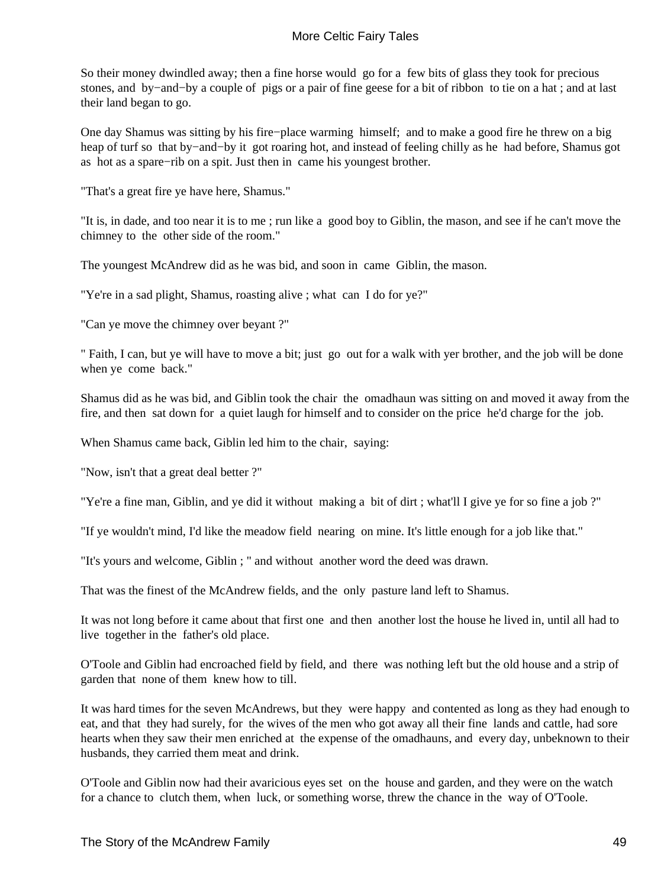So their money dwindled away; then a fine horse would go for a few bits of glass they took for precious stones, and by−and−by a couple of pigs or a pair of fine geese for a bit of ribbon to tie on a hat ; and at last their land began to go.

One day Shamus was sitting by his fire−place warming himself; and to make a good fire he threw on a big heap of turf so that by−and−by it got roaring hot, and instead of feeling chilly as he had before, Shamus got as hot as a spare−rib on a spit. Just then in came his youngest brother.

"That's a great fire ye have here, Shamus."

"It is, in dade, and too near it is to me ; run like a good boy to Giblin, the mason, and see if he can't move the chimney to the other side of the room."

The youngest McAndrew did as he was bid, and soon in came Giblin, the mason.

"Ye're in a sad plight, Shamus, roasting alive ; what can I do for ye?"

"Can ye move the chimney over beyant ?"

" Faith, I can, but ye will have to move a bit; just go out for a walk with yer brother, and the job will be done when ye come back."

Shamus did as he was bid, and Giblin took the chair the omadhaun was sitting on and moved it away from the fire, and then sat down for a quiet laugh for himself and to consider on the price he'd charge for the job.

When Shamus came back, Giblin led him to the chair, saying:

"Now, isn't that a great deal better ?"

"Ye're a fine man, Giblin, and ye did it without making a bit of dirt ; what'll I give ye for so fine a job ?"

"If ye wouldn't mind, I'd like the meadow field nearing on mine. It's little enough for a job like that."

"It's yours and welcome, Giblin ; " and without another word the deed was drawn.

That was the finest of the McAndrew fields, and the only pasture land left to Shamus.

It was not long before it came about that first one and then another lost the house he lived in, until all had to live together in the father's old place.

O'Toole and Giblin had encroached field by field, and there was nothing left but the old house and a strip of garden that none of them knew how to till.

It was hard times for the seven McAndrews, but they were happy and contented as long as they had enough to eat, and that they had surely, for the wives of the men who got away all their fine lands and cattle, had sore hearts when they saw their men enriched at the expense of the omadhauns, and every day, unbeknown to their husbands, they carried them meat and drink.

O'Toole and Giblin now had their avaricious eyes set on the house and garden, and they were on the watch for a chance to clutch them, when luck, or something worse, threw the chance in the way of O'Toole.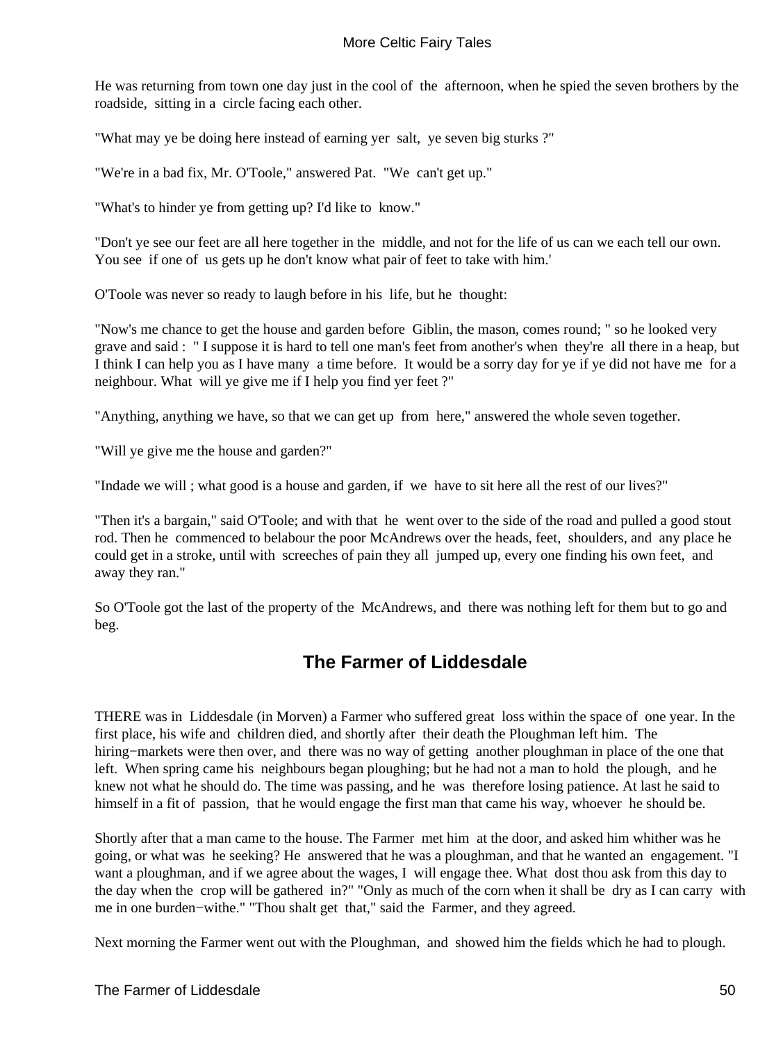He was returning from town one day just in the cool of the afternoon, when he spied the seven brothers by the roadside, sitting in a circle facing each other.

"What may ye be doing here instead of earning yer salt, ye seven big sturks ?"

"We're in a bad fix, Mr. O'Toole," answered Pat. "We can't get up."

"What's to hinder ye from getting up? I'd like to know."

"Don't ye see our feet are all here together in the middle, and not for the life of us can we each tell our own. You see if one of us gets up he don't know what pair of feet to take with him.'

O'Toole was never so ready to laugh before in his life, but he thought:

"Now's me chance to get the house and garden before Giblin, the mason, comes round; " so he looked very grave and said : " I suppose it is hard to tell one man's feet from another's when they're all there in a heap, but I think I can help you as I have many a time before. It would be a sorry day for ye if ye did not have me for a neighbour. What will ye give me if I help you find yer feet ?"

"Anything, anything we have, so that we can get up from here," answered the whole seven together.

"Will ye give me the house and garden?"

"Indade we will ; what good is a house and garden, if we have to sit here all the rest of our lives?"

"Then it's a bargain," said O'Toole; and with that he went over to the side of the road and pulled a good stout rod. Then he commenced to belabour the poor McAndrews over the heads, feet, shoulders, and any place he could get in a stroke, until with screeches of pain they all jumped up, every one finding his own feet, and away they ran."

So O'Toole got the last of the property of the McAndrews, and there was nothing left for them but to go and beg.

## The Farmer of Liddesdale

THERE was in Liddesdale (in Morven) a Farmer who suffered great loss within the space of one year. In the first place, his wife and children died, and shortly after their death the Ploughman left him. The hiring−markets were then over, and there was no way of getting another ploughman in place of the one that left. When spring came his neighbours began ploughing; but he had not a man to hold the plough, and he knew not what he should do. The time was passing, and he was therefore losing patience. At last he said to himself in a fit of passion, that he would engage the first man that came his way, whoever he should be.

Shortly after that a man came to the house. The Farmer met him at the door, and asked him whither was he going, or what was he seeking? He answered that he was a ploughman, and that he wanted an engagement. "I want a ploughman, and if we agree about the wages, I will engage thee. What dost thou ask from this day to the day when the crop will be gathered in?" "Only as much of the corn when it shall be dry as I can carry with me in one burden−withe." "Thou shalt get that," said the Farmer, and they agreed.

Next morning the Farmer went out with the Ploughman, and showed him the fields which he had to plough.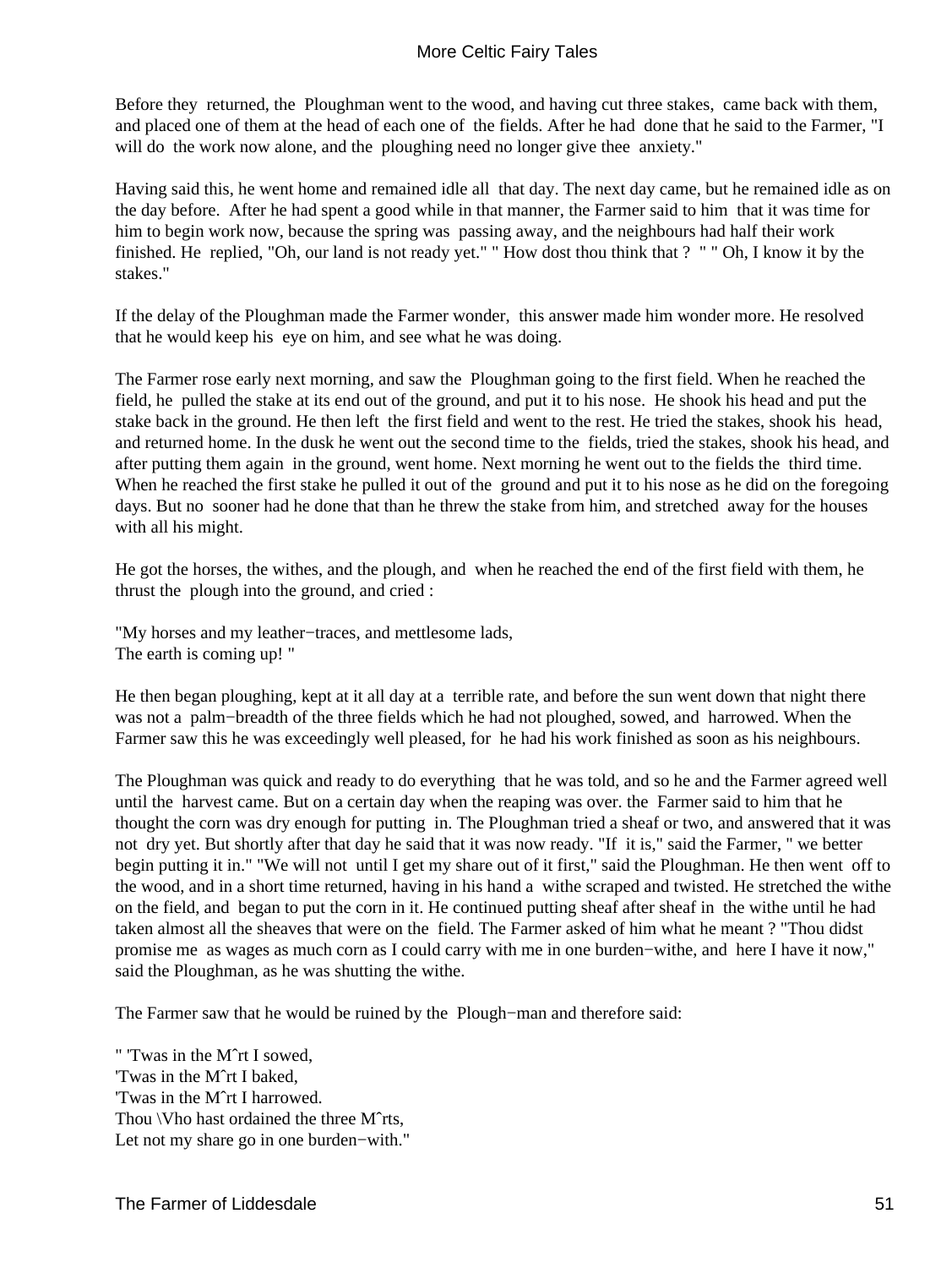Before they returned, the Ploughman went to the wood, and having cut three stakes, came back with them, and placed one of them at the head of each one of the fields. After he had done that he said to the Farmer, "I will do the work now alone, and the ploughing need no longer give thee anxiety."

Having said this, he went home and remained idle all that day. The next day came, but he remained idle as on the day before. After he had spent a good while in that manner, the Farmer said to him that it was time for him to begin work now, because the spring was passing away, and the neighbours had half their work finished. He replied, "Oh, our land is not ready yet." " How dost thou think that ? " " Oh, I know it by the stakes."

If the delay of the Ploughman made the Farmer wonder, this answer made him wonder more. He resolved that he would keep his eye on him, and see what he was doing.

The Farmer rose early next morning, and saw the Ploughman going to the first field. When he reached the field, he pulled the stake at its end out of the ground, and put it to his nose. He shook his head and put the stake back in the ground. He then left the first field and went to the rest. He tried the stakes, shook his head, and returned home. In the dusk he went out the second time to the fields, tried the stakes, shook his head, and after putting them again in the ground, went home. Next morning he went out to the fields the third time. When he reached the first stake he pulled it out of the ground and put it to his nose as he did on the foregoing days. But no sooner had he done that than he threw the stake from him, and stretched away for the houses with all his might.

He got the horses, the withes, and the plough, and when he reached the end of the first field with them, he thrust the plough into the ground, and cried :

"My horses and my leather−traces, and mettlesome lads,  
The earth is coming up! "

He then began ploughing, kept at it all day at a terrible rate, and before the sun went down that night there was not a palm−breadth of the three fields which he had not ploughed, sowed, and harrowed. When the Farmer saw this he was exceedingly well pleased, for he had his work finished as soon as his neighbours.

The Ploughman was quick and ready to do everything that he was told, and so he and the Farmer agreed well until the harvest came. But on a certain day when the reaping was over. the Farmer said to him that he thought the corn was dry enough for putting in. The Ploughman tried a sheaf or two, and answered that it was not dry yet. But shortly after that day he said that it was now ready. "If it is," said the Farmer, " we better begin putting it in." "We will not until I get my share out of it first," said the Ploughman. He then went off to the wood, and in a short time returned, having in his hand a withe scraped and twisted. He stretched the withe on the field, and began to put the corn in it. He continued putting sheaf after sheaf in the withe until he had taken almost all the sheaves that were on the field. The Farmer asked of him what he meant ? "Thou didst promise me as wages as much corn as I could carry with me in one burden−withe, and here I have it now," said the Ploughman, as he was shutting the withe.

The Farmer saw that he would be ruined by the Plough−man and therefore said:

" 'Twas in the Mˆrt I sowed,  
'Twas in the Mˆrt I baked,  
'Twas in the Mˆrt I harrowed.  
Thou \Vho hast ordained the three Mˆrts,  
Let not my share go in one burden−with."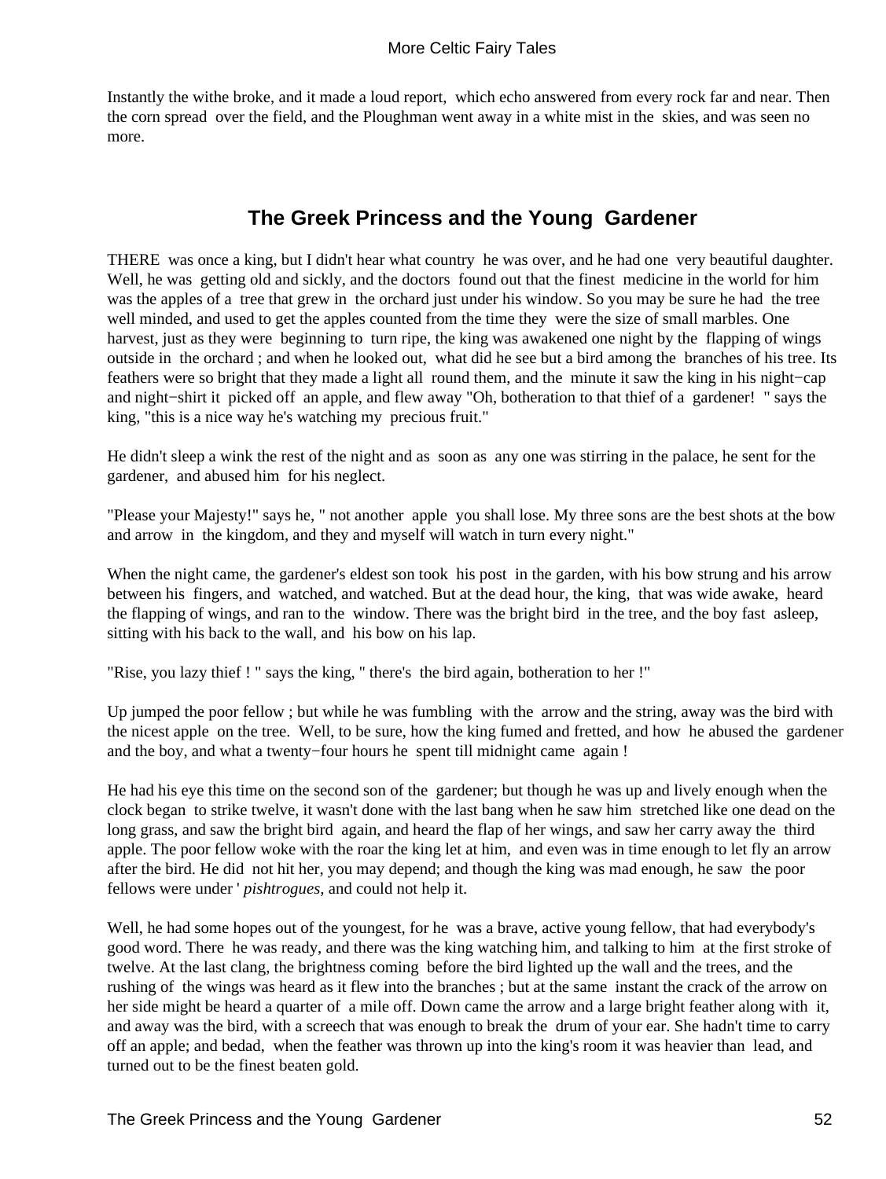Instantly the withe broke, and it made a loud report, which echo answered from every rock far and near. Then the corn spread over the field, and the Ploughman went away in a white mist in the skies, and was seen no more.

## The Greek Princess and the Young Gardener

THERE was once a king, but I didn't hear what country he was over, and he had one very beautiful daughter. Well, he was getting old and sickly, and the doctors found out that the finest medicine in the world for him was the apples of a tree that grew in the orchard just under his window. So you may be sure he had the tree well minded, and used to get the apples counted from the time they were the size of small marbles. One harvest, just as they were beginning to turn ripe, the king was awakened one night by the flapping of wings outside in the orchard ; and when he looked out, what did he see but a bird among the branches of his tree. Its feathers were so bright that they made a light all round them, and the minute it saw the king in his night−cap and night−shirt it picked off an apple, and flew away "Oh, botheration to that thief of a gardener! " says the king, "this is a nice way he's watching my precious fruit."

He didn't sleep a wink the rest of the night and as soon as any one was stirring in the palace, he sent for the gardener, and abused him for his neglect.

"Please your Majesty!" says he, " not another apple you shall lose. My three sons are the best shots at the bow and arrow in the kingdom, and they and myself will watch in turn every night."

When the night came, the gardener's eldest son took his post in the garden, with his bow strung and his arrow between his fingers, and watched, and watched. But at the dead hour, the king, that was wide awake, heard the flapping of wings, and ran to the window. There was the bright bird in the tree, and the boy fast asleep, sitting with his back to the wall, and his bow on his lap.

"Rise, you lazy thief ! " says the king, " there's the bird again, botheration to her !"

Up jumped the poor fellow ; but while he was fumbling with the arrow and the string, away was the bird with the nicest apple on the tree. Well, to be sure, how the king fumed and fretted, and how he abused the gardener and the boy, and what a twenty−four hours he spent till midnight came again !

He had his eye this time on the second son of the gardener; but though he was up and lively enough when the clock began to strike twelve, it wasn't done with the last bang when he saw him stretched like one dead on the long grass, and saw the bright bird again, and heard the flap of her wings, and saw her carry away the third apple. The poor fellow woke with the roar the king let at him, and even was in time enough to let fly an arrow after the bird. He did not hit her, you may depend; and though the king was mad enough, he saw the poor fellows were under ' *pishtrogues,* and could not help it.

Well, he had some hopes out of the youngest, for he was a brave, active young fellow, that had everybody's good word. There he was ready, and there was the king watching him, and talking to him at the first stroke of twelve. At the last clang, the brightness coming before the bird lighted up the wall and the trees, and the rushing of the wings was heard as it flew into the branches ; but at the same instant the crack of the arrow on her side might be heard a quarter of a mile off. Down came the arrow and a large bright feather along with it, and away was the bird, with a screech that was enough to break the drum of your ear. She hadn't time to carry off an apple; and bedad, when the feather was thrown up into the king's room it was heavier than lead, and turned out to be the finest beaten gold.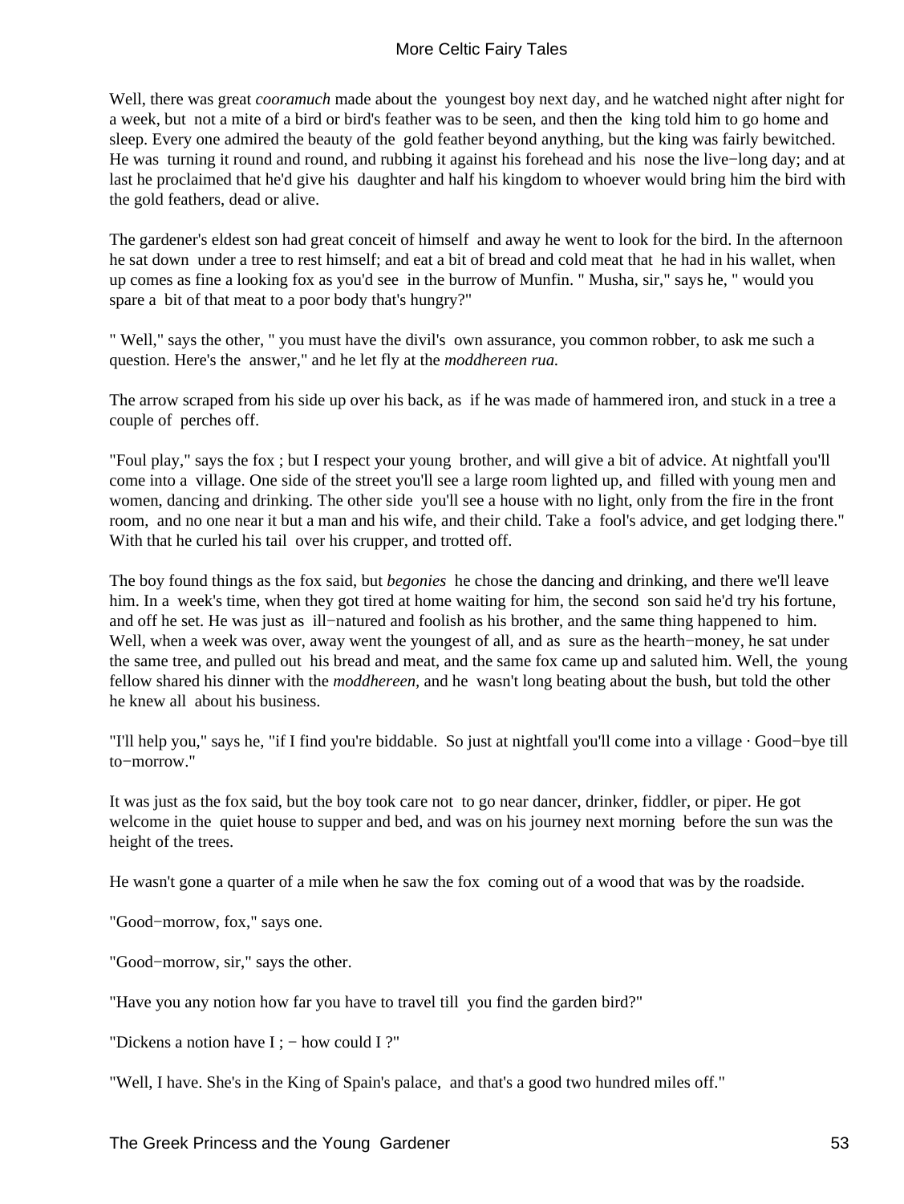Well, there was great *cooramuch* made about the youngest boy next day, and he watched night after night for a week, but not a mite of a bird or bird's feather was to be seen, and then the king told him to go home and sleep. Every one admired the beauty of the gold feather beyond anything, but the king was fairly bewitched. He was turning it round and round, and rubbing it against his forehead and his nose the live−long day; and at last he proclaimed that he'd give his daughter and half his kingdom to whoever would bring him the bird with the gold feathers, dead or alive.

The gardener's eldest son had great conceit of himself and away he went to look for the bird. In the afternoon he sat down under a tree to rest himself; and eat a bit of bread and cold meat that he had in his wallet, when up comes as fine a looking fox as you'd see in the burrow of Munfin. " Musha, sir," says he, " would you spare a bit of that meat to a poor body that's hungry?"

" Well," says the other, " you must have the divil's own assurance, you common robber, to ask me such a question. Here's the answer," and he let fly at the *moddhereen rua.*

The arrow scraped from his side up over his back, as if he was made of hammered iron, and stuck in a tree a couple of perches off.

"Foul play," says the fox ; but I respect your young brother, and will give a bit of advice. At nightfall you'll come into a village. One side of the street you'll see a large room lighted up, and filled with young men and women, dancing and drinking. The other side you'll see a house with no light, only from the fire in the front room, and no one near it but a man and his wife, and their child. Take a fool's advice, and get lodging there." With that he curled his tail over his crupper, and trotted off.

The boy found things as the fox said, but *begonies* he chose the dancing and drinking, and there we'll leave him. In a week's time, when they got tired at home waiting for him, the second son said he'd try his fortune, and off he set. He was just as ill−natured and foolish as his brother, and the same thing happened to him. Well, when a week was over, away went the youngest of all, and as sure as the hearth−money, he sat under the same tree, and pulled out his bread and meat, and the same fox came up and saluted him. Well, the young fellow shared his dinner with the *moddhereen,* and he wasn't long beating about the bush, but told the other he knew all about his business.

"I'll help you," says he, "if I find you're biddable. So just at nightfall you'll come into a village · Good−bye till to−morrow."

It was just as the fox said, but the boy took care not to go near dancer, drinker, fiddler, or piper. He got welcome in the quiet house to supper and bed, and was on his journey next morning before the sun was the height of the trees.

He wasn't gone a quarter of a mile when he saw the fox coming out of a wood that was by the roadside.

"Good−morrow, fox," says one.

"Good−morrow, sir," says the other.

"Have you any notion how far you have to travel till you find the garden bird?"

"Dickens a notion have I ; − how could I ?"

"Well, I have. She's in the King of Spain's palace, and that's a good two hundred miles off."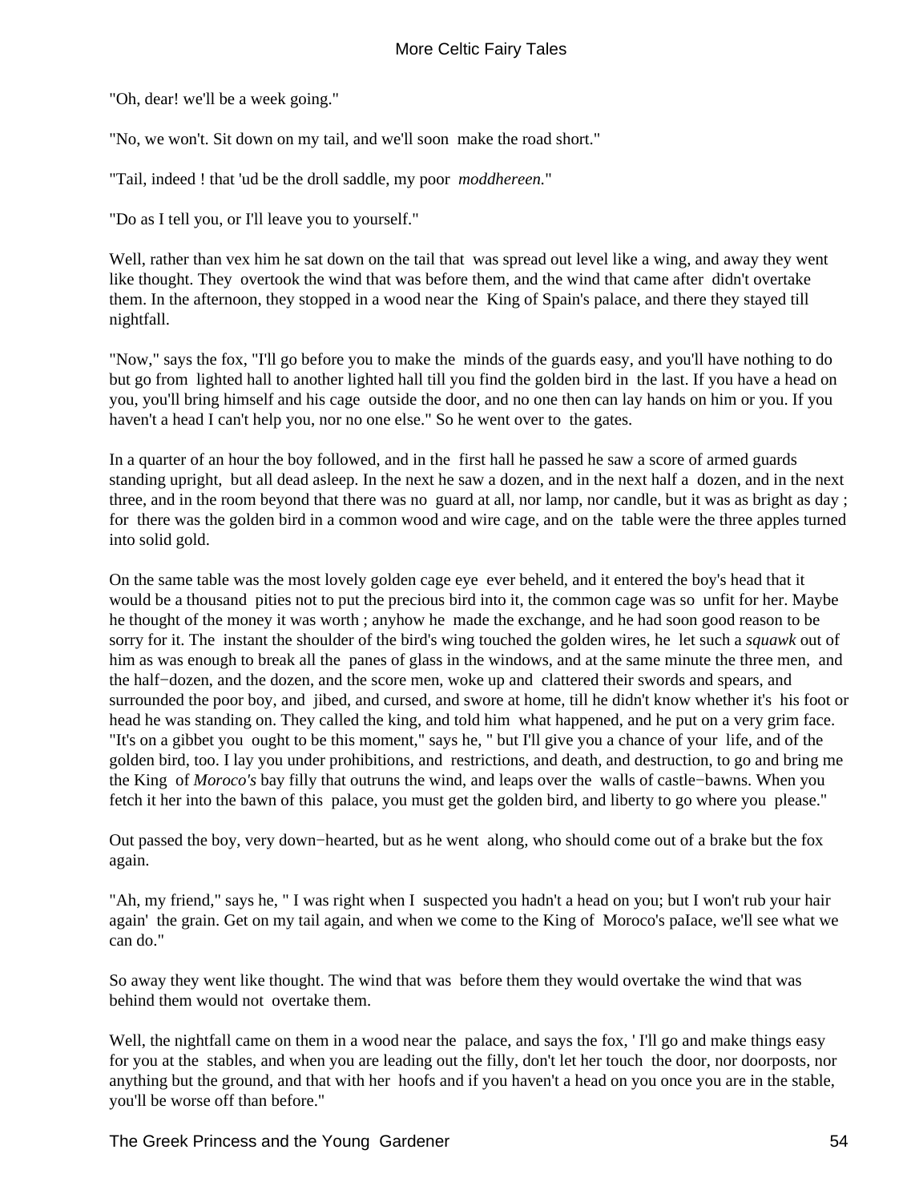"Oh, dear! we'll be a week going."

"No, we won't. Sit down on my tail, and we'll soon make the road short."

"Tail, indeed ! that 'ud be the droll saddle, my poor *moddhereen.*"

"Do as I tell you, or I'll leave you to yourself."

Well, rather than vex him he sat down on the tail that was spread out level like a wing, and away they went like thought. They overtook the wind that was before them, and the wind that came after didn't overtake them. In the afternoon, they stopped in a wood near the King of Spain's palace, and there they stayed till nightfall.

"Now," says the fox, "I'll go before you to make the minds of the guards easy, and you'll have nothing to do but go from lighted hall to another lighted hall till you find the golden bird in the last. If you have a head on you, you'll bring himself and his cage outside the door, and no one then can lay hands on him or you. If you haven't a head I can't help you, nor no one else." So he went over to the gates.

In a quarter of an hour the boy followed, and in the first hall he passed he saw a score of armed guards standing upright, but all dead asleep. In the next he saw a dozen, and in the next half a dozen, and in the next three, and in the room beyond that there was no guard at all, nor lamp, nor candle, but it was as bright as day ; for there was the golden bird in a common wood and wire cage, and on the table were the three apples turned into solid gold.

On the same table was the most lovely golden cage eye ever beheld, and it entered the boy's head that it would be a thousand pities not to put the precious bird into it, the common cage was so unfit for her. Maybe he thought of the money it was worth ; anyhow he made the exchange, and he had soon good reason to be sorry for it. The instant the shoulder of the bird's wing touched the golden wires, he let such a *squawk* out of him as was enough to break all the panes of glass in the windows, and at the same minute the three men, and the half−dozen, and the dozen, and the score men, woke up and clattered their swords and spears, and surrounded the poor boy, and jibed, and cursed, and swore at home, till he didn't know whether it's his foot or head he was standing on. They called the king, and told him what happened, and he put on a very grim face. "It's on a gibbet you ought to be this moment," says he, " but I'll give you a chance of your life, and of the golden bird, too. I lay you under prohibitions, and restrictions, and death, and destruction, to go and bring me the King of *Moroco's* bay filly that outruns the wind, and leaps over the walls of castle−bawns. When you fetch it her into the bawn of this palace, you must get the golden bird, and liberty to go where you please."

Out passed the boy, very down−hearted, but as he went along, who should come out of a brake but the fox again.

"Ah, my friend," says he, " I was right when I suspected you hadn't a head on you; but I won't rub your hair again' the grain. Get on my tail again, and when we come to the King of Moroco's paIace, we'll see what we can do."

So away they went like thought. The wind that was before them they would overtake the wind that was behind them would not overtake them.

Well, the nightfall came on them in a wood near the palace, and says the fox, ' I'll go and make things easy for you at the stables, and when you are leading out the filly, don't let her touch the door, nor doorposts, nor anything but the ground, and that with her hoofs and if you haven't a head on you once you are in the stable, you'll be worse off than before."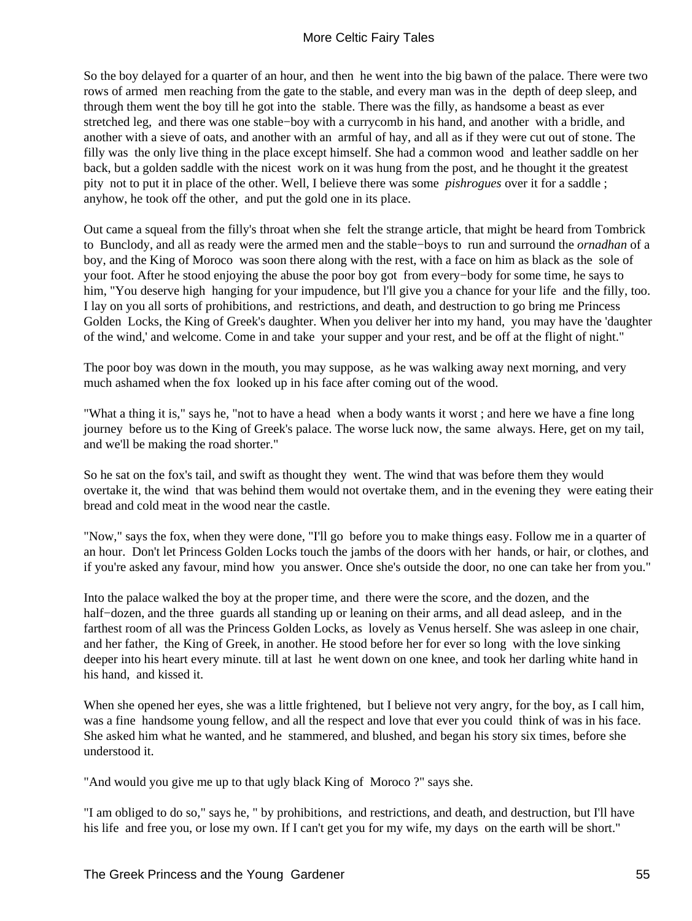So the boy delayed for a quarter of an hour, and then he went into the big bawn of the palace. There were two rows of armed men reaching from the gate to the stable, and every man was in the depth of deep sleep, and through them went the boy till he got into the stable. There was the filly, as handsome a beast as ever stretched leg, and there was one stable−boy with a currycomb in his hand, and another with a bridle, and another with a sieve of oats, and another with an armful of hay, and all as if they were cut out of stone. The filly was the only live thing in the place except himself. She had a common wood and leather saddle on her back, but a golden saddle with the nicest work on it was hung from the post, and he thought it the greatest pity not to put it in place of the other. Well, I believe there was some *pishrogues* over it for a saddle ; anyhow, he took off the other, and put the gold one in its place.

Out came a squeal from the filly's throat when she felt the strange article, that might be heard from Tombrick to Bunclody, and all as ready were the armed men and the stable−boys to run and surround the *ornadhan* of a boy, and the King of Moroco was soon there along with the rest, with a face on him as black as the sole of your foot. After he stood enjoying the abuse the poor boy got from every−body for some time, he says to him, "You deserve high hanging for your impudence, but l'll give you a chance for your life and the filly, too. I lay on you all sorts of prohibitions, and restrictions, and death, and destruction to go bring me Princess Golden Locks, the King of Greek's daughter. When you deliver her into my hand, you may have the 'daughter of the wind,' and welcome. Come in and take your supper and your rest, and be off at the flight of night."

The poor boy was down in the mouth, you may suppose, as he was walking away next morning, and very much ashamed when the fox looked up in his face after coming out of the wood.

"What a thing it is," says he, "not to have a head when a body wants it worst ; and here we have a fine long journey before us to the King of Greek's palace. The worse luck now, the same always. Here, get on my tail, and we'll be making the road shorter."

So he sat on the fox's tail, and swift as thought they went. The wind that was before them they would overtake it, the wind that was behind them would not overtake them, and in the evening they were eating their bread and cold meat in the wood near the castle.

"Now," says the fox, when they were done, "I'll go before you to make things easy. Follow me in a quarter of an hour. Don't let Princess Golden Locks touch the jambs of the doors with her hands, or hair, or clothes, and if you're asked any favour, mind how you answer. Once she's outside the door, no one can take her from you."

Into the palace walked the boy at the proper time, and there were the score, and the dozen, and the half−dozen, and the three guards all standing up or leaning on their arms, and all dead asleep, and in the farthest room of all was the Princess Golden Locks, as lovely as Venus herself. She was asleep in one chair, and her father, the King of Greek, in another. He stood before her for ever so long with the love sinking deeper into his heart every minute. till at last he went down on one knee, and took her darling white hand in his hand, and kissed it.

When she opened her eyes, she was a little frightened, but I believe not very angry, for the boy, as I call him, was a fine handsome young fellow, and all the respect and love that ever you could think of was in his face. She asked him what he wanted, and he stammered, and blushed, and began his story six times, before she understood it.

"And would you give me up to that ugly black King of Moroco ?" says she.

"I am obliged to do so," says he, " by prohibitions, and restrictions, and death, and destruction, but I'll have his life and free you, or lose my own. If I can't get you for my wife, my days on the earth will be short."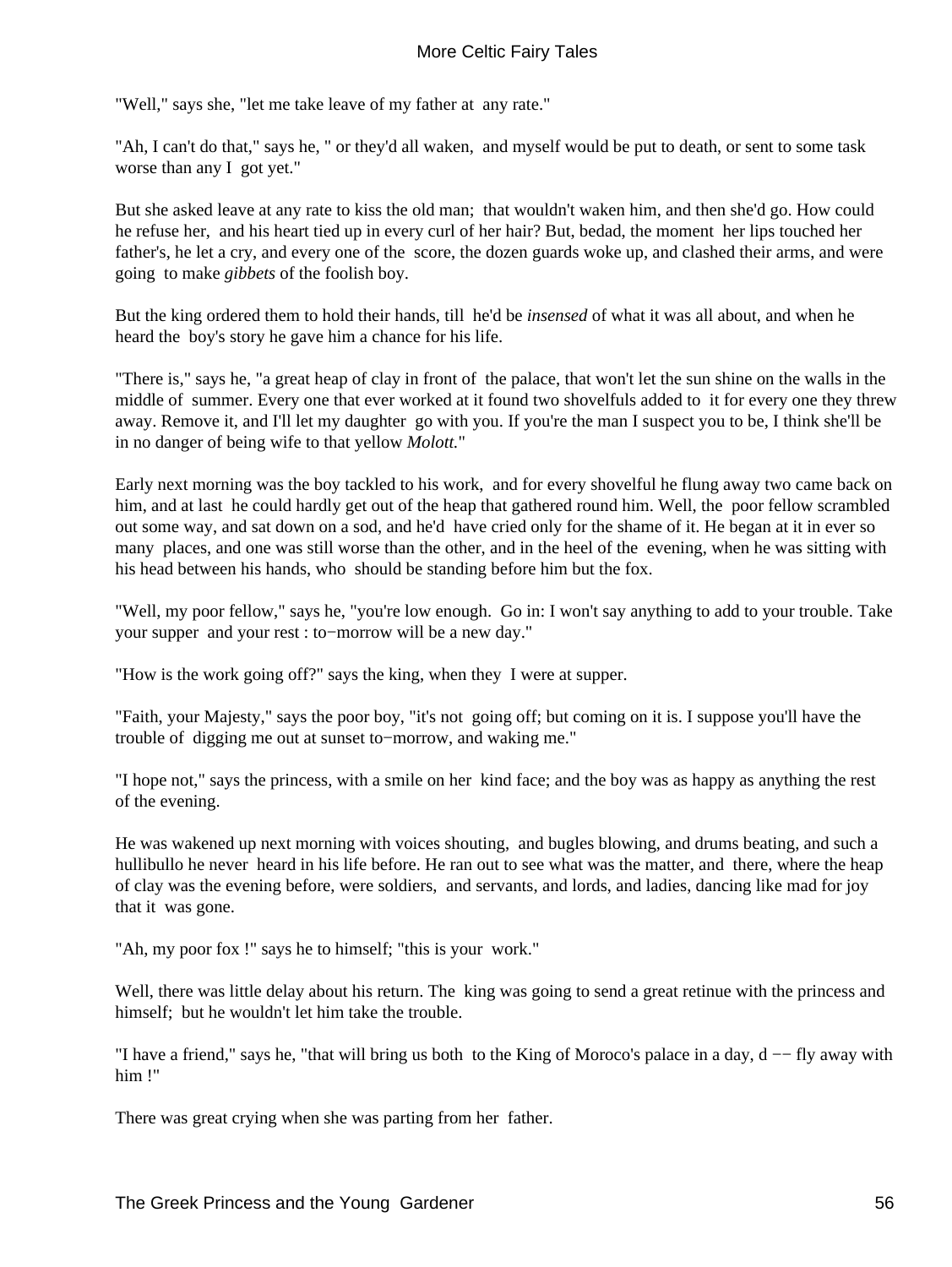"Well," says she, "let me take leave of my father at any rate."

"Ah, I can't do that," says he, " or they'd all waken, and myself would be put to death, or sent to some task worse than any I got yet."

But she asked leave at any rate to kiss the old man; that wouldn't waken him, and then she'd go. How could he refuse her, and his heart tied up in every curl of her hair? But, bedad, the moment her lips touched her father's, he let a cry, and every one of the score, the dozen guards woke up, and clashed their arms, and were going to make *gibbets* of the foolish boy.

But the king ordered them to hold their hands, till he'd be *insensed* of what it was all about, and when he heard the boy's story he gave him a chance for his life.

"There is," says he, "a great heap of clay in front of the palace, that won't let the sun shine on the walls in the middle of summer. Every one that ever worked at it found two shovelfuls added to it for every one they threw away. Remove it, and I'll let my daughter go with you. If you're the man I suspect you to be, I think she'll be in no danger of being wife to that yellow *Molott.*"

Early next morning was the boy tackled to his work, and for every shovelful he flung away two came back on him, and at last he could hardly get out of the heap that gathered round him. Well, the poor fellow scrambled out some way, and sat down on a sod, and he'd have cried only for the shame of it. He began at it in ever so many places, and one was still worse than the other, and in the heel of the evening, when he was sitting with his head between his hands, who should be standing before him but the fox.

"Well, my poor fellow," says he, "you're low enough. Go in: I won't say anything to add to your trouble. Take your supper and your rest : to−morrow will be a new day."

"How is the work going off?" says the king, when they I were at supper.

"Faith, your Majesty," says the poor boy, "it's not going off; but coming on it is. I suppose you'll have the trouble of digging me out at sunset to−morrow, and waking me."

"I hope not," says the princess, with a smile on her kind face; and the boy was as happy as anything the rest of the evening.

He was wakened up next morning with voices shouting, and bugles blowing, and drums beating, and such a hullibullo he never heard in his life before. He ran out to see what was the matter, and there, where the heap of clay was the evening before, were soldiers, and servants, and lords, and ladies, dancing like mad for joy that it was gone.

"Ah, my poor fox !" says he to himself; "this is your work."

Well, there was little delay about his return. The king was going to send a great retinue with the princess and himself; but he wouldn't let him take the trouble.

"I have a friend," says he, "that will bring us both to the King of Moroco's palace in a day, d −− fly away with him !"

There was great crying when she was parting from her father.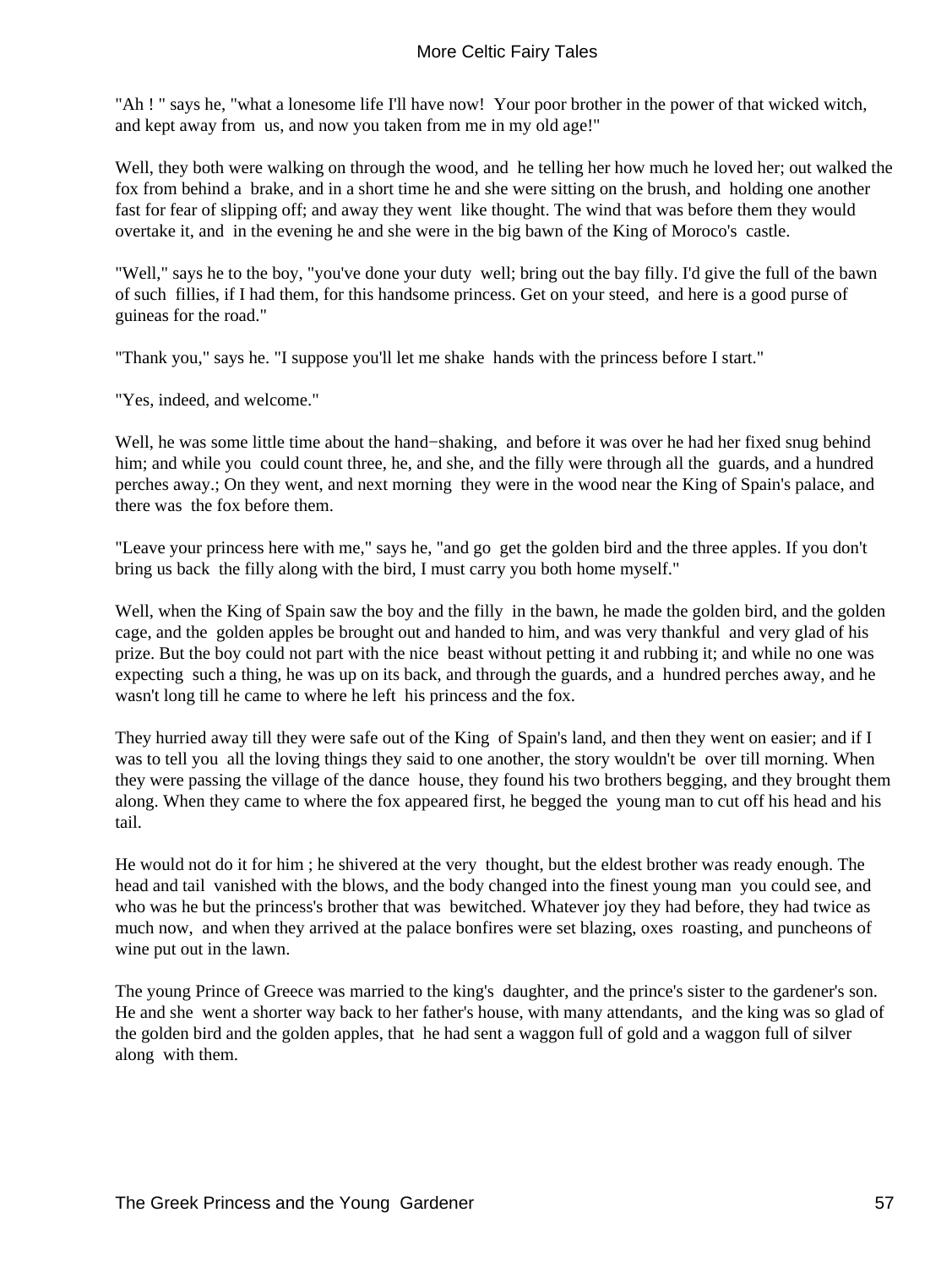"Ah ! " says he, "what a lonesome life I'll have now! Your poor brother in the power of that wicked witch, and kept away from us, and now you taken from me in my old age!"

Well, they both were walking on through the wood, and he telling her how much he loved her; out walked the fox from behind a brake, and in a short time he and she were sitting on the brush, and holding one another fast for fear of slipping off; and away they went like thought. The wind that was before them they would overtake it, and in the evening he and she were in the big bawn of the King of Moroco's castle.

"Well," says he to the boy, "you've done your duty well; bring out the bay filly. I'd give the full of the bawn of such fillies, if I had them, for this handsome princess. Get on your steed, and here is a good purse of guineas for the road."

"Thank you," says he. "I suppose you'll let me shake hands with the princess before I start."

"Yes, indeed, and welcome."

Well, he was some little time about the hand−shaking, and before it was over he had her fixed snug behind him; and while you could count three, he, and she, and the filly were through all the guards, and a hundred perches away.; On they went, and next morning they were in the wood near the King of Spain's palace, and there was the fox before them.

"Leave your princess here with me," says he, "and go get the golden bird and the three apples. If you don't bring us back the filly along with the bird, I must carry you both home myself."

Well, when the King of Spain saw the boy and the filly in the bawn, he made the golden bird, and the golden cage, and the golden apples be brought out and handed to him, and was very thankful and very glad of his prize. But the boy could not part with the nice beast without petting it and rubbing it; and while no one was expecting such a thing, he was up on its back, and through the guards, and a hundred perches away, and he wasn't long till he came to where he left his princess and the fox.

They hurried away till they were safe out of the King of Spain's land, and then they went on easier; and if I was to tell you all the loving things they said to one another, the story wouldn't be over till morning. When they were passing the village of the dance house, they found his two brothers begging, and they brought them along. When they came to where the fox appeared first, he begged the young man to cut off his head and his tail.

He would not do it for him ; he shivered at the very thought, but the eldest brother was ready enough. The head and tail vanished with the blows, and the body changed into the finest young man you could see, and who was he but the princess's brother that was bewitched. Whatever joy they had before, they had twice as much now, and when they arrived at the palace bonfires were set blazing, oxes roasting, and puncheons of wine put out in the lawn.

The young Prince of Greece was married to the king's daughter, and the prince's sister to the gardener's son. He and she went a shorter way back to her father's house, with many attendants, and the king was so glad of the golden bird and the golden apples, that he had sent a waggon full of gold and a waggon full of silver along with them.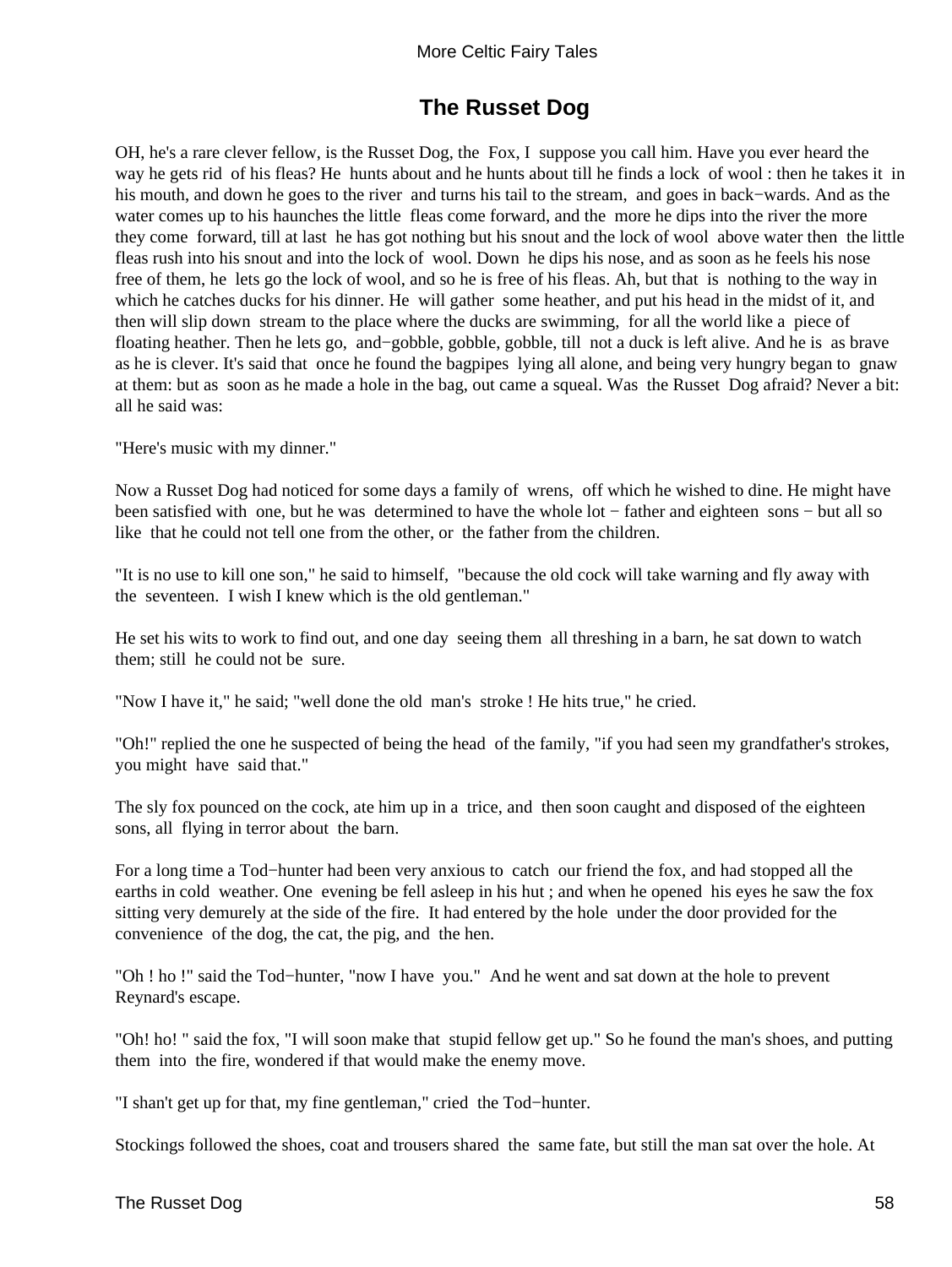## The Russet Dog

OH, he's a rare clever fellow, is the Russet Dog, the Fox, I suppose you call him. Have you ever heard the way he gets rid of his fleas? He hunts about and he hunts about till he finds a lock of wool : then he takes it in his mouth, and down he goes to the river and turns his tail to the stream, and goes in back−wards. And as the water comes up to his haunches the little fleas come forward, and the more he dips into the river the more they come forward, till at last he has got nothing but his snout and the lock of wool above water then the little fleas rush into his snout and into the lock of wool. Down he dips his nose, and as soon as he feels his nose free of them, he lets go the lock of wool, and so he is free of his fleas. Ah, but that is nothing to the way in which he catches ducks for his dinner. He will gather some heather, and put his head in the midst of it, and then will slip down stream to the place where the ducks are swimming, for all the world like a piece of floating heather. Then he lets go, and−gobble, gobble, gobble, till not a duck is left alive. And he is as brave as he is clever. It's said that once he found the bagpipes lying all alone, and being very hungry began to gnaw at them: but as soon as he made a hole in the bag, out came a squeal. Was the Russet Dog afraid? Never a bit: all he said was:

"Here's music with my dinner."

Now a Russet Dog had noticed for some days a family of wrens, off which he wished to dine. He might have been satisfied with one, but he was determined to have the whole lot − father and eighteen sons − but all so like that he could not tell one from the other, or the father from the children.

"It is no use to kill one son," he said to himself, "because the old cock will take warning and fly away with the seventeen. I wish I knew which is the old gentleman."

He set his wits to work to find out, and one day seeing them all threshing in a barn, he sat down to watch them; still he could not be sure.

"Now I have it," he said; "well done the old man's stroke ! He hits true," he cried.

"Oh!" replied the one he suspected of being the head of the family, "if you had seen my grandfather's strokes, you might have said that."

The sly fox pounced on the cock, ate him up in a trice, and then soon caught and disposed of the eighteen sons, all flying in terror about the barn.

For a long time a Tod−hunter had been very anxious to catch our friend the fox, and had stopped all the earths in cold weather. One evening be fell asleep in his hut ; and when he opened his eyes he saw the fox sitting very demurely at the side of the fire. It had entered by the hole under the door provided for the convenience of the dog, the cat, the pig, and the hen.

"Oh ! ho !" said the Tod−hunter, "now I have you." And he went and sat down at the hole to prevent Reynard's escape.

"Oh! ho! " said the fox, "I will soon make that stupid fellow get up." So he found the man's shoes, and putting them into the fire, wondered if that would make the enemy move.

"I shan't get up for that, my fine gentleman," cried the Tod−hunter.

Stockings followed the shoes, coat and trousers shared the same fate, but still the man sat over the hole. At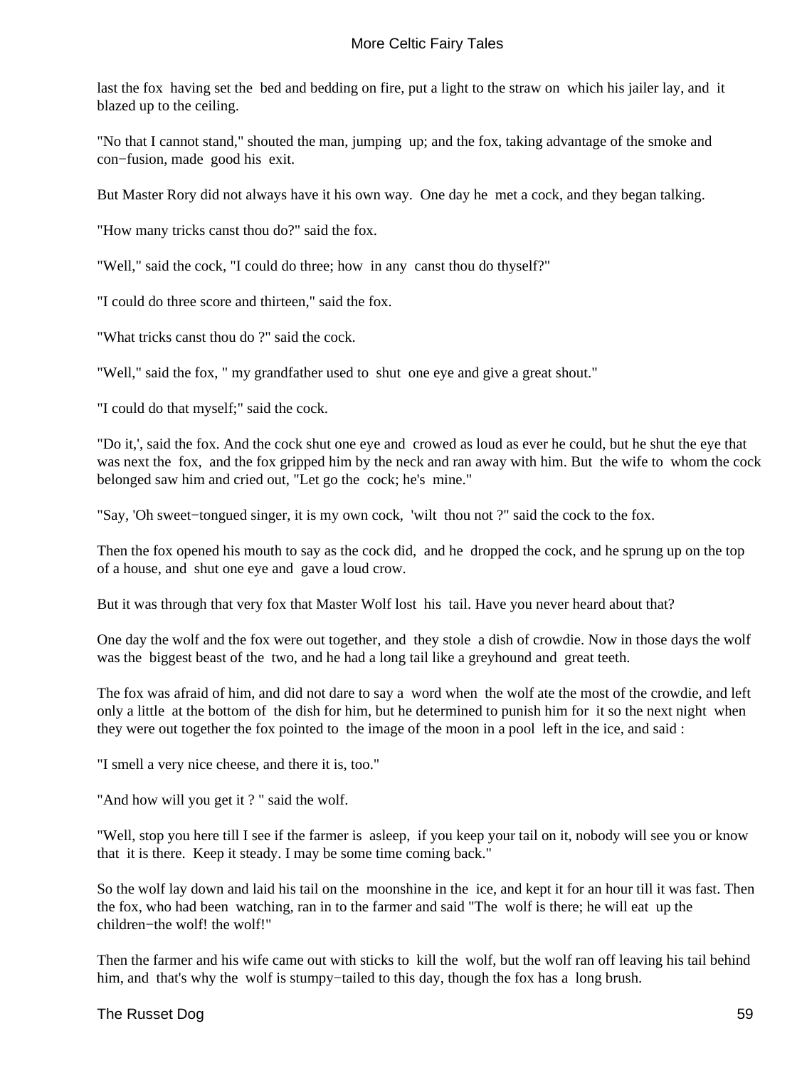last the fox having set the bed and bedding on fire, put a light to the straw on which his jailer lay, and it blazed up to the ceiling.

"No that I cannot stand," shouted the man, jumping up; and the fox, taking advantage of the smoke and con−fusion, made good his exit.

But Master Rory did not always have it his own way. One day he met a cock, and they began talking.

"How many tricks canst thou do?" said the fox.

"Well," said the cock, "I could do three; how in any canst thou do thyself?"

"I could do three score and thirteen," said the fox.

"What tricks canst thou do ?" said the cock.

"Well," said the fox, " my grandfather used to shut one eye and give a great shout."

"I could do that myself;" said the cock.

"Do it,', said the fox. And the cock shut one eye and crowed as loud as ever he could, but he shut the eye that was next the fox, and the fox gripped him by the neck and ran away with him. But the wife to whom the cock belonged saw him and cried out, "Let go the cock; he's mine."

"Say, 'Oh sweet−tongued singer, it is my own cock, 'wilt thou not ?" said the cock to the fox.

Then the fox opened his mouth to say as the cock did, and he dropped the cock, and he sprung up on the top of a house, and shut one eye and gave a loud crow.

But it was through that very fox that Master Wolf lost his tail. Have you never heard about that?

One day the wolf and the fox were out together, and they stole a dish of crowdie. Now in those days the wolf was the biggest beast of the two, and he had a long tail like a greyhound and great teeth.

The fox was afraid of him, and did not dare to say a word when the wolf ate the most of the crowdie, and left only a little at the bottom of the dish for him, but he determined to punish him for it so the next night when they were out together the fox pointed to the image of the moon in a pool left in the ice, and said :

"I smell a very nice cheese, and there it is, too."

"And how will you get it ? " said the wolf.

"Well, stop you here till I see if the farmer is asleep, if you keep your tail on it, nobody will see you or know that it is there. Keep it steady. I may be some time coming back."

So the wolf lay down and laid his tail on the moonshine in the ice, and kept it for an hour till it was fast. Then the fox, who had been watching, ran in to the farmer and said "The wolf is there; he will eat up the children−the wolf! the wolf!"

Then the farmer and his wife came out with sticks to kill the wolf, but the wolf ran off leaving his tail behind him, and that's why the wolf is stumpy−tailed to this day, though the fox has a long brush.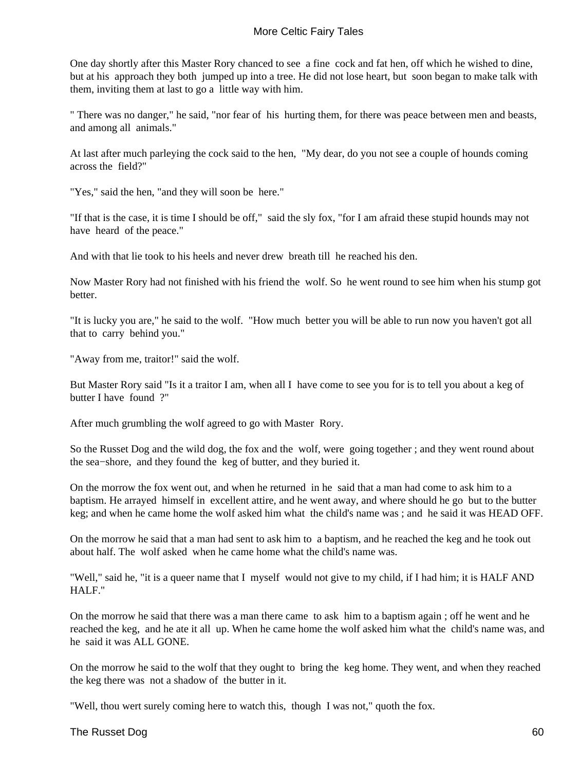One day shortly after this Master Rory chanced to see a fine cock and fat hen, off which he wished to dine, but at his approach they both jumped up into a tree. He did not lose heart, but soon began to make talk with them, inviting them at last to go a little way with him.

" There was no danger," he said, "nor fear of his hurting them, for there was peace between men and beasts, and among all animals."

At last after much parleying the cock said to the hen, "My dear, do you not see a couple of hounds coming across the field?"

"Yes," said the hen, "and they will soon be here."

"If that is the case, it is time I should be off," said the sly fox, "for I am afraid these stupid hounds may not have heard of the peace."

And with that lie took to his heels and never drew breath till he reached his den.

Now Master Rory had not finished with his friend the wolf. So he went round to see him when his stump got better.

"It is lucky you are," he said to the wolf. "How much better you will be able to run now you haven't got all that to carry behind you."

"Away from me, traitor!" said the wolf.

But Master Rory said "Is it a traitor I am, when all I have come to see you for is to tell you about a keg of butter I have found ?"

After much grumbling the wolf agreed to go with Master Rory.

So the Russet Dog and the wild dog, the fox and the wolf, were going together ; and they went round about the sea−shore, and they found the keg of butter, and they buried it.

On the morrow the fox went out, and when he returned in he said that a man had come to ask him to a baptism. He arrayed himself in excellent attire, and he went away, and where should he go but to the butter keg; and when he came home the wolf asked him what the child's name was ; and he said it was HEAD OFF.

On the morrow he said that a man had sent to ask him to a baptism, and he reached the keg and he took out about half. The wolf asked when he came home what the child's name was.

"Well," said he, "it is a queer name that I myself would not give to my child, if I had him; it is HALF AND HALF."

On the morrow he said that there was a man there came to ask him to a baptism again ; off he went and he reached the keg, and he ate it all up. When he came home the wolf asked him what the child's name was, and he said it was ALL GONE.

On the morrow he said to the wolf that they ought to bring the keg home. They went, and when they reached the keg there was not a shadow of the butter in it.

"Well, thou wert surely coming here to watch this, though I was not," quoth the fox.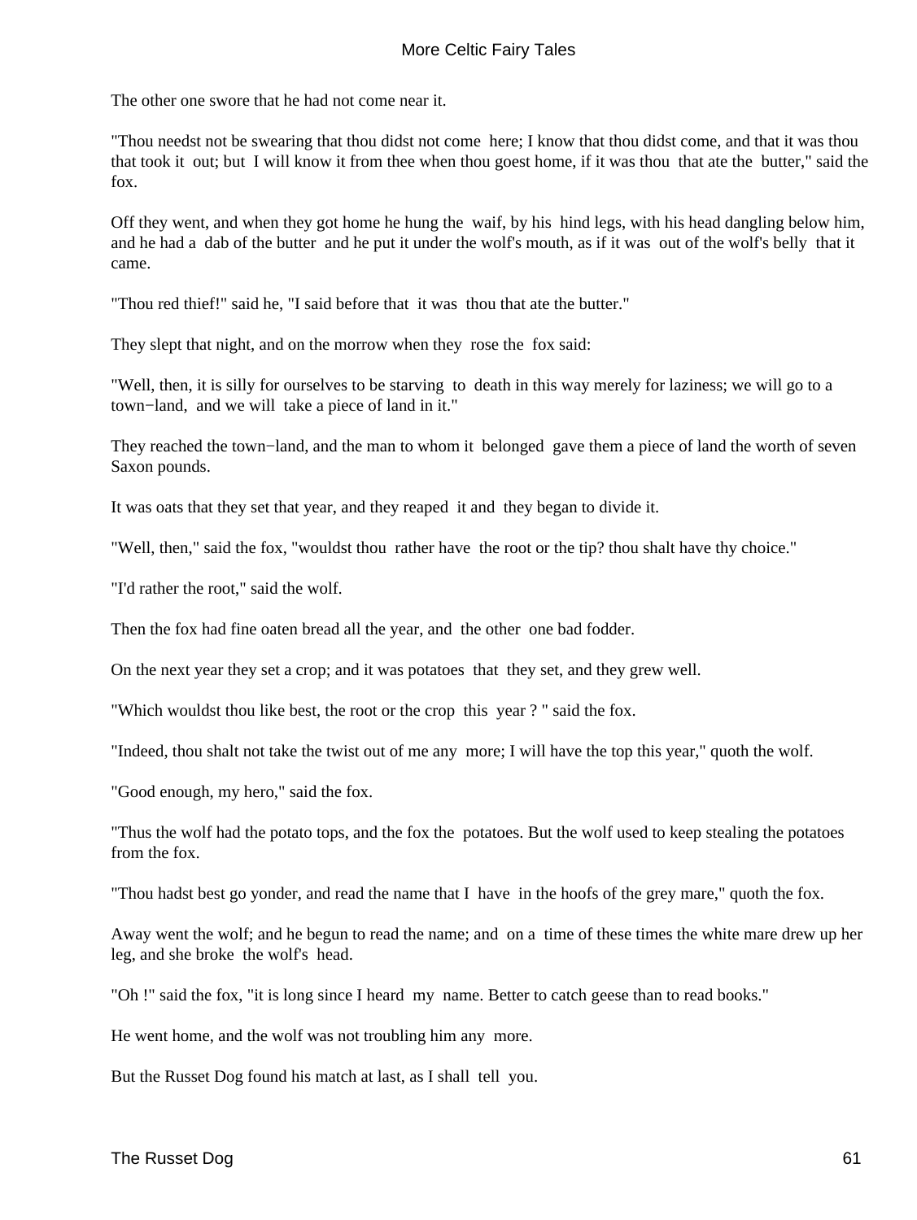The other one swore that he had not come near it.

"Thou needst not be swearing that thou didst not come here; I know that thou didst come, and that it was thou that took it out; but I will know it from thee when thou goest home, if it was thou that ate the butter," said the fox.

Off they went, and when they got home he hung the waif, by his hind legs, with his head dangling below him, and he had a dab of the butter and he put it under the wolf's mouth, as if it was out of the wolf's belly that it came.

"Thou red thief!" said he, "I said before that it was thou that ate the butter."

They slept that night, and on the morrow when they rose the fox said:

"Well, then, it is silly for ourselves to be starving to death in this way merely for laziness; we will go to a town−land, and we will take a piece of land in it."

They reached the town−land, and the man to whom it belonged gave them a piece of land the worth of seven Saxon pounds.

It was oats that they set that year, and they reaped it and they began to divide it.

"Well, then," said the fox, "wouldst thou rather have the root or the tip? thou shalt have thy choice."

"I'd rather the root," said the wolf.

Then the fox had fine oaten bread all the year, and the other one bad fodder.

On the next year they set a crop; and it was potatoes that they set, and they grew well.

"Which wouldst thou like best, the root or the crop this year ? " said the fox.

"Indeed, thou shalt not take the twist out of me any more; I will have the top this year," quoth the wolf.

"Good enough, my hero," said the fox.

"Thus the wolf had the potato tops, and the fox the potatoes. But the wolf used to keep stealing the potatoes from the fox.

"Thou hadst best go yonder, and read the name that I have in the hoofs of the grey mare," quoth the fox.

Away went the wolf; and he begun to read the name; and on a time of these times the white mare drew up her leg, and she broke the wolf's head.

"Oh !" said the fox, "it is long since I heard my name. Better to catch geese than to read books."

He went home, and the wolf was not troubling him any more.

But the Russet Dog found his match at last, as I shall tell you.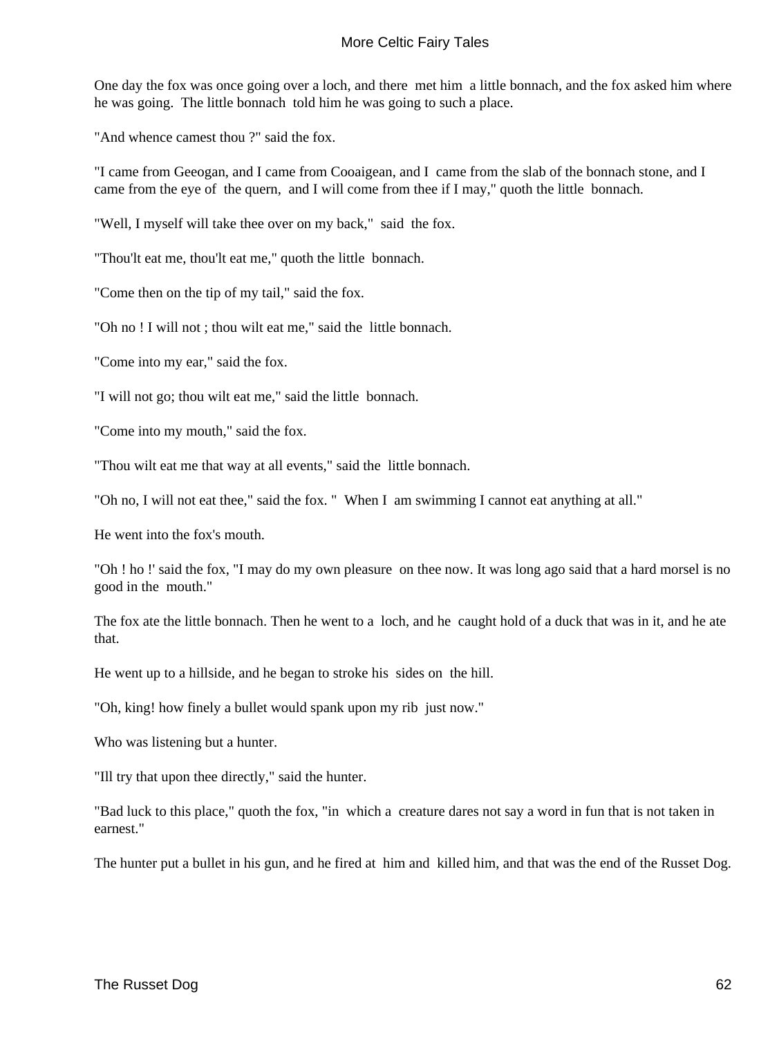One day the fox was once going over a loch, and there met him a little bonnach, and the fox asked him where he was going. The little bonnach told him he was going to such a place.

"And whence camest thou ?" said the fox.

"I came from Geeogan, and I came from Cooaigean, and I came from the slab of the bonnach stone, and I came from the eye of the quern, and I will come from thee if I may," quoth the little bonnach.

"Well, I myself will take thee over on my back," said the fox.

"Thou'lt eat me, thou'lt eat me," quoth the little bonnach.

"Come then on the tip of my tail," said the fox.

"Oh no ! I will not ; thou wilt eat me," said the little bonnach.

"Come into my ear," said the fox.

"I will not go; thou wilt eat me," said the little bonnach.

"Come into my mouth," said the fox.

"Thou wilt eat me that way at all events," said the little bonnach.

"Oh no, I will not eat thee," said the fox. " When I am swimming I cannot eat anything at all."

He went into the fox's mouth.

"Oh ! ho !' said the fox, "I may do my own pleasure on thee now. It was long ago said that a hard morsel is no good in the mouth."

The fox ate the little bonnach. Then he went to a loch, and he caught hold of a duck that was in it, and he ate that.

He went up to a hillside, and he began to stroke his sides on the hill.

"Oh, king! how finely a bullet would spank upon my rib just now."

Who was listening but a hunter.

"Ill try that upon thee directly," said the hunter.

"Bad luck to this place," quoth the fox, "in which a creature dares not say a word in fun that is not taken in earnest."

The hunter put a bullet in his gun, and he fired at him and killed him, and that was the end of the Russet Dog.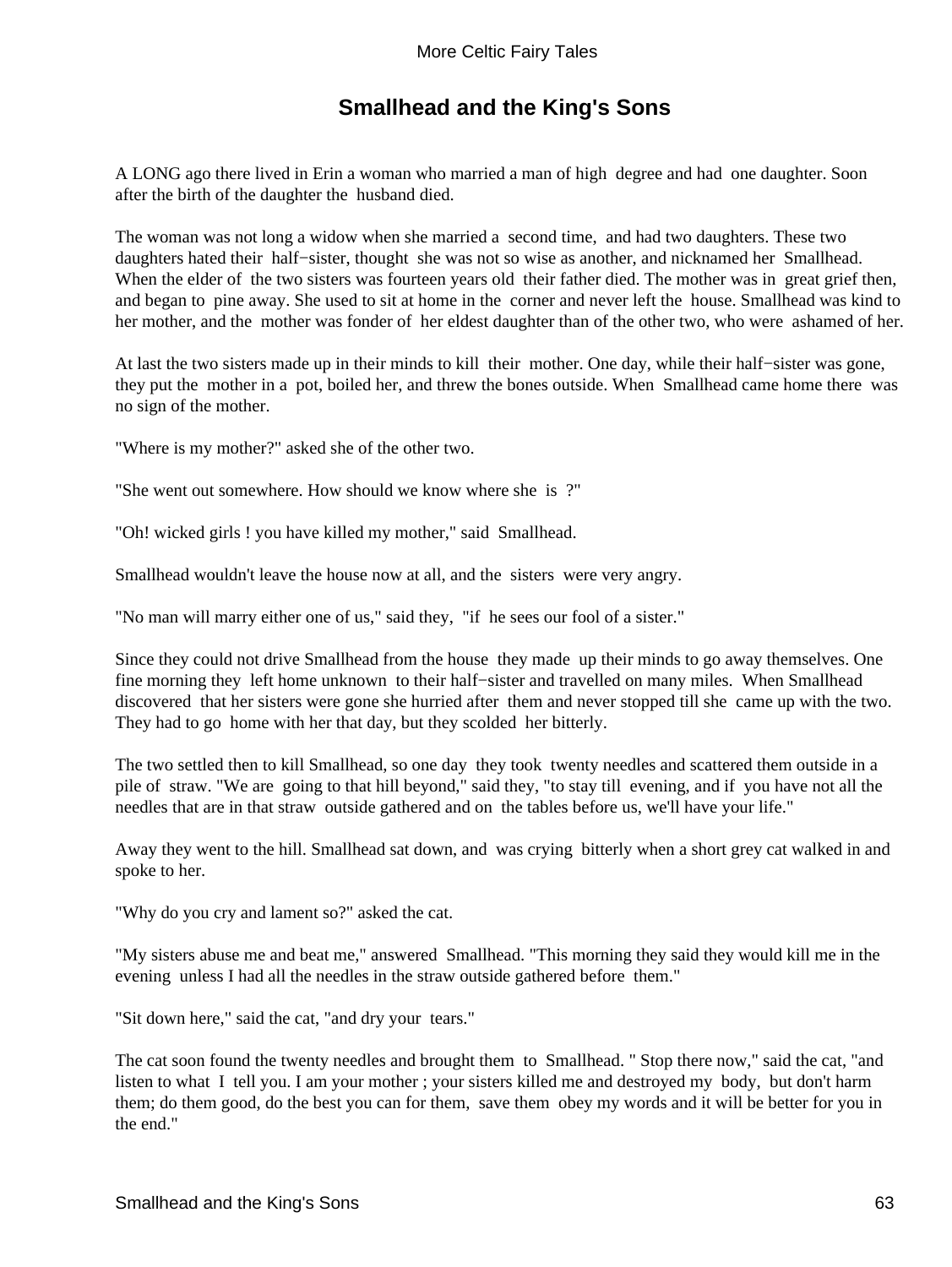## Smallhead and the King's Sons

A LONG ago there lived in Erin a woman who married a man of high degree and had one daughter. Soon after the birth of the daughter the husband died.

The woman was not long a widow when she married a second time, and had two daughters. These two daughters hated their half−sister, thought she was not so wise as another, and nicknamed her Smallhead. When the elder of the two sisters was fourteen years old their father died. The mother was in great grief then, and began to pine away. She used to sit at home in the corner and never left the house. Smallhead was kind to her mother, and the mother was fonder of her eldest daughter than of the other two, who were ashamed of her.

At last the two sisters made up in their minds to kill their mother. One day, while their half−sister was gone, they put the mother in a pot, boiled her, and threw the bones outside. When Smallhead came home there was no sign of the mother.

"Where is my mother?" asked she of the other two.

"She went out somewhere. How should we know where she is ?"

"Oh! wicked girls ! you have killed my mother," said Smallhead.

Smallhead wouldn't leave the house now at all, and the sisters were very angry.

"No man will marry either one of us," said they, "if he sees our fool of a sister."

Since they could not drive Smallhead from the house they made up their minds to go away themselves. One fine morning they left home unknown to their half−sister and travelled on many miles. When Smallhead discovered that her sisters were gone she hurried after them and never stopped till she came up with the two. They had to go home with her that day, but they scolded her bitterly.

The two settled then to kill Smallhead, so one day they took twenty needles and scattered them outside in a pile of straw. "We are going to that hill beyond," said they, "to stay till evening, and if you have not all the needles that are in that straw outside gathered and on the tables before us, we'll have your life."

Away they went to the hill. Smallhead sat down, and was crying bitterly when a short grey cat walked in and spoke to her.

"Why do you cry and lament so?" asked the cat.

"My sisters abuse me and beat me," answered Smallhead. "This morning they said they would kill me in the evening unless I had all the needles in the straw outside gathered before them."

"Sit down here," said the cat, "and dry your tears."

The cat soon found the twenty needles and brought them to Smallhead. " Stop there now," said the cat, "and listen to what I tell you. I am your mother ; your sisters killed me and destroyed my body, but don't harm them; do them good, do the best you can for them, save them obey my words and it will be better for you in the end."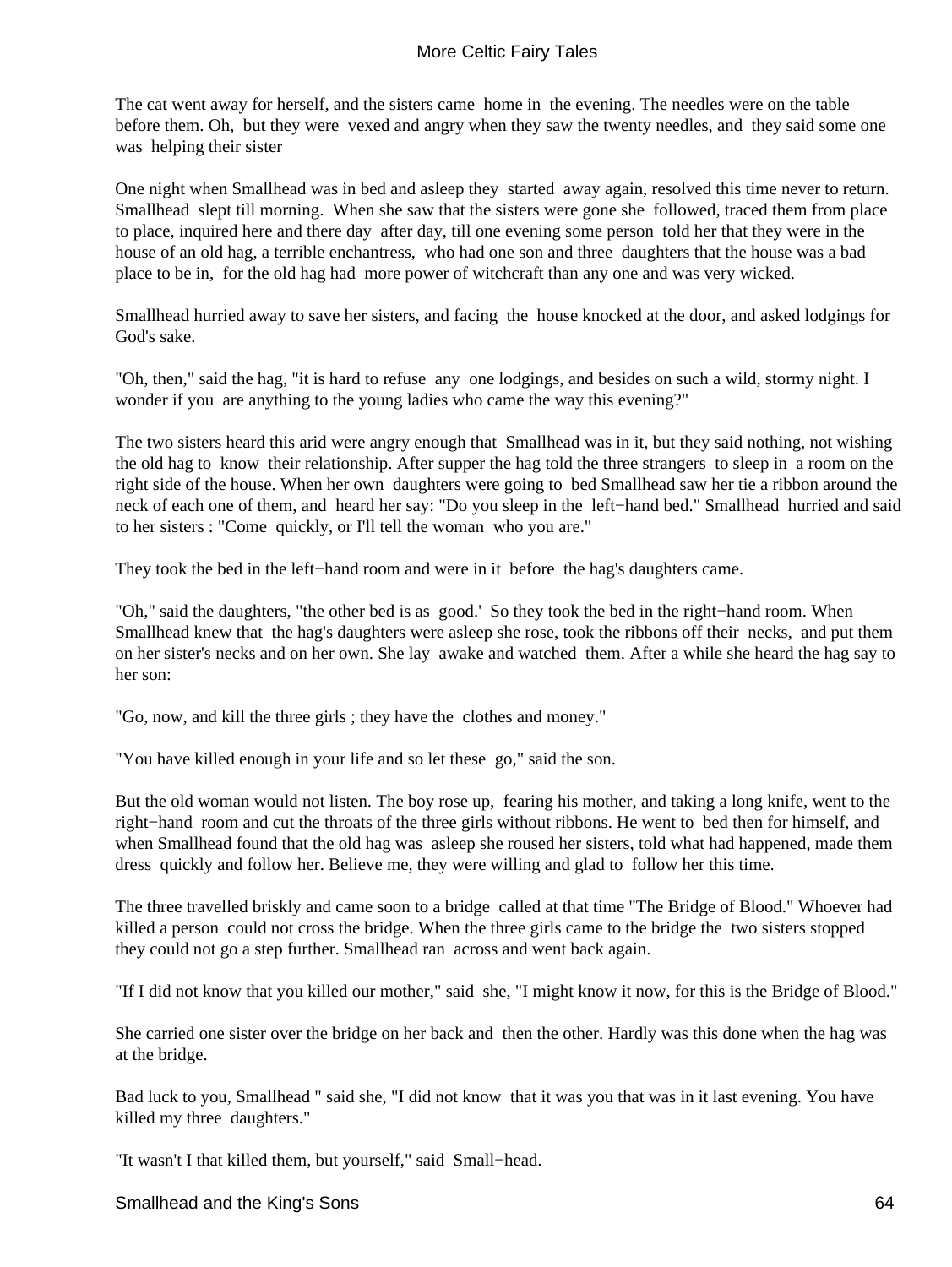The cat went away for herself, and the sisters came home in the evening. The needles were on the table before them. Oh, but they were vexed and angry when they saw the twenty needles, and they said some one was helping their sister

One night when Smallhead was in bed and asleep they started away again, resolved this time never to return. Smallhead slept till morning. When she saw that the sisters were gone she followed, traced them from place to place, inquired here and there day after day, till one evening some person told her that they were in the house of an old hag, a terrible enchantress, who had one son and three daughters that the house was a bad place to be in, for the old hag had more power of witchcraft than any one and was very wicked.

Smallhead hurried away to save her sisters, and facing the house knocked at the door, and asked lodgings for God's sake.

"Oh, then," said the hag, "it is hard to refuse any one lodgings, and besides on such a wild, stormy night. I wonder if you are anything to the young ladies who came the way this evening?"

The two sisters heard this arid were angry enough that Smallhead was in it, but they said nothing, not wishing the old hag to know their relationship. After supper the hag told the three strangers to sleep in a room on the right side of the house. When her own daughters were going to bed Smallhead saw her tie a ribbon around the neck of each one of them, and heard her say: "Do you sleep in the left−hand bed." Smallhead hurried and said to her sisters : "Come quickly, or I'll tell the woman who you are."

They took the bed in the left−hand room and were in it before the hag's daughters came.

"Oh," said the daughters, "the other bed is as good.' So they took the bed in the right−hand room. When Smallhead knew that the hag's daughters were asleep she rose, took the ribbons off their necks, and put them on her sister's necks and on her own. She lay awake and watched them. After a while she heard the hag say to her son:

"Go, now, and kill the three girls ; they have the clothes and money."

"You have killed enough in your life and so let these go," said the son.

But the old woman would not listen. The boy rose up, fearing his mother, and taking a long knife, went to the right−hand room and cut the throats of the three girls without ribbons. He went to bed then for himself, and when Smallhead found that the old hag was asleep she roused her sisters, told what had happened, made them dress quickly and follow her. Believe me, they were willing and glad to follow her this time.

The three travelled briskly and came soon to a bridge called at that time "The Bridge of Blood." Whoever had killed a person could not cross the bridge. When the three girls came to the bridge the two sisters stopped they could not go a step further. Smallhead ran across and went back again.

"If I did not know that you killed our mother," said she, "I might know it now, for this is the Bridge of Blood."

She carried one sister over the bridge on her back and then the other. Hardly was this done when the hag was at the bridge.

Bad luck to you, Smallhead " said she, "I did not know that it was you that was in it last evening. You have killed my three daughters."

"It wasn't I that killed them, but yourself," said Small−head.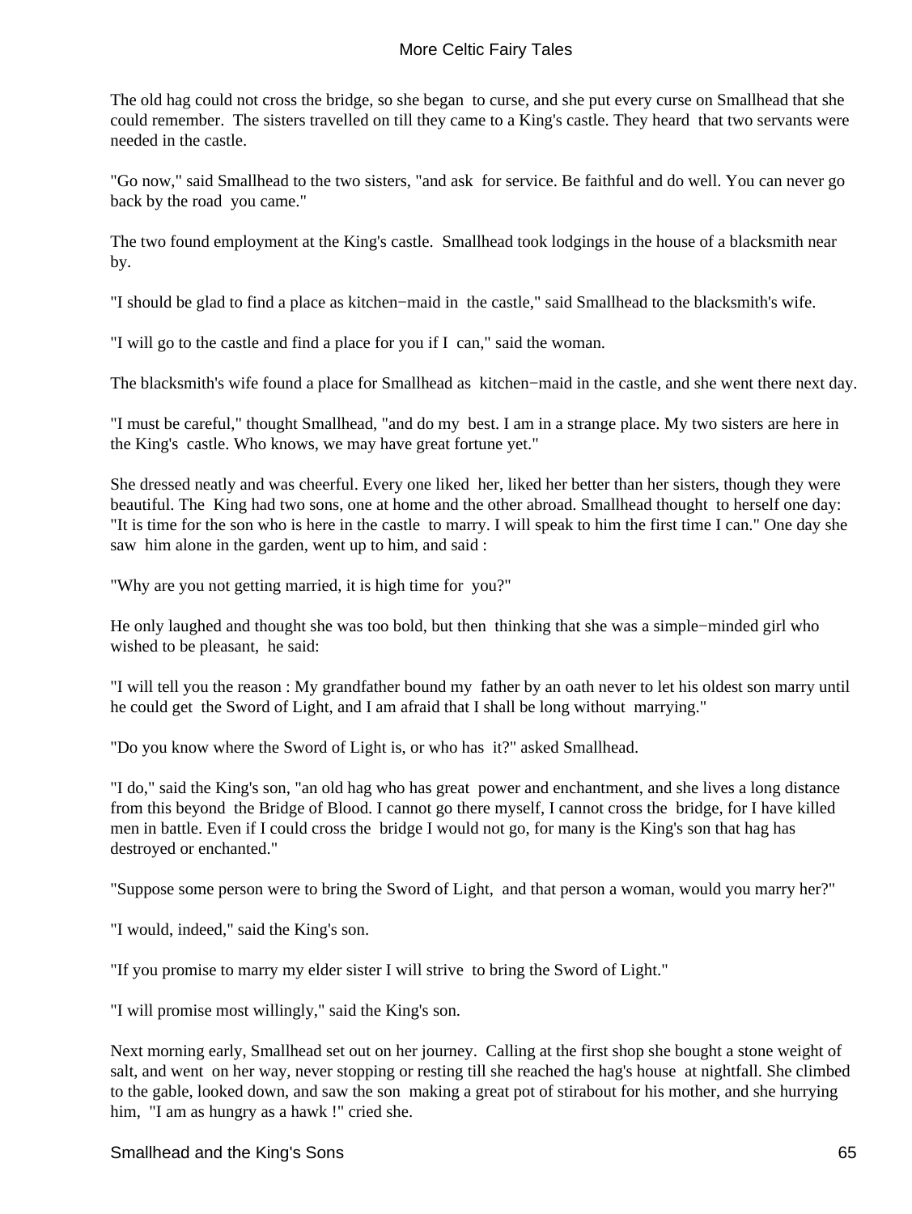The old hag could not cross the bridge, so she began to curse, and she put every curse on Smallhead that she could remember. The sisters travelled on till they came to a King's castle. They heard that two servants were needed in the castle.

"Go now," said Smallhead to the two sisters, "and ask for service. Be faithful and do well. You can never go back by the road you came."

The two found employment at the King's castle. Smallhead took lodgings in the house of a blacksmith near by.

"I should be glad to find a place as kitchen−maid in the castle," said Smallhead to the blacksmith's wife.

"I will go to the castle and find a place for you if I can," said the woman.

The blacksmith's wife found a place for Smallhead as kitchen−maid in the castle, and she went there next day.

"I must be careful," thought Smallhead, "and do my best. I am in a strange place. My two sisters are here in the King's castle. Who knows, we may have great fortune yet."

She dressed neatly and was cheerful. Every one liked her, liked her better than her sisters, though they were beautiful. The King had two sons, one at home and the other abroad. Smallhead thought to herself one day: "It is time for the son who is here in the castle to marry. I will speak to him the first time I can." One day she saw him alone in the garden, went up to him, and said :

"Why are you not getting married, it is high time for you?"

He only laughed and thought she was too bold, but then thinking that she was a simple−minded girl who wished to be pleasant, he said:

"I will tell you the reason : My grandfather bound my father by an oath never to let his oldest son marry until he could get the Sword of Light, and I am afraid that I shall be long without marrying."

"Do you know where the Sword of Light is, or who has it?" asked Smallhead.

"I do," said the King's son, "an old hag who has great power and enchantment, and she lives a long distance from this beyond the Bridge of Blood. I cannot go there myself, I cannot cross the bridge, for I have killed men in battle. Even if I could cross the bridge I would not go, for many is the King's son that hag has destroyed or enchanted."

"Suppose some person were to bring the Sword of Light, and that person a woman, would you marry her?"

"I would, indeed," said the King's son.

"If you promise to marry my elder sister I will strive to bring the Sword of Light."

"I will promise most willingly," said the King's son.

Next morning early, Smallhead set out on her journey. Calling at the first shop she bought a stone weight of salt, and went on her way, never stopping or resting till she reached the hag's house at nightfall. She climbed to the gable, looked down, and saw the son making a great pot of stirabout for his mother, and she hurrying him, "I am as hungry as a hawk !" cried she.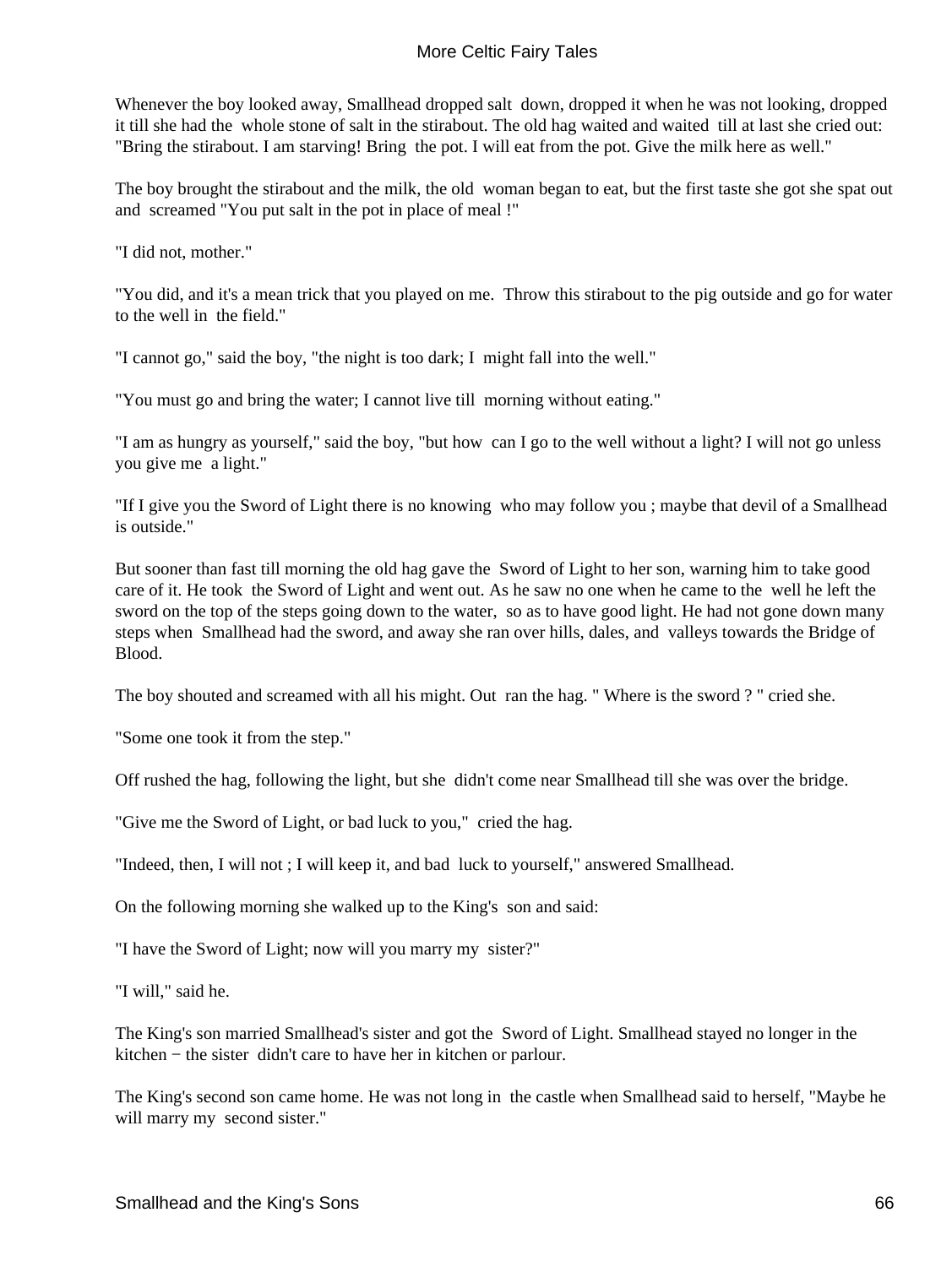Whenever the boy looked away, Smallhead dropped salt down, dropped it when he was not looking, dropped it till she had the whole stone of salt in the stirabout. The old hag waited and waited till at last she cried out: "Bring the stirabout. I am starving! Bring the pot. I will eat from the pot. Give the milk here as well."

The boy brought the stirabout and the milk, the old woman began to eat, but the first taste she got she spat out and screamed "You put salt in the pot in place of meal !"

"I did not, mother."

"You did, and it's a mean trick that you played on me. Throw this stirabout to the pig outside and go for water to the well in the field."

"I cannot go," said the boy, "the night is too dark; I might fall into the well."

"You must go and bring the water; I cannot live till morning without eating."

"I am as hungry as yourself," said the boy, "but how can I go to the well without a light? I will not go unless you give me a light."

"If I give you the Sword of Light there is no knowing who may follow you ; maybe that devil of a Smallhead is outside."

But sooner than fast till morning the old hag gave the Sword of Light to her son, warning him to take good care of it. He took the Sword of Light and went out. As he saw no one when he came to the well he left the sword on the top of the steps going down to the water, so as to have good light. He had not gone down many steps when Smallhead had the sword, and away she ran over hills, dales, and valleys towards the Bridge of Blood.

The boy shouted and screamed with all his might. Out ran the hag. " Where is the sword ? " cried she.

"Some one took it from the step."

Off rushed the hag, following the light, but she didn't come near Smallhead till she was over the bridge.

"Give me the Sword of Light, or bad luck to you," cried the hag.

"Indeed, then, I will not ; I will keep it, and bad luck to yourself," answered Smallhead.

On the following morning she walked up to the King's son and said:

"I have the Sword of Light; now will you marry my sister?"

"I will," said he.

The King's son married Smallhead's sister and got the Sword of Light. Smallhead stayed no longer in the kitchen − the sister didn't care to have her in kitchen or parlour.

The King's second son came home. He was not long in the castle when Smallhead said to herself, "Maybe he will marry my second sister."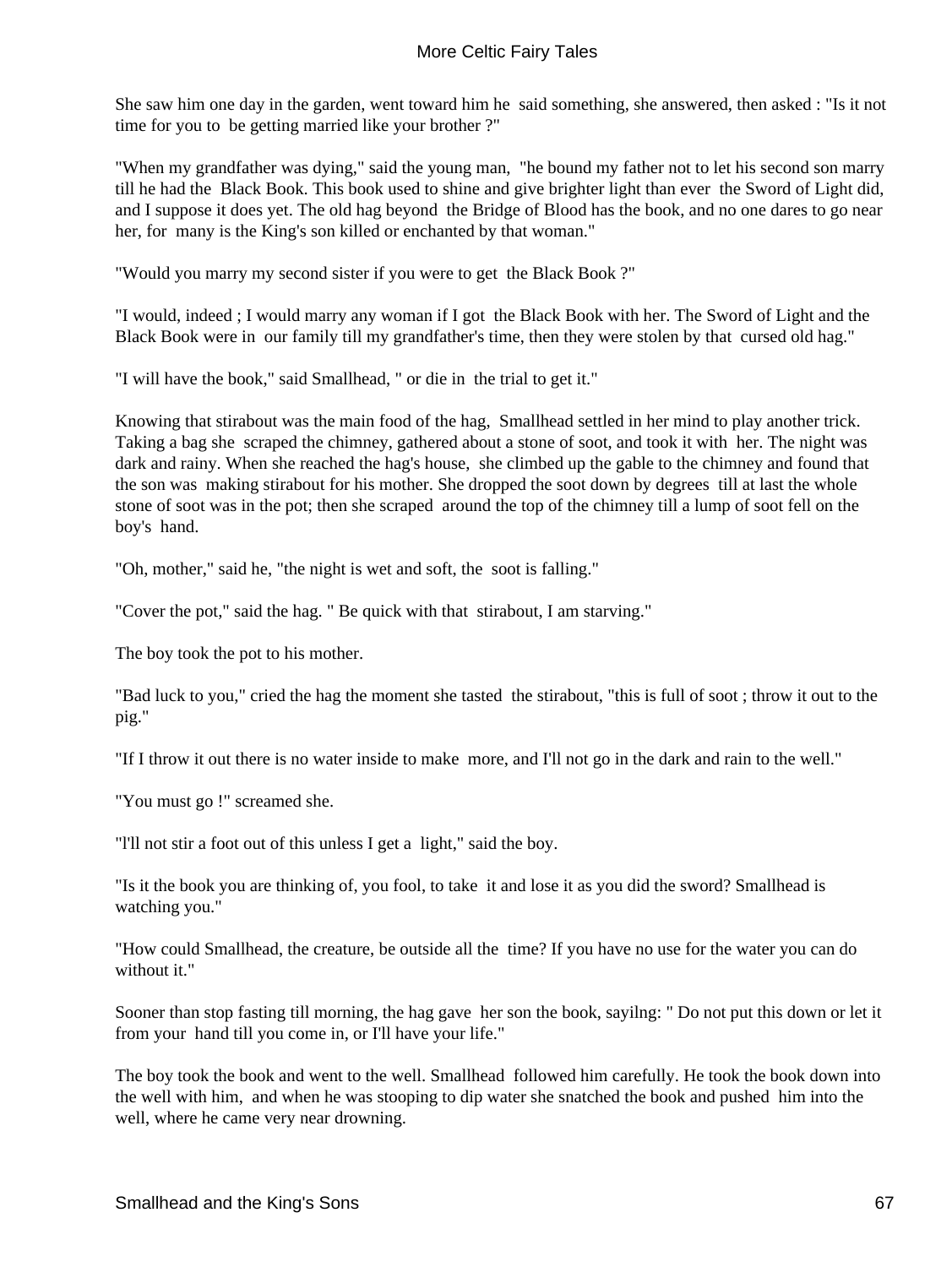She saw him one day in the garden, went toward him he said something, she answered, then asked : "Is it not time for you to be getting married like your brother ?"

"When my grandfather was dying," said the young man, "he bound my father not to let his second son marry till he had the Black Book. This book used to shine and give brighter light than ever the Sword of Light did, and I suppose it does yet. The old hag beyond the Bridge of Blood has the book, and no one dares to go near her, for many is the King's son killed or enchanted by that woman."

"Would you marry my second sister if you were to get the Black Book ?"

"I would, indeed ; I would marry any woman if I got the Black Book with her. The Sword of Light and the Black Book were in our family till my grandfather's time, then they were stolen by that cursed old hag."

"I will have the book," said Smallhead, " or die in the trial to get it."

Knowing that stirabout was the main food of the hag, Smallhead settled in her mind to play another trick. Taking a bag she scraped the chimney, gathered about a stone of soot, and took it with her. The night was dark and rainy. When she reached the hag's house, she climbed up the gable to the chimney and found that the son was making stirabout for his mother. She dropped the soot down by degrees till at last the whole stone of soot was in the pot; then she scraped around the top of the chimney till a lump of soot fell on the boy's hand.

"Oh, mother," said he, "the night is wet and soft, the soot is falling."

"Cover the pot," said the hag. " Be quick with that stirabout, I am starving."

The boy took the pot to his mother.

"Bad luck to you," cried the hag the moment she tasted the stirabout, "this is full of soot ; throw it out to the pig."

"If I throw it out there is no water inside to make more, and I'll not go in the dark and rain to the well."

"You must go !" screamed she.

"I'll not stir a foot out of this unless I get a light," said the boy.

"Is it the book you are thinking of, you fool, to take it and lose it as you did the sword? Smallhead is watching you."

"How could Smallhead, the creature, be outside all the time? If you have no use for the water you can do without it."

Sooner than stop fasting till morning, the hag gave her son the book, sayilng: " Do not put this down or let it from your hand till you come in, or I'll have your life."

The boy took the book and went to the well. Smallhead followed him carefully. He took the book down into the well with him, and when he was stooping to dip water she snatched the book and pushed him into the well, where he came very near drowning.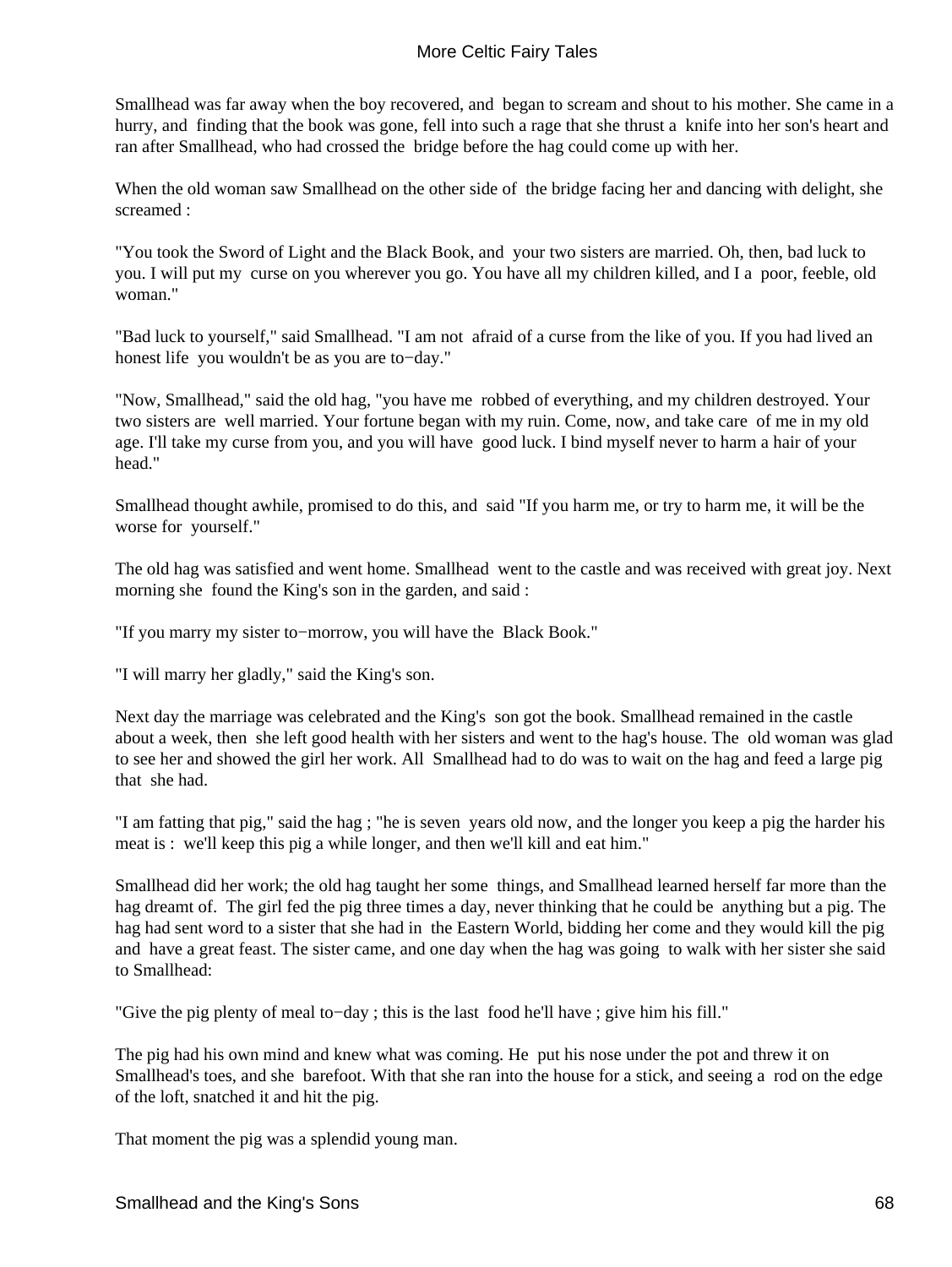Smallhead was far away when the boy recovered, and began to scream and shout to his mother. She came in a hurry, and finding that the book was gone, fell into such a rage that she thrust a knife into her son's heart and ran after Smallhead, who had crossed the bridge before the hag could come up with her.

When the old woman saw Smallhead on the other side of the bridge facing her and dancing with delight, she screamed :

"You took the Sword of Light and the Black Book, and your two sisters are married. Oh, then, bad luck to you. I will put my curse on you wherever you go. You have all my children killed, and I a poor, feeble, old woman."

"Bad luck to yourself," said Smallhead. "I am not afraid of a curse from the like of you. If you had lived an honest life you wouldn't be as you are to−day."

"Now, Smallhead," said the old hag, "you have me robbed of everything, and my children destroyed. Your two sisters are well married. Your fortune began with my ruin. Come, now, and take care of me in my old age. I'll take my curse from you, and you will have good luck. I bind myself never to harm a hair of your head."

Smallhead thought awhile, promised to do this, and said "If you harm me, or try to harm me, it will be the worse for yourself."

The old hag was satisfied and went home. Smallhead went to the castle and was received with great joy. Next morning she found the King's son in the garden, and said :

"If you marry my sister to−morrow, you will have the Black Book."

"I will marry her gladly," said the King's son.

Next day the marriage was celebrated and the King's son got the book. Smallhead remained in the castle about a week, then she left good health with her sisters and went to the hag's house. The old woman was glad to see her and showed the girl her work. All Smallhead had to do was to wait on the hag and feed a large pig that she had.

"I am fatting that pig," said the hag ; "he is seven years old now, and the longer you keep a pig the harder his meat is : we'll keep this pig a while longer, and then we'll kill and eat him."

Smallhead did her work; the old hag taught her some things, and Smallhead learned herself far more than the hag dreamt of. The girl fed the pig three times a day, never thinking that he could be anything but a pig. The hag had sent word to a sister that she had in the Eastern World, bidding her come and they would kill the pig and have a great feast. The sister came, and one day when the hag was going to walk with her sister she said to Smallhead:

"Give the pig plenty of meal to−day ; this is the last food he'll have ; give him his fill."

The pig had his own mind and knew what was coming. He put his nose under the pot and threw it on Smallhead's toes, and she barefoot. With that she ran into the house for a stick, and seeing a rod on the edge of the loft, snatched it and hit the pig.

That moment the pig was a splendid young man.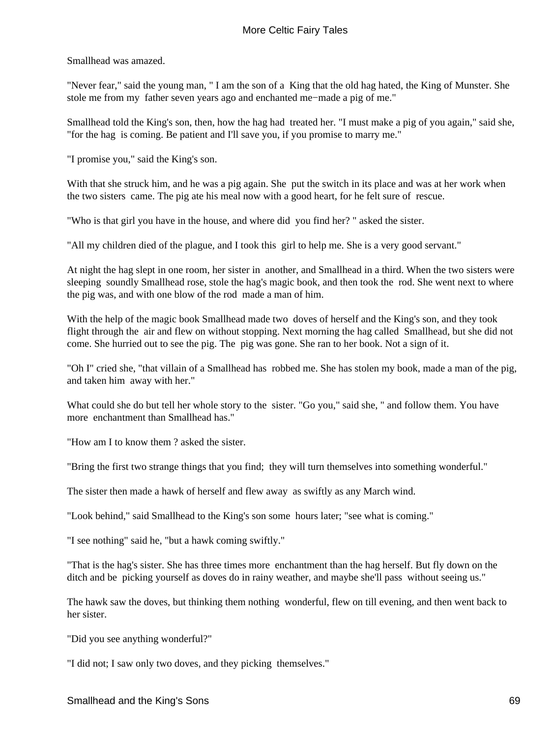Smallhead was amazed.

"Never fear," said the young man, " I am the son of a King that the old hag hated, the King of Munster. She stole me from my father seven years ago and enchanted me−made a pig of me."

Smallhead told the King's son, then, how the hag had treated her. "I must make a pig of you again," said she, "for the hag is coming. Be patient and I'll save you, if you promise to marry me."

"I promise you," said the King's son.

With that she struck him, and he was a pig again. She put the switch in its place and was at her work when the two sisters came. The pig ate his meal now with a good heart, for he felt sure of rescue.

"Who is that girl you have in the house, and where did you find her? " asked the sister.

"All my children died of the plague, and I took this girl to help me. She is a very good servant."

At night the hag slept in one room, her sister in another, and Smallhead in a third. When the two sisters were sleeping soundly Smallhead rose, stole the hag's magic book, and then took the rod. She went next to where the pig was, and with one blow of the rod made a man of him.

With the help of the magic book Smallhead made two doves of herself and the King's son, and they took flight through the air and flew on without stopping. Next morning the hag called Smallhead, but she did not come. She hurried out to see the pig. The pig was gone. She ran to her book. Not a sign of it.

"Oh I" cried she, "that villain of a Smallhead has robbed me. She has stolen my book, made a man of the pig, and taken him away with her."

What could she do but tell her whole story to the sister. "Go you," said she, " and follow them. You have more enchantment than Smallhead has."

"How am I to know them ? asked the sister.

"Bring the first two strange things that you find; they will turn themselves into something wonderful."

The sister then made a hawk of herself and flew away as swiftly as any March wind.

"Look behind," said Smallhead to the King's son some hours later; "see what is coming."

"I see nothing" said he, "but a hawk coming swiftly."

"That is the hag's sister. She has three times more enchantment than the hag herself. But fly down on the ditch and be picking yourself as doves do in rainy weather, and maybe she'll pass without seeing us."

The hawk saw the doves, but thinking them nothing wonderful, flew on till evening, and then went back to her sister.

"Did you see anything wonderful?"

"I did not; I saw only two doves, and they picking themselves."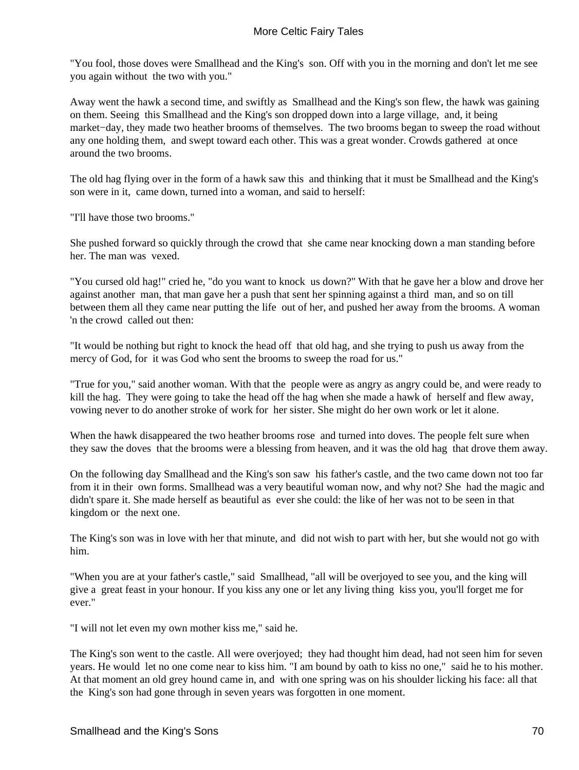"You fool, those doves were Smallhead and the King's son. Off with you in the morning and don't let me see you again without the two with you."

Away went the hawk a second time, and swiftly as Smallhead and the King's son flew, the hawk was gaining on them. Seeing this Smallhead and the King's son dropped down into a large village, and, it being market−day, they made two heather brooms of themselves. The two brooms began to sweep the road without any one holding them, and swept toward each other. This was a great wonder. Crowds gathered at once around the two brooms.

The old hag flying over in the form of a hawk saw this and thinking that it must be Smallhead and the King's son were in it, came down, turned into a woman, and said to herself:

"I'll have those two brooms."

She pushed forward so quickly through the crowd that she came near knocking down a man standing before her. The man was vexed.

"You cursed old hag!" cried he, "do you want to knock us down?" With that he gave her a blow and drove her against another man, that man gave her a push that sent her spinning against a third man, and so on till between them all they came near putting the life out of her, and pushed her away from the brooms. A woman 'n the crowd called out then:

"It would be nothing but right to knock the head off that old hag, and she trying to push us away from the mercy of God, for it was God who sent the brooms to sweep the road for us."

"True for you," said another woman. With that the people were as angry as angry could be, and were ready to kill the hag. They were going to take the head off the hag when she made a hawk of herself and flew away, vowing never to do another stroke of work for her sister. She might do her own work or let it alone.

When the hawk disappeared the two heather brooms rose and turned into doves. The people felt sure when they saw the doves that the brooms were a blessing from heaven, and it was the old hag that drove them away.

On the following day Smallhead and the King's son saw his father's castle, and the two came down not too far from it in their own forms. Smallhead was a very beautiful woman now, and why not? She had the magic and didn't spare it. She made herself as beautiful as ever she could: the like of her was not to be seen in that kingdom or the next one.

The King's son was in love with her that minute, and did not wish to part with her, but she would not go with him.

"When you are at your father's castle," said Smallhead, "all will be overjoyed to see you, and the king will give a great feast in your honour. If you kiss any one or let any living thing kiss you, you'll forget me for ever."

"I will not let even my own mother kiss me," said he.

The King's son went to the castle. All were overjoyed; they had thought him dead, had not seen him for seven years. He would let no one come near to kiss him. "I am bound by oath to kiss no one," said he to his mother. At that moment an old grey hound came in, and with one spring was on his shoulder licking his face: all that the King's son had gone through in seven years was forgotten in one moment.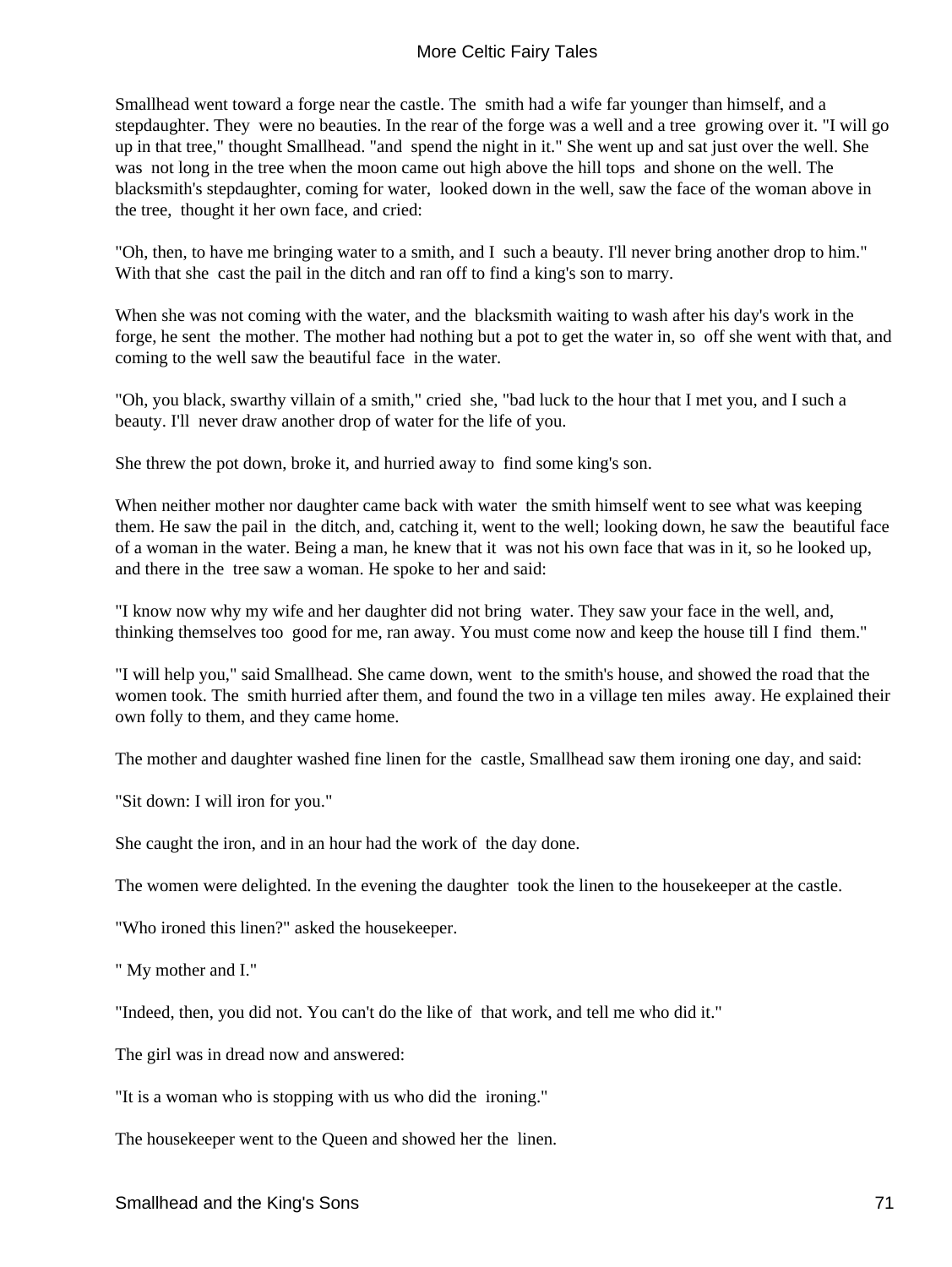Smallhead went toward a forge near the castle. The smith had a wife far younger than himself, and a stepdaughter. They were no beauties. In the rear of the forge was a well and a tree growing over it. "I will go up in that tree," thought Smallhead. "and spend the night in it." She went up and sat just over the well. She was not long in the tree when the moon came out high above the hill tops and shone on the well. The blacksmith's stepdaughter, coming for water, looked down in the well, saw the face of the woman above in the tree, thought it her own face, and cried:

"Oh, then, to have me bringing water to a smith, and I such a beauty. I'll never bring another drop to him." With that she cast the pail in the ditch and ran off to find a king's son to marry.

When she was not coming with the water, and the blacksmith waiting to wash after his day's work in the forge, he sent the mother. The mother had nothing but a pot to get the water in, so off she went with that, and coming to the well saw the beautiful face in the water.

"Oh, you black, swarthy villain of a smith," cried she, "bad luck to the hour that I met you, and I such a beauty. I'll never draw another drop of water for the life of you.

She threw the pot down, broke it, and hurried away to find some king's son.

When neither mother nor daughter came back with water the smith himself went to see what was keeping them. He saw the pail in the ditch, and, catching it, went to the well; looking down, he saw the beautiful face of a woman in the water. Being a man, he knew that it was not his own face that was in it, so he looked up, and there in the tree saw a woman. He spoke to her and said:

"I know now why my wife and her daughter did not bring water. They saw your face in the well, and, thinking themselves too good for me, ran away. You must come now and keep the house till I find them."

"I will help you," said Smallhead. She came down, went to the smith's house, and showed the road that the women took. The smith hurried after them, and found the two in a village ten miles away. He explained their own folly to them, and they came home.

The mother and daughter washed fine linen for the castle, Smallhead saw them ironing one day, and said:

"Sit down: I will iron for you."

She caught the iron, and in an hour had the work of the day done.

The women were delighted. In the evening the daughter took the linen to the housekeeper at the castle.

"Who ironed this linen?" asked the housekeeper.

" My mother and I."

"Indeed, then, you did not. You can't do the like of that work, and tell me who did it."

The girl was in dread now and answered:

"It is a woman who is stopping with us who did the ironing."

The housekeeper went to the Queen and showed her the linen.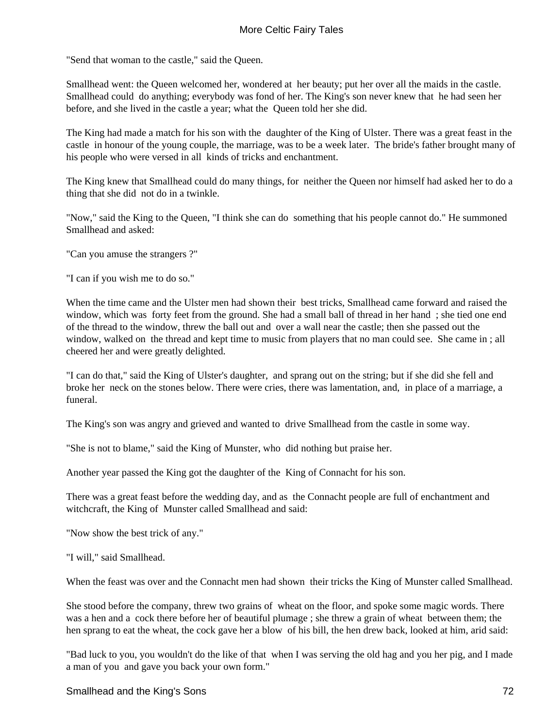"Send that woman to the castle," said the Queen.

Smallhead went: the Queen welcomed her, wondered at her beauty; put her over all the maids in the castle. Smallhead could do anything; everybody was fond of her. The King's son never knew that he had seen her before, and she lived in the castle a year; what the Queen told her she did.

The King had made a match for his son with the daughter of the King of Ulster. There was a great feast in the castle in honour of the young couple, the marriage, was to be a week later. The bride's father brought many of his people who were versed in all kinds of tricks and enchantment.

The King knew that Smallhead could do many things, for neither the Queen nor himself had asked her to do a thing that she did not do in a twinkle.

"Now," said the King to the Queen, "I think she can do something that his people cannot do." He summoned Smallhead and asked:

"Can you amuse the strangers ?"

"I can if you wish me to do so."

When the time came and the Ulster men had shown their best tricks, Smallhead came forward and raised the window, which was forty feet from the ground. She had a small ball of thread in her hand ; she tied one end of the thread to the window, threw the ball out and over a wall near the castle; then she passed out the window, walked on the thread and kept time to music from players that no man could see. She came in ; all cheered her and were greatly delighted.

"I can do that," said the King of Ulster's daughter, and sprang out on the string; but if she did she fell and broke her neck on the stones below. There were cries, there was lamentation, and, in place of a marriage, a funeral.

The King's son was angry and grieved and wanted to drive Smallhead from the castle in some way.

"She is not to blame," said the King of Munster, who did nothing but praise her.

Another year passed the King got the daughter of the King of Connacht for his son.

There was a great feast before the wedding day, and as the Connacht people are full of enchantment and witchcraft, the King of Munster called Smallhead and said:

"Now show the best trick of any."

"I will," said Smallhead.

When the feast was over and the Connacht men had shown their tricks the King of Munster called Smallhead.

She stood before the company, threw two grains of wheat on the floor, and spoke some magic words. There was a hen and a cock there before her of beautiful plumage ; she threw a grain of wheat between them; the hen sprang to eat the wheat, the cock gave her a blow of his bill, the hen drew back, looked at him, arid said:

"Bad luck to you, you wouldn't do the like of that when I was serving the old hag and you her pig, and I made a man of you and gave you back your own form."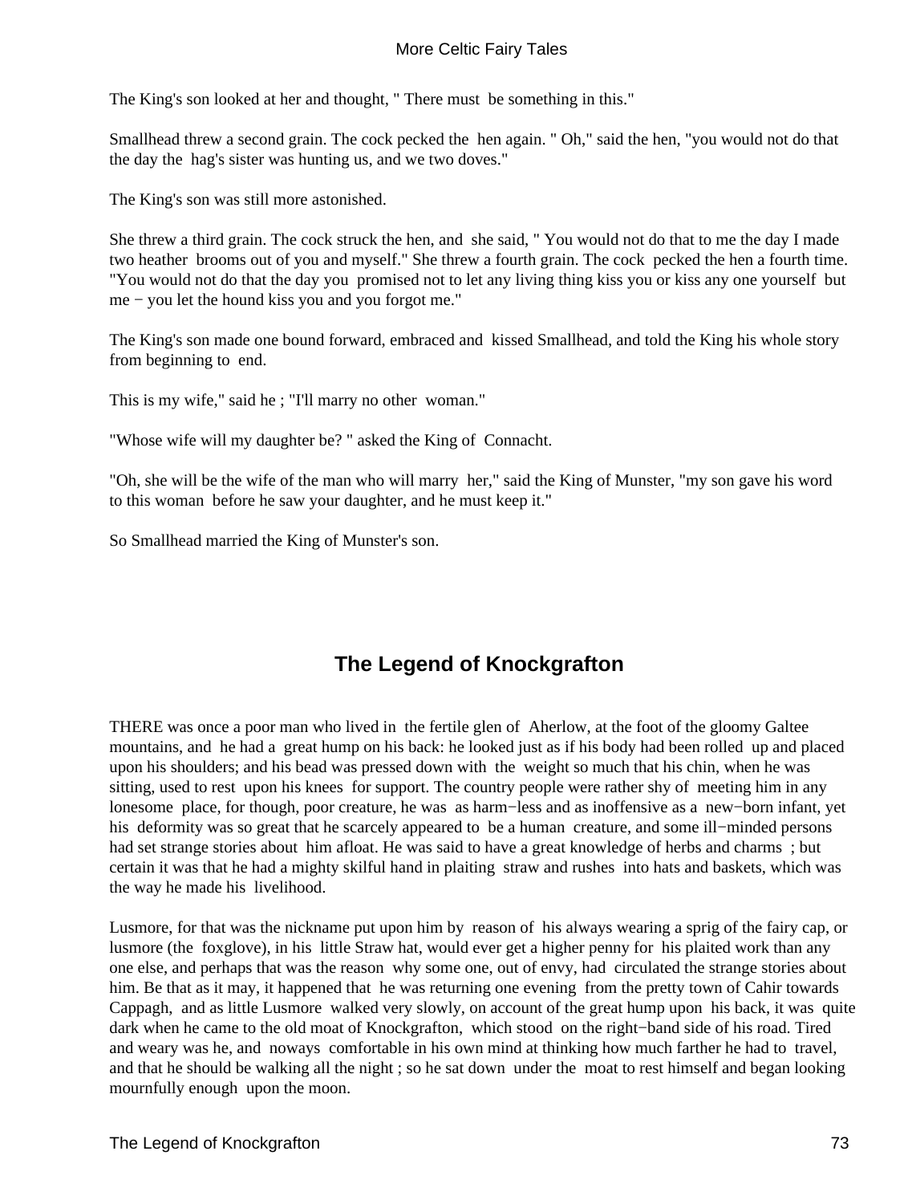The King's son looked at her and thought, " There must be something in this."

Smallhead threw a second grain. The cock pecked the hen again. " Oh," said the hen, "you would not do that the day the hag's sister was hunting us, and we two doves."

The King's son was still more astonished.

She threw a third grain. The cock struck the hen, and she said, " You would not do that to me the day I made two heather brooms out of you and myself." She threw a fourth grain. The cock pecked the hen a fourth time. "You would not do that the day you promised not to let any living thing kiss you or kiss any one yourself but me − you let the hound kiss you and you forgot me."

The King's son made one bound forward, embraced and kissed Smallhead, and told the King his whole story from beginning to end.

This is my wife," said he ; "I'll marry no other woman."

"Whose wife will my daughter be? " asked the King of Connacht.

"Oh, she will be the wife of the man who will marry her," said the King of Munster, "my son gave his word to this woman before he saw your daughter, and he must keep it."

So Smallhead married the King of Munster's son.

## The Legend of Knockgrafton

THERE was once a poor man who lived in the fertile glen of Aherlow, at the foot of the gloomy Galtee mountains, and he had a great hump on his back: he looked just as if his body had been rolled up and placed upon his shoulders; and his bead was pressed down with the weight so much that his chin, when he was sitting, used to rest upon his knees for support. The country people were rather shy of meeting him in any lonesome place, for though, poor creature, he was as harm−less and as inoffensive as a new−born infant, yet his deformity was so great that he scarcely appeared to be a human creature, and some ill−minded persons had set strange stories about him afloat. He was said to have a great knowledge of herbs and charms ; but certain it was that he had a mighty skilful hand in plaiting straw and rushes into hats and baskets, which was the way he made his livelihood.

Lusmore, for that was the nickname put upon him by reason of his always wearing a sprig of the fairy cap, or lusmore (the foxglove), in his little Straw hat, would ever get a higher penny for his plaited work than any one else, and perhaps that was the reason why some one, out of envy, had circulated the strange stories about him. Be that as it may, it happened that he was returning one evening from the pretty town of Cahir towards Cappagh, and as little Lusmore walked very slowly, on account of the great hump upon his back, it was quite dark when he came to the old moat of Knockgrafton, which stood on the right−band side of his road. Tired and weary was he, and noways comfortable in his own mind at thinking how much farther he had to travel, and that he should be walking all the night ; so he sat down under the moat to rest himself and began looking mournfully enough upon the moon.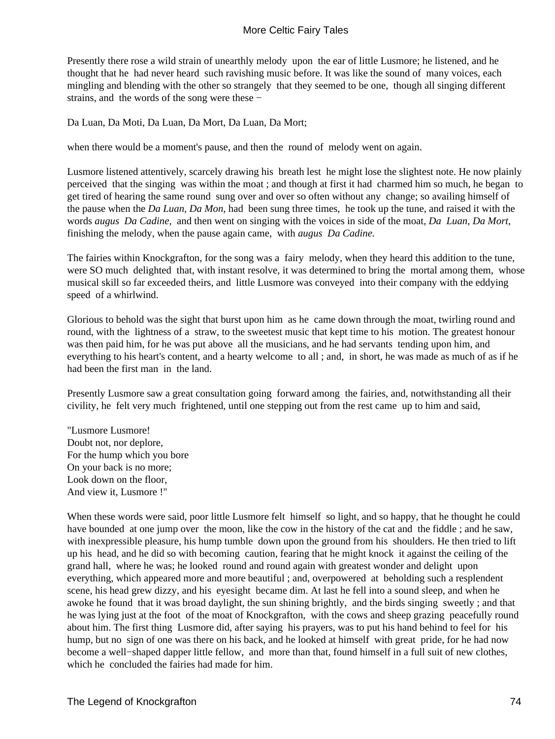Presently there rose a wild strain of unearthly melody upon the ear of little Lusmore; he listened, and he thought that he had never heard such ravishing music before. It was like the sound of many voices, each mingling and blending with the other so strangely that they seemed to be one, though all singing different strains, and the words of the song were these −

Da Luan, Da Moti, Da Luan, Da Mort, Da Luan, Da Mort;

when there would be a moment's pause, and then the round of melody went on again.

Lusmore listened attentively, scarcely drawing his breath lest he might lose the slightest note. He now plainly perceived that the singing was within the moat ; and though at first it had charmed him so much, he began to get tired of hearing the same round sung over and over so often without any change; so availing himself of the pause when the *Da Luan, Da Mon,* had been sung three times, he took up the tune, and raised it with the words *augus Da Cadine,* and then went on singing with the voices in side of the moat, *Da Luan, Da Mort,* finishing the melody, when the pause again came, with *augus Da Cadine.*

The fairies within Knockgrafton, for the song was a fairy melody, when they heard this addition to the tune, were SO much delighted that, with instant resolve, it was determined to bring the mortal among them, whose musical skill so far exceeded theirs, and little Lusmore was conveyed into their company with the eddying speed of a whirlwind.

Glorious to behold was the sight that burst upon him as he came down through the moat, twirling round and round, with the lightness of a straw, to the sweetest music that kept time to his motion. The greatest honour was then paid him, for he was put above all the musicians, and he had servants tending upon him, and everything to his heart's content, and a hearty welcome to all ; and, in short, he was made as much of as if he had been the first man in the land.

Presently Lusmore saw a great consultation going forward among the fairies, and, notwithstanding all their civility, he felt very much frightened, until one stepping out from the rest came up to him and said,

"Lusmore Lusmore!
Doubt not, nor deplore,
For the hump which you bore
On your back is no more;
Look down on the floor,
And view it, Lusmore !"

When these words were said, poor little Lusmore felt himself so light, and so happy, that he thought he could have bounded at one jump over the moon, like the cow in the history of the cat and the fiddle ; and he saw, with inexpressible pleasure, his hump tumble down upon the ground from his shoulders. He then tried to lift up his head, and he did so with becoming caution, fearing that he might knock it against the ceiling of the grand hall, where he was; he looked round and round again with greatest wonder and delight upon everything, which appeared more and more beautiful ; and, overpowered at beholding such a resplendent scene, his head grew dizzy, and his eyesight became dim. At last he fell into a sound sleep, and when he awoke he found that it was broad daylight, the sun shining brightly, and the birds singing sweetly ; and that he was lying just at the foot of the moat of Knockgrafton, with the cows and sheep grazing peacefully round about him. The first thing Lusmore did, after saying his prayers, was to put his hand behind to feel for his hump, but no sign of one was there on his back, and he looked at himself with great pride, for he had now become a well−shaped dapper little fellow, and more than that, found himself in a full suit of new clothes, which he concluded the fairies had made for him.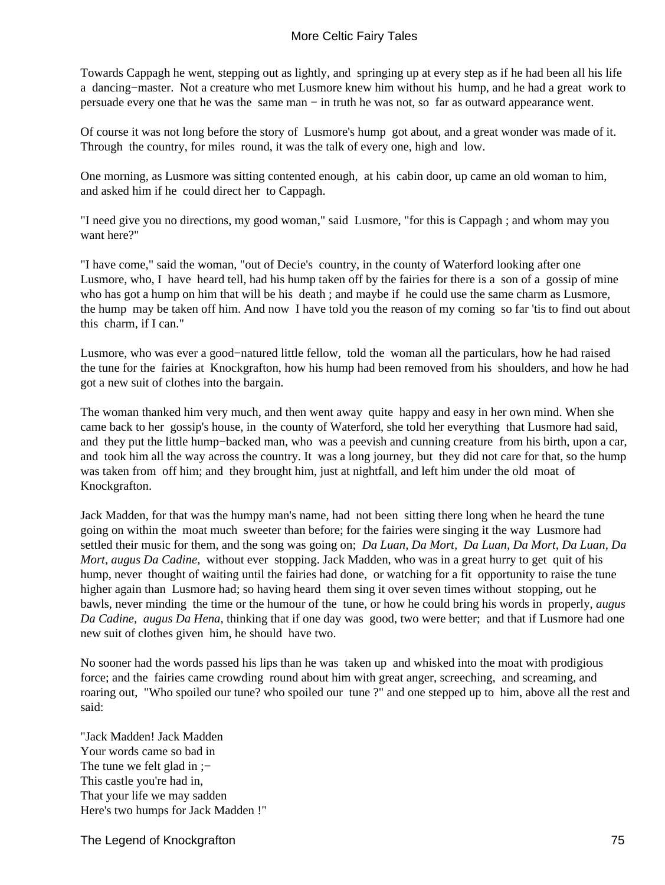Towards Cappagh he went, stepping out as lightly, and springing up at every step as if he had been all his life a dancing−master. Not a creature who met Lusmore knew him without his hump, and he had a great work to persuade every one that he was the same man − in truth he was not, so far as outward appearance went.

Of course it was not long before the story of Lusmore's hump got about, and a great wonder was made of it. Through the country, for miles round, it was the talk of every one, high and low.

One morning, as Lusmore was sitting contented enough, at his cabin door, up came an old woman to him, and asked him if he could direct her to Cappagh.

"I need give you no directions, my good woman," said Lusmore, "for this is Cappagh ; and whom may you want here?"

"I have come," said the woman, "out of Decie's country, in the county of Waterford looking after one Lusmore, who, I have heard tell, had his hump taken off by the fairies for there is a son of a gossip of mine who has got a hump on him that will be his death ; and maybe if he could use the same charm as Lusmore, the hump may be taken off him. And now I have told you the reason of my coming so far 'tis to find out about this charm, if I can."

Lusmore, who was ever a good−natured little fellow, told the woman all the particulars, how he had raised the tune for the fairies at Knockgrafton, how his hump had been removed from his shoulders, and how he had got a new suit of clothes into the bargain.

The woman thanked him very much, and then went away quite happy and easy in her own mind. When she came back to her gossip's house, in the county of Waterford, she told her everything that Lusmore had said, and they put the little hump−backed man, who was a peevish and cunning creature from his birth, upon a car, and took him all the way across the country. It was a long journey, but they did not care for that, so the hump was taken from off him; and they brought him, just at nightfall, and left him under the old moat of Knockgrafton.

Jack Madden, for that was the humpy man's name, had not been sitting there long when he heard the tune going on within the moat much sweeter than before; for the fairies were singing it the way Lusmore had settled their music for them, and the song was going on; *Da Luan, Da Mort, Da Luan, Da Mort, Da Luan, Da Mort, augus Da Cadine,* without ever stopping. Jack Madden, who was in a great hurry to get quit of his hump, never thought of waiting until the fairies had done, or watching for a fit opportunity to raise the tune higher again than Lusmore had; so having heard them sing it over seven times without stopping, out he bawls, never minding the time or the humour of the tune, or how he could bring his words in properly, *augus Da Cadine, augus Da Hena,* thinking that if one day was good, two were better; and that if Lusmore had one new suit of clothes given him, he should have two.

No sooner had the words passed his lips than he was taken up and whisked into the moat with prodigious force; and the fairies came crowding round about him with great anger, screeching, and screaming, and roaring out, "Who spoiled our tune? who spoiled our tune ?" and one stepped up to him, above all the rest and said:

"Jack Madden! Jack Madden  
Your words came so bad in  
The tune we felt glad in ;−  
This castle you're had in,  
That your life we may sadden  
Here's two humps for Jack Madden !"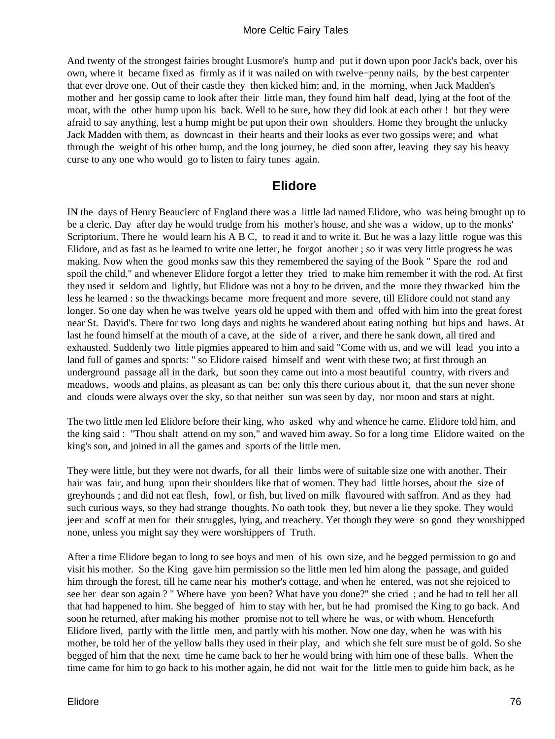And twenty of the strongest fairies brought Lusmore's hump and put it down upon poor Jack's back, over his own, where it became fixed as firmly as if it was nailed on with twelve−penny nails, by the best carpenter that ever drove one. Out of their castle they then kicked him; and, in the morning, when Jack Madden's mother and her gossip came to look after their little man, they found him half dead, lying at the foot of the moat, with the other hump upon his back. Well to be sure, how they did look at each other ! but they were afraid to say anything, lest a hump might be put upon their own shoulders. Home they brought the unlucky Jack Madden with them, as downcast in their hearts and their looks as ever two gossips were; and what through the weight of his other hump, and the long journey, he died soon after, leaving they say his heavy curse to any one who would go to listen to fairy tunes again.

## Elidore

IN the days of Henry Beauclerc of England there was a little lad named Elidore, who was being brought up to be a cleric. Day after day he would trudge from his mother's house, and she was a widow, up to the monks' Scriptorium. There he would learn his A B C, to read it and to write it. But he was a lazy little rogue was this Elidore, and as fast as he learned to write one letter, he forgot another ; so it was very little progress he was making. Now when the good monks saw this they remembered the saying of the Book " Spare the rod and spoil the child," and whenever Elidore forgot a letter they tried to make him remember it with the rod. At first they used it seldom and lightly, but Elidore was not a boy to be driven, and the more they thwacked him the less he learned : so the thwackings became more frequent and more severe, till Elidore could not stand any longer. So one day when he was twelve years old he upped with them and offed with him into the great forest near St. David's. There for two long days and nights he wandered about eating nothing but hips and haws. At last he found himself at the mouth of a cave, at the side of a river, and there he sank down, all tired and exhausted. Suddenly two little pigmies appeared to him and said "Come with us, and we will lead you into a land full of games and sports: " so Elidore raised himself and went with these two; at first through an underground passage all in the dark, but soon they came out into a most beautiful country, with rivers and meadows, woods and plains, as pleasant as can be; only this there curious about it, that the sun never shone and clouds were always over the sky, so that neither sun was seen by day, nor moon and stars at night.

The two little men led Elidore before their king, who asked why and whence he came. Elidore told him, and the king said : "Thou shalt attend on my son," and waved him away. So for a long time Elidore waited on the king's son, and joined in all the games and sports of the little men.

They were little, but they were not dwarfs, for all their limbs were of suitable size one with another. Their hair was fair, and hung upon their shoulders like that of women. They had little horses, about the size of greyhounds ; and did not eat flesh, fowl, or fish, but lived on milk flavoured with saffron. And as they had such curious ways, so they had strange thoughts. No oath took they, but never a lie they spoke. They would jeer and scoff at men for their struggles, lying, and treachery. Yet though they were so good they worshipped none, unless you might say they were worshippers of Truth.

After a time Elidore began to long to see boys and men of his own size, and he begged permission to go and visit his mother. So the King gave him permission so the little men led him along the passage, and guided him through the forest, till he came near his mother's cottage, and when he entered, was not she rejoiced to see her dear son again ? " Where have you been? What have you done?" she cried ; and he had to tell her all that had happened to him. She begged of him to stay with her, but he had promised the King to go back. And soon he returned, after making his mother promise not to tell where he was, or with whom. Henceforth Elidore lived, partly with the little men, and partly with his mother. Now one day, when he was with his mother, be told her of the yellow balls they used in their play, and which she felt sure must be of gold. So she begged of him that the next time he came back to her he would bring with him one of these balls. When the time came for him to go back to his mother again, he did not wait for the little men to guide him back, as he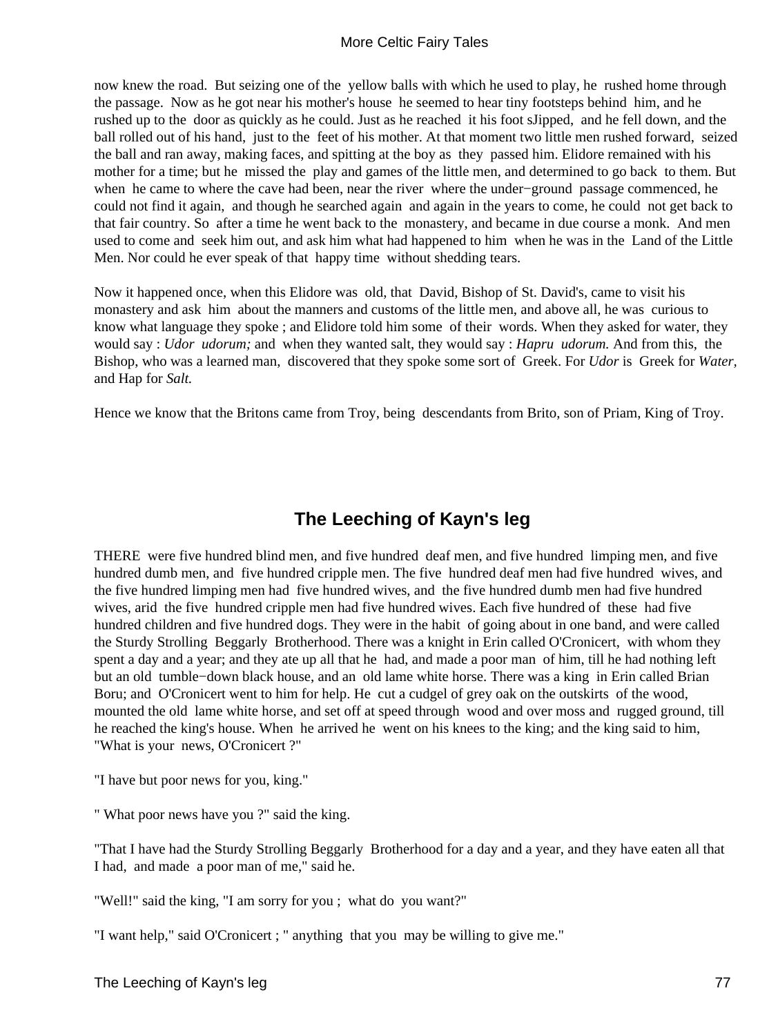now knew the road. But seizing one of the yellow balls with which he used to play, he rushed home through the passage. Now as he got near his mother's house he seemed to hear tiny footsteps behind him, and he rushed up to the door as quickly as he could. Just as he reached it his foot sJipped, and he fell down, and the ball rolled out of his hand, just to the feet of his mother. At that moment two little men rushed forward, seized the ball and ran away, making faces, and spitting at the boy as they passed him. Elidore remained with his mother for a time; but he missed the play and games of the little men, and determined to go back to them. But when he came to where the cave had been, near the river where the under−ground passage commenced, he could not find it again, and though he searched again and again in the years to come, he could not get back to that fair country. So after a time he went back to the monastery, and became in due course a monk. And men used to come and seek him out, and ask him what had happened to him when he was in the Land of the Little Men. Nor could he ever speak of that happy time without shedding tears.

Now it happened once, when this Elidore was old, that David, Bishop of St. David's, came to visit his monastery and ask him about the manners and customs of the little men, and above all, he was curious to know what language they spoke ; and Elidore told him some of their words. When they asked for water, they would say : *Udor udorum;* and when they wanted salt, they would say : *Hapru udorum.* And from this, the Bishop, who was a learned man, discovered that they spoke some sort of Greek. For *Udor* is Greek for *Water*, and Hap for *Salt.*

Hence we know that the Britons came from Troy, being descendants from Brito, son of Priam, King of Troy.

## The Leeching of Kayn's leg

THERE were five hundred blind men, and five hundred deaf men, and five hundred limping men, and five hundred dumb men, and five hundred cripple men. The five hundred deaf men had five hundred wives, and the five hundred limping men had five hundred wives, and the five hundred dumb men had five hundred wives, arid the five hundred cripple men had five hundred wives. Each five hundred of these had five hundred children and five hundred dogs. They were in the habit of going about in one band, and were called the Sturdy Strolling Beggarly Brotherhood. There was a knight in Erin called O'Cronicert, with whom they spent a day and a year; and they ate up all that he had, and made a poor man of him, till he had nothing left but an old tumble−down black house, and an old lame white horse. There was a king in Erin called Brian Boru; and O'Cronicert went to him for help. He cut a cudgel of grey oak on the outskirts of the wood, mounted the old lame white horse, and set off at speed through wood and over moss and rugged ground, till he reached the king's house. When he arrived he went on his knees to the king; and the king said to him, "What is your news, O'Cronicert ?"

"I have but poor news for you, king."

" What poor news have you ?" said the king.

"That I have had the Sturdy Strolling Beggarly Brotherhood for a day and a year, and they have eaten all that I had, and made a poor man of me," said he.

"Well!" said the king, "I am sorry for you ; what do you want?"

"I want help," said O'Cronicert ; " anything that you may be willing to give me."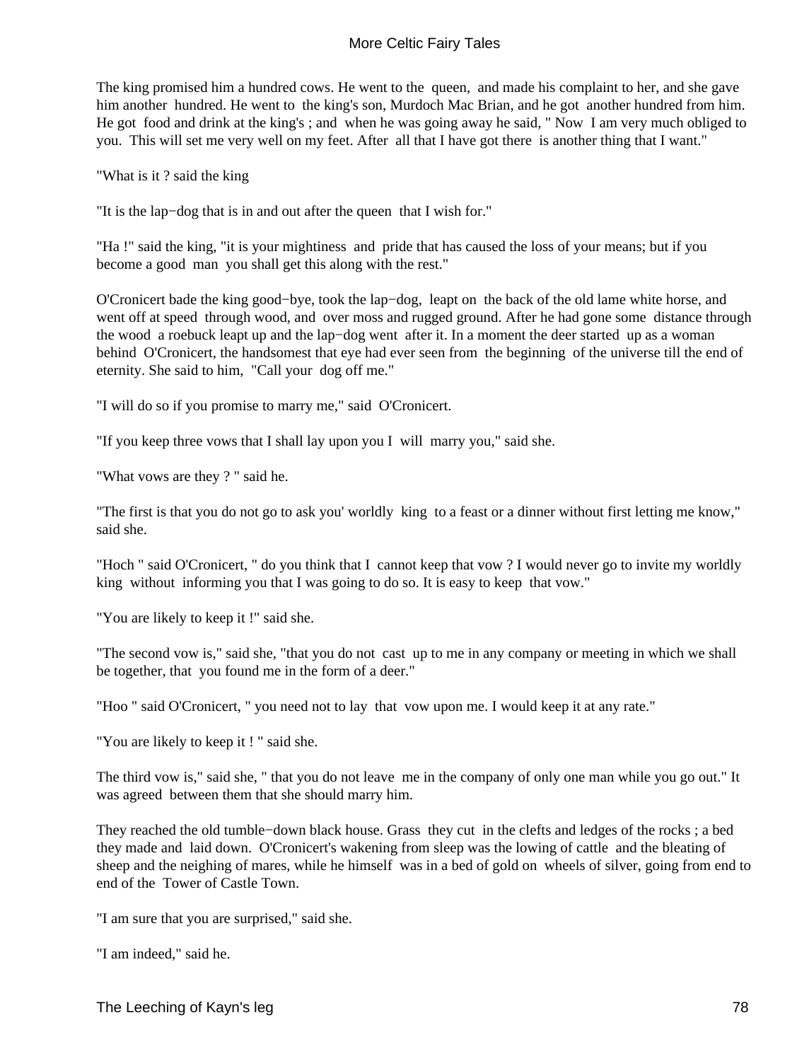The king promised him a hundred cows. He went to the queen, and made his complaint to her, and she gave him another hundred. He went to the king's son, Murdoch Mac Brian, and he got another hundred from him. He got food and drink at the king's ; and when he was going away he said, " Now I am very much obliged to you. This will set me very well on my feet. After all that I have got there is another thing that I want."

"What is it ? said the king

"It is the lap−dog that is in and out after the queen that I wish for."

"Ha !" said the king, "it is your mightiness and pride that has caused the loss of your means; but if you become a good man you shall get this along with the rest."

O'Cronicert bade the king good−bye, took the lap−dog, leapt on the back of the old lame white horse, and went off at speed through wood, and over moss and rugged ground. After he had gone some distance through the wood a roebuck leapt up and the lap−dog went after it. In a moment the deer started up as a woman behind O'Cronicert, the handsomest that eye had ever seen from the beginning of the universe till the end of eternity. She said to him, "Call your dog off me."

"I will do so if you promise to marry me," said O'Cronicert.

"If you keep three vows that I shall lay upon you I will marry you," said she.

"What vows are they ? " said he.

"The first is that you do not go to ask you' worldly king to a feast or a dinner without first letting me know," said she.

"Hoch " said O'Cronicert, " do you think that I cannot keep that vow ? I would never go to invite my worldly king without informing you that I was going to do so. It is easy to keep that vow."

"You are likely to keep it !" said she.

"The second vow is," said she, "that you do not cast up to me in any company or meeting in which we shall be together, that you found me in the form of a deer."

"Hoo " said O'Cronicert, " you need not to lay that vow upon me. I would keep it at any rate."

"You are likely to keep it ! " said she.

The third vow is," said she, " that you do not leave me in the company of only one man while you go out." It was agreed between them that she should marry him.

They reached the old tumble−down black house. Grass they cut in the clefts and ledges of the rocks ; a bed they made and laid down. O'Cronicert's wakening from sleep was the lowing of cattle and the bleating of sheep and the neighing of mares, while he himself was in a bed of gold on wheels of silver, going from end to end of the Tower of Castle Town.

"I am sure that you are surprised," said she.

"I am indeed," said he.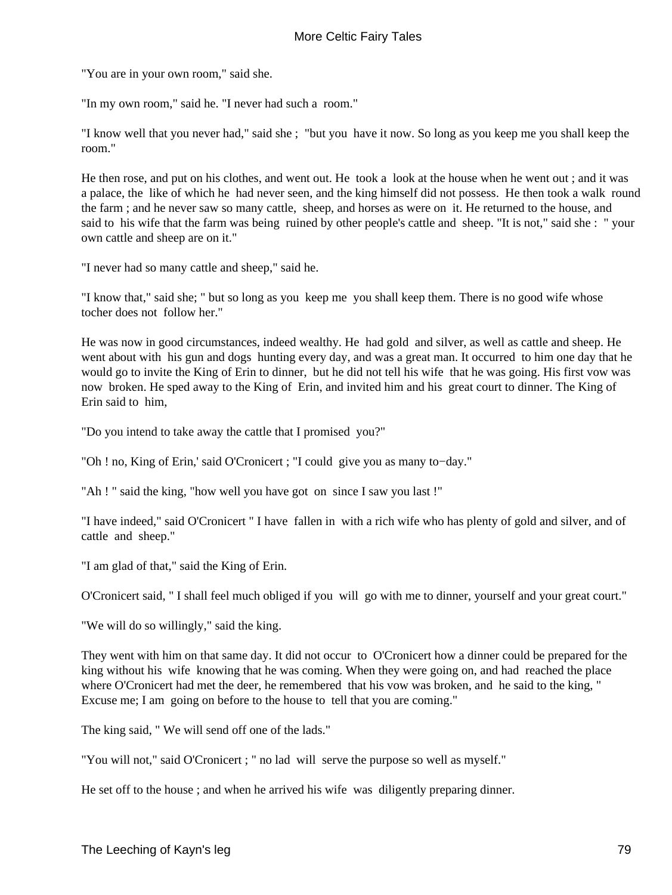"You are in your own room," said she.

"In my own room," said he. "I never had such a room."

"I know well that you never had," said she ; "but you have it now. So long as you keep me you shall keep the room."

He then rose, and put on his clothes, and went out. He took a look at the house when he went out ; and it was a palace, the like of which he had never seen, and the king himself did not possess. He then took a walk round the farm ; and he never saw so many cattle, sheep, and horses as were on it. He returned to the house, and said to his wife that the farm was being ruined by other people's cattle and sheep. "It is not," said she : " your own cattle and sheep are on it."

"I never had so many cattle and sheep," said he.

"I know that," said she; " but so long as you keep me you shall keep them. There is no good wife whose tocher does not follow her."

He was now in good circumstances, indeed wealthy. He had gold and silver, as well as cattle and sheep. He went about with his gun and dogs hunting every day, and was a great man. It occurred to him one day that he would go to invite the King of Erin to dinner, but he did not tell his wife that he was going. His first vow was now broken. He sped away to the King of Erin, and invited him and his great court to dinner. The King of Erin said to him,

"Do you intend to take away the cattle that I promised you?"

"Oh ! no, King of Erin,' said O'Cronicert ; "I could give you as many to−day."

"Ah ! " said the king, "how well you have got on since I saw you last !"

"I have indeed," said O'Cronicert " I have fallen in with a rich wife who has plenty of gold and silver, and of cattle and sheep."

"I am glad of that," said the King of Erin.

O'Cronicert said, " I shall feel much obliged if you will go with me to dinner, yourself and your great court."

"We will do so willingly," said the king.

They went with him on that same day. It did not occur to O'Cronicert how a dinner could be prepared for the king without his wife knowing that he was coming. When they were going on, and had reached the place where O'Cronicert had met the deer, he remembered that his vow was broken, and he said to the king, " Excuse me; I am going on before to the house to tell that you are coming."

The king said, " We will send off one of the lads."

"You will not," said O'Cronicert ; " no lad will serve the purpose so well as myself."

He set off to the house ; and when he arrived his wife was diligently preparing dinner.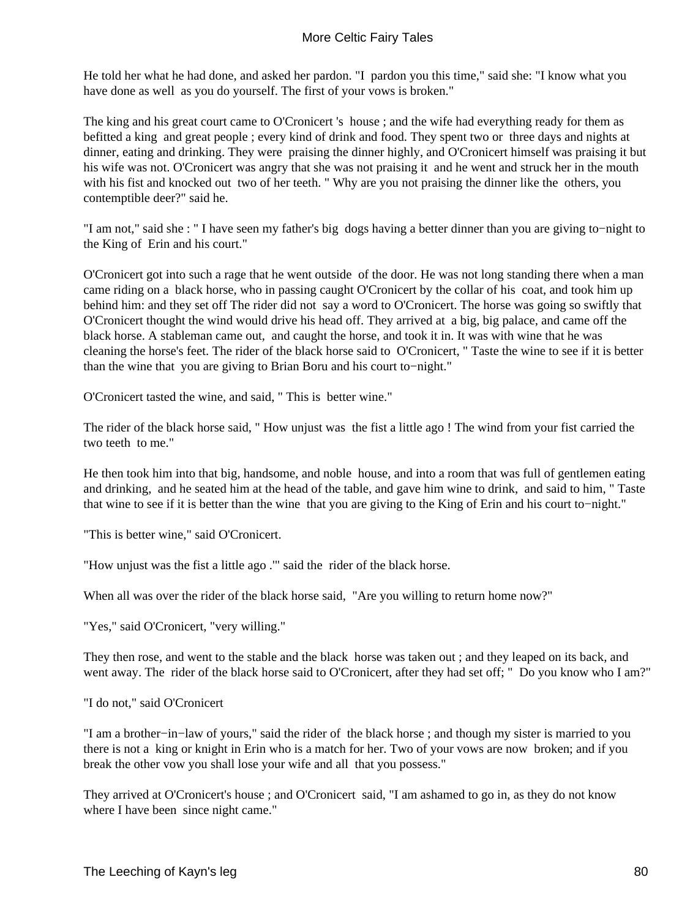He told her what he had done, and asked her pardon. "I pardon you this time," said she: "I know what you have done as well as you do yourself. The first of your vows is broken."

The king and his great court came to O'Cronicert 's house ; and the wife had everything ready for them as befitted a king and great people ; every kind of drink and food. They spent two or three days and nights at dinner, eating and drinking. They were praising the dinner highly, and O'Cronicert himself was praising it but his wife was not. O'Cronicert was angry that she was not praising it and he went and struck her in the mouth with his fist and knocked out two of her teeth. " Why are you not praising the dinner like the others, you contemptible deer?" said he.

"I am not," said she : " I have seen my father's big dogs having a better dinner than you are giving to−night to the King of Erin and his court."

O'Cronicert got into such a rage that he went outside of the door. He was not long standing there when a man came riding on a black horse, who in passing caught O'Cronicert by the collar of his coat, and took him up behind him: and they set off The rider did not say a word to O'Cronicert. The horse was going so swiftly that O'Cronicert thought the wind would drive his head off. They arrived at a big, big palace, and came off the black horse. A stableman came out, and caught the horse, and took it in. It was with wine that he was cleaning the horse's feet. The rider of the black horse said to O'Cronicert, " Taste the wine to see if it is better than the wine that you are giving to Brian Boru and his court to−night."

O'Cronicert tasted the wine, and said, " This is better wine."

The rider of the black horse said, " How unjust was the fist a little ago ! The wind from your fist carried the two teeth to me."

He then took him into that big, handsome, and noble house, and into a room that was full of gentlemen eating and drinking, and he seated him at the head of the table, and gave him wine to drink, and said to him, " Taste that wine to see if it is better than the wine that you are giving to the King of Erin and his court to−night."

"This is better wine," said O'Cronicert.

"How unjust was the fist a little ago .'" said the rider of the black horse.

When all was over the rider of the black horse said, "Are you willing to return home now?"

"Yes," said O'Cronicert, "very willing."

They then rose, and went to the stable and the black horse was taken out ; and they leaped on its back, and went away. The rider of the black horse said to O'Cronicert, after they had set off; " Do you know who I am?"

"I do not," said O'Cronicert

"I am a brother−in−law of yours," said the rider of the black horse ; and though my sister is married to you there is not a king or knight in Erin who is a match for her. Two of your vows are now broken; and if you break the other vow you shall lose your wife and all that you possess."

They arrived at O'Cronicert's house ; and O'Cronicert said, "I am ashamed to go in, as they do not know where I have been since night came."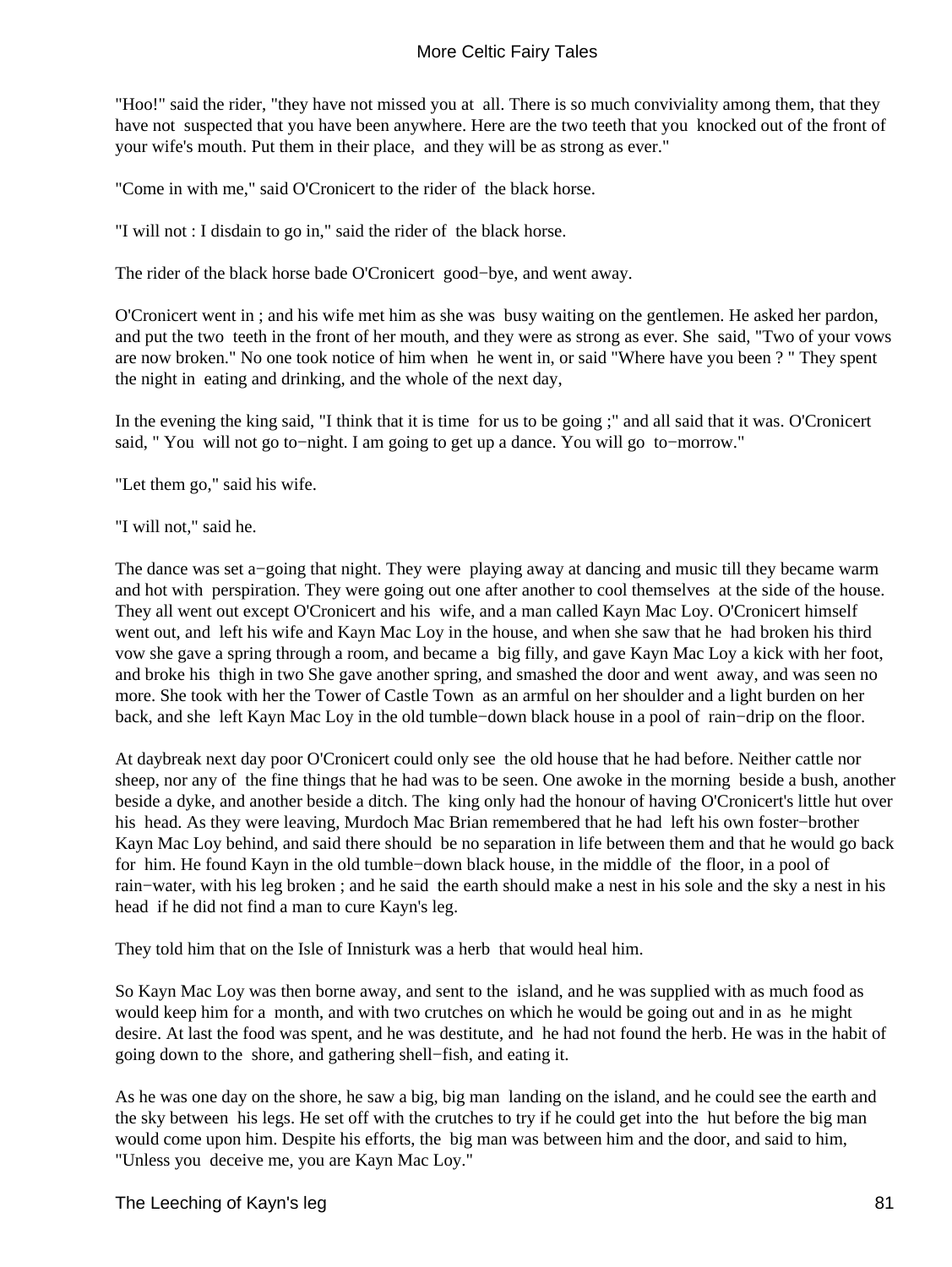"Hoo!" said the rider, "they have not missed you at all. There is so much conviviality among them, that they have not suspected that you have been anywhere. Here are the two teeth that you knocked out of the front of your wife's mouth. Put them in their place, and they will be as strong as ever."

"Come in with me," said O'Cronicert to the rider of the black horse.

"I will not : I disdain to go in," said the rider of the black horse.

The rider of the black horse bade O'Cronicert good−bye, and went away.

O'Cronicert went in ; and his wife met him as she was busy waiting on the gentlemen. He asked her pardon, and put the two teeth in the front of her mouth, and they were as strong as ever. She said, "Two of your vows are now broken." No one took notice of him when he went in, or said "Where have you been ? " They spent the night in eating and drinking, and the whole of the next day,

In the evening the king said, "I think that it is time for us to be going ;" and all said that it was. O'Cronicert said, " You will not go to−night. I am going to get up a dance. You will go to−morrow."

"Let them go," said his wife.

"I will not," said he.

The dance was set a−going that night. They were playing away at dancing and music till they became warm and hot with perspiration. They were going out one after another to cool themselves at the side of the house. They all went out except O'Cronicert and his wife, and a man called Kayn Mac Loy. O'Cronicert himself went out, and left his wife and Kayn Mac Loy in the house, and when she saw that he had broken his third vow she gave a spring through a room, and became a big filly, and gave Kayn Mac Loy a kick with her foot, and broke his thigh in two She gave another spring, and smashed the door and went away, and was seen no more. She took with her the Tower of Castle Town as an armful on her shoulder and a light burden on her back, and she left Kayn Mac Loy in the old tumble−down black house in a pool of rain−drip on the floor.

At daybreak next day poor O'Cronicert could only see the old house that he had before. Neither cattle nor sheep, nor any of the fine things that he had was to be seen. One awoke in the morning beside a bush, another beside a dyke, and another beside a ditch. The king only had the honour of having O'Cronicert's little hut over his head. As they were leaving, Murdoch Mac Brian remembered that he had left his own foster−brother Kayn Mac Loy behind, and said there should be no separation in life between them and that he would go back for him. He found Kayn in the old tumble−down black house, in the middle of the floor, in a pool of rain−water, with his leg broken ; and he said the earth should make a nest in his sole and the sky a nest in his head if he did not find a man to cure Kayn's leg.

They told him that on the Isle of Innisturk was a herb that would heal him.

So Kayn Mac Loy was then borne away, and sent to the island, and he was supplied with as much food as would keep him for a month, and with two crutches on which he would be going out and in as he might desire. At last the food was spent, and he was destitute, and he had not found the herb. He was in the habit of going down to the shore, and gathering shell−fish, and eating it.

As he was one day on the shore, he saw a big, big man landing on the island, and he could see the earth and the sky between his legs. He set off with the crutches to try if he could get into the hut before the big man would come upon him. Despite his efforts, the big man was between him and the door, and said to him, "Unless you deceive me, you are Kayn Mac Loy."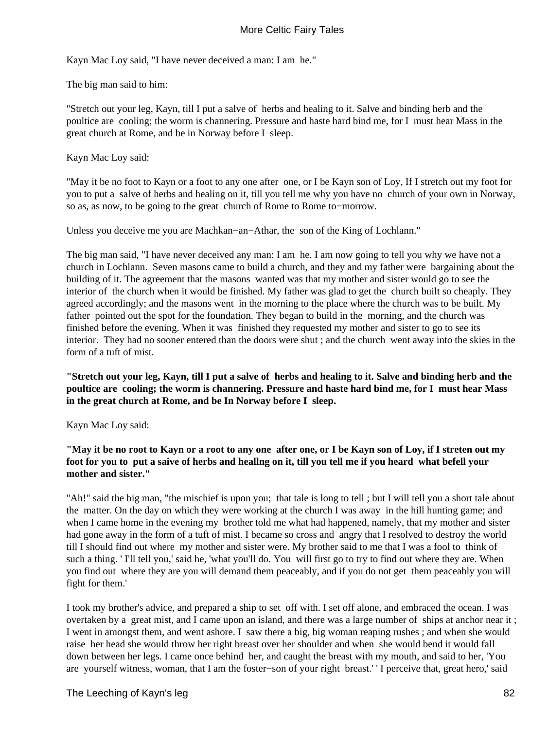Kayn Mac Loy said, "I have never deceived a man: I am he."

The big man said to him:

"Stretch out your leg, Kayn, till I put a salve of herbs and healing to it. Salve and binding herb and the poultice are cooling; the worm is channering. Pressure and haste hard bind me, for I must hear Mass in the great church at Rome, and be in Norway before I sleep.

Kayn Mac Loy said:

"May it be no foot to Kayn or a foot to any one after one, or I be Kayn son of Loy, If I stretch out my foot for you to put a salve of herbs and healing on it, till you tell me why you have no church of your own in Norway, so as, as now, to be going to the great church of Rome to Rome to−morrow.

Unless you deceive me you are Machkan−an−Athar, the son of the King of Lochlann."

The big man said, "I have never deceived any man: I am he. I am now going to tell you why we have not a church in Lochlann. Seven masons came to build a church, and they and my father were bargaining about the building of it. The agreement that the masons wanted was that my mother and sister would go to see the interior of the church when it would be finished. My father was glad to get the church built so cheaply. They agreed accordingly; and the masons went in the morning to the place where the church was to be built. My father pointed out the spot for the foundation. They began to build in the morning, and the church was finished before the evening. When it was finished they requested my mother and sister to go to see its interior. They had no sooner entered than the doors were shut ; and the church went away into the skies in the form of a tuft of mist.

**"Stretch out your leg, Kayn, till I put a salve of herbs and healing to it. Salve and binding herb and the poultice are cooling; the worm is channering. Pressure and haste hard bind me, for I must hear Mass in the great church at Rome, and be In Norway before I sleep.**

Kayn Mac Loy said:

**"May it be no root to Kayn or a root to any one after one, or I be Kayn son of Loy, if I streten out my foot for you to put a saive of herbs and heallng on it, till you tell me if you heard what befell your mother and sister."**

"Ah!" said the big man, "the mischief is upon you; that tale is long to tell ; but I will tell you a short tale about the matter. On the day on which they were working at the church I was away in the hill hunting game; and when I came home in the evening my brother told me what had happened, namely, that my mother and sister had gone away in the form of a tuft of mist. I became so cross and angry that I resolved to destroy the world till I should find out where my mother and sister were. My brother said to me that I was a fool to think of such a thing. ' I'll tell you,' said he, 'what you'll do. You will first go to try to find out where they are. When you find out where they are you will demand them peaceably, and if you do not get them peaceably you will fight for them.'

I took my brother's advice, and prepared a ship to set off with. I set off alone, and embraced the ocean. I was overtaken by a great mist, and I came upon an island, and there was a large number of ships at anchor near it ; I went in amongst them, and went ashore. I saw there a big, big woman reaping rushes ; and when she would raise her head she would throw her right breast over her shoulder and when she would bend it would fall down between her legs. I came once behind her, and caught the breast with my mouth, and said to her, 'You are yourself witness, woman, that I am the foster−son of your right breast.' ' I perceive that, great hero,' said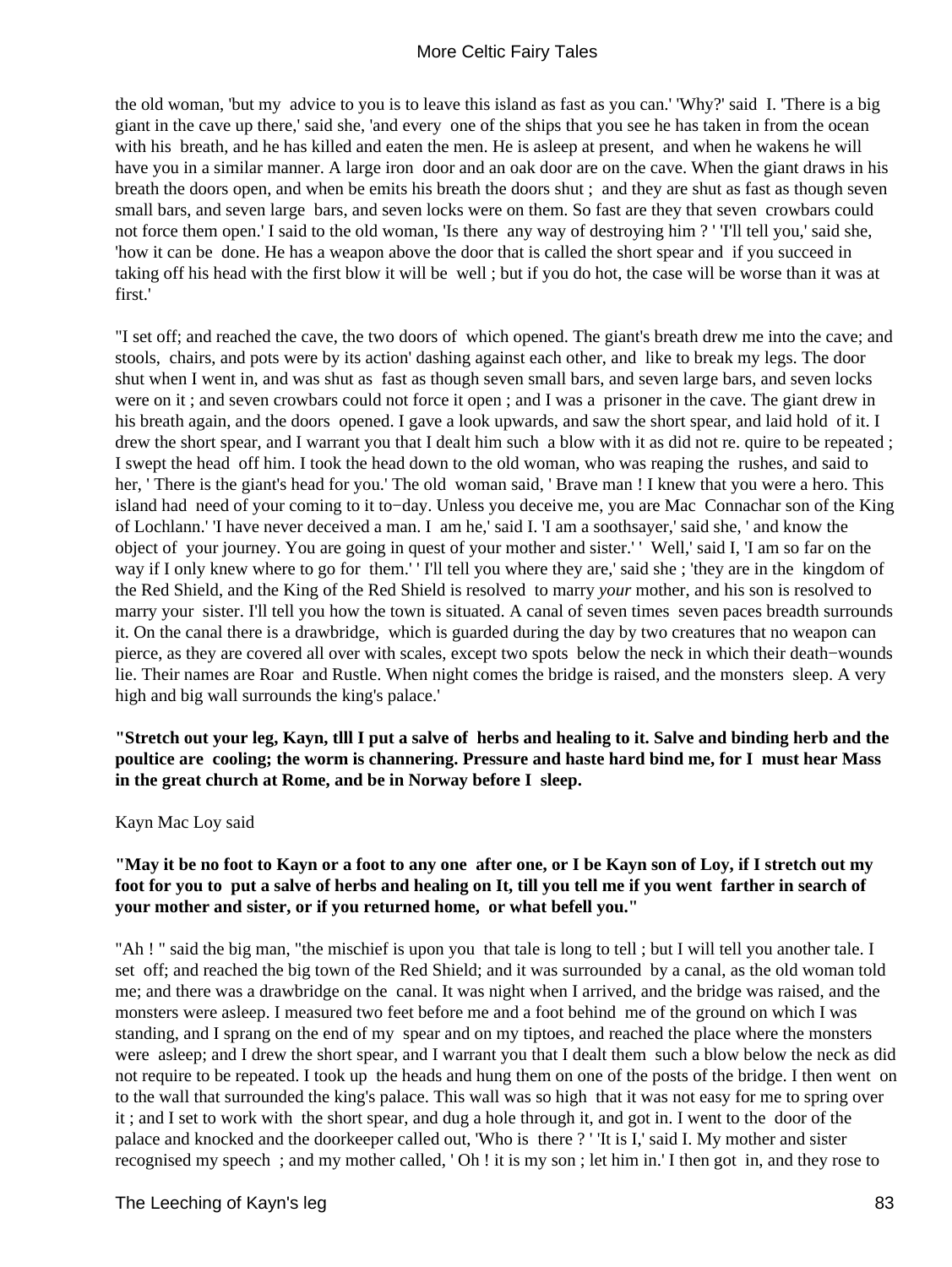the old woman, 'but my advice to you is to leave this island as fast as you can.' 'Why?' said I. 'There is a big giant in the cave up there,' said she, 'and every one of the ships that you see he has taken in from the ocean with his breath, and he has killed and eaten the men. He is asleep at present, and when he wakens he will have you in a similar manner. A large iron door and an oak door are on the cave. When the giant draws in his breath the doors open, and when be emits his breath the doors shut ; and they are shut as fast as though seven small bars, and seven large bars, and seven locks were on them. So fast are they that seven crowbars could not force them open.' I said to the old woman, 'Is there any way of destroying him ? ' 'I'll tell you,' said she, 'how it can be done. He has a weapon above the door that is called the short spear and if you succeed in taking off his head with the first blow it will be well ; but if you do hot, the case will be worse than it was at first.'

"I set off; and reached the cave, the two doors of which opened. The giant's breath drew me into the cave; and stools, chairs, and pots were by its action' dashing against each other, and like to break my legs. The door shut when I went in, and was shut as fast as though seven small bars, and seven large bars, and seven locks were on it ; and seven crowbars could not force it open ; and I was a prisoner in the cave. The giant drew in his breath again, and the doors opened. I gave a look upwards, and saw the short spear, and laid hold of it. I drew the short spear, and I warrant you that I dealt him such a blow with it as did not re. quire to be repeated ; I swept the head off him. I took the head down to the old woman, who was reaping the rushes, and said to her, ' There is the giant's head for you.' The old woman said, ' Brave man ! I knew that you were a hero. This island had need of your coming to it to−day. Unless you deceive me, you are Mac Connachar son of the King of Lochlann.' 'I have never deceived a man. I am he,' said I. 'I am a soothsayer,' said she, ' and know the object of your journey. You are going in quest of your mother and sister.' ' Well,' said I, 'I am so far on the way if I only knew where to go for them.' ' I'll tell you where they are,' said she ; 'they are in the kingdom of the Red Shield, and the King of the Red Shield is resolved to marry *your* mother, and his son is resolved to marry your sister. I'll tell you how the town is situated. A canal of seven times seven paces breadth surrounds it. On the canal there is a drawbridge, which is guarded during the day by two creatures that no weapon can pierce, as they are covered all over with scales, except two spots below the neck in which their death−wounds lie. Their names are Roar and Rustle. When night comes the bridge is raised, and the monsters sleep. A very high and big wall surrounds the king's palace.'

**"Stretch out your leg, Kayn, tlll I put a salve of herbs and healing to it. Salve and binding herb and the poultice are cooling; the worm is channering. Pressure and haste hard bind me, for I must hear Mass in the great church at Rome, and be in Norway before I sleep.**

Kayn Mac Loy said

**"May it be no foot to Kayn or a foot to any one after one, or I be Kayn son of Loy, if I stretch out my foot for you to put a salve of herbs and healing on It, till you tell me if you went farther in search of your mother and sister, or if you returned home, or what befell you."**

"Ah ! " said the big man, "the mischief is upon you that tale is long to tell ; but I will tell you another tale. I set off; and reached the big town of the Red Shield; and it was surrounded by a canal, as the old woman told me; and there was a drawbridge on the canal. It was night when I arrived, and the bridge was raised, and the monsters were asleep. I measured two feet before me and a foot behind me of the ground on which I was standing, and I sprang on the end of my spear and on my tiptoes, and reached the place where the monsters were asleep; and I drew the short spear, and I warrant you that I dealt them such a blow below the neck as did not require to be repeated. I took up the heads and hung them on one of the posts of the bridge. I then went on to the wall that surrounded the king's palace. This wall was so high that it was not easy for me to spring over it ; and I set to work with the short spear, and dug a hole through it, and got in. I went to the door of the palace and knocked and the doorkeeper called out, 'Who is there ? ' 'It is I,' said I. My mother and sister recognised my speech ; and my mother called, ' Oh ! it is my son ; let him in.' I then got in, and they rose to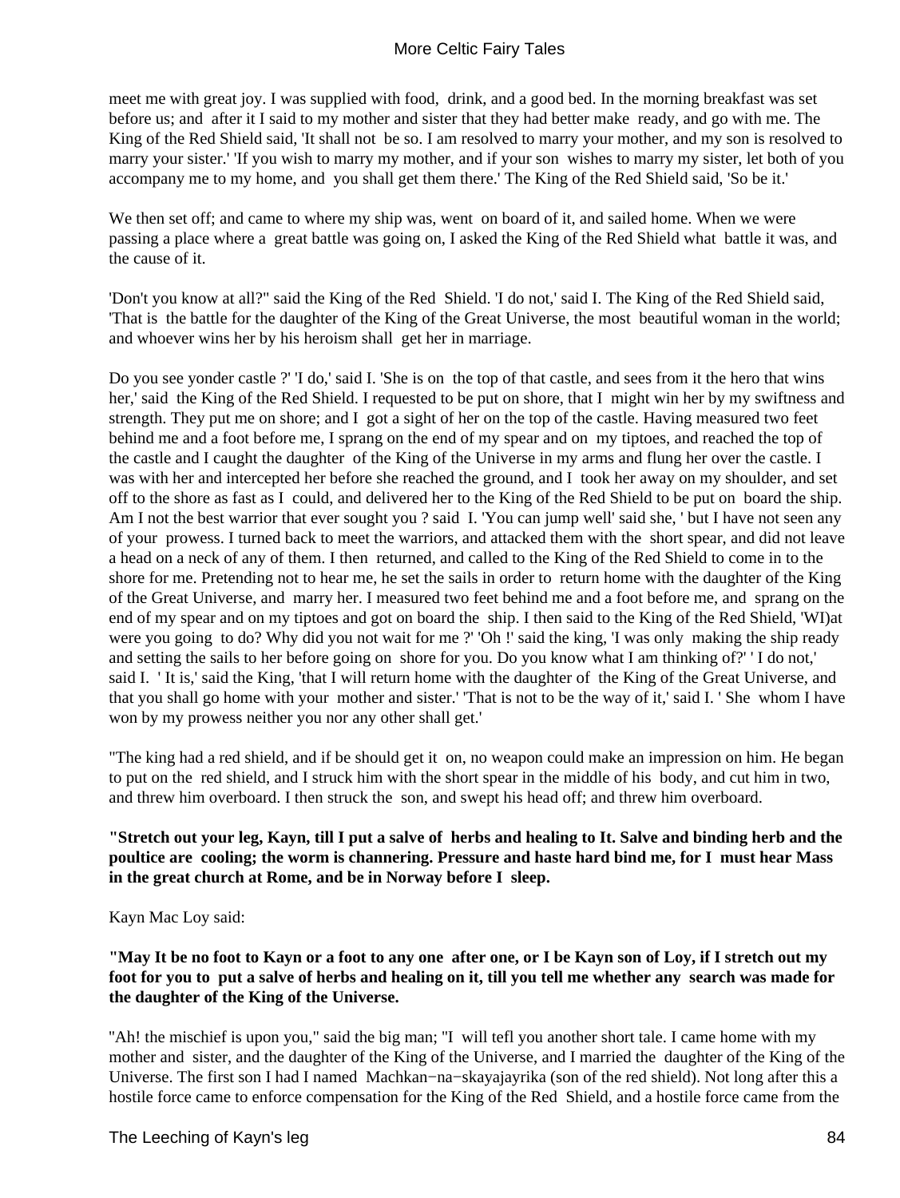meet me with great joy. I was supplied with food, drink, and a good bed. In the morning breakfast was set before us; and after it I said to my mother and sister that they had better make ready, and go with me. The King of the Red Shield said, 'It shall not be so. I am resolved to marry your mother, and my son is resolved to marry your sister.' 'If you wish to marry my mother, and if your son wishes to marry my sister, let both of you accompany me to my home, and you shall get them there.' The King of the Red Shield said, 'So be it.'

We then set off; and came to where my ship was, went on board of it, and sailed home. When we were passing a place where a great battle was going on, I asked the King of the Red Shield what battle it was, and the cause of it.

'Don't you know at all?" said the King of the Red Shield. 'I do not,' said I. The King of the Red Shield said, 'That is the battle for the daughter of the King of the Great Universe, the most beautiful woman in the world; and whoever wins her by his heroism shall get her in marriage.

Do you see yonder castle ?' 'I do,' said I. 'She is on the top of that castle, and sees from it the hero that wins her,' said the King of the Red Shield. I requested to be put on shore, that I might win her by my swiftness and strength. They put me on shore; and I got a sight of her on the top of the castle. Having measured two feet behind me and a foot before me, I sprang on the end of my spear and on my tiptoes, and reached the top of the castle and I caught the daughter of the King of the Universe in my arms and flung her over the castle. I was with her and intercepted her before she reached the ground, and I took her away on my shoulder, and set off to the shore as fast as I could, and delivered her to the King of the Red Shield to be put on board the ship. Am I not the best warrior that ever sought you ? said I. 'You can jump well' said she, ' but I have not seen any of your prowess. I turned back to meet the warriors, and attacked them with the short spear, and did not leave a head on a neck of any of them. I then returned, and called to the King of the Red Shield to come in to the shore for me. Pretending not to hear me, he set the sails in order to return home with the daughter of the King of the Great Universe, and marry her. I measured two feet behind me and a foot before me, and sprang on the end of my spear and on my tiptoes and got on board the ship. I then said to the King of the Red Shield, 'WI)at were you going to do? Why did you not wait for me ?' 'Oh !' said the king, 'I was only making the ship ready and setting the sails to her before going on shore for you. Do you know what I am thinking of?' ' I do not,' said I. ' It is,' said the King, 'that I will return home with the daughter of the King of the Great Universe, and that you shall go home with your mother and sister.' 'That is not to be the way of it,' said I. ' She whom I have won by my prowess neither you nor any other shall get.'

"The king had a red shield, and if be should get it on, no weapon could make an impression on him. He began to put on the red shield, and I struck him with the short spear in the middle of his body, and cut him in two, and threw him overboard. I then struck the son, and swept his head off; and threw him overboard.

**"Stretch out your leg, Kayn, till I put a salve of herbs and healing to It. Salve and binding herb and the poultice are cooling; the worm is channering. Pressure and haste hard bind me, for I must hear Mass in the great church at Rome, and be in Norway before I sleep.**

Kayn Mac Loy said:

**"May It be no foot to Kayn or a foot to any one after one, or I be Kayn son of Loy, if I stretch out my foot for you to put a salve of herbs and healing on it, till you tell me whether any search was made for the daughter of the King of the Universe.**

"Ah! the mischief is upon you," said the big man; "I will tefl you another short tale. I came home with my mother and sister, and the daughter of the King of the Universe, and I married the daughter of the King of the Universe. The first son I had I named Machkan−na−skayajayrika (son of the red shield). Not long after this a hostile force came to enforce compensation for the King of the Red Shield, and a hostile force came from the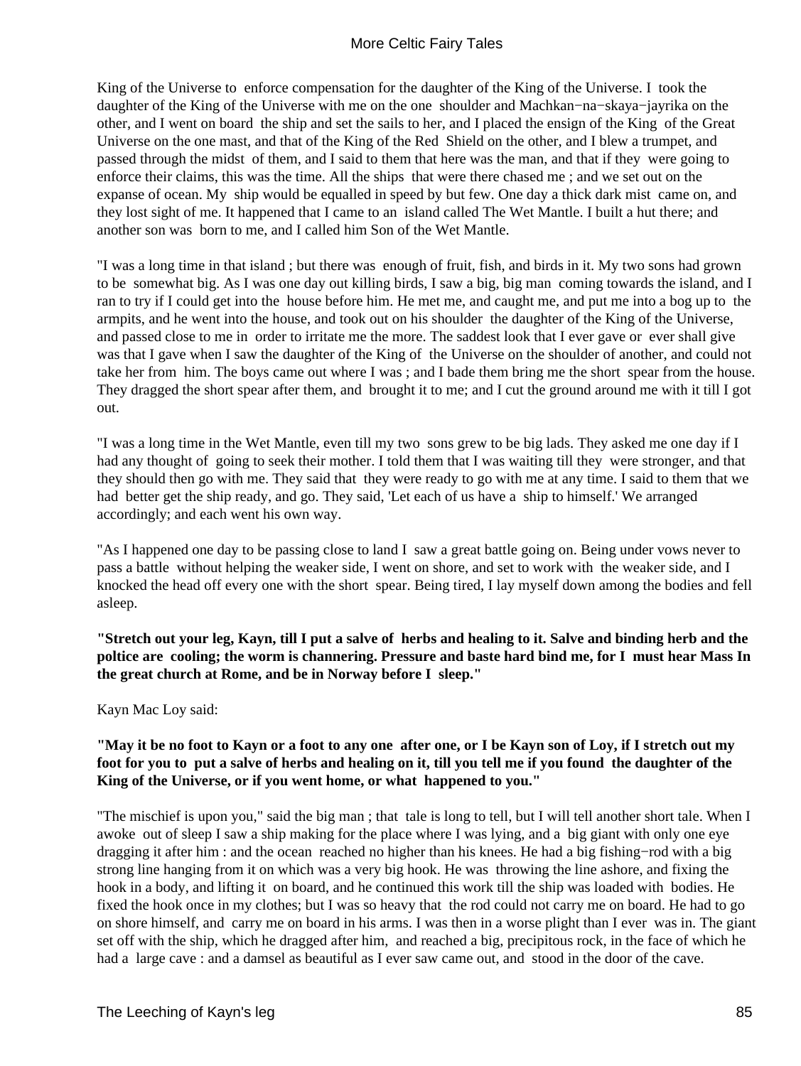King of the Universe to enforce compensation for the daughter of the King of the Universe. I took the daughter of the King of the Universe with me on the one shoulder and Machkan−na−skaya−jayrika on the other, and I went on board the ship and set the sails to her, and I placed the ensign of the King of the Great Universe on the one mast, and that of the King of the Red Shield on the other, and I blew a trumpet, and passed through the midst of them, and I said to them that here was the man, and that if they were going to enforce their claims, this was the time. All the ships that were there chased me ; and we set out on the expanse of ocean. My ship would be equalled in speed by but few. One day a thick dark mist came on, and they lost sight of me. It happened that I came to an island called The Wet Mantle. I built a hut there; and another son was born to me, and I called him Son of the Wet Mantle.

"I was a long time in that island ; but there was enough of fruit, fish, and birds in it. My two sons had grown to be somewhat big. As I was one day out killing birds, I saw a big, big man coming towards the island, and I ran to try if I could get into the house before him. He met me, and caught me, and put me into a bog up to the armpits, and he went into the house, and took out on his shoulder the daughter of the King of the Universe, and passed close to me in order to irritate me the more. The saddest look that I ever gave or ever shall give was that I gave when I saw the daughter of the King of the Universe on the shoulder of another, and could not take her from him. The boys came out where I was ; and I bade them bring me the short spear from the house. They dragged the short spear after them, and brought it to me; and I cut the ground around me with it till I got out.

"I was a long time in the Wet Mantle, even till my two sons grew to be big lads. They asked me one day if I had any thought of going to seek their mother. I told them that I was waiting till they were stronger, and that they should then go with me. They said that they were ready to go with me at any time. I said to them that we had better get the ship ready, and go. They said, 'Let each of us have a ship to himself.' We arranged accordingly; and each went his own way.

"As I happened one day to be passing close to land I saw a great battle going on. Being under vows never to pass a battle without helping the weaker side, I went on shore, and set to work with the weaker side, and I knocked the head off every one with the short spear. Being tired, I lay myself down among the bodies and fell asleep.

**"Stretch out your leg, Kayn, till I put a salve of herbs and healing to it. Salve and binding herb and the poltice are cooling; the worm is channering. Pressure and baste hard bind me, for I must hear Mass In the great church at Rome, and be in Norway before I sleep."**

Kayn Mac Loy said:

**"May it be no foot to Kayn or a foot to any one after one, or I be Kayn son of Loy, if I stretch out my foot for you to put a salve of herbs and healing on it, till you tell me if you found the daughter of the King of the Universe, or if you went home, or what happened to you."**

"The mischief is upon you," said the big man ; that tale is long to tell, but I will tell another short tale. When I awoke out of sleep I saw a ship making for the place where I was lying, and a big giant with only one eye dragging it after him : and the ocean reached no higher than his knees. He had a big fishing−rod with a big strong line hanging from it on which was a very big hook. He was throwing the line ashore, and fixing the hook in a body, and lifting it on board, and he continued this work till the ship was loaded with bodies. He fixed the hook once in my clothes; but I was so heavy that the rod could not carry me on board. He had to go on shore himself, and carry me on board in his arms. I was then in a worse plight than I ever was in. The giant set off with the ship, which he dragged after him, and reached a big, precipitous rock, in the face of which he had a large cave : and a damsel as beautiful as I ever saw came out, and stood in the door of the cave.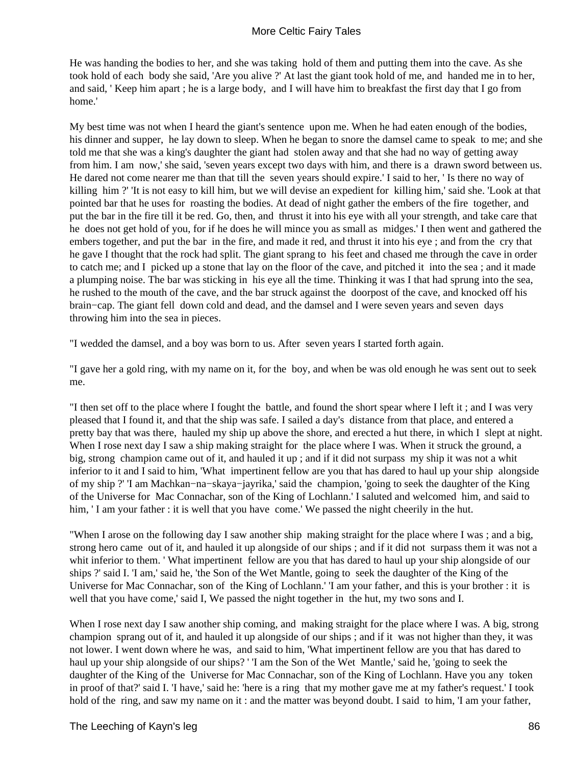He was handing the bodies to her, and she was taking hold of them and putting them into the cave. As she took hold of each body she said, 'Are you alive ?' At last the giant took hold of me, and handed me in to her, and said, ' Keep him apart ; he is a large body, and I will have him to breakfast the first day that I go from home.'

My best time was not when I heard the giant's sentence upon me. When he had eaten enough of the bodies, his dinner and supper, he lay down to sleep. When he began to snore the damsel came to speak to me; and she told me that she was a king's daughter the giant had stolen away and that she had no way of getting away from him. I am now,' she said, 'seven years except two days with him, and there is a drawn sword between us. He dared not come nearer me than that till the seven years should expire.' I said to her, ' Is there no way of killing him ?' 'It is not easy to kill him, but we will devise an expedient for killing him,' said she. 'Look at that pointed bar that he uses for roasting the bodies. At dead of night gather the embers of the fire together, and put the bar in the fire till it be red. Go, then, and thrust it into his eye with all your strength, and take care that he does not get hold of you, for if he does he will mince you as small as midges.' I then went and gathered the embers together, and put the bar in the fire, and made it red, and thrust it into his eye ; and from the cry that he gave I thought that the rock had split. The giant sprang to his feet and chased me through the cave in order to catch me; and I picked up a stone that lay on the floor of the cave, and pitched it into the sea ; and it made a plumping noise. The bar was sticking in his eye all the time. Thinking it was I that had sprung into the sea, he rushed to the mouth of the cave, and the bar struck against the doorpost of the cave, and knocked off his brain−cap. The giant fell down cold and dead, and the damsel and I were seven years and seven days throwing him into the sea in pieces.

"I wedded the damsel, and a boy was born to us. After seven years I started forth again.

"I gave her a gold ring, with my name on it, for the boy, and when be was old enough he was sent out to seek me.

"I then set off to the place where I fought the battle, and found the short spear where I left it ; and I was very pleased that I found it, and that the ship was safe. I sailed a day's distance from that place, and entered a pretty bay that was there, hauled my ship up above the shore, and erected a hut there, in which I slept at night. When I rose next day I saw a ship making straight for the place where I was. When it struck the ground, a big, strong champion came out of it, and hauled it up ; and if it did not surpass my ship it was not a whit inferior to it and I said to him, 'What impertinent fellow are you that has dared to haul up your ship alongside of my ship ?' 'I am Machkan−na−skaya−jayrika,' said the champion, 'going to seek the daughter of the King of the Universe for Mac Connachar, son of the King of Lochlann.' I saluted and welcomed him, and said to him, ' I am your father : it is well that you have come.' We passed the night cheerily in the hut.

"When I arose on the following day I saw another ship making straight for the place where I was ; and a big, strong hero came out of it, and hauled it up alongside of our ships ; and if it did not surpass them it was not a whit inferior to them. ' What impertinent fellow are you that has dared to haul up your ship alongside of our ships ?' said I. 'I am,' said he, 'the Son of the Wet Mantle, going to seek the daughter of the King of the Universe for Mac Connachar, son of the King of Lochlann.' 'I am your father, and this is your brother : it is well that you have come,' said I, We passed the night together in the hut, my two sons and I.

When I rose next day I saw another ship coming, and making straight for the place where I was. A big, strong champion sprang out of it, and hauled it up alongside of our ships ; and if it was not higher than they, it was not lower. I went down where he was, and said to him, 'What impertinent fellow are you that has dared to haul up your ship alongside of our ships? ' 'I am the Son of the Wet Mantle,' said he, 'going to seek the daughter of the King of the Universe for Mac Connachar, son of the King of Lochlann. Have you any token in proof of that?' said I. 'I have,' said he: 'here is a ring that my mother gave me at my father's request.' I took hold of the ring, and saw my name on it : and the matter was beyond doubt. I said to him, 'I am your father,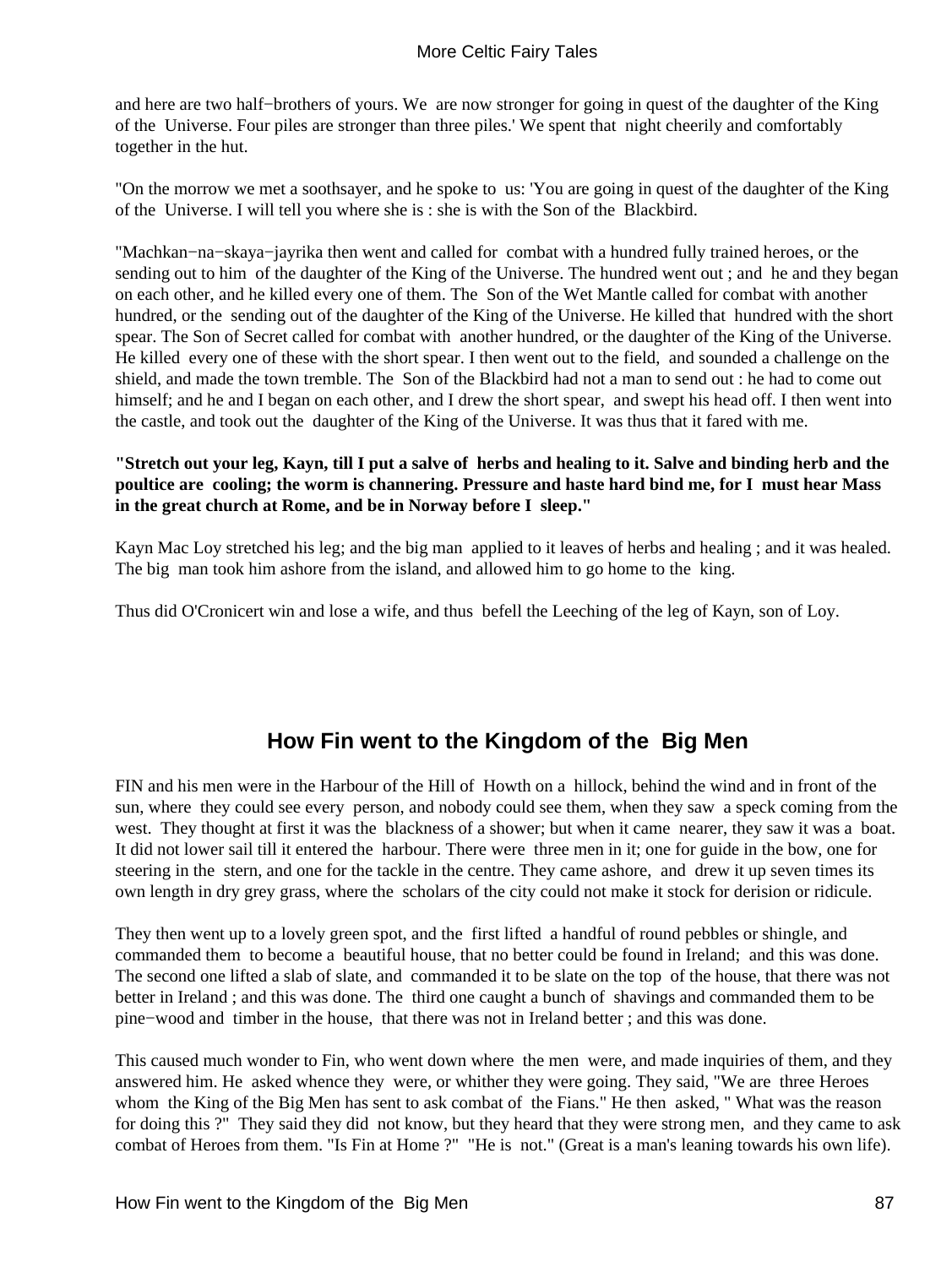and here are two half−brothers of yours. We are now stronger for going in quest of the daughter of the King of the Universe. Four piles are stronger than three piles.' We spent that night cheerily and comfortably together in the hut.

"On the morrow we met a soothsayer, and he spoke to us: 'You are going in quest of the daughter of the King of the Universe. I will tell you where she is : she is with the Son of the Blackbird.

"Machkan−na−skaya−jayrika then went and called for combat with a hundred fully trained heroes, or the sending out to him of the daughter of the King of the Universe. The hundred went out ; and he and they began on each other, and he killed every one of them. The Son of the Wet Mantle called for combat with another hundred, or the sending out of the daughter of the King of the Universe. He killed that hundred with the short spear. The Son of Secret called for combat with another hundred, or the daughter of the King of the Universe. He killed every one of these with the short spear. I then went out to the field, and sounded a challenge on the shield, and made the town tremble. The Son of the Blackbird had not a man to send out : he had to come out himself; and he and I began on each other, and I drew the short spear, and swept his head off. I then went into the castle, and took out the daughter of the King of the Universe. It was thus that it fared with me.

**"Stretch out your leg, Kayn, till I put a salve of herbs and healing to it. Salve and binding herb and the poultice are cooling; the worm is channering. Pressure and haste hard bind me, for I must hear Mass in the great church at Rome, and be in Norway before I sleep."**

Kayn Mac Loy stretched his leg; and the big man applied to it leaves of herbs and healing ; and it was healed. The big man took him ashore from the island, and allowed him to go home to the king.

Thus did O'Cronicert win and lose a wife, and thus befell the Leeching of the leg of Kayn, son of Loy.

## How Fin went to the Kingdom of the Big Men

FIN and his men were in the Harbour of the Hill of Howth on a hillock, behind the wind and in front of the sun, where they could see every person, and nobody could see them, when they saw a speck coming from the west. They thought at first it was the blackness of a shower; but when it came nearer, they saw it was a boat. It did not lower sail till it entered the harbour. There were three men in it; one for guide in the bow, one for steering in the stern, and one for the tackle in the centre. They came ashore, and drew it up seven times its own length in dry grey grass, where the scholars of the city could not make it stock for derision or ridicule.

They then went up to a lovely green spot, and the first lifted a handful of round pebbles or shingle, and commanded them to become a beautiful house, that no better could be found in Ireland; and this was done. The second one lifted a slab of slate, and commanded it to be slate on the top of the house, that there was not better in Ireland ; and this was done. The third one caught a bunch of shavings and commanded them to be pine−wood and timber in the house, that there was not in Ireland better ; and this was done.

This caused much wonder to Fin, who went down where the men were, and made inquiries of them, and they answered him. He asked whence they were, or whither they were going. They said, "We are three Heroes whom the King of the Big Men has sent to ask combat of the Fians." He then asked, " What was the reason for doing this ?" They said they did not know, but they heard that they were strong men, and they came to ask combat of Heroes from them. "Is Fin at Home ?" "He is not." (Great is a man's leaning towards his own life).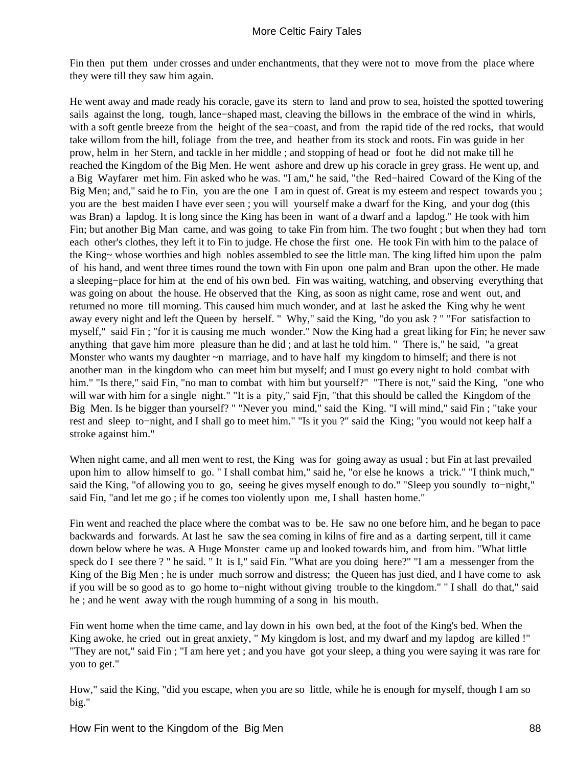Fin then put them under crosses and under enchantments, that they were not to move from the place where they were till they saw him again.

He went away and made ready his coracle, gave its stern to land and prow to sea, hoisted the spotted towering sails against the long, tough, lance−shaped mast, cleaving the billows in the embrace of the wind in whirls, with a soft gentle breeze from the height of the sea−coast, and from the rapid tide of the red rocks, that would take willom from the hill, foliage from the tree, and heather from its stock and roots. Fin was guide in her prow, helm in her Stern, and tackle in her middle ; and stopping of head or foot he did not make till he reached the Kingdom of the Big Men. He went ashore and drew up his coracle in grey grass. He went up, and a Big Wayfarer met him. Fin asked who he was. "I am," he said, "the Red−haired Coward of the King of the Big Men; and," said he to Fin, you are the one I am in quest of. Great is my esteem and respect towards you ; you are the best maiden I have ever seen ; you will yourself make a dwarf for the King, and your dog (this was Bran) a lapdog. It is long since the King has been in want of a dwarf and a lapdog." He took with him Fin; but another Big Man came, and was going to take Fin from him. The two fought ; but when they had torn each other's clothes, they left it to Fin to judge. He chose the first one. He took Fin with him to the palace of the King~ whose worthies and high nobles assembled to see the little man. The king lifted him upon the palm of his hand, and went three times round the town with Fin upon one palm and Bran upon the other. He made a sleeping−place for him at the end of his own bed. Fin was waiting, watching, and observing everything that was going on about the house. He observed that the King, as soon as night came, rose and went out, and returned no more till morning. This caused him much wonder, and at last he asked the King why he went away every night and left the Queen by herself. " Why," said the King, "do you ask ? " "For satisfaction to myself," said Fin ; "for it is causing me much wonder." Now the King had a great liking for Fin; he never saw anything that gave him more pleasure than he did ; and at last he told him. " There is," he said, "a great Monster who wants my daughter ~n marriage, and to have half my kingdom to himself; and there is not another man in the kingdom who can meet him but myself; and I must go every night to hold combat with him." "Is there," said Fin, "no man to combat with him but yourself?" "There is not," said the King, "one who will war with him for a single night." "It is a pity," said Fjn, "that this should be called the Kingdom of the Big Men. Is he bigger than yourself? " "Never you mind," said the King. "I will mind," said Fin ; "take your rest and sleep to−night, and I shall go to meet him." "Is it you ?" said the King; "you would not keep half a stroke against him."

When night came, and all men went to rest, the King was for going away as usual ; but Fin at last prevailed upon him to allow himself to go. " I shall combat him," said he, "or else he knows a trick." "I think much," said the King, "of allowing you to go, seeing he gives myself enough to do." "Sleep you soundly to−night," said Fin, "and let me go ; if he comes too violently upon me, I shall hasten home."

Fin went and reached the place where the combat was to be. He saw no one before him, and he began to pace backwards and forwards. At last he saw the sea coming in kilns of fire and as a darting serpent, till it came down below where he was. A Huge Monster came up and looked towards him, and from him. "What little speck do I see there ? " he said. " It is I," said Fin. "What are you doing here?" "I am a messenger from the King of the Big Men ; he is under much sorrow and distress; the Queen has just died, and I have come to ask if you will be so good as to go home to−night without giving trouble to the kingdom." " I shall do that," said he ; and he went away with the rough humming of a song in his mouth.

Fin went home when the time came, and lay down in his own bed, at the foot of the King's bed. When the King awoke, he cried out in great anxiety, " My kingdom is lost, and my dwarf and my lapdog are killed !" "They are not," said Fin ; "I am here yet ; and you have got your sleep, a thing you were saying it was rare for you to get."

How," said the King, "did you escape, when you are so little, while he is enough for myself, though I am so big."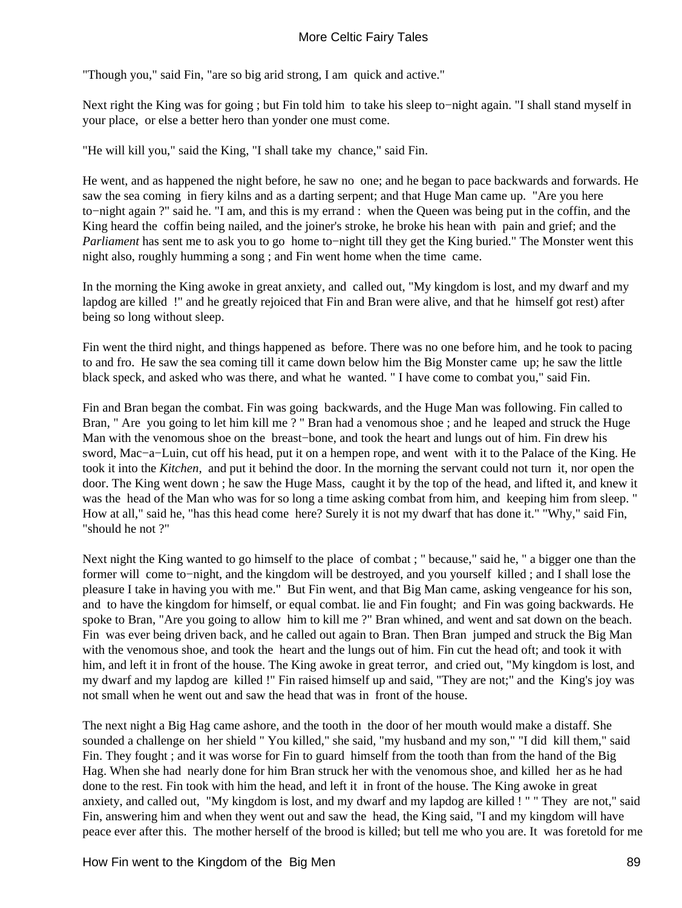"Though you," said Fin, "are so big arid strong, I am quick and active."

Next right the King was for going ; but Fin told him to take his sleep to−night again. "I shall stand myself in your place, or else a better hero than yonder one must come.

"He will kill you," said the King, "I shall take my chance," said Fin.

He went, and as happened the night before, he saw no one; and he began to pace backwards and forwards. He saw the sea coming in fiery kilns and as a darting serpent; and that Huge Man came up. "Are you here to−night again ?" said he. "I am, and this is my errand : when the Queen was being put in the coffin, and the King heard the coffin being nailed, and the joiner's stroke, he broke his hean with pain and grief; and the *Parliament* has sent me to ask you to go home to−night till they get the King buried." The Monster went this night also, roughly humming a song ; and Fin went home when the time came.

In the morning the King awoke in great anxiety, and called out, "My kingdom is lost, and my dwarf and my lapdog are killed !" and he greatly rejoiced that Fin and Bran were alive, and that he himself got rest) after being so long without sleep.

Fin went the third night, and things happened as before. There was no one before him, and he took to pacing to and fro. He saw the sea coming till it came down below him the Big Monster came up; he saw the little black speck, and asked who was there, and what he wanted. " I have come to combat you," said Fin.

Fin and Bran began the combat. Fin was going backwards, and the Huge Man was following. Fin called to Bran, " Are you going to let him kill me ? " Bran had a venomous shoe ; and he leaped and struck the Huge Man with the venomous shoe on the breast−bone, and took the heart and lungs out of him. Fin drew his sword, Mac−a−Luin, cut off his head, put it on a hempen rope, and went with it to the Palace of the King. He took it into the *Kitchen*, and put it behind the door. In the morning the servant could not turn it, nor open the door. The King went down ; he saw the Huge Mass, caught it by the top of the head, and lifted it, and knew it was the head of the Man who was for so long a time asking combat from him, and keeping him from sleep. " How at all," said he, "has this head come here? Surely it is not my dwarf that has done it." "Why," said Fin, "should he not ?"

Next night the King wanted to go himself to the place of combat ; " because," said he, " a bigger one than the former will come to−night, and the kingdom will be destroyed, and you yourself killed ; and I shall lose the pleasure I take in having you with me." But Fin went, and that Big Man came, asking vengeance for his son, and to have the kingdom for himself, or equal combat. lie and Fin fought; and Fin was going backwards. He spoke to Bran, "Are you going to allow him to kill me ?" Bran whined, and went and sat down on the beach. Fin was ever being driven back, and he called out again to Bran. Then Bran jumped and struck the Big Man with the venomous shoe, and took the heart and the lungs out of him. Fin cut the head oft; and took it with him, and left it in front of the house. The King awoke in great terror, and cried out, "My kingdom is lost, and my dwarf and my lapdog are killed !" Fin raised himself up and said, "They are not;" and the King's joy was not small when he went out and saw the head that was in front of the house.

The next night a Big Hag came ashore, and the tooth in the door of her mouth would make a distaff. She sounded a challenge on her shield " You killed," she said, "my husband and my son," "I did kill them," said Fin. They fought ; and it was worse for Fin to guard himself from the tooth than from the hand of the Big Hag. When she had nearly done for him Bran struck her with the venomous shoe, and killed her as he had done to the rest. Fin took with him the head, and left it in front of the house. The King awoke in great anxiety, and called out, "My kingdom is lost, and my dwarf and my lapdog are killed ! " " They are not," said Fin, answering him and when they went out and saw the head, the King said, "I and my kingdom will have peace ever after this. The mother herself of the brood is killed; but tell me who you are. It was foretold for me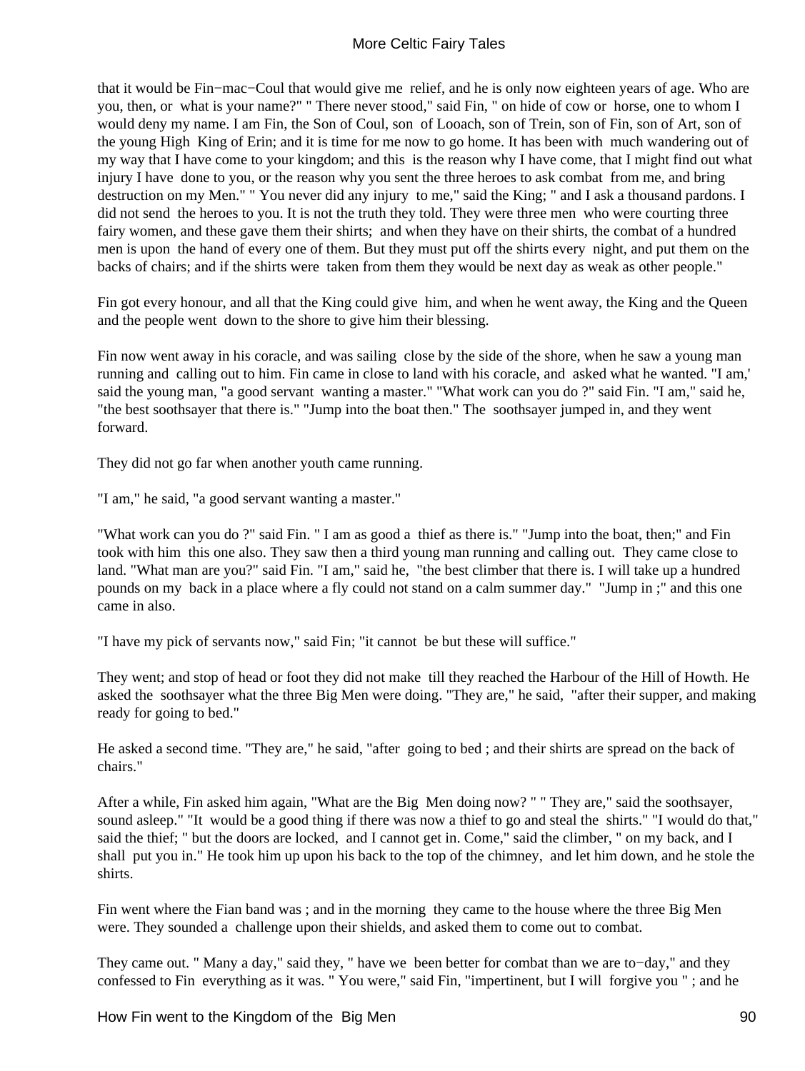that it would be Fin−mac−Coul that would give me relief, and he is only now eighteen years of age. Who are you, then, or what is your name?" " There never stood," said Fin, " on hide of cow or horse, one to whom I would deny my name. I am Fin, the Son of Coul, son of Looach, son of Trein, son of Fin, son of Art, son of the young High King of Erin; and it is time for me now to go home. It has been with much wandering out of my way that I have come to your kingdom; and this is the reason why I have come, that I might find out what injury I have done to you, or the reason why you sent the three heroes to ask combat from me, and bring destruction on my Men." " You never did any injury to me," said the King; " and I ask a thousand pardons. I did not send the heroes to you. It is not the truth they told. They were three men who were courting three fairy women, and these gave them their shirts; and when they have on their shirts, the combat of a hundred men is upon the hand of every one of them. But they must put off the shirts every night, and put them on the backs of chairs; and if the shirts were taken from them they would be next day as weak as other people."

Fin got every honour, and all that the King could give him, and when he went away, the King and the Queen and the people went down to the shore to give him their blessing.

Fin now went away in his coracle, and was sailing close by the side of the shore, when he saw a young man running and calling out to him. Fin came in close to land with his coracle, and asked what he wanted. "I am,' said the young man, "a good servant wanting a master." "What work can you do ?" said Fin. "I am," said he, "the best soothsayer that there is." "Jump into the boat then." The soothsayer jumped in, and they went forward.

They did not go far when another youth came running.

"I am," he said, "a good servant wanting a master."

"What work can you do ?" said Fin. " I am as good a thief as there is." "Jump into the boat, then;" and Fin took with him this one also. They saw then a third young man running and calling out. They came close to land. "What man are you?" said Fin. "I am," said he, "the best climber that there is. I will take up a hundred pounds on my back in a place where a fly could not stand on a calm summer day." "Jump in ;" and this one came in also.

"I have my pick of servants now," said Fin; "it cannot be but these will suffice."

They went; and stop of head or foot they did not make till they reached the Harbour of the Hill of Howth. He asked the soothsayer what the three Big Men were doing. "They are," he said, "after their supper, and making ready for going to bed."

He asked a second time. "They are," he said, "after going to bed ; and their shirts are spread on the back of chairs."

After a while, Fin asked him again, "What are the Big Men doing now? " " They are," said the soothsayer, sound asleep." "It would be a good thing if there was now a thief to go and steal the shirts." "I would do that," said the thief; " but the doors are locked, and I cannot get in. Come," said the climber, " on my back, and I shall put you in." He took him up upon his back to the top of the chimney, and let him down, and he stole the shirts.

Fin went where the Fian band was ; and in the morning they came to the house where the three Big Men were. They sounded a challenge upon their shields, and asked them to come out to combat.

They came out. " Many a day," said they, " have we been better for combat than we are to−day," and they confessed to Fin everything as it was. " You were," said Fin, "impertinent, but I will forgive you " ; and he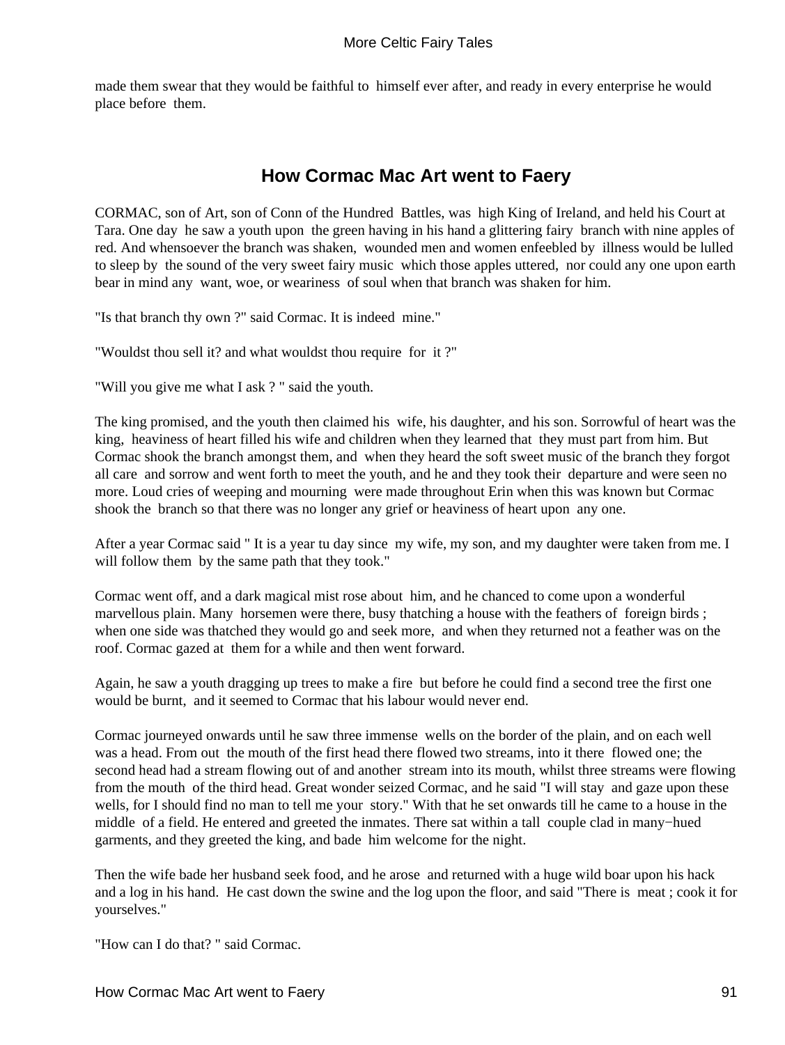made them swear that they would be faithful to himself ever after, and ready in every enterprise he would place before them.

## How Cormac Mac Art went to Faery

CORMAC, son of Art, son of Conn of the Hundred Battles, was high King of Ireland, and held his Court at Tara. One day he saw a youth upon the green having in his hand a glittering fairy branch with nine apples of red. And whensoever the branch was shaken, wounded men and women enfeebled by illness would be lulled to sleep by the sound of the very sweet fairy music which those apples uttered, nor could any one upon earth bear in mind any want, woe, or weariness of soul when that branch was shaken for him.

"Is that branch thy own ?" said Cormac. It is indeed mine."

"Wouldst thou sell it? and what wouldst thou require for it ?"

"Will you give me what I ask ? " said the youth.

The king promised, and the youth then claimed his wife, his daughter, and his son. Sorrowful of heart was the king, heaviness of heart filled his wife and children when they learned that they must part from him. But Cormac shook the branch amongst them, and when they heard the soft sweet music of the branch they forgot all care and sorrow and went forth to meet the youth, and he and they took their departure and were seen no more. Loud cries of weeping and mourning were made throughout Erin when this was known but Cormac shook the branch so that there was no longer any grief or heaviness of heart upon any one.

After a year Cormac said " It is a year tu day since my wife, my son, and my daughter were taken from me. I will follow them by the same path that they took."

Cormac went off, and a dark magical mist rose about him, and he chanced to come upon a wonderful marvellous plain. Many horsemen were there, busy thatching a house with the feathers of foreign birds ; when one side was thatched they would go and seek more, and when they returned not a feather was on the roof. Cormac gazed at them for a while and then went forward.

Again, he saw a youth dragging up trees to make a fire but before he could find a second tree the first one would be burnt, and it seemed to Cormac that his labour would never end.

Cormac journeyed onwards until he saw three immense wells on the border of the plain, and on each well was a head. From out the mouth of the first head there flowed two streams, into it there flowed one; the second head had a stream flowing out of and another stream into its mouth, whilst three streams were flowing from the mouth of the third head. Great wonder seized Cormac, and he said "I will stay and gaze upon these wells, for I should find no man to tell me your story." With that he set onwards till he came to a house in the middle of a field. He entered and greeted the inmates. There sat within a tall couple clad in many−hued garments, and they greeted the king, and bade him welcome for the night.

Then the wife bade her husband seek food, and he arose and returned with a huge wild boar upon his hack and a log in his hand. He cast down the swine and the log upon the floor, and said "There is meat ; cook it for yourselves."

"How can I do that? " said Cormac.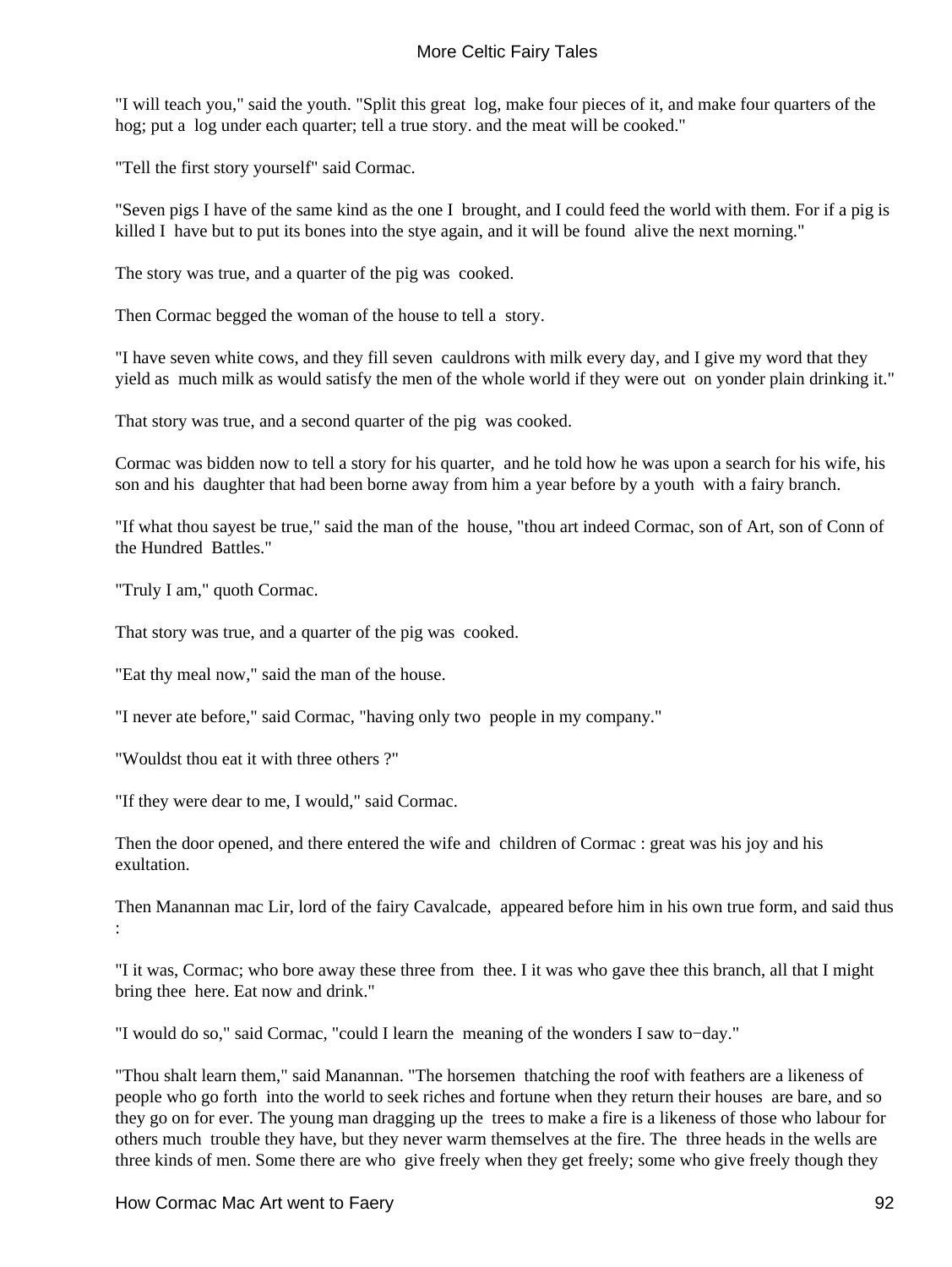"I will teach you," said the youth. "Split this great log, make four pieces of it, and make four quarters of the hog; put a log under each quarter; tell a true story. and the meat will be cooked."

"Tell the first story yourself" said Cormac.

"Seven pigs I have of the same kind as the one I brought, and I could feed the world with them. For if a pig is killed I have but to put its bones into the stye again, and it will be found alive the next morning."

The story was true, and a quarter of the pig was cooked.

Then Cormac begged the woman of the house to tell a story.

"I have seven white cows, and they fill seven cauldrons with milk every day, and I give my word that they yield as much milk as would satisfy the men of the whole world if they were out on yonder plain drinking it."

That story was true, and a second quarter of the pig was cooked.

Cormac was bidden now to tell a story for his quarter, and he told how he was upon a search for his wife, his son and his daughter that had been borne away from him a year before by a youth with a fairy branch.

"If what thou sayest be true," said the man of the house, "thou art indeed Cormac, son of Art, son of Conn of the Hundred Battles."

"Truly I am," quoth Cormac.

That story was true, and a quarter of the pig was cooked.

"Eat thy meal now," said the man of the house.

"I never ate before," said Cormac, "having only two people in my company."

"Wouldst thou eat it with three others ?"

"If they were dear to me, I would," said Cormac.

Then the door opened, and there entered the wife and children of Cormac : great was his joy and his exultation.

Then Manannan mac Lir, lord of the fairy Cavalcade, appeared before him in his own true form, and said thus :

"I it was, Cormac; who bore away these three from thee. I it was who gave thee this branch, all that I might bring thee here. Eat now and drink."

"I would do so," said Cormac, "could I learn the meaning of the wonders I saw to−day."

"Thou shalt learn them," said Manannan. "The horsemen thatching the roof with feathers are a likeness of people who go forth into the world to seek riches and fortune when they return their houses are bare, and so they go on for ever. The young man dragging up the trees to make a fire is a likeness of those who labour for others much trouble they have, but they never warm themselves at the fire. The three heads in the wells are three kinds of men. Some there are who give freely when they get freely; some who give freely though they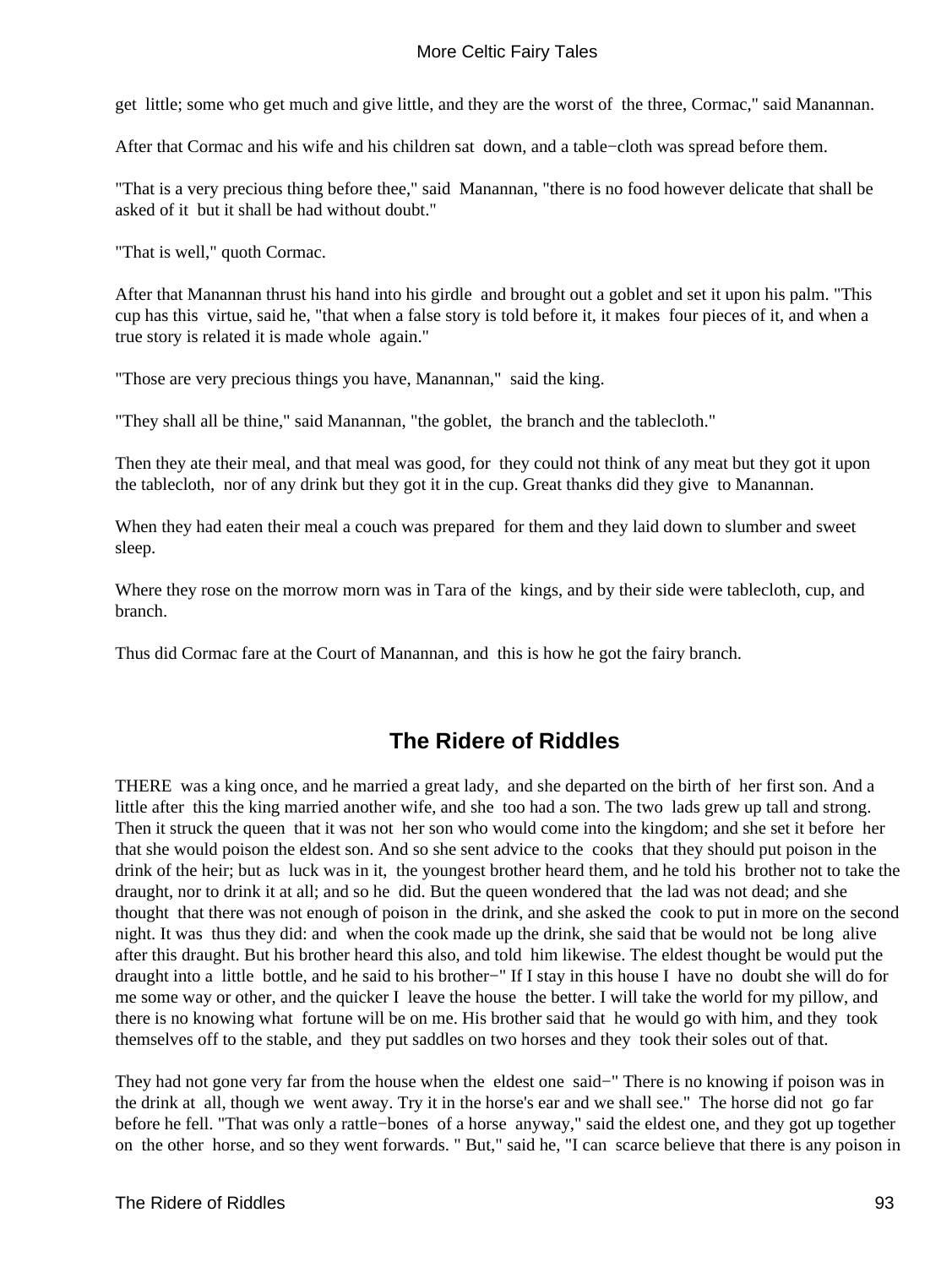get little; some who get much and give little, and they are the worst of the three, Cormac," said Manannan.

After that Cormac and his wife and his children sat down, and a table−cloth was spread before them.

"That is a very precious thing before thee," said Manannan, "there is no food however delicate that shall be asked of it but it shall be had without doubt."

"That is well," quoth Cormac.

After that Manannan thrust his hand into his girdle and brought out a goblet and set it upon his palm. "This cup has this virtue, said he, "that when a false story is told before it, it makes four pieces of it, and when a true story is related it is made whole again."

"Those are very precious things you have, Manannan," said the king.

"They shall all be thine," said Manannan, "the goblet, the branch and the tablecloth."

Then they ate their meal, and that meal was good, for they could not think of any meat but they got it upon the tablecloth, nor of any drink but they got it in the cup. Great thanks did they give to Manannan.

When they had eaten their meal a couch was prepared for them and they laid down to slumber and sweet sleep.

Where they rose on the morrow morn was in Tara of the kings, and by their side were tablecloth, cup, and branch.

Thus did Cormac fare at the Court of Manannan, and this is how he got the fairy branch.

## The Ridere of Riddles

THERE was a king once, and he married a great lady, and she departed on the birth of her first son. And a little after this the king married another wife, and she too had a son. The two lads grew up tall and strong. Then it struck the queen that it was not her son who would come into the kingdom; and she set it before her that she would poison the eldest son. And so she sent advice to the cooks that they should put poison in the drink of the heir; but as luck was in it, the youngest brother heard them, and he told his brother not to take the draught, nor to drink it at all; and so he did. But the queen wondered that the lad was not dead; and she thought that there was not enough of poison in the drink, and she asked the cook to put in more on the second night. It was thus they did: and when the cook made up the drink, she said that be would not be long alive after this draught. But his brother heard this also, and told him likewise. The eldest thought be would put the draught into a little bottle, and he said to his brother−" If I stay in this house I have no doubt she will do for me some way or other, and the quicker I leave the house the better. I will take the world for my pillow, and there is no knowing what fortune will be on me. His brother said that he would go with him, and they took themselves off to the stable, and they put saddles on two horses and they took their soles out of that.

They had not gone very far from the house when the eldest one said−" There is no knowing if poison was in the drink at all, though we went away. Try it in the horse's ear and we shall see." The horse did not go far before he fell. "That was only a rattle−bones of a horse anyway," said the eldest one, and they got up together on the other horse, and so they went forwards. " But," said he, "I can scarce believe that there is any poison in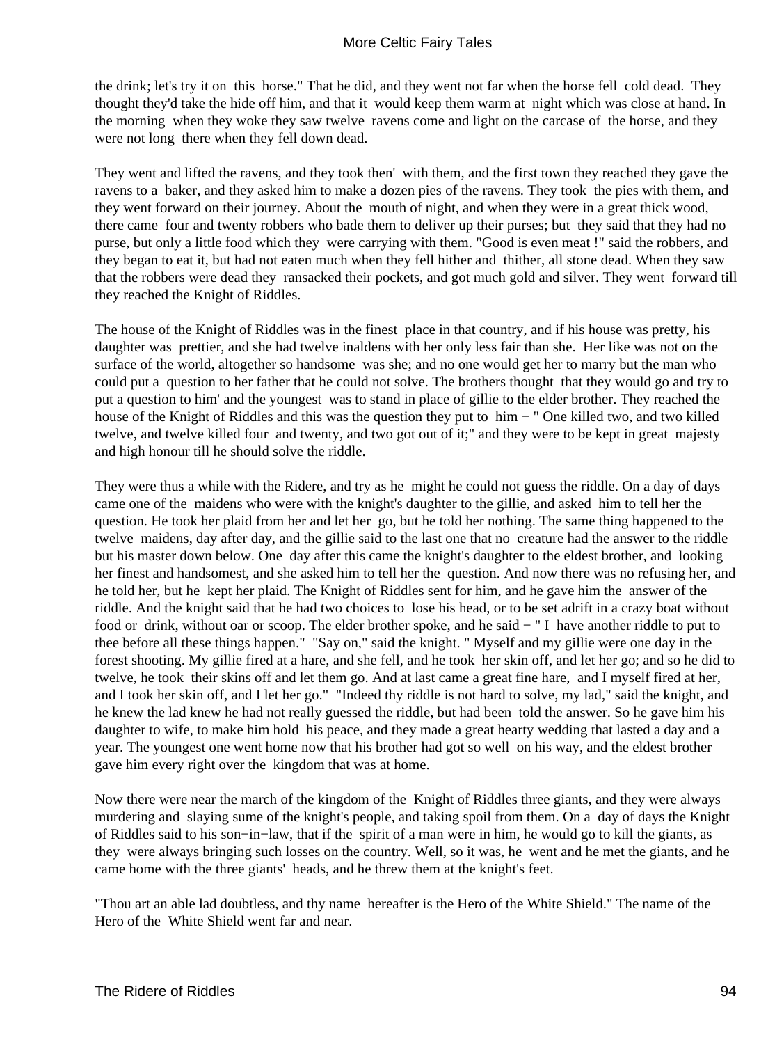the drink; let's try it on this horse." That he did, and they went not far when the horse fell cold dead. They thought they'd take the hide off him, and that it would keep them warm at night which was close at hand. In the morning when they woke they saw twelve ravens come and light on the carcase of the horse, and they were not long there when they fell down dead.

They went and lifted the ravens, and they took then' with them, and the first town they reached they gave the ravens to a baker, and they asked him to make a dozen pies of the ravens. They took the pies with them, and they went forward on their journey. About the mouth of night, and when they were in a great thick wood, there came four and twenty robbers who bade them to deliver up their purses; but they said that they had no purse, but only a little food which they were carrying with them. "Good is even meat !" said the robbers, and they began to eat it, but had not eaten much when they fell hither and thither, all stone dead. When they saw that the robbers were dead they ransacked their pockets, and got much gold and silver. They went forward till they reached the Knight of Riddles.

The house of the Knight of Riddles was in the finest place in that country, and if his house was pretty, his daughter was prettier, and she had twelve inaldens with her only less fair than she. Her like was not on the surface of the world, altogether so handsome was she; and no one would get her to marry but the man who could put a question to her father that he could not solve. The brothers thought that they would go and try to put a question to him' and the youngest was to stand in place of gillie to the elder brother. They reached the house of the Knight of Riddles and this was the question they put to him − " One killed two, and two killed twelve, and twelve killed four and twenty, and two got out of it;" and they were to be kept in great majesty and high honour till he should solve the riddle.

They were thus a while with the Ridere, and try as he might he could not guess the riddle. On a day of days came one of the maidens who were with the knight's daughter to the gillie, and asked him to tell her the question. He took her plaid from her and let her go, but he told her nothing. The same thing happened to the twelve maidens, day after day, and the gillie said to the last one that no creature had the answer to the riddle but his master down below. One day after this came the knight's daughter to the eldest brother, and looking her finest and handsomest, and she asked him to tell her the question. And now there was no refusing her, and he told her, but he kept her plaid. The Knight of Riddles sent for him, and he gave him the answer of the riddle. And the knight said that he had two choices to lose his head, or to be set adrift in a crazy boat without food or drink, without oar or scoop. The elder brother spoke, and he said − " I have another riddle to put to thee before all these things happen." "Say on," said the knight. " Myself and my gillie were one day in the forest shooting. My gillie fired at a hare, and she fell, and he took her skin off, and let her go; and so he did to twelve, he took their skins off and let them go. And at last came a great fine hare, and I myself fired at her, and I took her skin off, and I let her go." "Indeed thy riddle is not hard to solve, my lad," said the knight, and he knew the lad knew he had not really guessed the riddle, but had been told the answer. So he gave him his daughter to wife, to make him hold his peace, and they made a great hearty wedding that lasted a day and a year. The youngest one went home now that his brother had got so well on his way, and the eldest brother gave him every right over the kingdom that was at home.

Now there were near the march of the kingdom of the Knight of Riddles three giants, and they were always murdering and slaying sume of the knight's people, and taking spoil from them. On a day of days the Knight of Riddles said to his son−in−law, that if the spirit of a man were in him, he would go to kill the giants, as they were always bringing such losses on the country. Well, so it was, he went and he met the giants, and he came home with the three giants' heads, and he threw them at the knight's feet.

"Thou art an able lad doubtless, and thy name hereafter is the Hero of the White Shield." The name of the Hero of the White Shield went far and near.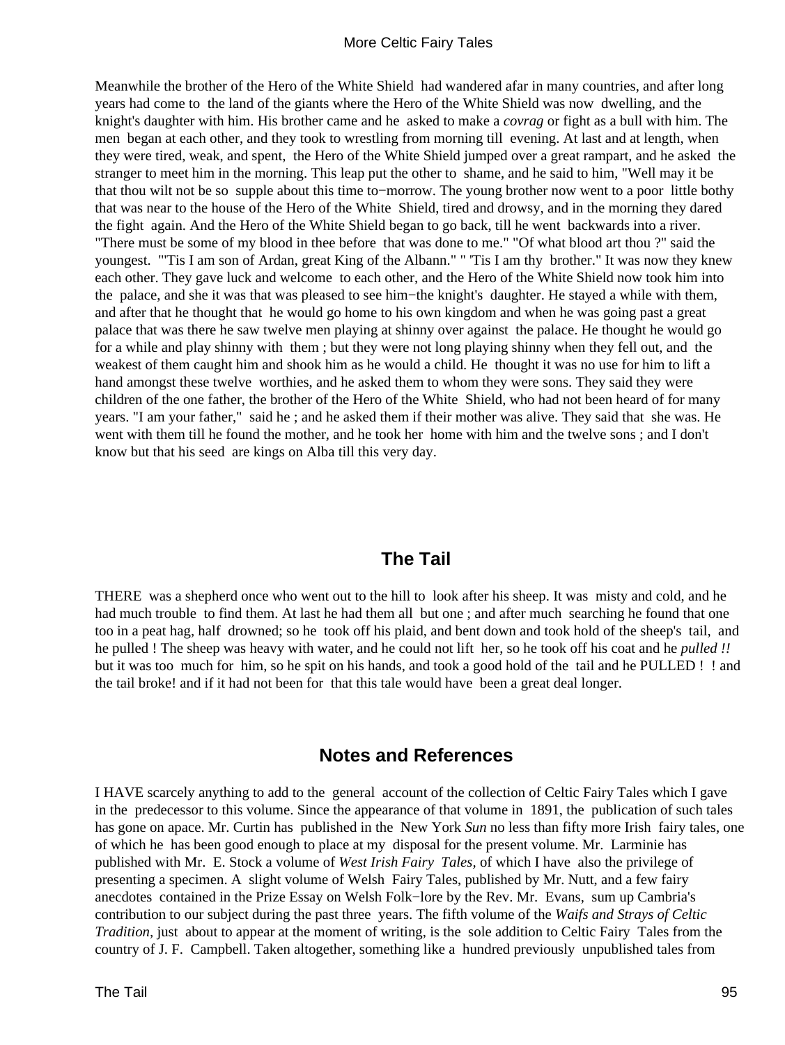Meanwhile the brother of the Hero of the White Shield had wandered afar in many countries, and after long years had come to the land of the giants where the Hero of the White Shield was now dwelling, and the knight's daughter with him. His brother came and he asked to make a *covrag* or fight as a bull with him. The men began at each other, and they took to wrestling from morning till evening. At last and at length, when they were tired, weak, and spent, the Hero of the White Shield jumped over a great rampart, and he asked the stranger to meet him in the morning. This leap put the other to shame, and he said to him, "Well may it be that thou wilt not be so supple about this time to−morrow. The young brother now went to a poor little bothy that was near to the house of the Hero of the White Shield, tired and drowsy, and in the morning they dared the fight again. And the Hero of the White Shield began to go back, till he went backwards into a river. "There must be some of my blood in thee before that was done to me." "Of what blood art thou ?" said the youngest. "'Tis I am son of Ardan, great King of the Albann." " 'Tis I am thy brother." It was now they knew each other. They gave luck and welcome to each other, and the Hero of the White Shield now took him into the palace, and she it was that was pleased to see him−the knight's daughter. He stayed a while with them, and after that he thought that he would go home to his own kingdom and when he was going past a great palace that was there he saw twelve men playing at shinny over against the palace. He thought he would go for a while and play shinny with them ; but they were not long playing shinny when they fell out, and the weakest of them caught him and shook him as he would a child. He thought it was no use for him to lift a hand amongst these twelve worthies, and he asked them to whom they were sons. They said they were children of the one father, the brother of the Hero of the White Shield, who had not been heard of for many years. "I am your father," said he ; and he asked them if their mother was alive. They said that she was. He went with them till he found the mother, and he took her home with him and the twelve sons ; and I don't know but that his seed are kings on Alba till this very day.

## The Tail

THERE was a shepherd once who went out to the hill to look after his sheep. It was misty and cold, and he had much trouble to find them. At last he had them all but one ; and after much searching he found that one too in a peat hag, half drowned; so he took off his plaid, and bent down and took hold of the sheep's tail, and he pulled ! The sheep was heavy with water, and he could not lift her, so he took off his coat and he *pulled !!* but it was too much for him, so he spit on his hands, and took a good hold of the tail and he PULLED ! ! and the tail broke! and if it had not been for that this tale would have been a great deal longer.

## Notes and References

I HAVE scarcely anything to add to the general account of the collection of Celtic Fairy Tales which I gave in the predecessor to this volume. Since the appearance of that volume in 1891, the publication of such tales has gone on apace. Mr. Curtin has published in the New York *Sun* no less than fifty more Irish fairy tales, one of which he has been good enough to place at my disposal for the present volume. Mr. Larminie has published with Mr. E. Stock a volume of *West Irish Fairy Tales*, of which I have also the privilege of presenting a specimen. A slight volume of Welsh Fairy Tales, published by Mr. Nutt, and a few fairy anecdotes contained in the Prize Essay on Welsh Folk−lore by the Rev. Mr. Evans, sum up Cambria's contribution to our subject during the past three years. The fifth volume of the *Waifs and Strays of Celtic Tradition*, just about to appear at the moment of writing, is the sole addition to Celtic Fairy Tales from the country of J. F. Campbell. Taken altogether, something like a hundred previously unpublished tales from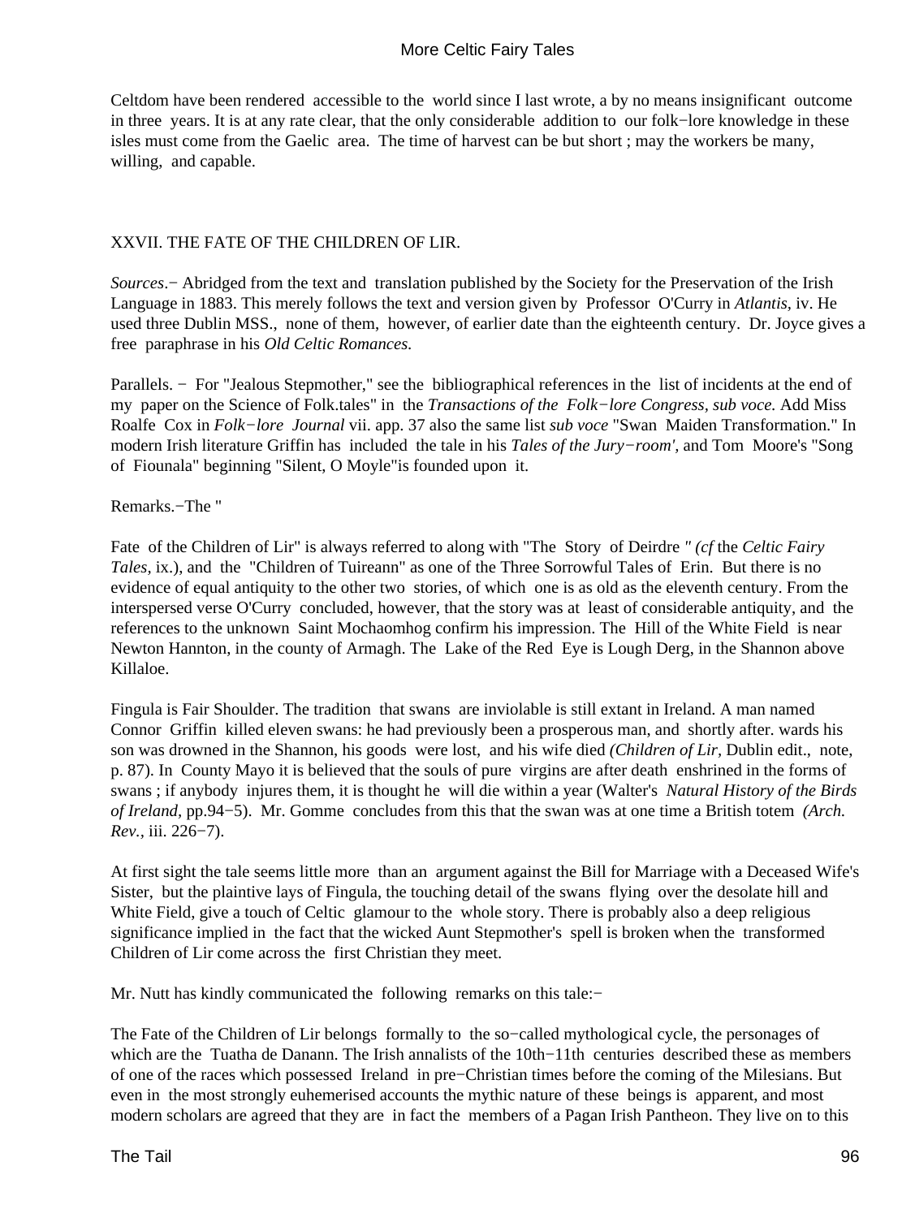Celtdom have been rendered accessible to the world since I last wrote, a by no means insignificant outcome in three years. It is at any rate clear, that the only considerable addition to our folk−lore knowledge in these isles must come from the Gaelic area. The time of harvest can be but short ; may the workers be many, willing, and capable.

## XXVII. THE FATE OF THE CHILDREN OF LIR.

*Sources*.− Abridged from the text and translation published by the Society for the Preservation of the Irish Language in 1883. This merely follows the text and version given by Professor O'Curry in *Atlantis*, iv. He used three Dublin MSS., none of them, however, of earlier date than the eighteenth century. Dr. Joyce gives a free paraphrase in his *Old Celtic Romances.*

Parallels. − For "Jealous Stepmother," see the bibliographical references in the list of incidents at the end of my paper on the Science of Folk.tales" in the *Transactions of the Folk−lore Congress, sub voce.* Add Miss Roalfe Cox in *Folk−lore Journal* vii. app. 37 also the same list *sub voce* "Swan Maiden Transformation." In modern Irish literature Griffin has included the tale in his *Tales of the Jury−room',* and Tom Moore's "Song of Fiounala" beginning "Silent, O Moyle"is founded upon it.

Remarks.−The "

Fate of the Children of Lir" is always referred to along with "The Story of Deirdre *" (cf* the *Celtic Fairy Tales,* ix.), and the "Children of Tuireann" as one of the Three Sorrowful Tales of Erin. But there is no evidence of equal antiquity to the other two stories, of which one is as old as the eleventh century. From the interspersed verse O'Curry concluded, however, that the story was at least of considerable antiquity, and the references to the unknown Saint Mochaomhog confirm his impression. The Hill of the White Field is near Newton Hannton, in the county of Armagh. The Lake of the Red Eye is Lough Derg, in the Shannon above Killaloe.

Fingula is Fair Shoulder. The tradition that swans are inviolable is still extant in Ireland. A man named Connor Griffin killed eleven swans: he had previously been a prosperous man, and shortly after. wards his son was drowned in the Shannon, his goods were lost, and his wife died *(Children of Lir,* Dublin edit., note, p. 87). In County Mayo it is believed that the souls of pure virgins are after death enshrined in the forms of swans ; if anybody injures them, it is thought he will die within a year (Walter's *Natural History of the Birds of Ireland*, pp.94−5). Mr. Gomme concludes from this that the swan was at one time a British totem *(Arch. Rev.*, iii. 226−7).

At first sight the tale seems little more than an argument against the Bill for Marriage with a Deceased Wife's Sister, but the plaintive lays of Fingula, the touching detail of the swans flying over the desolate hill and White Field, give a touch of Celtic glamour to the whole story. There is probably also a deep religious significance implied in the fact that the wicked Aunt Stepmother's spell is broken when the transformed Children of Lir come across the first Christian they meet.

Mr. Nutt has kindly communicated the following remarks on this tale:−

The Fate of the Children of Lir belongs formally to the so−called mythological cycle, the personages of which are the Tuatha de Danann. The Irish annalists of the 10th−11th centuries described these as members of one of the races which possessed Ireland in pre−Christian times before the coming of the Milesians. But even in the most strongly euhemerised accounts the mythic nature of these beings is apparent, and most modern scholars are agreed that they are in fact the members of a Pagan Irish Pantheon. They live on to this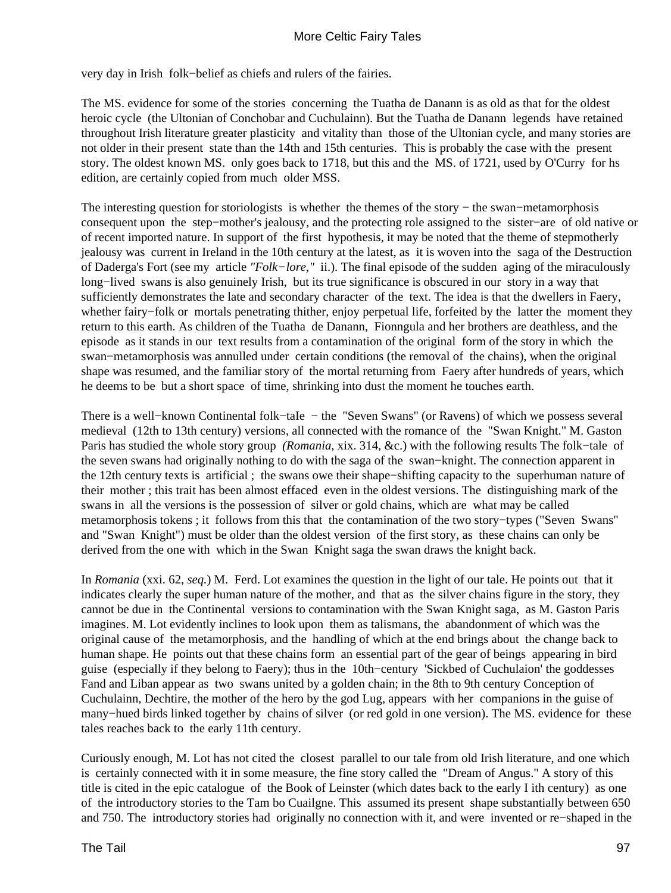very day in Irish folk−belief as chiefs and rulers of the fairies.

The MS. evidence for some of the stories concerning the Tuatha de Danann is as old as that for the oldest heroic cycle (the Ultonian of Conchobar and Cuchulainn). But the Tuatha de Danann legends have retained throughout Irish literature greater plasticity and vitality than those of the Ultonian cycle, and many stories are not older in their present state than the 14th and 15th centuries. This is probably the case with the present story. The oldest known MS. only goes back to 1718, but this and the MS. of 1721, used by O'Curry for hs edition, are certainly copied from much older MSS.

The interesting question for storiologists is whether the themes of the story − the swan−metamorphosis consequent upon the step−mother's jealousy, and the protecting role assigned to the sister−are of old native or of recent imported nature. In support of the first hypothesis, it may be noted that the theme of stepmotherly jealousy was current in Ireland in the 10th century at the latest, as it is woven into the saga of the Destruction of Daderga's Fort (see my article *"Folk−lore,"* ii.). The final episode of the sudden aging of the miraculously long−lived swans is also genuinely Irish, but its true significance is obscured in our story in a way that sufficiently demonstrates the late and secondary character of the text. The idea is that the dwellers in Faery, whether fairy−folk or mortals penetrating thither, enjoy perpetual life, forfeited by the latter the moment they return to this earth. As children of the Tuatha de Danann, Fionngula and her brothers are deathless, and the episode as it stands in our text results from a contamination of the original form of the story in which the swan−metamorphosis was annulled under certain conditions (the removal of the chains), when the original shape was resumed, and the familiar story of the mortal returning from Faery after hundreds of years, which he deems to be but a short space of time, shrinking into dust the moment he touches earth.

There is a well−known Continental folk−taIe − the "Seven Swans" (or Ravens) of which we possess several medieval (12th to 13th century) versions, all connected with the romance of the "Swan Knight." M. Gaston Paris has studied the whole story group *(Romania*, xix. 314, &c.) with the following results The folk−tale of the seven swans had originally nothing to do with the saga of the swan−knight. The connection apparent in the 12th century texts is artificial ; the swans owe their shape−shifting capacity to the superhuman nature of their mother ; this trait has been almost effaced even in the oldest versions. The distinguishing mark of the swans in all the versions is the possession of silver or gold chains, which are what may be called metamorphosis tokens ; it follows from this that the contamination of the two story−types ("Seven Swans" and "Swan Knight") must be older than the oldest version of the first story, as these chains can only be derived from the one with which in the Swan Knight saga the swan draws the knight back.

In *Romania* (xxi. 62, *seq.*) M. Ferd. Lot examines the question in the light of our tale. He points out that it indicates clearly the super human nature of the mother, and that as the silver chains figure in the story, they cannot be due in the Continental versions to contamination with the Swan Knight saga, as M. Gaston Paris imagines. M. Lot evidently inclines to look upon them as talismans, the abandonment of which was the original cause of the metamorphosis, and the handling of which at the end brings about the change back to human shape. He points out that these chains form an essential part of the gear of beings appearing in bird guise (especially if they belong to Faery); thus in the 10th−century 'Sickbed of Cuchulaion' the goddesses Fand and Liban appear as two swans united by a golden chain; in the 8th to 9th century Conception of Cuchulainn, Dechtire, the mother of the hero by the god Lug, appears with her companions in the guise of many−hued birds linked together by chains of silver (or red gold in one version). The MS. evidence for these tales reaches back to the early 11th century.

Curiously enough, M. Lot has not cited the closest parallel to our tale from old Irish literature, and one which is certainly connected with it in some measure, the fine story called the "Dream of Angus." A story of this title is cited in the epic catalogue of the Book of Leinster (which dates back to the early I ith century) as one of the introductory stories to the Tam bo Cuailgne. This assumed its present shape substantially between 650 and 750. The introductory stories had originally no connection with it, and were invented or re−shaped in the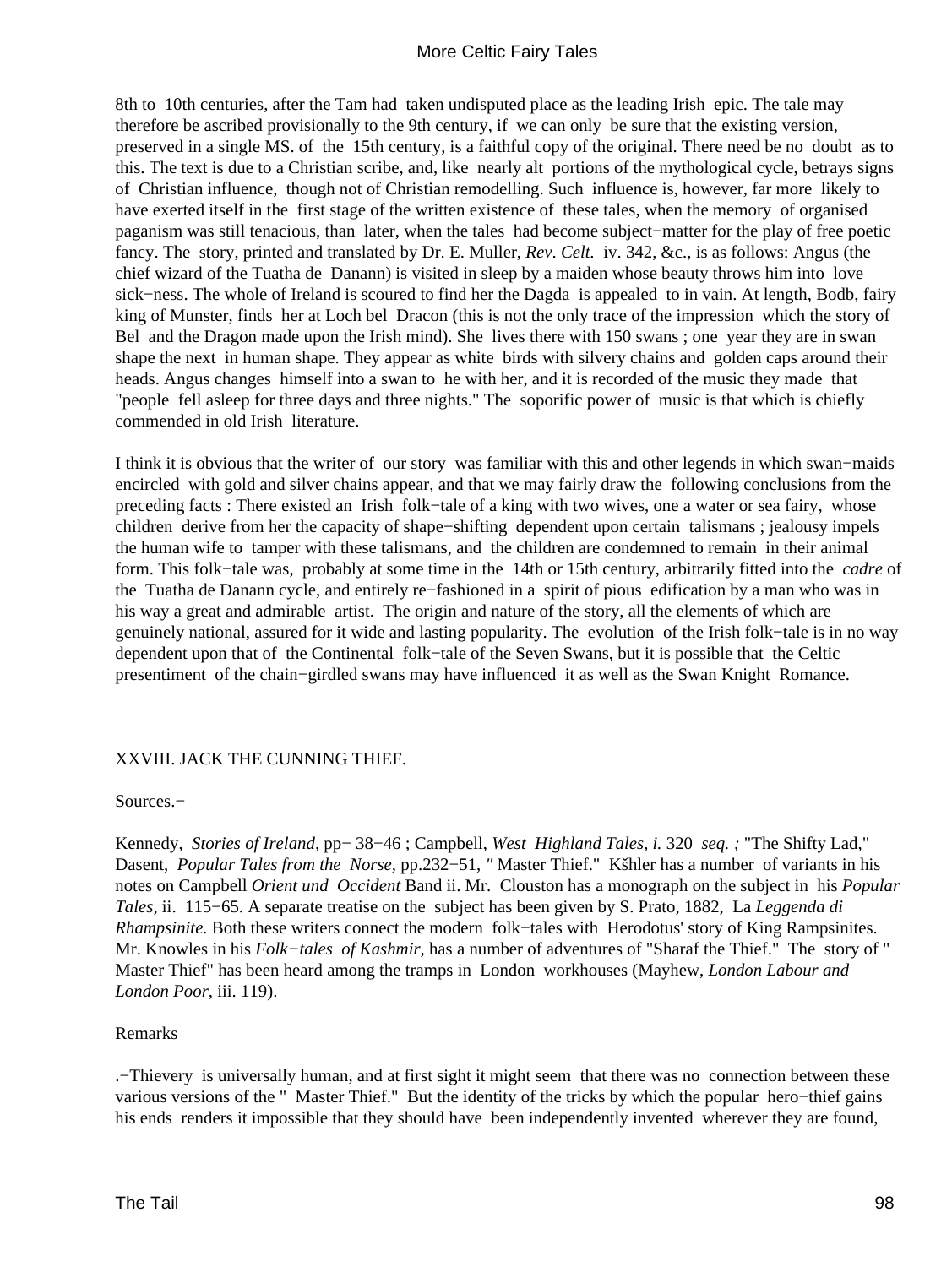8th to 10th centuries, after the Tam had taken undisputed place as the leading Irish epic. The tale may therefore be ascribed provisionally to the 9th century, if we can only be sure that the existing version, preserved in a single MS. of the 15th century, is a faithful copy of the original. There need be no doubt as to this. The text is due to a Christian scribe, and, like nearly alt portions of the mythological cycle, betrays signs of Christian influence, though not of Christian remodelling. Such influence is, however, far more likely to have exerted itself in the first stage of the written existence of these tales, when the memory of organised paganism was still tenacious, than later, when the tales had become subject−matter for the play of free poetic fancy. The story, printed and translated by Dr. E. Muller, *Rev. Celt.* iv. 342, &c., is as follows: Angus (the chief wizard of the Tuatha de Danann) is visited in sleep by a maiden whose beauty throws him into love sick−ness. The whole of Ireland is scoured to find her the Dagda is appealed to in vain. At length, Bodb, fairy king of Munster, finds her at Loch bel Dracon (this is not the only trace of the impression which the story of Bel and the Dragon made upon the Irish mind). She lives there with 150 swans ; one year they are in swan shape the next in human shape. They appear as white birds with silvery chains and golden caps around their heads. Angus changes himself into a swan to he with her, and it is recorded of the music they made that "people fell asleep for three days and three nights." The soporific power of music is that which is chiefly commended in old Irish literature.

I think it is obvious that the writer of our story was familiar with this and other legends in which swan−maids encircled with gold and silver chains appear, and that we may fairly draw the following conclusions from the preceding facts : There existed an Irish folk−tale of a king with two wives, one a water or sea fairy, whose children derive from her the capacity of shape−shifting dependent upon certain talismans ; jealousy impels the human wife to tamper with these talismans, and the children are condemned to remain in their animal form. This folk−tale was, probably at some time in the 14th or 15th century, arbitrarily fitted into the *cadre* of the Tuatha de Danann cycle, and entirely re−fashioned in a spirit of pious edification by a man who was in his way a great and admirable artist. The origin and nature of the story, all the elements of which are genuinely national, assured for it wide and lasting popularity. The evolution of the Irish folk−tale is in no way dependent upon that of the Continental folk−tale of the Seven Swans, but it is possible that the Celtic presentiment of the chain−girdled swans may have influenced it as well as the Swan Knight Romance.

## XXVIII. JACK THE CUNNING THIEF.

Sources.−

Kennedy, *Stories of Ireland,* pp− 38−46 ; Campbell, *West Highland Tales, i.* 320 *seq. ;* "The Shifty Lad," Dasent, *Popular Tales from the Norse,* pp.232−51, *"* Master Thief." Kšhler has a number of variants in his notes on Campbell *Orient und Occident* Band ii. Mr. Clouston has a monograph on the subject in his *Popular Tales,* ii. 115−65. A separate treatise on the subject has been given by S. Prato, 1882, La *Leggenda di Rhampsinite.* Both these writers connect the modern folk−tales with Herodotus' story of King Rampsinites. Mr. Knowles in his *Folk−tales of Kashmir,* has a number of adventures of "Sharaf the Thief." The story of " Master Thief" has been heard among the tramps in London workhouses (Mayhew, *London Labour and London Poor,* iii. 119).

Remarks

.−Thievery is universally human, and at first sight it might seem that there was no connection between these various versions of the " Master Thief." But the identity of the tricks by which the popular hero−thief gains his ends renders it impossible that they should have been independently invented wherever they are found,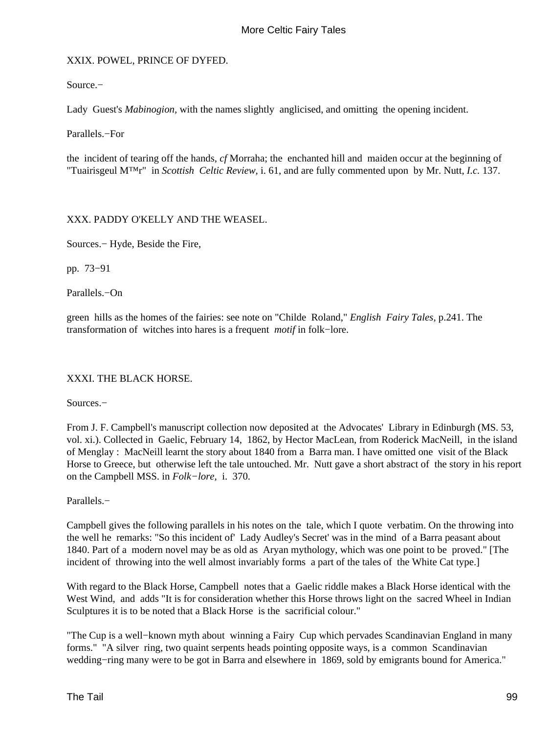XXIX. POWEL, PRINCE OF DYFED.

Source.−

Lady Guest's *Mabinogion*, with the names slightly anglicised, and omitting the opening incident.

Parallels.−For

the incident of tearing off the hands, *cf* Morraha; the enchanted hill and maiden occur at the beginning of "Tuairisgeul M™r" in *Scottish Celtic Review*, i. 61, and are fully commented upon by Mr. Nutt, *I.c.* 137.

XXX. PADDY O'KELLY AND THE WEASEL.

Sources.− Hyde, Beside the Fire,

pp. 73−91

Parallels.−On

green hills as the homes of the fairies: see note on "Childe Roland," *English Fairy Tales*, p.241. The transformation of witches into hares is a frequent *motif* in folk−lore.

XXXI. THE BLACK HORSE.

Sources.−

From J. F. Campbell's manuscript collection now deposited at the Advocates' Library in Edinburgh (MS. 53, vol. xi.). Collected in Gaelic, February 14, 1862, by Hector MacLean, from Roderick MacNeill, in the island of Menglay : MacNeill learnt the story about 1840 from a Barra man. I have omitted one visit of the Black Horse to Greece, but otherwise left the tale untouched. Mr. Nutt gave a short abstract of the story in his report on the Campbell MSS. in *Folk−lore*, i. 370.

Parallels.−

Campbell gives the following parallels in his notes on the tale, which I quote verbatim. On the throwing into the well he remarks: "So this incident of' Lady Audley's Secret' was in the mind of a Barra peasant about 1840. Part of a modern novel may be as old as Aryan mythology, which was one point to be proved." [The incident of throwing into the well almost invariably forms a part of the tales of the White Cat type.]

With regard to the Black Horse, Campbell notes that a Gaelic riddle makes a Black Horse identical with the West Wind, and adds "It is for consideration whether this Horse throws light on the sacred Wheel in Indian Sculptures it is to be noted that a Black Horse is the sacrificial colour."

"The Cup is a well−known myth about winning a Fairy Cup which pervades Scandinavian England in many forms." "A silver ring, two quaint serpents heads pointing opposite ways, is a common Scandinavian wedding−ring many were to be got in Barra and elsewhere in 1869, sold by emigrants bound for America."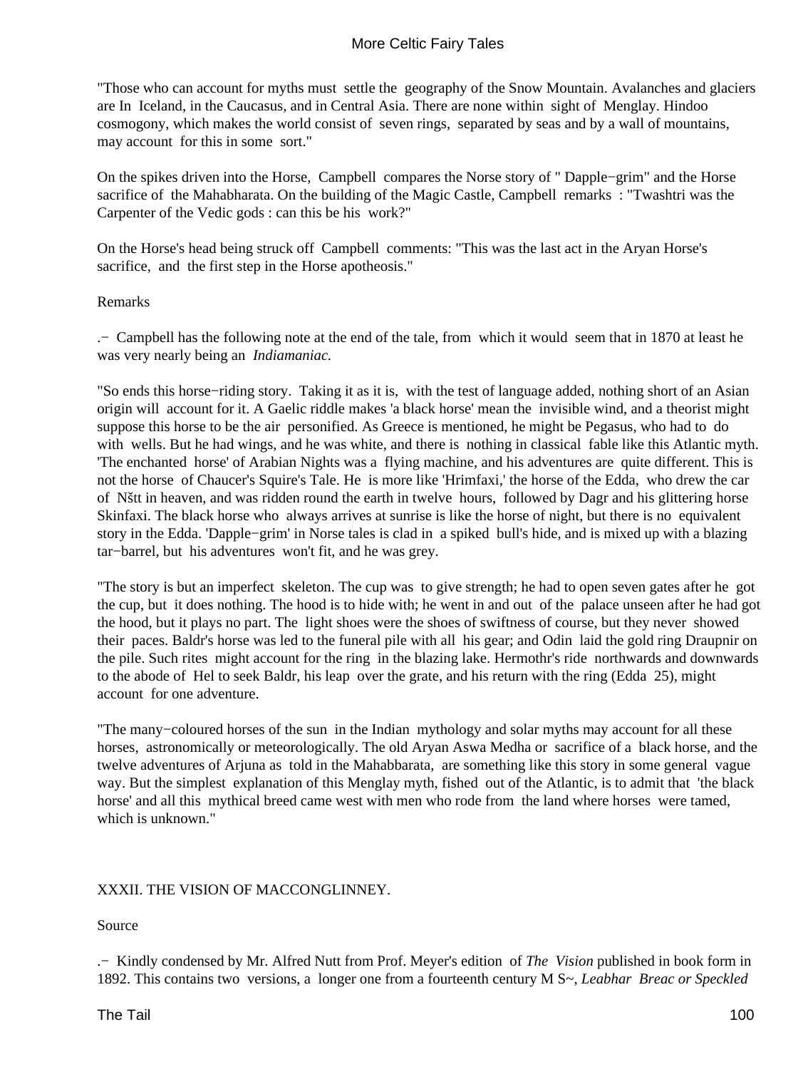"Those who can account for myths must settle the geography of the Snow Mountain. Avalanches and glaciers are In Iceland, in the Caucasus, and in Central Asia. There are none within sight of Menglay. Hindoo cosmogony, which makes the world consist of seven rings, separated by seas and by a wall of mountains, may account for this in some sort."

On the spikes driven into the Horse, Campbell compares the Norse story of " Dapple−grim" and the Horse sacrifice of the Mahabharata. On the building of the Magic Castle, Campbell remarks : "Twashtri was the Carpenter of the Vedic gods : can this be his work?"

On the Horse's head being struck off Campbell comments: "This was the last act in the Aryan Horse's sacrifice, and the first step in the Horse apotheosis."

Remarks

.− Campbell has the following note at the end of the tale, from which it would seem that in 1870 at least he was very nearly being an *Indiamaniac.*

"So ends this horse−riding story. Taking it as it is, with the test of language added, nothing short of an Asian origin will account for it. A Gaelic riddle makes 'a black horse' mean the invisible wind, and a theorist might suppose this horse to be the air personified. As Greece is mentioned, he might be Pegasus, who had to do with wells. But he had wings, and he was white, and there is nothing in classical fable like this Atlantic myth. 'The enchanted horse' of Arabian Nights was a flying machine, and his adventures are quite different. This is not the horse of Chaucer's Squire's Tale. He is more like 'Hrimfaxi,' the horse of the Edda, who drew the car of Nštt in heaven, and was ridden round the earth in twelve hours, followed by Dagr and his glittering horse Skinfaxi. The black horse who always arrives at sunrise is like the horse of night, but there is no equivalent story in the Edda. 'Dapple−grim' in Norse tales is clad in a spiked bull's hide, and is mixed up with a blazing tar−barrel, but his adventures won't fit, and he was grey.

"The story is but an imperfect skeleton. The cup was to give strength; he had to open seven gates after he got the cup, but it does nothing. The hood is to hide with; he went in and out of the palace unseen after he had got the hood, but it plays no part. The light shoes were the shoes of swiftness of course, but they never showed their paces. Baldr's horse was led to the funeral pile with all his gear; and Odin laid the gold ring Draupnir on the pile. Such rites might account for the ring in the blazing lake. Hermothr's ride northwards and downwards to the abode of Hel to seek Baldr, his leap over the grate, and his return with the ring (Edda 25), might account for one adventure.

"The many−coloured horses of the sun in the Indian mythology and solar myths may account for all these horses, astronomically or meteorologically. The old Aryan Aswa Medha or sacrifice of a black horse, and the twelve adventures of Arjuna as told in the Mahabbarata, are something like this story in some general vague way. But the simplest explanation of this Menglay myth, fished out of the Atlantic, is to admit that 'the black horse' and all this mythical breed came west with men who rode from the land where horses were tamed, which is unknown."

## XXXII. THE VISION OF MACCONGLINNEY.

Source

.− Kindly condensed by Mr. Alfred Nutt from Prof. Meyer's edition of *The Vision* published in book form in 1892. This contains two versions, a longer one from a fourteenth century M S~, *Leabhar Breac or Speckled*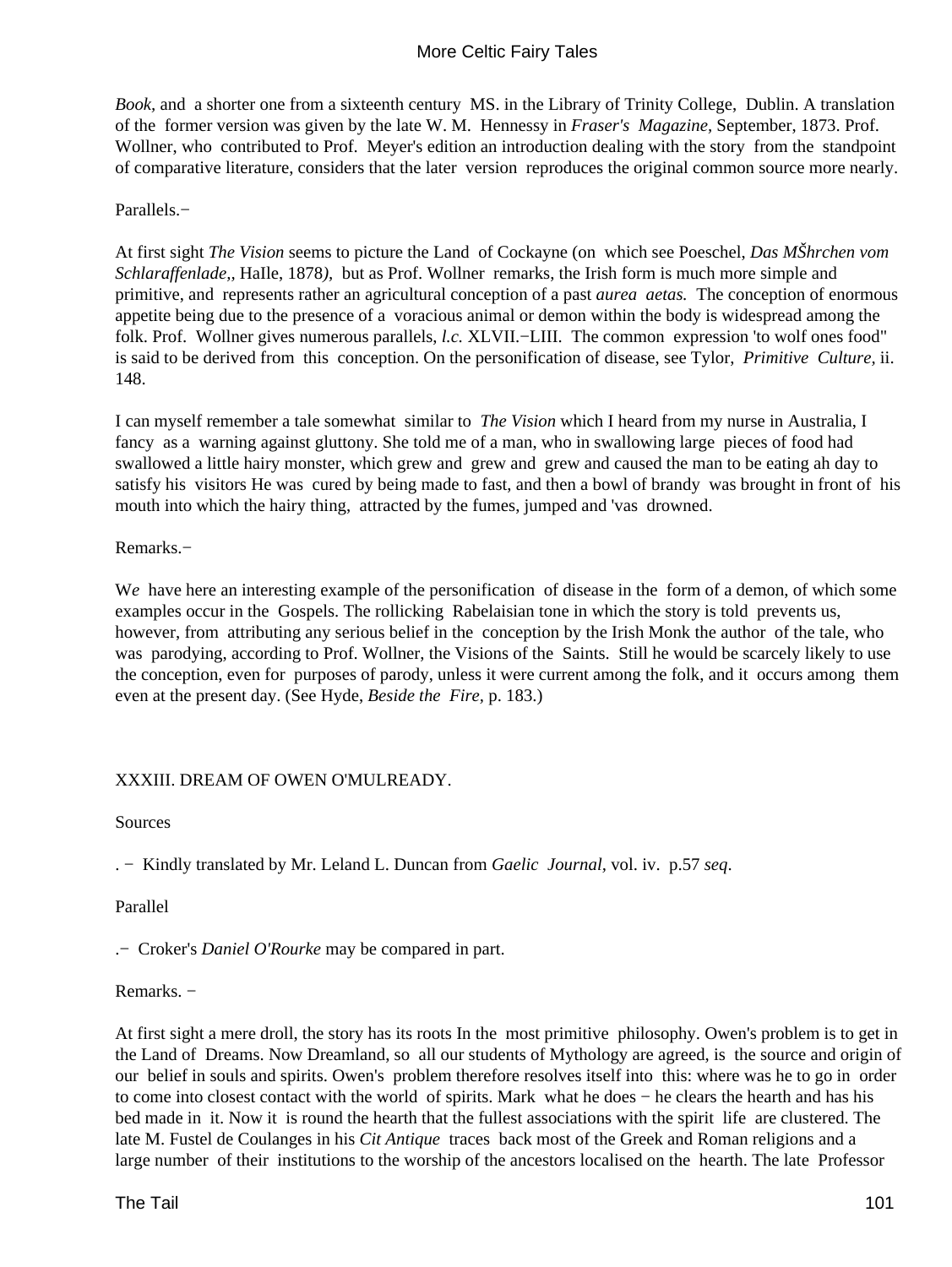*Book*, and a shorter one from a sixteenth century MS. in the Library of Trinity College, Dublin. A translation of the former version was given by the late W. M. Hennessy in *Fraser's Magazine*, September, 1873. Prof. Wollner, who contributed to Prof. Meyer's edition an introduction dealing with the story from the standpoint of comparative literature, considers that the later version reproduces the original common source more nearly.

Parallels.−

At first sight *The Vision* seems to picture the Land of Cockayne (on which see Poeschel, *Das MŠhrchen vom Schlaraffenlade,*, HaIle, 1878*),* but as Prof. Wollner remarks, the Irish form is much more simple and primitive, and represents rather an agricultural conception of a past *aurea aetas.* The conception of enormous appetite being due to the presence of a voracious animal or demon within the body is widespread among the folk. Prof. Wollner gives numerous parallels, *l.c.* XLVII.−LIII. The common expression 'to wolf ones food" is said to be derived from this conception. On the personification of disease, see Tylor, *Primitive Culture*, ii. 148.

I can myself remember a tale somewhat similar to *The Vision* which I heard from my nurse in Australia, I fancy as a warning against gluttony. She told me of a man, who in swallowing large pieces of food had swallowed a little hairy monster, which grew and grew and grew and caused the man to be eating ah day to satisfy his visitors He was cured by being made to fast, and then a bowl of brandy was brought in front of his mouth into which the hairy thing, attracted by the fumes, jumped and 'vas drowned.

Remarks.−

W*e* have here an interesting example of the personification of disease in the form of a demon, of which some examples occur in the Gospels. The rollicking Rabelaisian tone in which the story is told prevents us, however, from attributing any serious belief in the conception by the Irish Monk the author of the tale, who was parodying, according to Prof. Wollner, the Visions of the Saints. Still he would be scarcely likely to use the conception, even for purposes of parody, unless it were current among the folk, and it occurs among them even at the present day. (See Hyde, *Beside the Fire*, p. 183.)

## XXXIII. DREAM OF OWEN O'MULREADY.

Sources

. − Kindly translated by Mr. Leland L. Duncan from *Gaelic Journal*, vol. iv. p.57 *seq*.

Parallel

.− Croker's *Daniel O'Rourke* may be compared in part.

Remarks. −

At first sight a mere droll, the story has its roots In the most primitive philosophy. Owen's problem is to get in the Land of Dreams. Now Dreamland, so all our students of Mythology are agreed, is the source and origin of our belief in souls and spirits. Owen's problem therefore resolves itself into this: where was he to go in order to come into closest contact with the world of spirits. Mark what he does − he clears the hearth and has his bed made in it. Now it is round the hearth that the fullest associations with the spirit life are clustered. The late M. Fustel de Coulanges in his *Cit Antique* traces back most of the Greek and Roman religions and a large number of their institutions to the worship of the ancestors localised on the hearth. The late Professor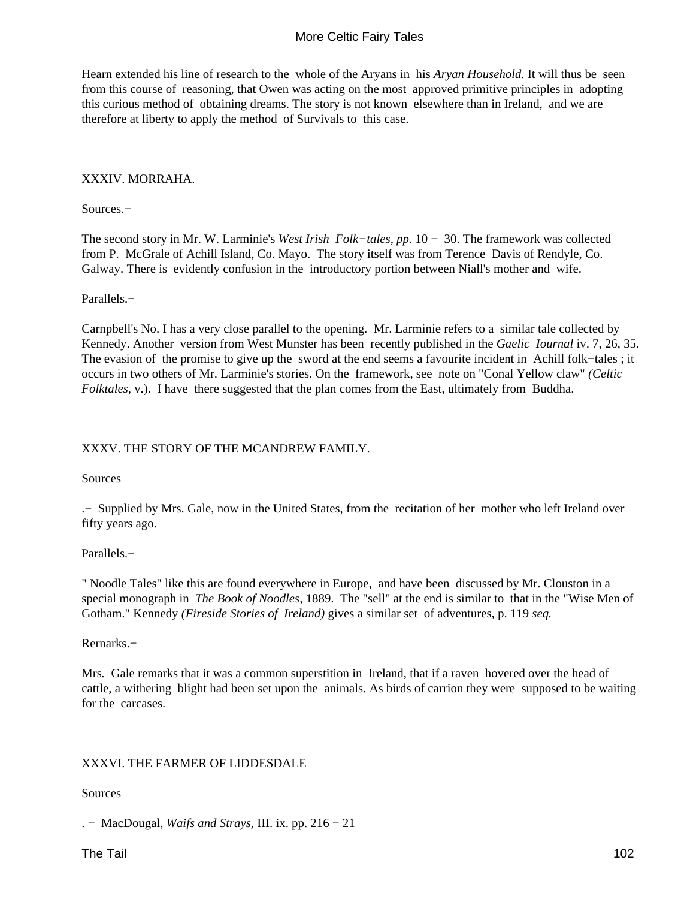Hearn extended his line of research to the whole of the Aryans in his *Aryan Household.* It will thus be seen from this course of reasoning, that Owen was acting on the most approved primitive principles in adopting this curious method of obtaining dreams. The story is not known elsewhere than in Ireland, and we are therefore at liberty to apply the method of Survivals to this case.

## XXXIV. MORRAHA.

Sources.−

The second story in Mr. W. Larminie's *West Irish Folk−tales, pp.* 10 − 30. The framework was collected from P. McGrale of Achill Island, Co. Mayo. The story itself was from Terence Davis of Rendyle, Co. Galway. There is evidently confusion in the introductory portion between Niall's mother and wife.

Parallels.−

Carnpbell's No. I has a very close parallel to the opening. Mr. Larminie refers to a similar tale collected by Kennedy. Another version from West Munster has been recently published in the *Gaelic Iournal* iv. 7, 26, 35. The evasion of the promise to give up the sword at the end seems a favourite incident in Achill folk−tales ; it occurs in two others of Mr. Larminie's stories. On the framework, see note on "Conal Yellow claw" *(Celtic Folktales,* v.). I have there suggested that the plan comes from the East, ultimately from Buddha.

## XXXV. THE STORY OF THE MCANDREW FAMILY.

Sources

.− Supplied by Mrs. Gale, now in the United States, from the recitation of her mother who left Ireland over fifty years ago.

Parallels.−

" Noodle Tales" like this are found everywhere in Europe, and have been discussed by Mr. Clouston in a special monograph in *The Book of Noodles,* 1889. The "sell" at the end is similar to that in the "Wise Men of Gotham." Kennedy *(Fireside Stories of Ireland)* gives a similar set of adventures, p. 119 *seq.*

Rernarks.−

Mrs. Gale remarks that it was a common superstition in Ireland, that if a raven hovered over the head of cattle, a withering blight had been set upon the animals. As birds of carrion they were supposed to be waiting for the carcases.

## XXXVI. THE FARMER OF LIDDESDALE

Sources

. − MacDougal, *Waifs and Strays,* III. ix. pp. 216 − 21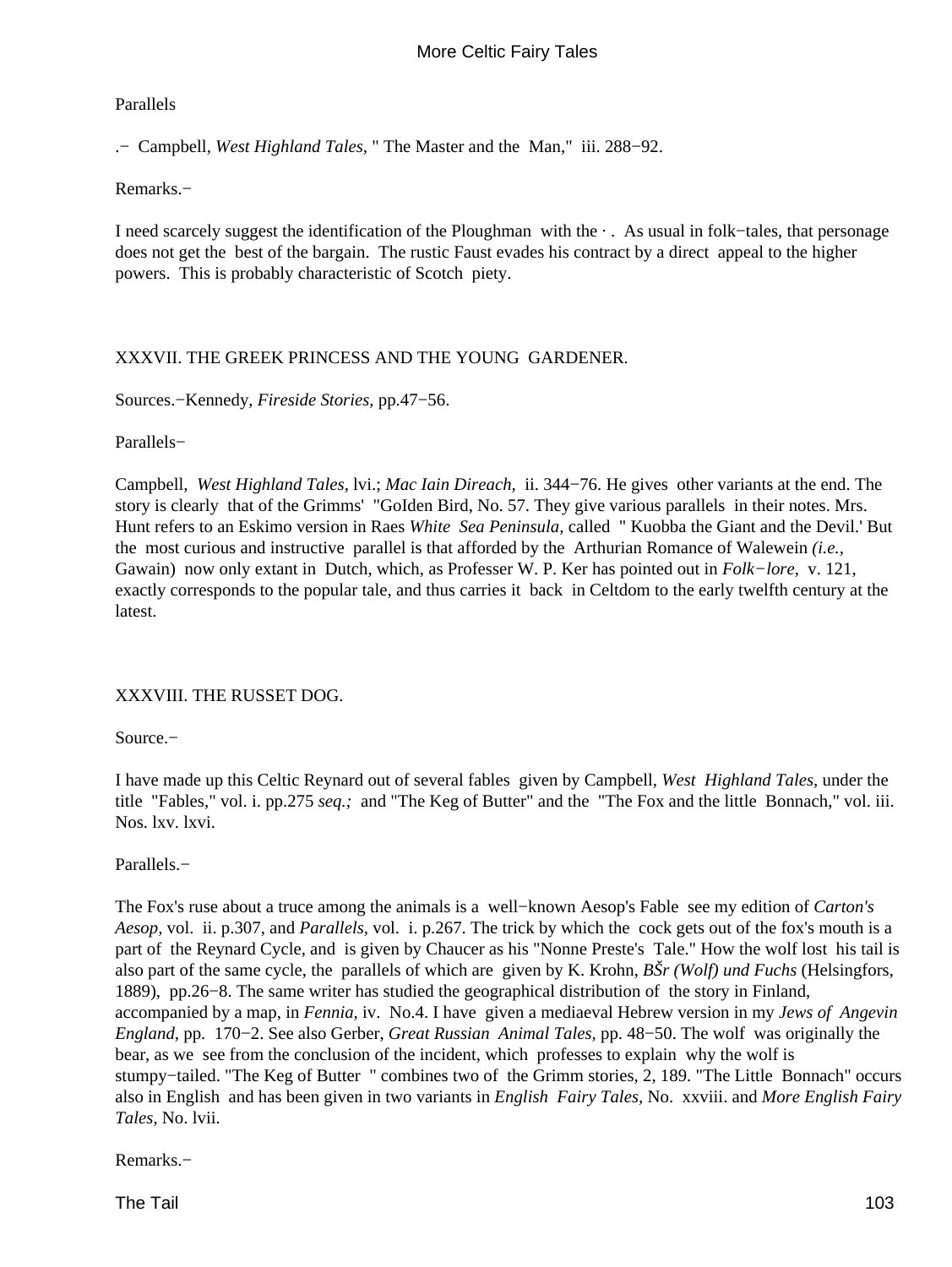Parallels

.− Campbell, *West Highland Tales,* " The Master and the Man," iii. 288−92.

Remarks.−

I need scarcely suggest the identification of the Ploughman with the · . As usual in folk−tales, that personage does not get the best of the bargain. The rustic Faust evades his contract by a direct appeal to the higher powers. This is probably characteristic of Scotch piety.

## XXXVII. THE GREEK PRINCESS AND THE YOUNG GARDENER.

Sources.−Kennedy, *Fireside Stories,* pp.47−56.

Parallels−

Campbell, *West Highland Tales,* lvi.; *Mac Iain Direach,* ii. 344−76. He gives other variants at the end. The story is clearly that of the Grimms' "GoIden Bird, No. 57. They give various parallels in their notes. Mrs. Hunt refers to an Eskimo version in Raes *White Sea Peninsula,* called " Kuobba the Giant and the Devil.' But the most curious and instructive parallel is that afforded by the Arthurian Romance of Walewein *(i.e.,* Gawain) now only extant in Dutch, which, as Professer W. P. Ker has pointed out in *Folk−lore,* v. 121, exactly corresponds to the popular tale, and thus carries it back in Celtdom to the early twelfth century at the latest.

## XXXVIII. THE RUSSET DOG.

Source.−

I have made up this Celtic Reynard out of several fables given by Campbell, *West Highland Tales,* under the title "Fables," vol. i. pp.275 *seq.;* and "The Keg of Butter" and the "The Fox and the little Bonnach," vol. iii. Nos. lxv. lxvi.

Parallels.−

The Fox's ruse about a truce among the animals is a well−known Aesop's Fable see my edition of *Carton's Aesop,* vol. ii. p.307, and *Parallels,* vol. i. p.267. The trick by which the cock gets out of the fox's mouth is a part of the Reynard Cycle, and is given by Chaucer as his "Nonne Preste's Tale." How the wolf lost his tail is also part of the same cycle, the parallels of which are given by K. Krohn, *BŠr (Wolf) und Fuchs* (Helsingfors, 1889), pp.26−8. The same writer has studied the geographical distribution of the story in Finland, accompanied by a map, in *Fennia,* iv. No.4. I have given a mediaeval Hebrew version in my *Jews of Angevin England,* pp. 170−2. See also Gerber, *Great Russian Animal Tales*, pp. 48−50. The wolf was originally the bear, as we see from the conclusion of the incident, which professes to explain why the wolf is stumpy−tailed. "The Keg of Butter " combines two of the Grimm stories, 2, 189. "The Little Bonnach" occurs also in English and has been given in two variants in *English Fairy Tales,* No. xxviii. and *More English Fairy Tales,* No. lvii.

Remarks.−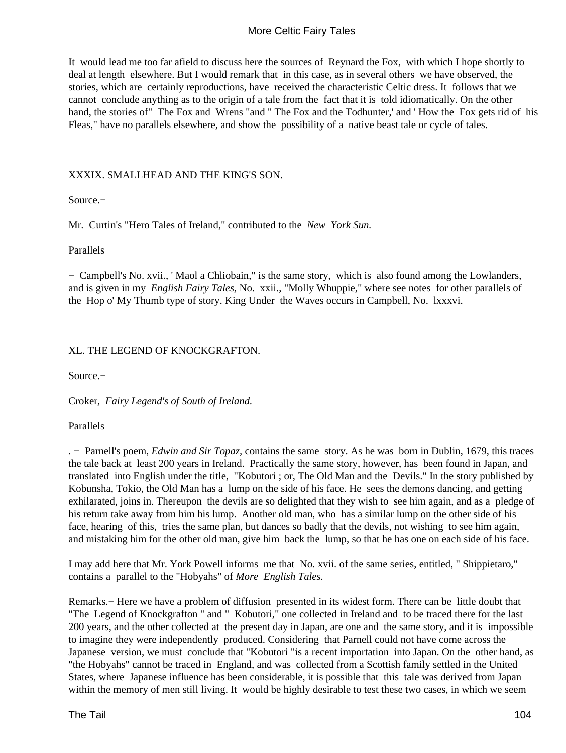It would lead me too far afield to discuss here the sources of Reynard the Fox, with which I hope shortly to deal at length elsewhere. But I would remark that in this case, as in several others we have observed, the stories, which are certainly reproductions, have received the characteristic Celtic dress. It follows that we cannot conclude anything as to the origin of a tale from the fact that it is told idiomatically. On the other hand, the stories of" The Fox and Wrens "and " The Fox and the Todhunter,' and ' How the Fox gets rid of his Fleas," have no parallels elsewhere, and show the possibility of a native beast tale or cycle of tales.

## XXXIX. SMALLHEAD AND THE KING'S SON.

Source.−

Mr. Curtin's "Hero Tales of Ireland," contributed to the *New York Sun.*

Parallels

− Campbell's No. xvii., ' Maol a Chliobain," is the same story, which is also found among the Lowlanders, and is given in my *English Fairy Tales,* No. xxii., "Molly Whuppie," where see notes for other parallels of the Hop o' My Thumb type of story. King Under the Waves occurs in Campbell, No. lxxxvi.

## XL. THE LEGEND OF KNOCKGRAFTON.

Source.−

Croker, *Fairy Legend's of South of Ireland.*

Parallels

. − Parnell's poem, *Edwin and Sir Topaz,* contains the same story. As he was born in Dublin, 1679, this traces the tale back at least 200 years in Ireland. Practically the same story, however, has been found in Japan, and translated into English under the title, "Kobutori ; or, The Old Man and the Devils." In the story published by Kobunsha, Tokio, the Old Man has a lump on the side of his face. He sees the demons dancing, and getting exhilarated, joins in. Thereupon the devils are so delighted that they wish to see him again, and as a pledge of his return take away from him his lump. Another old man, who has a similar lump on the other side of his face, hearing of this, tries the same plan, but dances so badly that the devils, not wishing to see him again, and mistaking him for the other old man, give him back the lump, so that he has one on each side of his face.

I may add here that Mr. York Powell informs me that No. xvii. of the same series, entitled, " Shippietaro," contains a parallel to the "Hobyahs" of *More English Tales.*

Remarks.− Here we have a problem of diffusion presented in its widest form. There can be little doubt that "The Legend of Knockgrafton " and " Kobutori," one collected in Ireland and to be traced there for the last 200 years, and the other collected at the present day in Japan, are one and the same story, and it is impossible to imagine they were independently produced. Considering that Parnell could not have come across the Japanese version, we must conclude that "Kobutori "is a recent importation into Japan. On the other hand, as "the Hobyahs" cannot be traced in England, and was collected from a Scottish family settled in the United States, where Japanese influence has been considerable, it is possible that this tale was derived from Japan within the memory of men still living. It would be highly desirable to test these two cases, in which we seem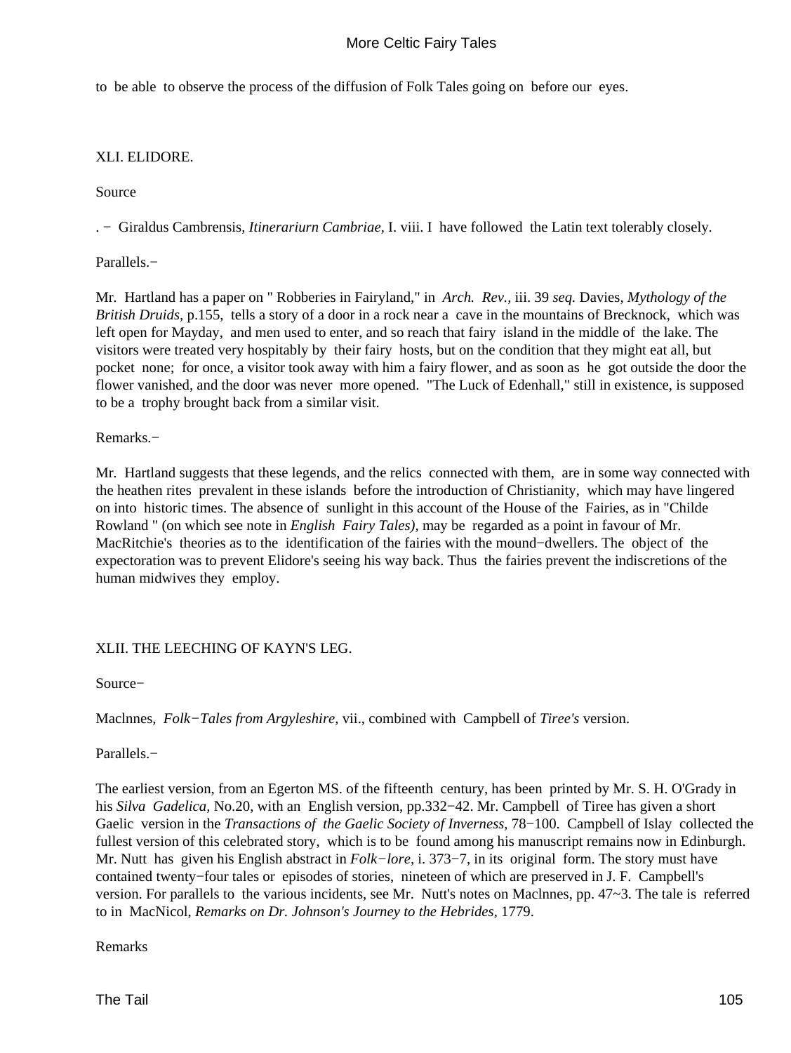to be able to observe the process of the diffusion of Folk Tales going on before our eyes.

## XLI. ELIDORE.

Source

. − Giraldus Cambrensis, *Itinerariurn Cambriae,* I. viii. I have followed the Latin text tolerably closely.

Parallels.−

Mr. Hartland has a paper on " Robberies in Fairyland," in *Arch. Rev.,* iii. 39 *seq.* Davies, *Mythology of the British Druids,* p.155, tells a story of a door in a rock near a cave in the mountains of Brecknock, which was left open for Mayday, and men used to enter, and so reach that fairy island in the middle of the lake. The visitors were treated very hospitably by their fairy hosts, but on the condition that they might eat all, but pocket none; for once, a visitor took away with him a fairy flower, and as soon as he got outside the door the flower vanished, and the door was never more opened. "The Luck of Edenhall," still in existence, is supposed to be a trophy brought back from a similar visit.

Remarks.−

Mr. Hartland suggests that these legends, and the relics connected with them, are in some way connected with the heathen rites prevalent in these islands before the introduction of Christianity, which may have lingered on into historic times. The absence of sunlight in this account of the House of the Fairies, as in "Childe Rowland " (on which see note in *English Fairy Tales),* may be regarded as a point in favour of Mr. MacRitchie's theories as to the identification of the fairies with the mound−dwellers. The object of the expectoration was to prevent Elidore's seeing his way back. Thus the fairies prevent the indiscretions of the human midwives they employ.

## XLII. THE LEECHING OF KAYN'S LEG.

Source−

Maclnnes, *Folk−Tales from Argyleshire,* vii., combined with Campbell of *Tiree's* version.

Parallels.−

The earliest version, from an Egerton MS. of the fifteenth century, has been printed by Mr. S. H. O'Grady in his *Silva Gadelica,* No.20, with an English version, pp.332−42. Mr. Campbell of Tiree has given a short Gaelic version in the *Transactions of the Gaelic Society of Inverness,* 78−100. Campbell of Islay collected the fullest version of this celebrated story, which is to be found among his manuscript remains now in Edinburgh. Mr. Nutt has given his English abstract in *Folk−lore,* i. 373−7, in its original form. The story must have contained twenty−four tales or episodes of stories, nineteen of which are preserved in J. F. Campbell's version. For parallels to the various incidents, see Mr. Nutt's notes on Maclnnes, pp. 47~3. The tale is referred to in MacNicol, *Remarks on Dr. Johnson's Journey to the Hebrides,* 1779.

Remarks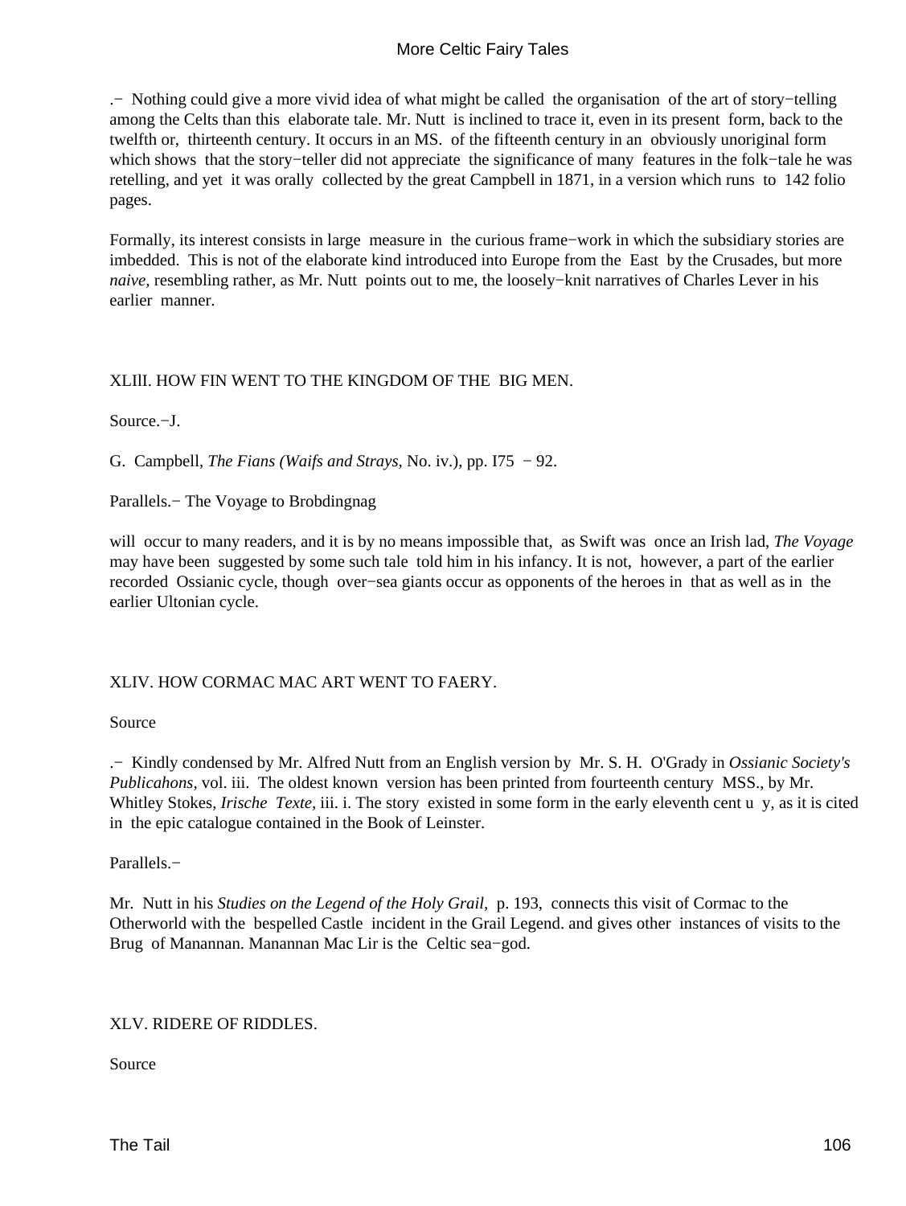.− Nothing could give a more vivid idea of what might be called the organisation of the art of story−telling among the Celts than this elaborate tale. Mr. Nutt is inclined to trace it, even in its present form, back to the twelfth or, thirteenth century. It occurs in an MS. of the fifteenth century in an obviously unoriginal form which shows that the story−teller did not appreciate the significance of many features in the folk−tale he was retelling, and yet it was orally collected by the great Campbell in 1871, in a version which runs to 142 folio pages.

Formally, its interest consists in large measure in the curious frame−work in which the subsidiary stories are imbedded. This is not of the elaborate kind introduced into Europe from the East by the Crusades, but more *naive*, resembling rather, as Mr. Nutt points out to me, the loosely−knit narratives of Charles Lever in his earlier manner.

XLIlI. HOW FIN WENT TO THE KINGDOM OF THE BIG MEN.

Source.−J.

G. Campbell, *The Fians (Waifs and Strays,* No. iv.), pp. I75 − 92.

Parallels.− The Voyage to Brobdingnag

will occur to many readers, and it is by no means impossible that, as Swift was once an Irish lad, *The Voyage* may have been suggested by some such tale told him in his infancy. It is not, however, a part of the earlier recorded Ossianic cycle, though over−sea giants occur as opponents of the heroes in that as well as in the earlier Ultonian cycle.

XLIV. HOW CORMAC MAC ART WENT TO FAERY.

Source

.− Kindly condensed by Mr. Alfred Nutt from an English version by Mr. S. H. O'Grady in *Ossianic Society's Publicahons*, vol. iii. The oldest known version has been printed from fourteenth century MSS., by Mr. Whitley Stokes, *Irische Texte*, iii. i. The story existed in some form in the early eleventh cent u y, as it is cited in the epic catalogue contained in the Book of Leinster.

Parallels.−

Mr. Nutt in his *Studies on the Legend of the Holy Grail,* p. 193, connects this visit of Cormac to the Otherworld with the bespelled Castle incident in the Grail Legend. and gives other instances of visits to the Brug of Manannan. Manannan Mac Lir is the Celtic sea−god.

XLV. RIDERE OF RIDDLES.

Source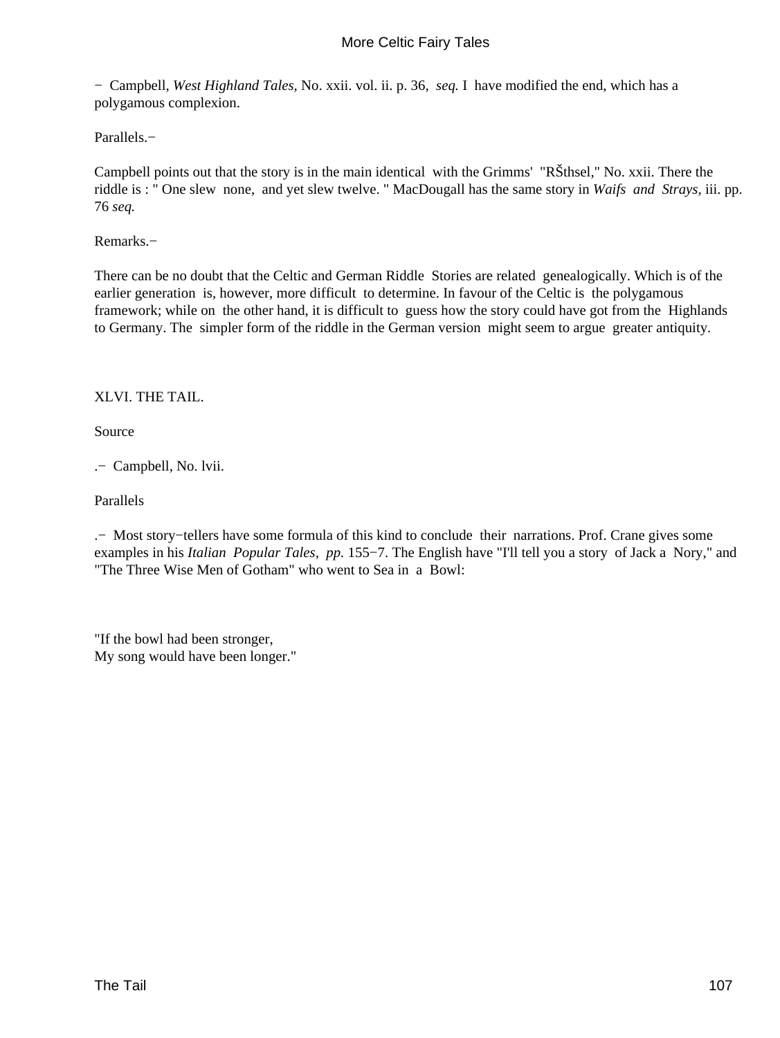− Campbell, *West Highland Tales,* No. xxii. vol. ii. p. 36, *seq.* I have modified the end, which has a polygamous complexion.

Parallels.−

Campbell points out that the story is in the main identical with the Grimms' "RŠthsel," No. xxii. There the riddle is : " One slew none, and yet slew twelve. " MacDougall has the same story in *Waifs and Strays,* iii. pp. 76 *seq.*

Remarks.−

There can be no doubt that the Celtic and German Riddle Stories are related genealogically. Which is of the earlier generation is, however, more difficult to determine. In favour of the Celtic is the polygamous framework; while on the other hand, it is difficult to guess how the story could have got from the Highlands to Germany. The simpler form of the riddle in the German version might seem to argue greater antiquity.

## XLVI. THE TAIL.

Source

.− Campbell, No. lvii.

Parallels

.− Most story−tellers have some formula of this kind to conclude their narrations. Prof. Crane gives some examples in his *Italian Popular Tales, pp.* 155−7. The English have "I'll tell you a story of Jack a Nory," and "The Three Wise Men of Gotham" who went to Sea in a Bowl:

"If the bowl had been stronger,
My song would have been longer."